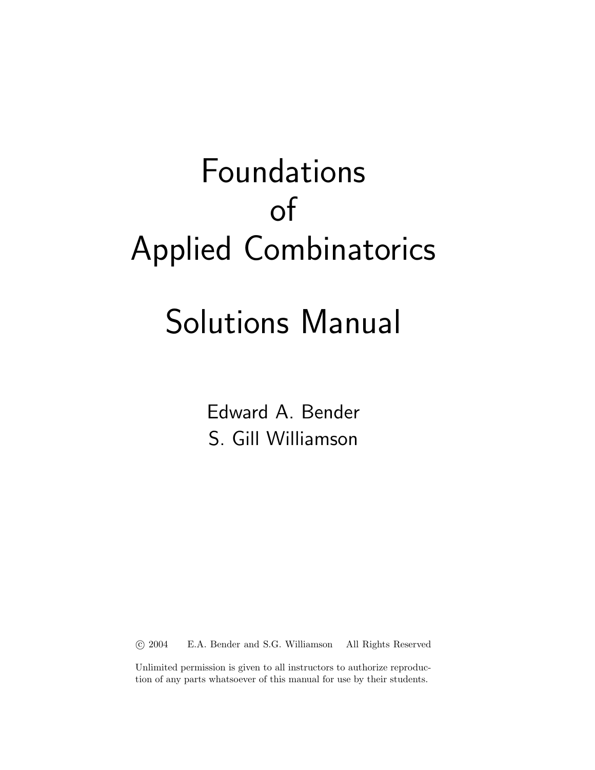# Foundations of Applied Combinatorics

# Solutions Manual

Edward A. Bender
S. Gill Williamson

© 2004 E.A. Bender and S.G. Williamson All Rights Reserved

Unlimited permission is given to all instructors to authorize reproduction of any parts whatsoever of this manual for use by their students.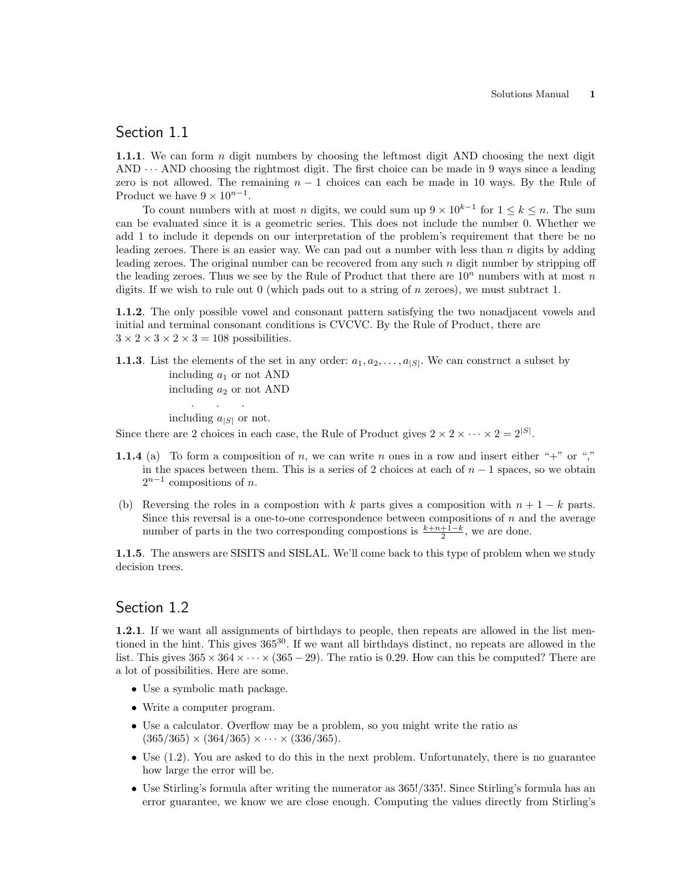## Section 1.1

**1.1.1**. We can form $n$ digit numbers by choosing the leftmost digit AND choosing the next digit AND $\cdots$ AND choosing the rightmost digit. The first choice can be made in 9 ways since a leading zero is not allowed. The remaining $n-1$ choices can each be made in 10 ways. By the Rule of Product we have $9 \times 10^{n-1}$.

To count numbers with at most $n$ digits, we could sum up $9 \times 10^{k-1}$ for $1 \le k \le n$. The sum can be evaluated since it is a geometric series. This does not include the number 0. Whether we add 1 to include it depends on our interpretation of the problem's requirement that there be no leading zeroes. There is an easier way. We can pad out a number with less than $n$ digits by adding leading zeroes. The original number can be recovered from any such $n$ digit number by stripping off the leading zeroes. Thus we see by the Rule of Product that there are $10^n$ numbers with at most $n$ digits. If we wish to rule out 0 (which pads out to a string of $n$ zeroes), we must subtract 1.

**1.1.2**. The only possible vowel and consonant pattern satisfying the two nonadjacent vowels and initial and terminal consonant conditions is CVCVC. By the Rule of Product, there are $3 \times 2 \times 3 \times 2 \times 3 = 108$ possibilities.

**1.1.3**. List the elements of the set in any order: $a_1, a_2, \ldots, a_{|S|}$. We can construct a subset by

including $a_1$ or not AND
including $a_2$ or not AND
. . .
including $a_{|S|}$ or not.

Since there are 2 choices in each case, the Rule of Product gives $2 \times 2 \times \cdots \times 2 = 2^{|S|}$.

**1.1.4** (a) To form a composition of $n$, we can write $n$ ones in a row and insert either "+" or "," in the spaces between them. This is a series of 2 choices at each of $n-1$ spaces, so we obtain $2^{n-1}$ compositions of $n$.

(b) Reversing the roles in a compostion with $k$ parts gives a composition with $n+1-k$ parts. Since this reversal is a one-to-one correspondence between compositions of $n$ and the average number of parts in the two corresponding compostions is $\frac{k+n+1-k}{2}$, we are done.

**1.1.5**. The answers are SISITS and SISLAL. We'll come back to this type of problem when we study decision trees.

## Section 1.2

**1.2.1**. If we want all assignments of birthdays to people, then repeats are allowed in the list mentioned in the hint. This gives $365^{30}$. If we want all birthdays distinct, no repeats are allowed in the list. This gives $365 \times 364 \times \cdots \times (365-29)$. The ratio is 0.29. How can this be computed? There are a lot of possibilities. Here are some.

- Use a symbolic math package.
- Write a computer program.
- Use a calculator. Overflow may be a problem, so you might write the ratio as $(365/365) \times (364/365) \times \cdots \times (336/365)$.
- Use (1.2). You are asked to do this in the next problem. Unfortunately, there is no guarantee how large the error will be.
- Use Stirling's formula after writing the numerator as $365!/335!$. Since Stirling's formula has an error guarantee, we know we are close enough. Computing the values directly from Stirling's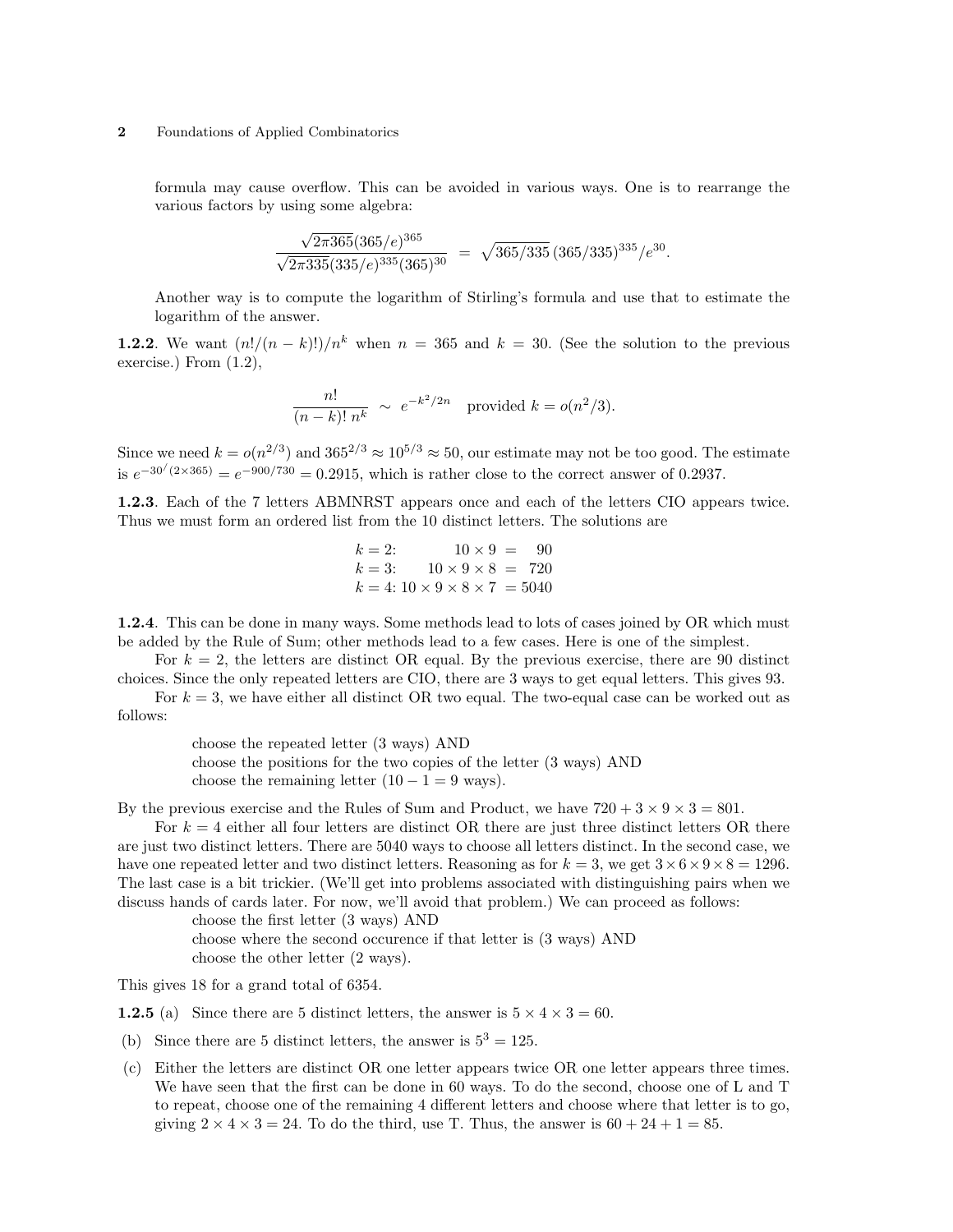formula may cause overflow. This can be avoided in various ways. One is to rearrange the various factors by using some algebra:

$$\frac{\sqrt{2\pi 365}(365/e)^{365}}{\sqrt{2\pi 335}(335/e)^{335}(365)^{30}} = \sqrt{365/335}\,(365/335)^{335}/e^{30}.$$

Another way is to compute the logarithm of Stirling's formula and use that to estimate the logarithm of the answer.

**1.2.2**. We want $(n!/(n-k)!)/n^k$ when $n = 365$ and $k = 30$. (See the solution to the previous exercise.) From (1.2),

$$\frac{n!}{(n-k)!\, n^k} \sim e^{-k^2/2n} \quad \text{provided } k = o(n^2/3).$$

Since we need $k = o(n^{2/3})$ and $365^{2/3} \approx 10^{5/3} \approx 50$, our estimate may not be too good. The estimate is $e^{-30^/(2\times 365)} = e^{-900/730} = 0.2915$, which is rather close to the correct answer of 0.2937.

**1.2.3**. Each of the 7 letters ABMNRST appears once and each of the letters CIO appears twice. Thus we must form an ordered list from the 10 distinct letters. The solutions are

$$\begin{aligned} k = 2&: \quad 10 \times 9 = 90 \\ k = 3&: \quad 10 \times 9 \times 8 = 720 \\ k = 4&: \quad 10 \times 9 \times 8 \times 7 = 5040 \end{aligned}$$

**1.2.4**. This can be done in many ways. Some methods lead to lots of cases joined by OR which must be added by the Rule of Sum; other methods lead to a few cases. Here is one of the simplest.

For $k = 2$, the letters are distinct OR equal. By the previous exercise, there are 90 distinct choices. Since the only repeated letters are CIO, there are 3 ways to get equal letters. This gives 93.

For $k = 3$, we have either all distinct OR two equal. The two-equal case can be worked out as follows:

choose the repeated letter (3 ways) AND
choose the positions for the two copies of the letter (3 ways) AND
choose the remaining letter ($10 - 1 = 9$ ways).

By the previous exercise and the Rules of Sum and Product, we have $720 + 3 \times 9 \times 3 = 801$.

For $k = 4$ either all four letters are distinct OR there are just three distinct letters OR there are just two distinct letters. There are 5040 ways to choose all letters distinct. In the second case, we have one repeated letter and two distinct letters. Reasoning as for $k = 3$, we get $3 \times 6 \times 9 \times 8 = 1296$. The last case is a bit trickier. (We'll get into problems associated with distinguishing pairs when we discuss hands of cards later. For now, we'll avoid that problem.) We can proceed as follows:

choose the first letter (3 ways) AND
choose where the second occurence if that letter is (3 ways) AND
choose the other letter (2 ways).

This gives 18 for a grand total of 6354.

**1.2.5** (a) Since there are 5 distinct letters, the answer is $5 \times 4 \times 3 = 60$.

(b) Since there are 5 distinct letters, the answer is $5^3 = 125$.

(c) Either the letters are distinct OR one letter appears twice OR one letter appears three times. We have seen that the first can be done in 60 ways. To do the second, choose one of L and T to repeat, choose one of the remaining 4 different letters and choose where that letter is to go, giving $2 \times 4 \times 3 = 24$. To do the third, use T. Thus, the answer is $60 + 24 + 1 = 85$.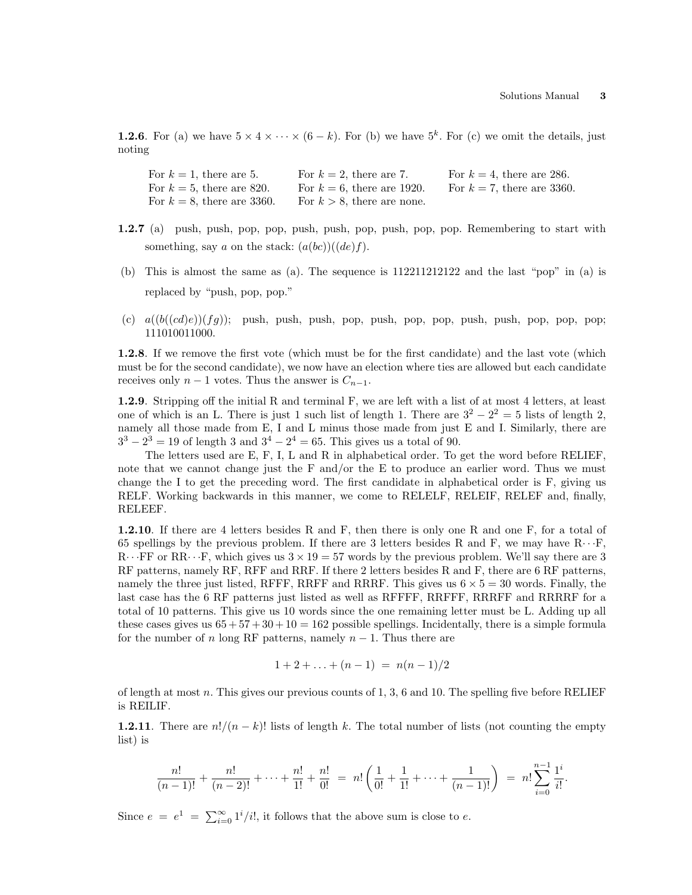**1.2.6**. For (a) we have $5 \times 4 \times \cdots \times (6-k)$. For (b) we have $5^k$. For (c) we omit the details, just noting

| | | |
|---|---|---|
| For $k = 1$, there are 5. | For $k = 2$, there are 7. | For $k = 4$, there are 286. |
| For $k = 5$, there are 820. | For $k = 6$, there are 1920. | For $k = 7$, there are 3360. |
| For $k = 8$, there are 3360. | For $k > 8$, there are none. | |

**1.2.7** (a) push, push, pop, pop, push, push, pop, push, pop, pop. Remembering to start with something, say $a$ on the stack: $(a(bc))((de)f)$.

(b) This is almost the same as (a). The sequence is 112211212122 and the last "pop" in (a) is replaced by "push, pop, pop."

(c) $a((b((cd)e))(fg))$; push, push, push, pop, push, pop, pop, push, push, pop, pop, pop; 111010011000.

**1.2.8**. If we remove the first vote (which must be for the first candidate) and the last vote (which must be for the second candidate), we now have an election where ties are allowed but each candidate receives only $n-1$ votes. Thus the answer is $C_{n-1}$.

**1.2.9**. Stripping off the initial R and terminal F, we are left with a list of at most 4 letters, at least one of which is an L. There is just 1 such list of length 1. There are $3^2 - 2^2 = 5$ lists of length 2, namely all those made from E, I and L minus those made from just E and I. Similarly, there are $3^3 - 2^3 = 19$ of length 3 and $3^4 - 2^4 = 65$. This gives us a total of 90.

The letters used are E, F, I, L and R in alphabetical order. To get the word before RELIEF, note that we cannot change just the F and/or the E to produce an earlier word. Thus we must change the I to get the preceding word. The first candidate in alphabetical order is F, giving us RELF. Working backwards in this manner, we come to RELELF, RELEIF, RELEF and, finally, RELEEF.

**1.2.10**. If there are 4 letters besides R and F, then there is only one R and one F, for a total of 65 spellings by the previous problem. If there are 3 letters besides R and F, we may have R$\cdots$F, R$\cdots$FF or RR$\cdots$F, which gives us $3 \times 19 = 57$ words by the previous problem. We'll say there are 3 RF patterns, namely RF, RFF and RRF. If there 2 letters besides R and F, there are 6 RF patterns, namely the three just listed, RFFF, RRFF and RRRF. This gives us $6 \times 5 = 30$ words. Finally, the last case has the 6 RF patterns just listed as well as RFFFF, RRFFF, RRRFF and RRRRF for a total of 10 patterns. This give us 10 words since the one remaining letter must be L. Adding up all these cases gives us $65+57+30+10 = 162$ possible spellings. Incidentally, there is a simple formula for the number of $n$ long RF patterns, namely $n-1$. Thus there are

$$1 + 2 + \ldots + (n-1) \;=\; n(n-1)/2$$

of length at most $n$. This gives our previous counts of 1, 3, 6 and 10. The spelling five before RELIEF is REILIF.

**1.2.11**. There are $n!/(n-k)!$ lists of length $k$. The total number of lists (not counting the empty list) is

$$\frac{n!}{(n-1)!} + \frac{n!}{(n-2)!} + \cdots + \frac{n!}{1!} + \frac{n!}{0!} \;=\; n!\left(\frac{1}{0!} + \frac{1}{1!} + \cdots + \frac{1}{(n-1)!}\right) \;=\; n!\sum_{i=0}^{n-1}\frac{1^i}{i!}.$$

Since $e = e^1 = \sum_{i=0}^{\infty} 1^i/i!$, it follows that the above sum is close to $e$.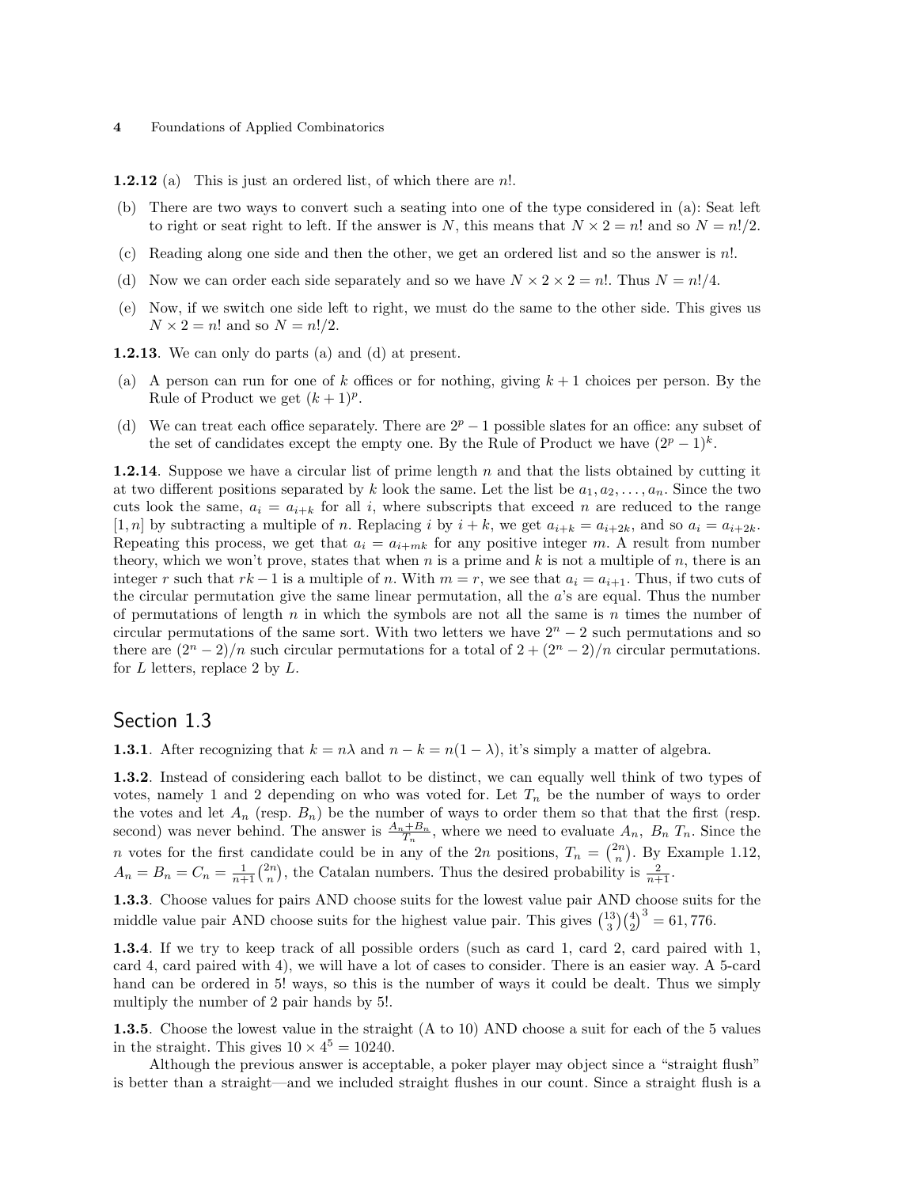**1.2.12** (a) This is just an ordered list, of which there are $n!$.

(b) There are two ways to convert such a seating into one of the type considered in (a): Seat left to right or seat right to left. If the answer is $N$, this means that $N \times 2 = n!$ and so $N = n!/2$.

(c) Reading along one side and then the other, we get an ordered list and so the answer is $n!$.

(d) Now we can order each side separately and so we have $N \times 2 \times 2 = n!$. Thus $N = n!/4$.

(e) Now, if we switch one side left to right, we must do the same to the other side. This gives us $N \times 2 = n!$ and so $N = n!/2$.

**1.2.13**. We can only do parts (a) and (d) at present.

(a) A person can run for one of $k$ offices or for nothing, giving $k+1$ choices per person. By the Rule of Product we get $(k+1)^p$.

(d) We can treat each office separately. There are $2^p - 1$ possible slates for an office: any subset of the set of candidates except the empty one. By the Rule of Product we have $(2^p - 1)^k$.

**1.2.14**. Suppose we have a circular list of prime length $n$ and that the lists obtained by cutting it at two different positions separated by $k$ look the same. Let the list be $a_1, a_2, \ldots, a_n$. Since the two cuts look the same, $a_i = a_{i+k}$ for all $i$, where subscripts that exceed $n$ are reduced to the range $[1, n]$ by subtracting a multiple of $n$. Replacing $i$ by $i+k$, we get $a_{i+k} = a_{i+2k}$, and so $a_i = a_{i+2k}$. Repeating this process, we get that $a_i = a_{i+mk}$ for any positive integer $m$. A result from number theory, which we won't prove, states that when $n$ is a prime and $k$ is not a multiple of $n$, there is an integer $r$ such that $rk - 1$ is a multiple of $n$. With $m = r$, we see that $a_i = a_{i+1}$. Thus, if two cuts of the circular permutation give the same linear permutation, all the $a$'s are equal. Thus the number of permutations of length $n$ in which the symbols are not all the same is $n$ times the number of circular permutations of the same sort. With two letters we have $2^n - 2$ such permutations and so there are $(2^n - 2)/n$ such circular permutations for a total of $2 + (2^n - 2)/n$ circular permutations. for $L$ letters, replace 2 by $L$.

## Section 1.3

**1.3.1**. After recognizing that $k = n\lambda$ and $n - k = n(1-\lambda)$, it's simply a matter of algebra.

**1.3.2**. Instead of considering each ballot to be distinct, we can equally well think of two types of votes, namely 1 and 2 depending on who was voted for. Let $T_n$ be the number of ways to order the votes and let $A_n$ (resp. $B_n$) be the number of ways to order them so that that the first (resp. second) was never behind. The answer is $\frac{A_n + B_n}{T_n}$, where we need to evaluate $A_n$, $B_n$ $T_n$. Since the $n$ votes for the first candidate could be in any of the $2n$ positions, $T_n = \binom{2n}{n}$. By Example 1.12, $A_n = B_n = C_n = \frac{1}{n+1}\binom{2n}{n}$, the Catalan numbers. Thus the desired probability is $\frac{2}{n+1}$.

**1.3.3**. Choose values for pairs AND choose suits for the lowest value pair AND choose suits for the middle value pair AND choose suits for the highest value pair. This gives $\binom{13}{3}\binom{4}{2}^3 = 61,776$.

**1.3.4**. If we try to keep track of all possible orders (such as card 1, card 2, card paired with 1, card 4, card paired with 4), we will have a lot of cases to consider. There is an easier way. A 5-card hand can be ordered in $5!$ ways, so this is the number of ways it could be dealt. Thus we simply multiply the number of 2 pair hands by $5!$.

**1.3.5**. Choose the lowest value in the straight (A to 10) AND choose a suit for each of the 5 values in the straight. This gives $10 \times 4^5 = 10240$.

Although the previous answer is acceptable, a poker player may object since a "straight flush" is better than a straight—and we included straight flushes in our count. Since a straight flush is a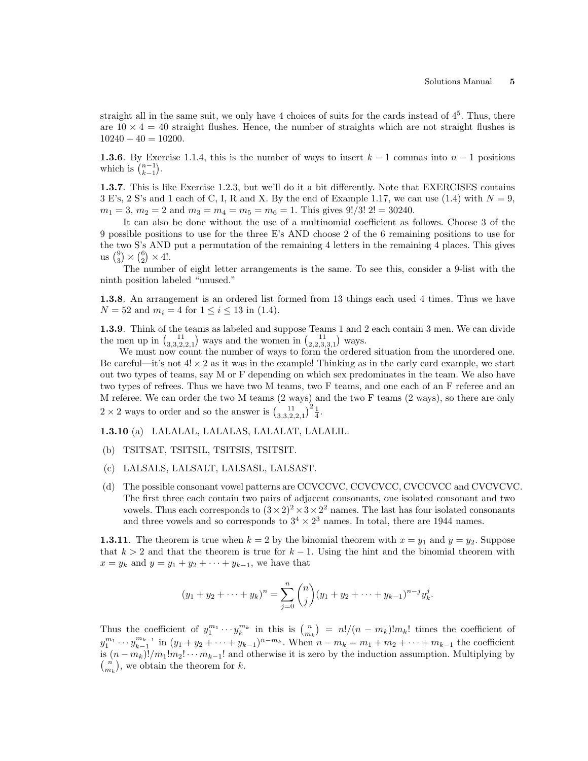straight all in the same suit, we only have 4 choices of suits for the cards instead of $4^5$. Thus, there are $10 \times 4 = 40$ straight flushes. Hence, the number of straights which are not straight flushes is $10240 - 40 = 10200$.

**1.3.6**. By Exercise 1.1.4, this is the number of ways to insert $k-1$ commas into $n-1$ positions which is $\binom{n-1}{k-1}$.

**1.3.7**. This is like Exercise 1.2.3, but we'll do it a bit differently. Note that EXERCISES contains 3 E's, 2 S's and 1 each of C, I, R and X. By the end of Example 1.17, we can use (1.4) with $N = 9$, $m_1 = 3$, $m_2 = 2$ and $m_3 = m_4 = m_5 = m_6 = 1$. This gives $9!/3!\,2! = 30240$.

It can also be done without the use of a multinomial coefficient as follows. Choose 3 of the 9 possible positions to use for the three E's AND choose 2 of the 6 remaining positions to use for the two S's AND put a permutation of the remaining 4 letters in the remaining 4 places. This gives us $\binom{9}{3} \times \binom{6}{2} \times 4!$.

The number of eight letter arrangements is the same. To see this, consider a 9-list with the ninth position labeled "unused."

**1.3.8**. An arrangement is an ordered list formed from 13 things each used 4 times. Thus we have $N = 52$ and $m_i = 4$ for $1 \le i \le 13$ in (1.4).

**1.3.9**. Think of the teams as labeled and suppose Teams 1 and 2 each contain 3 men. We can divide the men up in $\binom{11}{3,3,2,2,1}$ ways and the women in $\binom{11}{2,2,3,3,1}$ ways.

We must now count the number of ways to form the ordered situation from the unordered one. Be careful—it's not $4! \times 2$ as it was in the example! Thinking as in the early card example, we start out two types of teams, say M or F depending on which sex predominates in the team. We also have two types of refrees. Thus we have two M teams, two F teams, and one each of an F referee and an M referee. We can order the two M teams (2 ways) and the two F teams (2 ways), so there are only $2 \times 2$ ways to order and so the answer is $\binom{11}{3,3,2,2,1}^2 \frac{1}{4}$.

**1.3.10** (a) LALALAL, LALALAS, LALALAT, LALALIL.

(b) TSITSAT, TSITSIL, TSITSIS, TSITSIT.

(c) LALSALS, LALSALT, LALSASL, LALSAST.

(d) The possible consonant vowel patterns are CCVCCVC, CCVCVCC, CVCCVCC and CVCVCVC. The first three each contain two pairs of adjacent consonants, one isolated consonant and two vowels. Thus each corresponds to $(3 \times 2)^2 \times 3 \times 2^2$ names. The last has four isolated consonants and three vowels and so corresponds to $3^4 \times 2^3$ names. In total, there are 1944 names.

**1.3.11**. The theorem is true when $k = 2$ by the binomial theorem with $x = y_1$ and $y = y_2$. Suppose that $k > 2$ and that the theorem is true for $k - 1$. Using the hint and the binomial theorem with $x = y_k$ and $y = y_1 + y_2 + \cdots + y_{k-1}$, we have that

$$(y_1 + y_2 + \cdots + y_k)^n = \sum_{j=0}^{n} \binom{n}{j} (y_1 + y_2 + \cdots + y_{k-1})^{n-j} y_k^j.$$

Thus the coefficient of $y_1^{m_1} \cdots y_k^{m_k}$ in this is $\binom{n}{m_k} = n!/(n - m_k)!m_k!$ times the coefficient of $y_1^{m_1} \cdots y_{k-1}^{m_{k-1}}$ in $(y_1 + y_2 + \cdots + y_{k-1})^{n-m_k}$. When $n - m_k = m_1 + m_2 + \cdots + m_{k-1}$ the coefficient is $(n - m_k)!/m_1!m_2! \cdots m_{k-1}!$ and otherwise it is zero by the induction assumption. Multiplying by $\binom{n}{m_k}$, we obtain the theorem for $k$.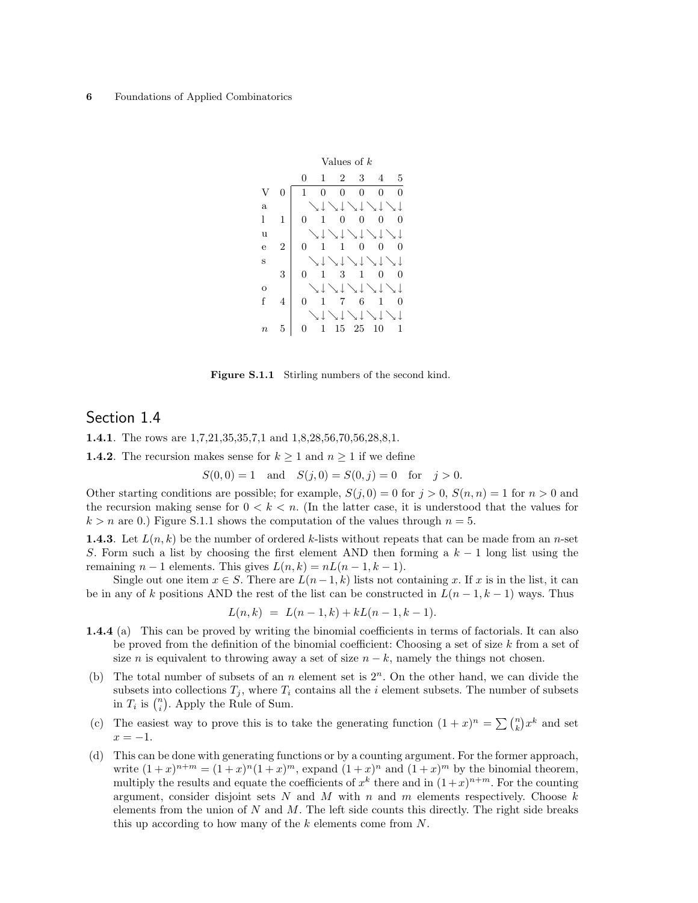Values of $k$

| | $n$ | 0 | 1 | 2 | 3 | 4 | 5 |
|---|---|---|---|---|---|---|---|
| Values of $n$ | 0 | 1 | 0 | 0 | 0 | 0 | 0 |
| | | | ↘↓ | ↘↓ | ↘↓ | ↘↓ | ↘↓ |
| | 1 | 0 | 1 | 0 | 0 | 0 | 0 |
| | | | ↘↓ | ↘↓ | ↘↓ | ↘↓ | ↘↓ |
| | 2 | 0 | 1 | 1 | 0 | 0 | 0 |
| | | | ↘↓ | ↘↓ | ↘↓ | ↘↓ | ↘↓ |
| | 3 | 0 | 1 | 3 | 1 | 0 | 0 |
| | | | ↘↓ | ↘↓ | ↘↓ | ↘↓ | ↘↓ |
| | 4 | 0 | 1 | 7 | 6 | 1 | 0 |
| | | | ↘↓ | ↘↓ | ↘↓ | ↘↓ | ↘↓ |
| | 5 | 0 | 1 | 15 | 25 | 10 | 1 |

**Figure S.1.1** Stirling numbers of the second kind.

## Section 1.4

**1.4.1**. The rows are 1,7,21,35,35,7,1 and 1,8,28,56,70,56,28,8,1.

**1.4.2**. The recursion makes sense for $k \geq 1$ and $n \geq 1$ if we define

$$S(0,0) = 1 \quad \text{and} \quad S(j,0) = S(0,j) = 0 \quad \text{for} \quad j > 0.$$

Other starting conditions are possible; for example, $S(j,0) = 0$ for $j > 0$, $S(n,n) = 1$ for $n > 0$ and the recursion making sense for $0 < k < n$. (In the latter case, it is understood that the values for $k > n$ are 0.) Figure S.1.1 shows the computation of the values through $n = 5$.

**1.4.3**. Let $L(n,k)$ be the number of ordered $k$-lists without repeats that can be made from an $n$-set $S$. Form such a list by choosing the first element AND then forming a $k-1$ long list using the remaining $n-1$ elements. This gives $L(n,k) = nL(n-1,k-1)$.

Single out one item $x \in S$. There are $L(n-1,k)$ lists not containing $x$. If $x$ is in the list, it can be in any of $k$ positions AND the rest of the list can be constructed in $L(n-1,k-1)$ ways. Thus

$$L(n,k) \;=\; L(n-1,k) + kL(n-1,k-1).$$

**1.4.4** (a) This can be proved by writing the binomial coefficients in terms of factorials. It can also be proved from the definition of the binomial coefficient: Choosing a set of size $k$ from a set of size $n$ is equivalent to throwing away a set of size $n-k$, namely the things not chosen.

(b) The total number of subsets of an $n$ element set is $2^n$. On the other hand, we can divide the subsets into collections $T_j$, where $T_i$ contains all the $i$ element subsets. The number of subsets in $T_i$ is $\binom{n}{i}$. Apply the Rule of Sum.

(c) The easiest way to prove this is to take the generating function $(1+x)^n = \sum \binom{n}{k} x^k$ and set $x = -1$.

(d) This can be done with generating functions or by a counting argument. For the former approach, write $(1+x)^{n+m} = (1+x)^n(1+x)^m$, expand $(1+x)^n$ and $(1+x)^m$ by the binomial theorem, multiply the results and equate the coefficients of $x^k$ there and in $(1+x)^{n+m}$. For the counting argument, consider disjoint sets $N$ and $M$ with $n$ and $m$ elements respectively. Choose $k$ elements from the union of $N$ and $M$. The left side counts this directly. The right side breaks this up according to how many of the $k$ elements come from $N$.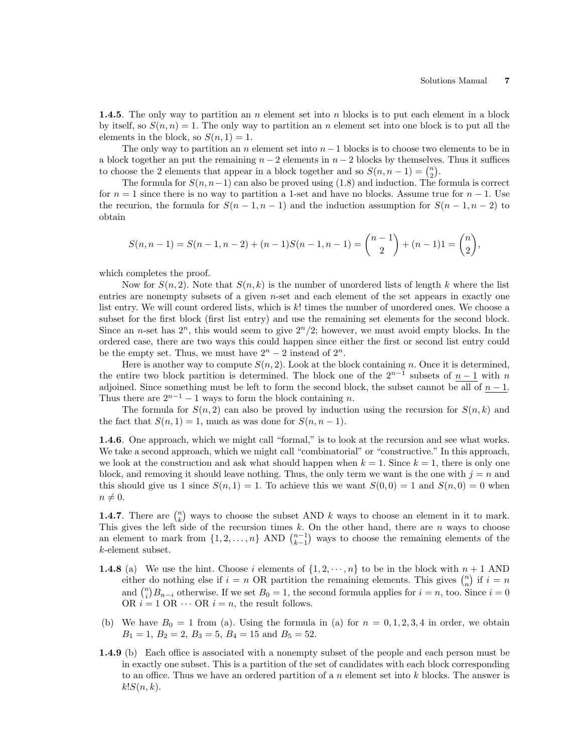**1.4.5**. The only way to partition an $n$ element set into $n$ blocks is to put each element in a block by itself, so $S(n,n) = 1$. The only way to partition an $n$ element set into one block is to put all the elements in the block, so $S(n,1) = 1$.

The only way to partition an $n$ element set into $n-1$ blocks is to choose two elements to be in a block together an put the remaining $n-2$ elements in $n-2$ blocks by themselves. Thus it suffices to choose the 2 elements that appear in a block together and so $S(n,n-1) = \binom{n}{2}$.

The formula for $S(n,n-1)$ can also be proved using (1.8) and induction. The formula is correct for $n = 1$ since there is no way to partition a 1-set and have no blocks. Assume true for $n-1$. Use the recurion, the formula for $S(n-1,n-1)$ and the induction assumption for $S(n-1,n-2)$ to obtain

$$S(n,n-1) = S(n-1,n-2) + (n-1)S(n-1,n-1) = \binom{n-1}{2} + (n-1)1 = \binom{n}{2},$$

which completes the proof.

Now for $S(n,2)$. Note that $S(n,k)$ is the number of unordered lists of length $k$ where the list entries are nonempty subsets of a given $n$-set and each element of the set appears in exactly one list entry. We will count ordered lists, which is $k!$ times the number of unordered ones. We choose a subset for the first block (first list entry) and use the remaining set elements for the second block. Since an $n$-set has $2^n$, this would seem to give $2^n/2$; however, we must avoid empty blocks. In the ordered case, there are two ways this could happen since either the first or second list entry could be the empty set. Thus, we must have $2^n - 2$ instead of $2^n$.

Here is another way to compute $S(n,2)$. Look at the block containing $n$. Once it is determined, the entire two block partition is determined. The block one of the $2^{n-1}$ subsets of $\underline{n-1}$ with $n$ adjoined. Since something must be left to form the second block, the subset cannot be all of $\underline{n-1}$. Thus there are $2^{n-1} - 1$ ways to form the block containing $n$.

The formula for $S(n,2)$ can also be proved by induction using the recursion for $S(n,k)$ and the fact that $S(n,1) = 1$, much as was done for $S(n,n-1)$.

**1.4.6**. One approach, which we might call "formal," is to look at the recursion and see what works. We take a second approach, which we might call "combinatorial" or "constructive." In this approach, we look at the construction and ask what should happen when $k = 1$. Since $k = 1$, there is only one block, and removing it should leave nothing. Thus, the only term we want is the one with $j = n$ and this should give us 1 since $S(n,1) = 1$. To achieve this we want $S(0,0) = 1$ and $S(n,0) = 0$ when $n \neq 0$.

**1.4.7**. There are $\binom{n}{k}$ ways to choose the subset AND $k$ ways to choose an element in it to mark. This gives the left side of the recursion times $k$. On the other hand, there are $n$ ways to choose an element to mark from $\{1,2,\ldots,n\}$ AND $\binom{n-1}{k-1}$ ways to choose the remaining elements of the $k$-element subset.

**1.4.8** (a) We use the hint. Choose $i$ elements of $\{1,2,\cdots,n\}$ to be in the block with $n+1$ AND either do nothing else if $i = n$ OR partition the remaining elements. This gives $\binom{n}{n}$ if $i = n$ and $\binom{n}{i}B_{n-i}$ otherwise. If we set $B_0 = 1$, the second formula applies for $i = n$, too. Since $i = 0$ OR $i = 1$ OR $\cdots$ OR $i = n$, the result follows.

(b) We have $B_0 = 1$ from (a). Using the formula in (a) for $n = 0,1,2,3,4$ in order, we obtain $B_1 = 1$, $B_2 = 2$, $B_3 = 5$, $B_4 = 15$ and $B_5 = 52$.

**1.4.9** (b) Each office is associated with a nonempty subset of the people and each person must be in exactly one subset. This is a partition of the set of candidates with each block corresponding to an office. Thus we have an ordered partition of a $n$ element set into $k$ blocks. The answer is $k!S(n,k)$.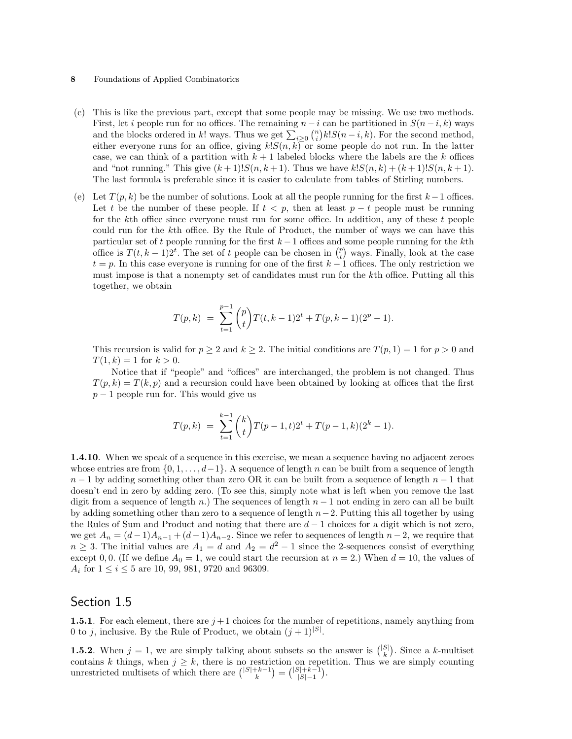(c) This is like the previous part, except that some people may be missing. We use two methods. First, let $i$ people run for no offices. The remaining $n-i$ can be partitioned in $S(n-i,k)$ ways and the blocks ordered in $k!$ ways. Thus we get $\sum_{i\geq 0}\binom{n}{i}k!S(n-i,k)$. For the second method, either everyone runs for an office, giving $k!S(n,k)$ or some people do not run. In the latter case, we can think of a partition with $k+1$ labeled blocks where the labels are the $k$ offices and "not running." This give $(k+1)!S(n,k+1)$. Thus we have $k!S(n,k)+(k+1)!S(n,k+1)$. The last formula is preferable since it is easier to calculate from tables of Stirling numbers.

(e) Let $T(p,k)$ be the number of solutions. Look at all the people running for the first $k-1$ offices. Let $t$ be the number of these people. If $t<p$, then at least $p-t$ people must be running for the $k$th office since everyone must run for some office. In addition, any of these $t$ people could run for the $k$th office. By the Rule of Product, the number of ways we can have this particular set of $t$ people running for the first $k-1$ offices and some people running for the $k$th office is $T(t,k-1)2^t$. The set of $t$ people can be chosen in $\binom{p}{t}$ ways. Finally, look at the case $t=p$. In this case everyone is running for one of the first $k-1$ offices. The only restriction we must impose is that a nonempty set of candidates must run for the $k$th office. Putting all this together, we obtain

$$T(p,k) \;=\; \sum_{t=1}^{p-1}\binom{p}{t}T(t,k-1)2^t + T(p,k-1)(2^p-1).$$

This recursion is valid for $p\geq 2$ and $k\geq 2$. The initial conditions are $T(p,1)=1$ for $p>0$ and $T(1,k)=1$ for $k>0$.

Notice that if "people" and "offices" are interchanged, the problem is not changed. Thus $T(p,k)=T(k,p)$ and a recursion could have been obtained by looking at offices that the first $p-1$ people run for. This would give us

$$T(p,k) \;=\; \sum_{t=1}^{k-1}\binom{k}{t}T(p-1,t)2^t + T(p-1,k)(2^k-1).$$

**1.4.10**. When we speak of a sequence in this exercise, we mean a sequence having no adjacent zeroes whose entries are from $\{0,1,\ldots,d-1\}$. A sequence of length $n$ can be built from a sequence of length $n-1$ by adding something other than zero OR it can be built from a sequence of length $n-1$ that doesn't end in zero by adding zero. (To see this, simply note what is left when you remove the last digit from a sequence of length $n$.) The sequences of length $n-1$ not ending in zero can all be built by adding something other than zero to a sequence of length $n-2$. Putting this all together by using the Rules of Sum and Product and noting that there are $d-1$ choices for a digit which is not zero, we get $A_n=(d-1)A_{n-1}+(d-1)A_{n-2}$. Since we refer to sequences of length $n-2$, we require that $n\geq 3$. The initial values are $A_1=d$ and $A_2=d^2-1$ since the 2-sequences consist of everything except $0,0$. (If we define $A_0=1$, we could start the recursion at $n=2$.) When $d=10$, the values of $A_i$ for $1\leq i\leq 5$ are 10, 99, 981, 9720 and 96309.

## Section 1.5

**1.5.1**. For each element, there are $j+1$ choices for the number of repetitions, namely anything from 0 to $j$, inclusive. By the Rule of Product, we obtain $(j+1)^{|S|}$.

**1.5.2**. When $j=1$, we are simply talking about subsets so the answer is $\binom{|S|}{k}$. Since a $k$-multiset contains $k$ things, when $j\geq k$, there is no restriction on repetition. Thus we are simply counting unrestricted multisets of which there are $\binom{|S|+k-1}{k}=\binom{|S|+k-1}{|S|-1}$.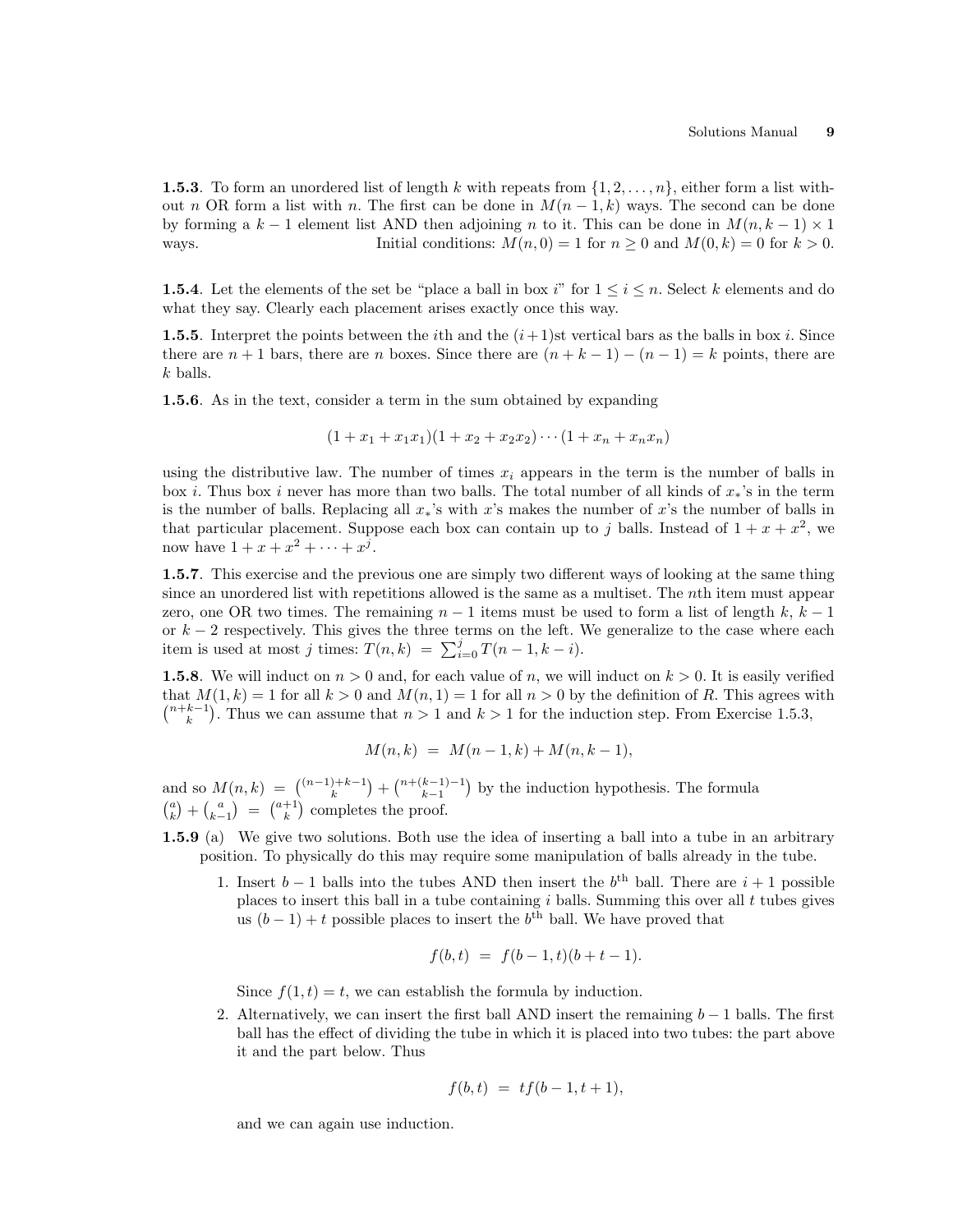**1.5.3**. To form an unordered list of length $k$ with repeats from $\{1, 2, \ldots, n\}$, either form a list without $n$ OR form a list with $n$. The first can be done in $M(n-1, k)$ ways. The second can be done by forming a $k-1$ element list AND then adjoining $n$ to it. This can be done in $M(n, k-1) \times 1$ ways. Initial conditions: $M(n, 0) = 1$ for $n \geq 0$ and $M(0, k) = 0$ for $k > 0$.

**1.5.4**. Let the elements of the set be "place a ball in box $i$" for $1 \leq i \leq n$. Select $k$ elements and do what they say. Clearly each placement arises exactly once this way.

**1.5.5**. Interpret the points between the $i$th and the $(i+1)$st vertical bars as the balls in box $i$. Since there are $n+1$ bars, there are $n$ boxes. Since there are $(n+k-1) - (n-1) = k$ points, there are $k$ balls.

**1.5.6**. As in the text, consider a term in the sum obtained by expanding

$$(1 + x_1 + x_1 x_1)(1 + x_2 + x_2 x_2) \cdots (1 + x_n + x_n x_n)$$

using the distributive law. The number of times $x_i$ appears in the term is the number of balls in box $i$. Thus box $i$ never has more than two balls. The total number of all kinds of $x_*$'s in the term is the number of balls. Replacing all $x_*$'s with $x$'s makes the number of $x$'s the number of balls in that particular placement. Suppose each box can contain up to $j$ balls. Instead of $1 + x + x^2$, we now have $1 + x + x^2 + \cdots + x^j$.

**1.5.7**. This exercise and the previous one are simply two different ways of looking at the same thing since an unordered list with repetitions allowed is the same as a multiset. The $n$th item must appear zero, one OR two times. The remaining $n-1$ items must be used to form a list of length $k$, $k-1$ or $k-2$ respectively. This gives the three terms on the left. We generalize to the case where each item is used at most $j$ times: $T(n, k) \;=\; \sum_{i=0}^{j} T(n-1, k-i)$.

**1.5.8**. We will induct on $n > 0$ and, for each value of $n$, we will induct on $k > 0$. It is easily verified that $M(1, k) = 1$ for all $k > 0$ and $M(n, 1) = 1$ for all $n > 0$ by the definition of $R$. This agrees with $\binom{n+k-1}{k}$. Thus we can assume that $n > 1$ and $k > 1$ for the induction step. From Exercise 1.5.3,

$$M(n, k) \;=\; M(n-1, k) + M(n, k-1),$$

and so $M(n, k) \;=\; \binom{(n-1)+k-1}{k} + \binom{n+(k-1)-1}{k-1}$ by the induction hypothesis. The formula $\binom{a}{k} + \binom{a}{k-1} \;=\; \binom{a+1}{k}$ completes the proof.

**1.5.9** (a) We give two solutions. Both use the idea of inserting a ball into a tube in an arbitrary position. To physically do this may require some manipulation of balls already in the tube.

1. Insert $b-1$ balls into the tubes AND then insert the $b^{\text{th}}$ ball. There are $i+1$ possible places to insert this ball in a tube containing $i$ balls. Summing this over all $t$ tubes gives us $(b-1)+t$ possible places to insert the $b^{\text{th}}$ ball. We have proved that

$$f(b, t) \;=\; f(b-1, t)(b+t-1).$$

Since $f(1, t) = t$, we can establish the formula by induction.

2. Alternatively, we can insert the first ball AND insert the remaining $b-1$ balls. The first ball has the effect of dividing the tube in which it is placed into two tubes: the part above it and the part below. Thus

$$f(b, t) \;=\; t f(b-1, t+1),$$

and we can again use induction.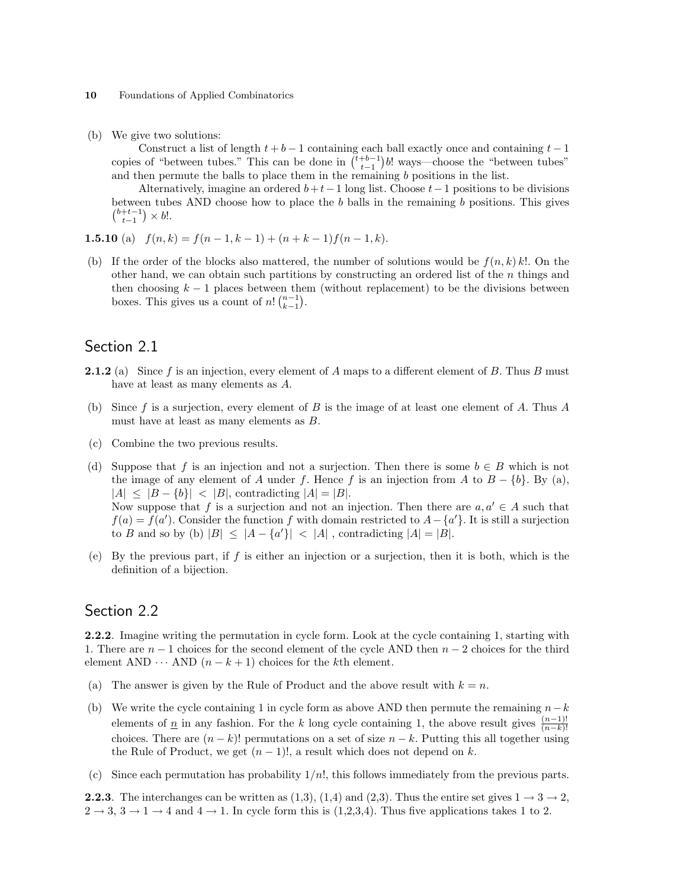(b) We give two solutions:

Construct a list of length $t+b-1$ containing each ball exactly once and containing $t-1$ copies of "between tubes." This can be done in $\binom{t+b-1}{t-1}b!$ ways—choose the "between tubes" and then permute the balls to place them in the remaining $b$ positions in the list.

Alternatively, imagine an ordered $b+t-1$ long list. Choose $t-1$ positions to be divisions between tubes AND choose how to place the $b$ balls in the remaining $b$ positions. This gives $\binom{b+t-1}{t-1} \times b!$.

**1.5.10** (a) $f(n,k) = f(n-1,k-1) + (n+k-1)f(n-1,k)$.

(b) If the order of the blocks also mattered, the number of solutions would be $f(n,k)\,k!$. On the other hand, we can obtain such partitions by constructing an ordered list of the $n$ things and then choosing $k-1$ places between them (without replacement) to be the divisions between boxes. This gives us a count of $n!\binom{n-1}{k-1}$.

## Section 2.1

**2.1.2** (a) Since $f$ is an injection, every element of $A$ maps to a different element of $B$. Thus $B$ must have at least as many elements as $A$.

(b) Since $f$ is a surjection, every element of $B$ is the image of at least one element of $A$. Thus $A$ must have at least as many elements as $B$.

(c) Combine the two previous results.

(d) Suppose that $f$ is an injection and not a surjection. Then there is some $b \in B$ which is not the image of any element of $A$ under $f$. Hence $f$ is an injection from $A$ to $B - \{b\}$. By (a), $|A| \le |B - \{b\}| < |B|$, contradicting $|A| = |B|$.
Now suppose that $f$ is a surjection and not an injection. Then there are $a, a' \in A$ such that $f(a) = f(a')$. Consider the function $f$ with domain restricted to $A - \{a'\}$. It is still a surjection to $B$ and so by (b) $|B| \le |A - \{a'\}| < |A|$ , contradicting $|A| = |B|$.

(e) By the previous part, if $f$ is either an injection or a surjection, then it is both, which is the definition of a bijection.

## Section 2.2

**2.2.2**. Imagine writing the permutation in cycle form. Look at the cycle containing 1, starting with 1. There are $n-1$ choices for the second element of the cycle AND then $n-2$ choices for the third element AND $\cdots$ AND $(n-k+1)$ choices for the $k$th element.

(a) The answer is given by the Rule of Product and the above result with $k = n$.

(b) We write the cycle containing 1 in cycle form as above AND then permute the remaining $n-k$ elements of $\underline{n}$ in any fashion. For the $k$ long cycle containing 1, the above result gives $\frac{(n-1)!}{(n-k)!}$ choices. There are $(n-k)!$ permutations on a set of size $n-k$. Putting this all together using the Rule of Product, we get $(n-1)!$, a result which does not depend on $k$.

(c) Since each permutation has probability $1/n!$, this follows immediately from the previous parts.

**2.2.3**. The interchanges can be written as (1,3), (1,4) and (2,3). Thus the entire set gives $1 \to 3 \to 2$, $2 \to 3$, $3 \to 1 \to 4$ and $4 \to 1$. In cycle form this is (1,2,3,4). Thus five applications takes 1 to 2.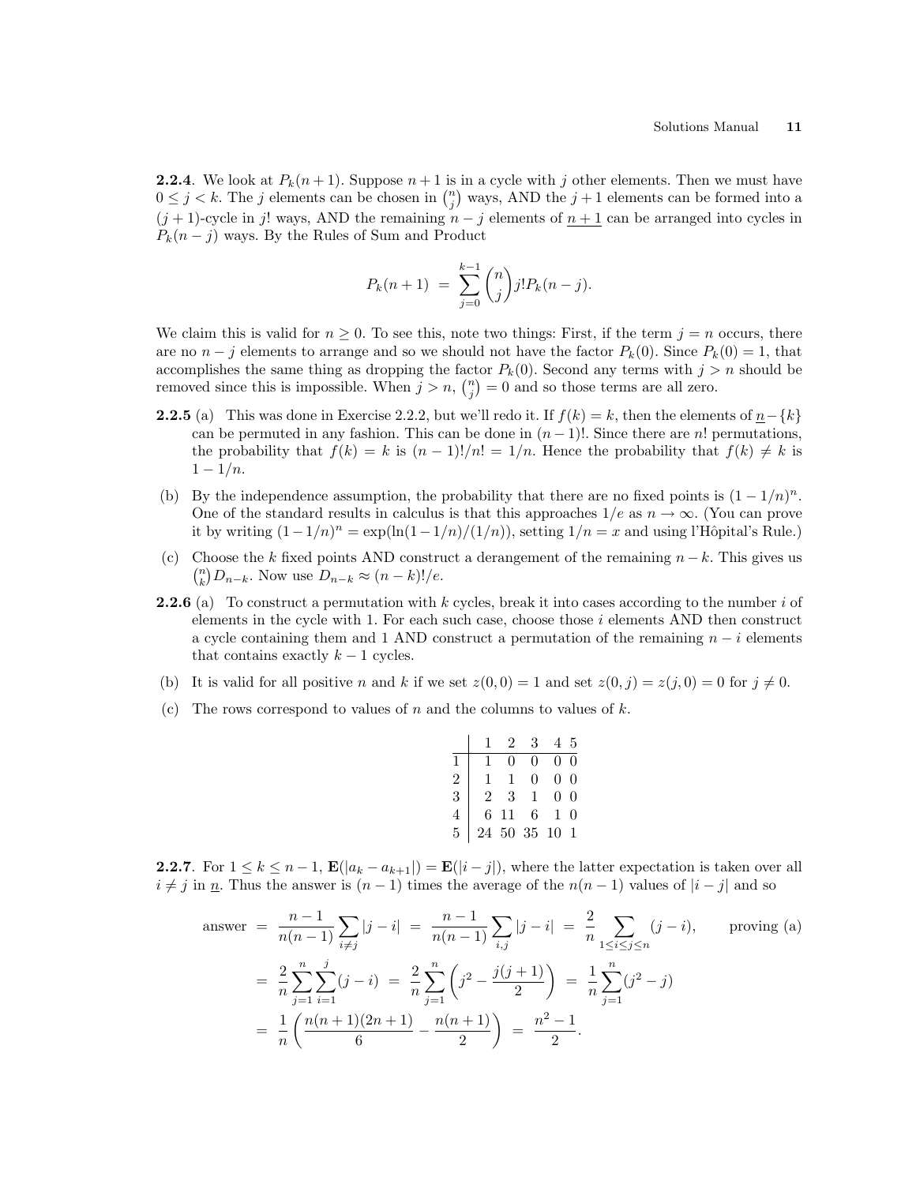**2.2.4**. We look at $P_k(n+1)$. Suppose $n+1$ is in a cycle with $j$ other elements. Then we must have $0 \le j < k$. The $j$ elements can be chosen in $\binom{n}{j}$ ways, AND the $j+1$ elements can be formed into a $(j+1)$-cycle in $j!$ ways, AND the remaining $n-j$ elements of $\underline{n+1}$ can be arranged into cycles in $P_k(n-j)$ ways. By the Rules of Sum and Product

$$P_k(n+1) \;=\; \sum_{j=0}^{k-1} \binom{n}{j} j! P_k(n-j).$$

We claim this is valid for $n \ge 0$. To see this, note two things: First, if the term $j = n$ occurs, there are no $n-j$ elements to arrange and so we should not have the factor $P_k(0)$. Since $P_k(0) = 1$, that accomplishes the same thing as dropping the factor $P_k(0)$. Second any terms with $j > n$ should be removed since this is impossible. When $j > n$, $\binom{n}{j} = 0$ and so those terms are all zero.

**2.2.5** (a) This was done in Exercise 2.2.2, but we'll redo it. If $f(k) = k$, then the elements of $\underline{n} - \{k\}$ can be permuted in any fashion. This can be done in $(n-1)!$. Since there are $n!$ permutations, the probability that $f(k) = k$ is $(n-1)!/n! = 1/n$. Hence the probability that $f(k) \ne k$ is $1 - 1/n$.

(b) By the independence assumption, the probability that there are no fixed points is $(1-1/n)^n$. One of the standard results in calculus is that this approaches $1/e$ as $n \to \infty$. (You can prove it by writing $(1-1/n)^n = \exp(\ln(1-1/n)/(1/n))$, setting $1/n = x$ and using l'Hôpital's Rule.)

(c) Choose the $k$ fixed points AND construct a derangement of the remaining $n-k$. This gives us $\binom{n}{k} D_{n-k}$. Now use $D_{n-k} \approx (n-k)!/e$.

**2.2.6** (a) To construct a permutation with $k$ cycles, break it into cases according to the number $i$ of elements in the cycle with 1. For each such case, choose those $i$ elements AND then construct a cycle containing them and 1 AND construct a permutation of the remaining $n-i$ elements that contains exactly $k-1$ cycles.

(b) It is valid for all positive $n$ and $k$ if we set $z(0,0) = 1$ and set $z(0,j) = z(j,0) = 0$ for $j \ne 0$.

(c) The rows correspond to values of $n$ and the columns to values of $k$.

| | 1 | 2 | 3 | 4 | 5 |
|---|---|---|---|---|---|
| 1 | 1 | 0 | 0 | 0 | 0 |
| 2 | 1 | 1 | 0 | 0 | 0 |
| 3 | 2 | 3 | 1 | 0 | 0 |
| 4 | 6 | 11 | 6 | 1 | 0 |
| 5 | 24 | 50 | 35 | 10 | 1 |

**2.2.7**. For $1 \le k \le n-1$, $\mathbf{E}(|a_k - a_{k+1}|) = \mathbf{E}(|i-j|)$, where the latter expectation is taken over all $i \ne j$ in $\underline{n}$. Thus the answer is $(n-1)$ times the average of the $n(n-1)$ values of $|i-j|$ and so

$$\begin{aligned}
\text{answer} \;&=\; \frac{n-1}{n(n-1)} \sum_{i \ne j} |j-i| \;=\; \frac{n-1}{n(n-1)} \sum_{i,j} |j-i| \;=\; \frac{2}{n} \sum_{1 \le i \le j \le n} (j-i), \qquad \text{proving (a)} \\
&=\; \frac{2}{n} \sum_{j=1}^{n} \sum_{i=1}^{j} (j-i) \;=\; \frac{2}{n} \sum_{j=1}^{n} \left( j^2 - \frac{j(j+1)}{2} \right) \;=\; \frac{1}{n} \sum_{j=1}^{n} (j^2 - j) \\
&=\; \frac{1}{n} \left( \frac{n(n+1)(2n+1)}{6} - \frac{n(n+1)}{2} \right) \;=\; \frac{n^2-1}{2}.
\end{aligned}$$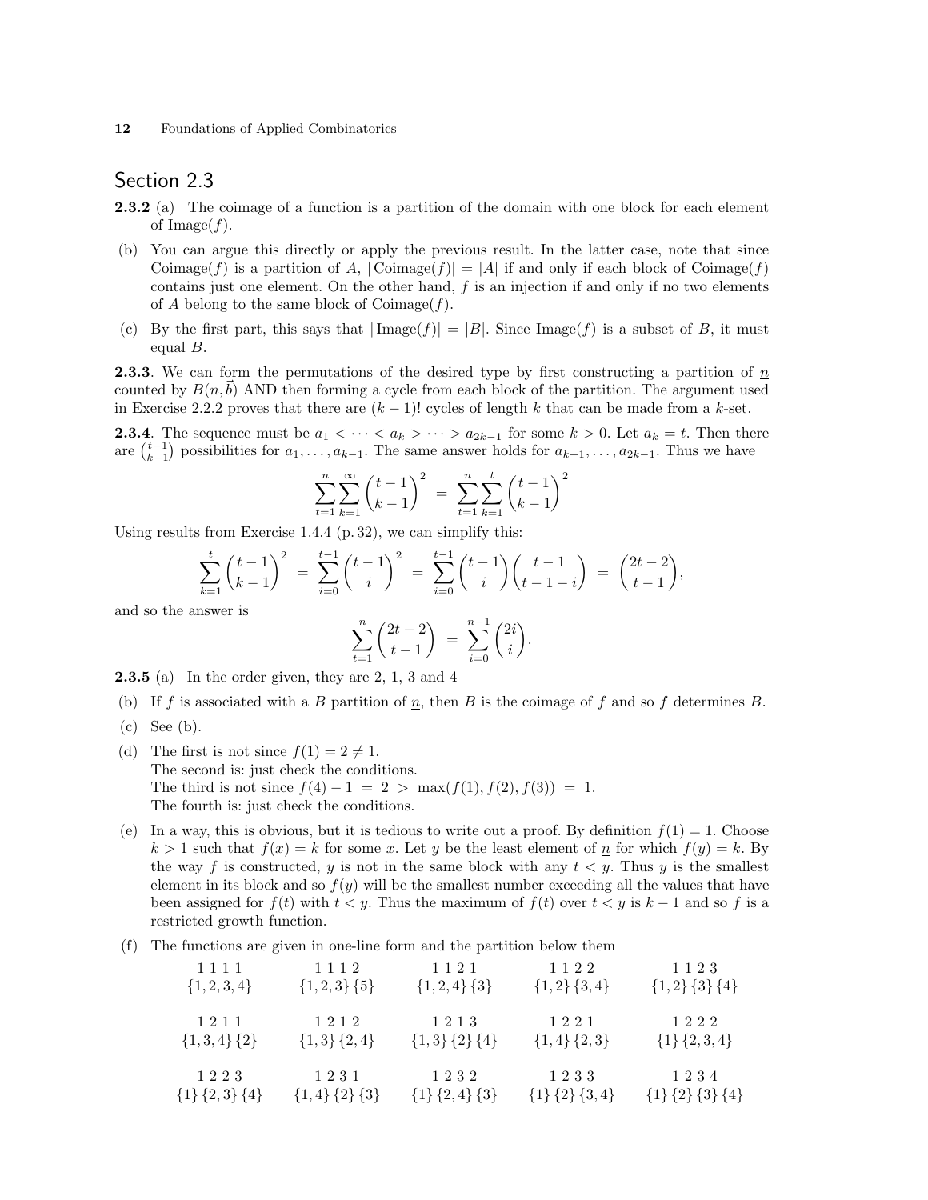## Section 2.3

**2.3.2** (a) The coimage of a function is a partition of the domain with one block for each element of Image($f$).

(b) You can argue this directly or apply the previous result. In the latter case, note that since Coimage($f$) is a partition of $A$, $|\operatorname{Coimage}(f)| = |A|$ if and only if each block of Coimage($f$) contains just one element. On the other hand, $f$ is an injection if and only if no two elements of $A$ belong to the same block of Coimage($f$).

(c) By the first part, this says that $|\operatorname{Image}(f)| = |B|$. Since Image($f$) is a subset of $B$, it must equal $B$.

**2.3.3**. We can form the permutations of the desired type by first constructing a partition of $\underline{n}$ counted by $B(n, \vec{b})$ AND then forming a cycle from each block of the partition. The argument used in Exercise 2.2.2 proves that there are $(k-1)!$ cycles of length $k$ that can be made from a $k$-set.

**2.3.4**. The sequence must be $a_1 < \cdots < a_k > \cdots > a_{2k-1}$ for some $k > 0$. Let $a_k = t$. Then there are $\binom{t-1}{k-1}$ possibilities for $a_1, \ldots, a_{k-1}$. The same answer holds for $a_{k+1}, \ldots, a_{2k-1}$. Thus we have

$$\sum_{t=1}^{n} \sum_{k=1}^{\infty} \binom{t-1}{k-1}^2 = \sum_{t=1}^{n} \sum_{k=1}^{t} \binom{t-1}{k-1}^2$$

Using results from Exercise 1.4.4 (p. 32), we can simplify this:

$$\sum_{k=1}^{t} \binom{t-1}{k-1}^2 = \sum_{i=0}^{t-1} \binom{t-1}{i}^2 = \sum_{i=0}^{t-1} \binom{t-1}{i}\binom{t-1}{t-1-i} = \binom{2t-2}{t-1},$$

and so the answer is

$$\sum_{t=1}^{n} \binom{2t-2}{t-1} = \sum_{i=0}^{n-1} \binom{2i}{i}.$$

**2.3.5** (a) In the order given, they are 2, 1, 3 and 4

(b) If $f$ is associated with a $B$ partition of $\underline{n}$, then $B$ is the coimage of $f$ and so $f$ determines $B$.

(c) See (b).

(d) The first is not since $f(1) = 2 \neq 1$.
The second is: just check the conditions.
The third is not since $f(4) - 1 = 2 > \max(f(1), f(2), f(3)) = 1$.
The fourth is: just check the conditions.

(e) In a way, this is obvious, but it is tedious to write out a proof. By definition $f(1) = 1$. Choose $k > 1$ such that $f(x) = k$ for some $x$. Let $y$ be the least element of $\underline{n}$ for which $f(y) = k$. By the way $f$ is constructed, $y$ is not in the same block with any $t < y$. Thus $y$ is the smallest element in its block and so $f(y)$ will be the smallest number exceeding all the values that have been assigned for $f(t)$ with $t < y$. Thus the maximum of $f(t)$ over $t < y$ is $k-1$ and so $f$ is a restricted growth function.

(f) The functions are given in one-line form and the partition below them

| | | | | |
|---|---|---|---|---|
| 1 1 1 1 | 1 1 1 2 | 1 1 2 1 | 1 1 2 2 | 1 1 2 3 |
| $\{1,2,3,4\}$ | $\{1,2,3\}\{5\}$ | $\{1,2,4\}\{3\}$ | $\{1,2\}\{3,4\}$ | $\{1,2\}\{3\}\{4\}$ |
| 1 2 1 1 | 1 2 1 2 | 1 2 1 3 | 1 2 2 1 | 1 2 2 2 |
| $\{1,3,4\}\{2\}$ | $\{1,3\}\{2,4\}$ | $\{1,3\}\{2\}\{4\}$ | $\{1,4\}\{2,3\}$ | $\{1\}\{2,3,4\}$ |
| 1 2 2 3 | 1 2 3 1 | 1 2 3 2 | 1 2 3 3 | 1 2 3 4 |
| $\{1\}\{2,3\}\{4\}$ | $\{1,4\}\{2\}\{3\}$ | $\{1\}\{2,4\}\{3\}$ | $\{1\}\{2\}\{3,4\}$ | $\{1\}\{2\}\{3\}\{4\}$ |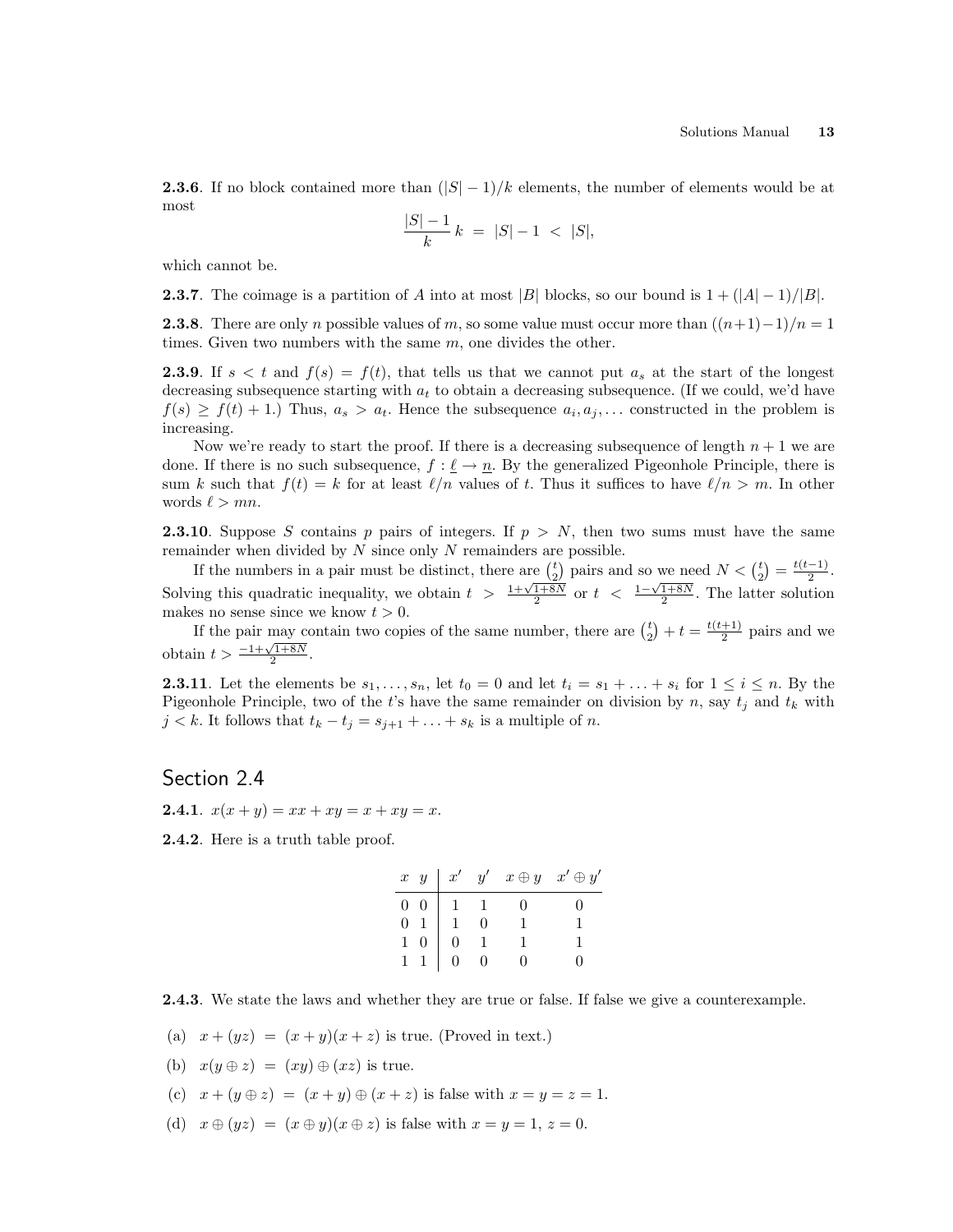**2.3.6**. If no block contained more than $(|S|-1)/k$ elements, the number of elements would be at most

$$\frac{|S|-1}{k}\,k \;=\; |S|-1 \;<\; |S|,$$

which cannot be.

**2.3.7**. The coimage is a partition of $A$ into at most $|B|$ blocks, so our bound is $1+(|A|-1)/|B|$.

**2.3.8**. There are only $n$ possible values of $m$, so some value must occur more than $((n+1)-1)/n = 1$ times. Given two numbers with the same $m$, one divides the other.

**2.3.9**. If $s < t$ and $f(s) = f(t)$, that tells us that we cannot put $a_s$ at the start of the longest decreasing subsequence starting with $a_t$ to obtain a decreasing subsequence. (If we could, we'd have $f(s) \ge f(t)+1$.) Thus, $a_s > a_t$. Hence the subsequence $a_i, a_j, \ldots$ constructed in the problem is increasing.

Now we're ready to start the proof. If there is a decreasing subsequence of length $n+1$ we are done. If there is no such subsequence, $f : \underline{\ell} \to \underline{n}$. By the generalized Pigeonhole Principle, there is sum $k$ such that $f(t) = k$ for at least $\ell/n$ values of $t$. Thus it suffices to have $\ell/n > m$. In other words $\ell > mn$.

**2.3.10**. Suppose $S$ contains $p$ pairs of integers. If $p > N$, then two sums must have the same remainder when divided by $N$ since only $N$ remainders are possible.

If the numbers in a pair must be distinct, there are $\binom{t}{2}$ pairs and so we need $N < \binom{t}{2} = \frac{t(t-1)}{2}$. Solving this quadratic inequality, we obtain $t > \frac{1+\sqrt{1+8N}}{2}$ or $t < \frac{1-\sqrt{1+8N}}{2}$. The latter solution makes no sense since we know $t > 0$.

If the pair may contain two copies of the same number, there are $\binom{t}{2} + t = \frac{t(t+1)}{2}$ pairs and we obtain $t > \frac{-1+\sqrt{1+8N}}{2}$.

**2.3.11**. Let the elements be $s_1, \ldots, s_n$, let $t_0 = 0$ and let $t_i = s_1 + \ldots + s_i$ for $1 \le i \le n$. By the Pigeonhole Principle, two of the $t$'s have the same remainder on division by $n$, say $t_j$ and $t_k$ with $j < k$. It follows that $t_k - t_j = s_{j+1} + \ldots + s_k$ is a multiple of $n$.

## Section 2.4

**2.4.1**. $x(x+y) = xx + xy = x + xy = x$.

**2.4.2**. Here is a truth table proof.

| $x$ | $y$ | $x'$ | $y'$ | $x \oplus y$ | $x' \oplus y'$ |
|---|---|---|---|---|---|
| 0 | 0 | 1 | 1 | 0 | 0 |
| 0 | 1 | 1 | 0 | 1 | 1 |
| 1 | 0 | 0 | 1 | 1 | 1 |
| 1 | 1 | 0 | 0 | 0 | 0 |

**2.4.3**. We state the laws and whether they are true or false. If false we give a counterexample.

(a) $x + (yz) \;=\; (x+y)(x+z)$ is true. (Proved in text.)

(b) $x(y \oplus z) \;=\; (xy) \oplus (xz)$ is true.

(c) $x + (y \oplus z) \;=\; (x+y) \oplus (x+z)$ is false with $x = y = z = 1$.

(d) $x \oplus (yz) \;=\; (x \oplus y)(x \oplus z)$ is false with $x = y = 1$, $z = 0$.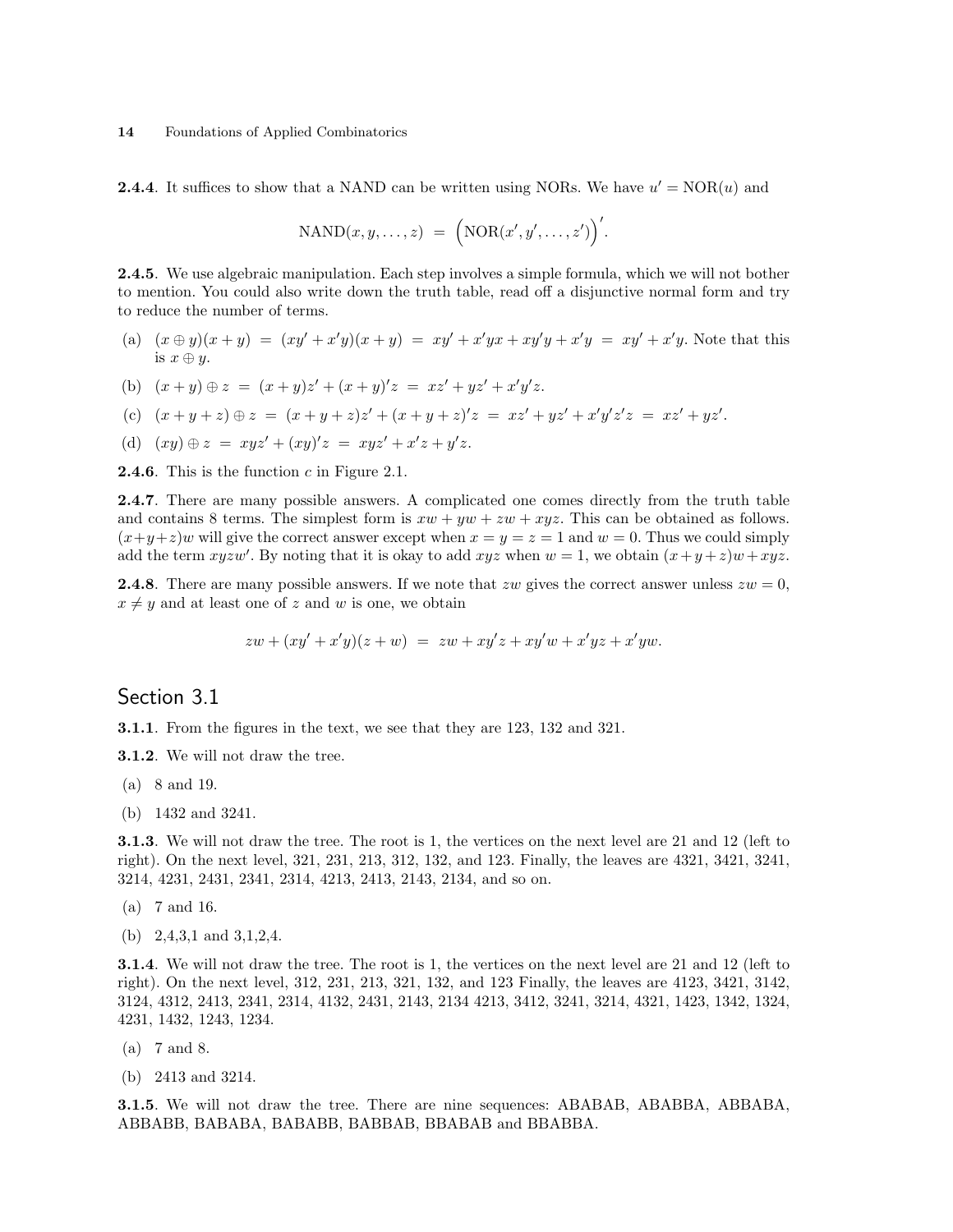**2.4.4**. It suffices to show that a NAND can be written using NORs. We have $u' = \text{NOR}(u)$ and

$$\text{NAND}(x, y, \ldots, z) \;=\; \Big(\text{NOR}(x', y', \ldots, z')\Big)'.$$

**2.4.5**. We use algebraic manipulation. Each step involves a simple formula, which we will not bother to mention. You could also write down the truth table, read off a disjunctive normal form and try to reduce the number of terms.

(a) $(x \oplus y)(x + y) \;=\; (xy' + x'y)(x + y) \;=\; xy' + x'yx + xy'y + x'y \;=\; xy' + x'y$. Note that this is $x \oplus y$.

(b) $(x + y) \oplus z \;=\; (x + y)z' + (x + y)'z \;=\; xz' + yz' + x'y'z$.

(c) $(x + y + z) \oplus z \;=\; (x + y + z)z' + (x + y + z)'z \;=\; xz' + yz' + x'y'z'z \;=\; xz' + yz'$.

(d) $(xy) \oplus z \;=\; xyz' + (xy)'z \;=\; xyz' + x'z + y'z$.

**2.4.6**. This is the function $c$ in Figure 2.1.

**2.4.7**. There are many possible answers. A complicated one comes directly from the truth table and contains 8 terms. The simplest form is $xw + yw + zw + xyz$. This can be obtained as follows. $(x+y+z)w$ will give the correct answer except when $x = y = z = 1$ and $w = 0$. Thus we could simply add the term $xyzw'$. By noting that it is okay to add $xyz$ when $w = 1$, we obtain $(x+y+z)w + xyz$.

**2.4.8**. There are many possible answers. If we note that $zw$ gives the correct answer unless $zw = 0$, $x \neq y$ and at least one of $z$ and $w$ is one, we obtain

$$zw + (xy' + x'y)(z + w) \;=\; zw + xy'z + xy'w + x'yz + x'yw.$$

## Section 3.1

**3.1.1**. From the figures in the text, we see that they are 123, 132 and 321.

**3.1.2**. We will not draw the tree.

(a) 8 and 19.

(b) 1432 and 3241.

**3.1.3**. We will not draw the tree. The root is 1, the vertices on the next level are 21 and 12 (left to right). On the next level, 321, 231, 213, 312, 132, and 123. Finally, the leaves are 4321, 3421, 3241, 3214, 4231, 2431, 2341, 2314, 4213, 2413, 2143, 2134, and so on.

(a) 7 and 16.

(b) 2,4,3,1 and 3,1,2,4.

**3.1.4**. We will not draw the tree. The root is 1, the vertices on the next level are 21 and 12 (left to right). On the next level, 312, 231, 213, 321, 132, and 123 Finally, the leaves are 4123, 3421, 3142, 3124, 4312, 2413, 2341, 2314, 4132, 2431, 2143, 2134 4213, 3412, 3241, 3214, 4321, 1423, 1342, 1324, 4231, 1432, 1243, 1234.

(a) 7 and 8.

(b) 2413 and 3214.

**3.1.5**. We will not draw the tree. There are nine sequences: ABABAB, ABABBA, ABBABA, ABBABB, BABABA, BABABB, BABBAB, BBABAB and BBABBA.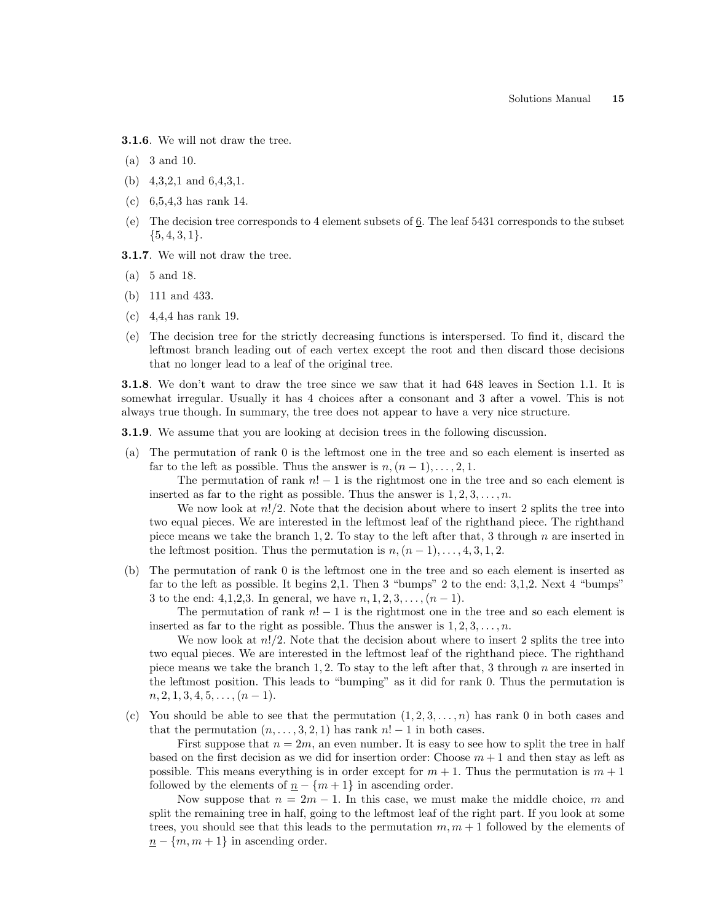**3.1.6**. We will not draw the tree.

(a) 3 and 10.

(b) 4,3,2,1 and 6,4,3,1.

(c) 6,5,4,3 has rank 14.

(e) The decision tree corresponds to 4 element subsets of $\underline{6}$. The leaf 5431 corresponds to the subset $\{5, 4, 3, 1\}$.

**3.1.7**. We will not draw the tree.

(a) 5 and 18.

(b) 111 and 433.

(c) 4,4,4 has rank 19.

(e) The decision tree for the strictly decreasing functions is interspersed. To find it, discard the leftmost branch leading out of each vertex except the root and then discard those decisions that no longer lead to a leaf of the original tree.

**3.1.8**. We don't want to draw the tree since we saw that it had 648 leaves in Section 1.1. It is somewhat irregular. Usually it has 4 choices after a consonant and 3 after a vowel. This is not always true though. In summary, the tree does not appear to have a very nice structure.

**3.1.9**. We assume that you are looking at decision trees in the following discussion.

(a) The permutation of rank 0 is the leftmost one in the tree and so each element is inserted as far to the left as possible. Thus the answer is $n, (n-1), \ldots, 2, 1$.

The permutation of rank $n! - 1$ is the rightmost one in the tree and so each element is inserted as far to the right as possible. Thus the answer is $1, 2, 3, \ldots, n$.

We now look at $n!/2$. Note that the decision about where to insert 2 splits the tree into two equal pieces. We are interested in the leftmost leaf of the righthand piece. The righthand piece means we take the branch $1, 2$. To stay to the left after that, 3 through $n$ are inserted in the leftmost position. Thus the permutation is $n, (n-1), \ldots, 4, 3, 1, 2$.

(b) The permutation of rank 0 is the leftmost one in the tree and so each element is inserted as far to the left as possible. It begins 2,1. Then 3 "bumps" 2 to the end: 3,1,2. Next 4 "bumps" 3 to the end: 4,1,2,3. In general, we have $n, 1, 2, 3, \ldots, (n-1)$.

The permutation of rank $n! - 1$ is the rightmost one in the tree and so each element is inserted as far to the right as possible. Thus the answer is $1, 2, 3, \ldots, n$.

We now look at $n!/2$. Note that the decision about where to insert 2 splits the tree into two equal pieces. We are interested in the leftmost leaf of the righthand piece. The righthand piece means we take the branch $1, 2$. To stay to the left after that, 3 through $n$ are inserted in the leftmost position. This leads to "bumping" as it did for rank 0. Thus the permutation is $n, 2, 1, 3, 4, 5, \ldots, (n-1)$.

(c) You should be able to see that the permutation $(1, 2, 3, \ldots, n)$ has rank 0 in both cases and that the permutation $(n, \ldots, 3, 2, 1)$ has rank $n! - 1$ in both cases.

First suppose that $n = 2m$, an even number. It is easy to see how to split the tree in half based on the first decision as we did for insertion order: Choose $m + 1$ and then stay as left as possible. This means everything is in order except for $m + 1$. Thus the permutation is $m + 1$ followed by the elements of $\underline{n} - \{m + 1\}$ in ascending order.

Now suppose that $n = 2m - 1$. In this case, we must make the middle choice, $m$ and split the remaining tree in half, going to the leftmost leaf of the right part. If you look at some trees, you should see that this leads to the permutation $m, m + 1$ followed by the elements of $\underline{n} - \{m, m + 1\}$ in ascending order.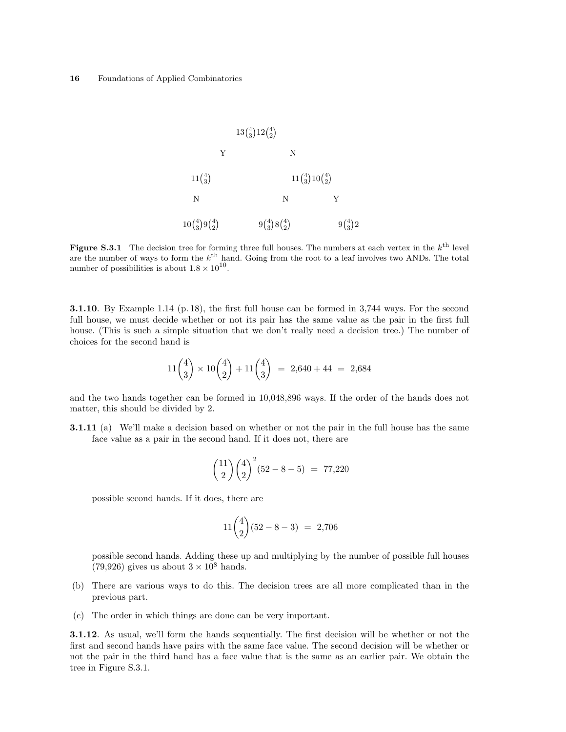$$13\binom{4}{3}12\binom{4}{2}$$

Y N

$$11\binom{4}{3} \qquad\qquad 11\binom{4}{3}10\binom{4}{2}$$

N N Y

$$10\binom{4}{3}9\binom{4}{2} \qquad 9\binom{4}{3}8\binom{4}{2} \qquad 9\binom{4}{3}2$$

**Figure S.3.1** The decision tree for forming three full houses. The numbers at each vertex in the $k^{\text{th}}$ level are the number of ways to form the $k^{\text{th}}$ hand. Going from the root to a leaf involves two ANDs. The total number of possibilities is about $1.8 \times 10^{10}$.

**3.1.10**. By Example 1.14 (p. 18), the first full house can be formed in 3,744 ways. For the second full house, we must decide whether or not its pair has the same value as the pair in the first full house. (This is such a simple situation that we don't really need a decision tree.) The number of choices for the second hand is

$$11\binom{4}{3} \times 10\binom{4}{2} + 11\binom{4}{3} \;=\; 2{,}640 + 44 \;=\; 2{,}684$$

and the two hands together can be formed in 10,048,896 ways. If the order of the hands does not matter, this should be divided by 2.

**3.1.11** (a) We'll make a decision based on whether or not the pair in the full house has the same face value as a pair in the second hand. If it does not, there are

$$\binom{11}{2}\binom{4}{2}^2(52 - 8 - 5) \;=\; 77{,}220$$

possible second hands. If it does, there are

$$11\binom{4}{2}(52 - 8 - 3) \;=\; 2{,}706$$

possible second hands. Adding these up and multiplying by the number of possible full houses (79,926) gives us about $3 \times 10^8$ hands.

(b) There are various ways to do this. The decision trees are all more complicated than in the previous part.

(c) The order in which things are done can be very important.

**3.1.12**. As usual, we'll form the hands sequentially. The first decision will be whether or not the first and second hands have pairs with the same face value. The second decision will be whether or not the pair in the third hand has a face value that is the same as an earlier pair. We obtain the tree in Figure S.3.1.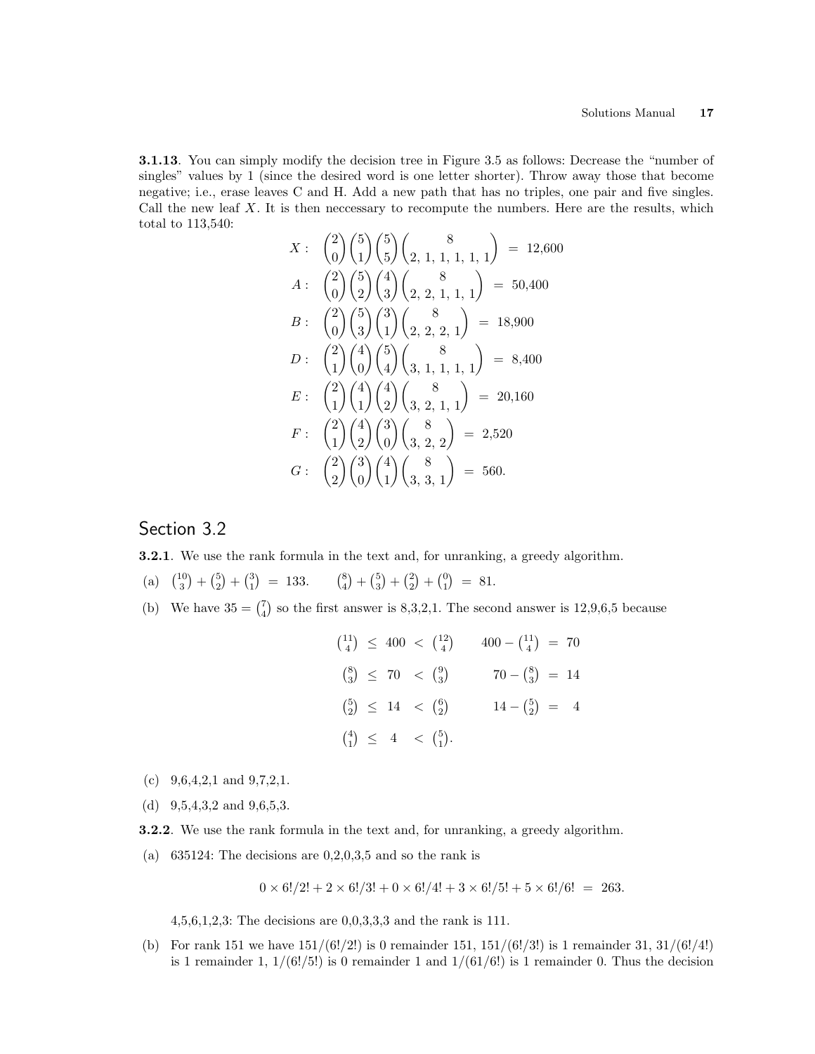**3.1.13**. You can simply modify the decision tree in Figure 3.5 as follows: Decrease the "number of singles" values by 1 (since the desired word is one letter shorter). Throw away those that become negative; i.e., erase leaves C and H. Add a new path that has no triples, one pair and five singles. Call the new leaf $X$. It is then neccessary to recompute the numbers. Here are the results, which total to 113,540:

$$
\begin{aligned}
X:&\quad \binom{2}{0}\binom{5}{1}\binom{5}{5}\binom{8}{2,\ 1,\ 1,\ 1,\ 1,\ 1} \;=\; 12{,}600\\
A:&\quad \binom{2}{0}\binom{5}{2}\binom{4}{3}\binom{8}{2,\ 2,\ 1,\ 1,\ 1} \;=\; 50{,}400\\
B:&\quad \binom{2}{0}\binom{5}{3}\binom{3}{1}\binom{8}{2,\ 2,\ 2,\ 1} \;=\; 18{,}900\\
D:&\quad \binom{2}{1}\binom{4}{0}\binom{5}{4}\binom{8}{3,\ 1,\ 1,\ 1,\ 1} \;=\; 8{,}400\\
E:&\quad \binom{2}{1}\binom{4}{1}\binom{4}{2}\binom{8}{3,\ 2,\ 1,\ 1} \;=\; 20{,}160\\
F:&\quad \binom{2}{1}\binom{4}{2}\binom{3}{0}\binom{8}{3,\ 2,\ 2} \;=\; 2{,}520\\
G:&\quad \binom{2}{2}\binom{3}{0}\binom{4}{1}\binom{8}{3,\ 3,\ 1} \;=\; 560.
\end{aligned}
$$

## Section 3.2

**3.2.1**. We use the rank formula in the text and, for unranking, a greedy algorithm.

(a) $\binom{10}{3}+\binom{5}{2}+\binom{3}{1} \;=\; 133. \qquad \binom{8}{4}+\binom{5}{3}+\binom{2}{2}+\binom{0}{1} \;=\; 81.$

(b) We have $35=\binom{7}{4}$ so the first answer is 8,3,2,1. The second answer is 12,9,6,5 because

$$
\begin{aligned}
\tbinom{11}{4} &\le 400 < \tbinom{12}{4} & 400-\tbinom{11}{4} &= 70\\
\tbinom{8}{3} &\le 70 < \tbinom{9}{3} & 70-\tbinom{8}{3} &= 14\\
\tbinom{5}{2} &\le 14 < \tbinom{6}{2} & 14-\tbinom{5}{2} &= 4\\
\tbinom{4}{1} &\le 4 < \tbinom{5}{1}. & &
\end{aligned}
$$

(c) 9,6,4,2,1 and 9,7,2,1.

(d) 9,5,4,3,2 and 9,6,5,3.

**3.2.2**. We use the rank formula in the text and, for unranking, a greedy algorithm.

(a) 635124: The decisions are 0,2,0,3,5 and so the rank is

$$0\times 6!/2! + 2\times 6!/3! + 0\times 6!/4! + 3\times 6!/5! + 5\times 6!/6! \;=\; 263.$$

4,5,6,1,2,3: The decisions are 0,0,3,3,3 and the rank is 111.

(b) For rank 151 we have $151/(6!/2!)$ is 0 remainder 151, $151/(6!/3!)$ is 1 remainder 31, $31/(6!/4!)$ is 1 remainder 1, $1/(6!/5!)$ is 0 remainder 1 and $1/(61/6!)$ is 1 remainder 0. Thus the decision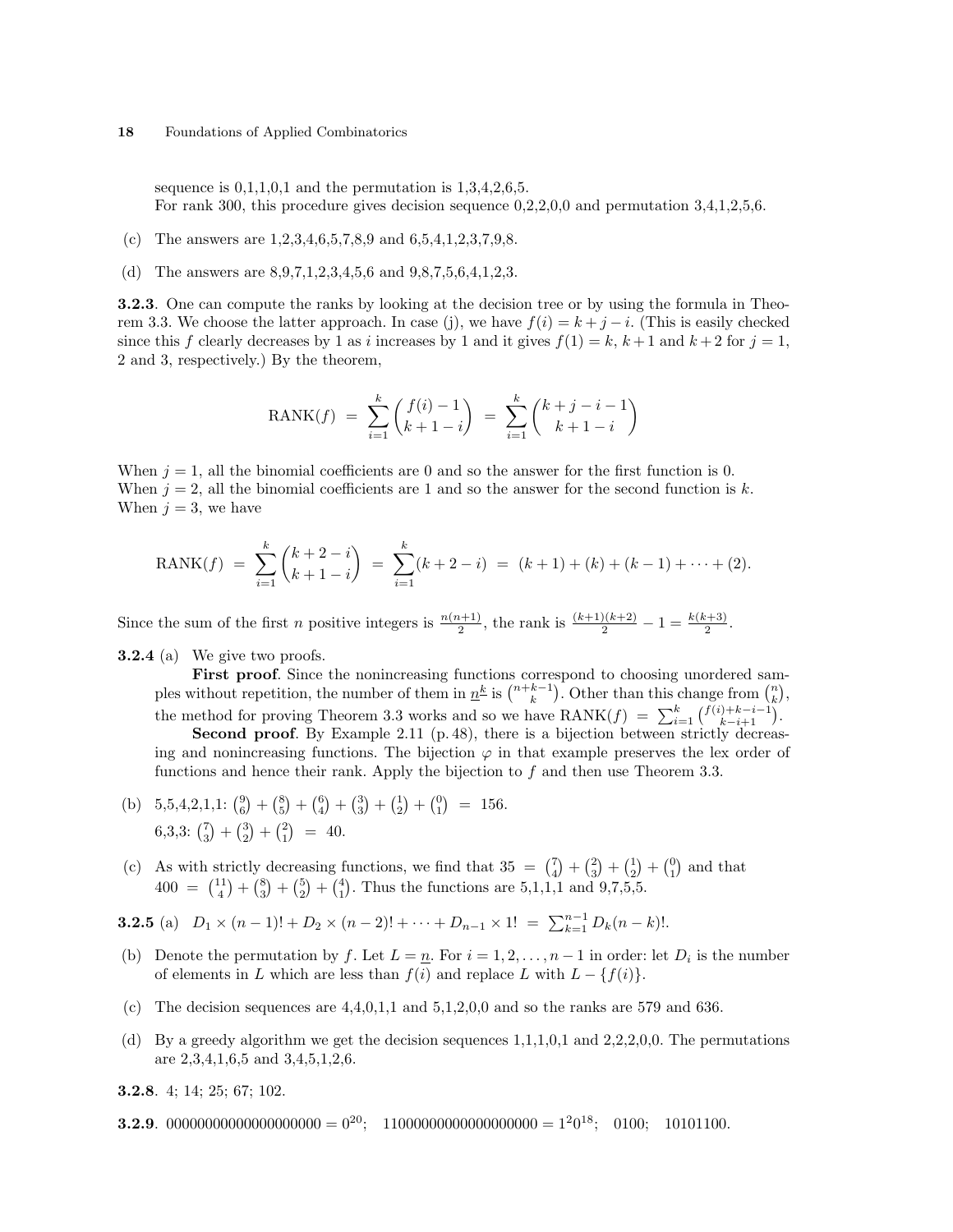sequence is 0,1,1,0,1 and the permutation is 1,3,4,2,6,5.
For rank 300, this procedure gives decision sequence 0,2,2,0,0 and permutation 3,4,1,2,5,6.

(c) The answers are 1,2,3,4,6,5,7,8,9 and 6,5,4,1,2,3,7,9,8.

(d) The answers are 8,9,7,1,2,3,4,5,6 and 9,8,7,5,6,4,1,2,3.

**3.2.3**. One can compute the ranks by looking at the decision tree or by using the formula in Theorem 3.3. We choose the latter approach. In case (j), we have $f(i) = k + j - i$. (This is easily checked since this $f$ clearly decreases by 1 as $i$ increases by 1 and it gives $f(1) = k$, $k+1$ and $k+2$ for $j = 1$, 2 and 3, respectively.) By the theorem,

$$\text{RANK}(f) \;=\; \sum_{i=1}^{k} \binom{f(i)-1}{k+1-i} \;=\; \sum_{i=1}^{k} \binom{k+j-i-1}{k+1-i}$$

When $j = 1$, all the binomial coefficients are 0 and so the answer for the first function is 0.
When $j = 2$, all the binomial coefficients are 1 and so the answer for the second function is $k$.
When $j = 3$, we have

$$\text{RANK}(f) \;=\; \sum_{i=1}^{k} \binom{k+2-i}{k+1-i} \;=\; \sum_{i=1}^{k} (k+2-i) \;=\; (k+1) + (k) + (k-1) + \cdots + (2).$$

Since the sum of the first $n$ positive integers is $\frac{n(n+1)}{2}$, the rank is $\frac{(k+1)(k+2)}{2} - 1 = \frac{k(k+3)}{2}$.

**3.2.4** (a) We give two proofs.

**First proof**. Since the nonincreasing functions correspond to choosing unordered samples without repetition, the number of them in $\underline{n}^{\underline{k}}$ is $\binom{n+k-1}{k}$. Other than this change from $\binom{n}{k}$, the method for proving Theorem 3.3 works and so we have $\text{RANK}(f) = \sum_{i=1}^{k} \binom{f(i)+k-i-1}{k-i+1}$.

**Second proof**. By Example 2.11 (p. 48), there is a bijection between strictly decreasing and nonincreasing functions. The bijection $\varphi$ in that example preserves the lex order of functions and hence their rank. Apply the bijection to $f$ and then use Theorem 3.3.

(b) 5,5,4,2,1,1: $\binom{9}{6} + \binom{8}{5} + \binom{6}{4} + \binom{3}{3} + \binom{1}{2} + \binom{0}{1} = 156$.
6,3,3: $\binom{7}{3} + \binom{3}{2} + \binom{2}{1} = 40$.

(c) As with strictly decreasing functions, we find that $35 = \binom{7}{4} + \binom{2}{3} + \binom{1}{2} + \binom{0}{1}$ and that $400 = \binom{11}{4} + \binom{8}{3} + \binom{5}{2} + \binom{4}{1}$. Thus the functions are 5,1,1,1 and 9,7,5,5.

**3.2.5** (a) $D_1 \times (n-1)! + D_2 \times (n-2)! + \cdots + D_{n-1} \times 1! = \sum_{k=1}^{n-1} D_k (n-k)!$.

(b) Denote the permutation by $f$. Let $L = \underline{n}$. For $i = 1, 2, \ldots, n-1$ in order: let $D_i$ is the number of elements in $L$ which are less than $f(i)$ and replace $L$ with $L - \{f(i)\}$.

(c) The decision sequences are 4,4,0,1,1 and 5,1,2,0,0 and so the ranks are 579 and 636.

(d) By a greedy algorithm we get the decision sequences 1,1,1,0,1 and 2,2,2,0,0. The permutations are 2,3,4,1,6,5 and 3,4,5,1,2,6.

**3.2.8**. 4; 14; 25; 67; 102.

**3.2.9**. $00000000000000000000 = 0^{20}$; $11000000000000000000 = 1^2 0^{18}$; 0100; 10101100.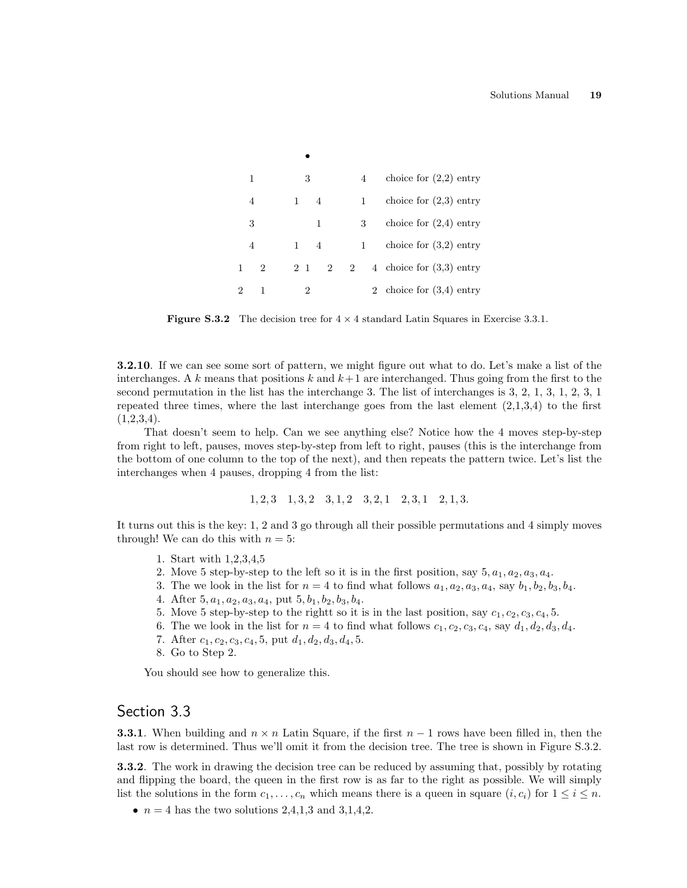•

| | | | | | | | | |
|---|---|---|---|---|---|---|---|---|
| 1 | | 3 | | | | 4 | choice for (2,2) entry |
| 4 | | 1 | 4 | | | 1 | choice for (2,3) entry |
| 3 | | | 1 | | | 3 | choice for (2,4) entry |
| 4 | | 1 | 4 | | | 1 | choice for (3,2) entry |
| 1 2 | | 2 1 | 2 | 2 | | 4 | choice for (3,3) entry |
| 2 1 | | 2 | | | | 2 | choice for (3,4) entry |

**Figure S.3.2** The decision tree for $4 \times 4$ standard Latin Squares in Exercise 3.3.1.

**3.2.10**. If we can see some sort of pattern, we might figure out what to do. Let's make a list of the interchanges. A $k$ means that positions $k$ and $k+1$ are interchanged. Thus going from the first to the second permutation in the list has the interchange 3. The list of interchanges is 3, 2, 1, 3, 1, 2, 3, 1 repeated three times, where the last interchange goes from the last element (2,1,3,4) to the first (1,2,3,4).

That doesn't seem to help. Can we see anything else? Notice how the 4 moves step-by-step from right to left, pauses, moves step-by-step from left to right, pauses (this is the interchange from the bottom of one column to the top of the next), and then repeats the pattern twice. Let's list the interchanges when 4 pauses, dropping 4 from the list:

$$1,2,3 \quad 1,3,2 \quad 3,1,2 \quad 3,2,1 \quad 2,3,1 \quad 2,1,3.$$

It turns out this is the key: 1, 2 and 3 go through all their possible permutations and 4 simply moves through! We can do this with $n = 5$:

1. Start with 1,2,3,4,5
2. Move 5 step-by-step to the left so it is in the first position, say $5, a_1, a_2, a_3, a_4$.
3. The we look in the list for $n = 4$ to find what follows $a_1, a_2, a_3, a_4$, say $b_1, b_2, b_3, b_4$.
4. After $5, a_1, a_2, a_3, a_4$, put $5, b_1, b_2, b_3, b_4$.
5. Move 5 step-by-step to the rightt so it is in the last position, say $c_1, c_2, c_3, c_4, 5$.
6. The we look in the list for $n = 4$ to find what follows $c_1, c_2, c_3, c_4$, say $d_1, d_2, d_3, d_4$.
7. After $c_1, c_2, c_3, c_4, 5$, put $d_1, d_2, d_3, d_4, 5$.
8. Go to Step 2.

You should see how to generalize this.

## Section 3.3

**3.3.1**. When building and $n \times n$ Latin Square, if the first $n-1$ rows have been filled in, then the last row is determined. Thus we'll omit it from the decision tree. The tree is shown in Figure S.3.2.

**3.3.2**. The work in drawing the decision tree can be reduced by assuming that, possibly by rotating and flipping the board, the queen in the first row is as far to the right as possible. We will simply list the solutions in the form $c_1, \ldots, c_n$ which means there is a queen in square $(i, c_i)$ for $1 \le i \le n$.

- $n = 4$ has the two solutions 2,4,1,3 and 3,1,4,2.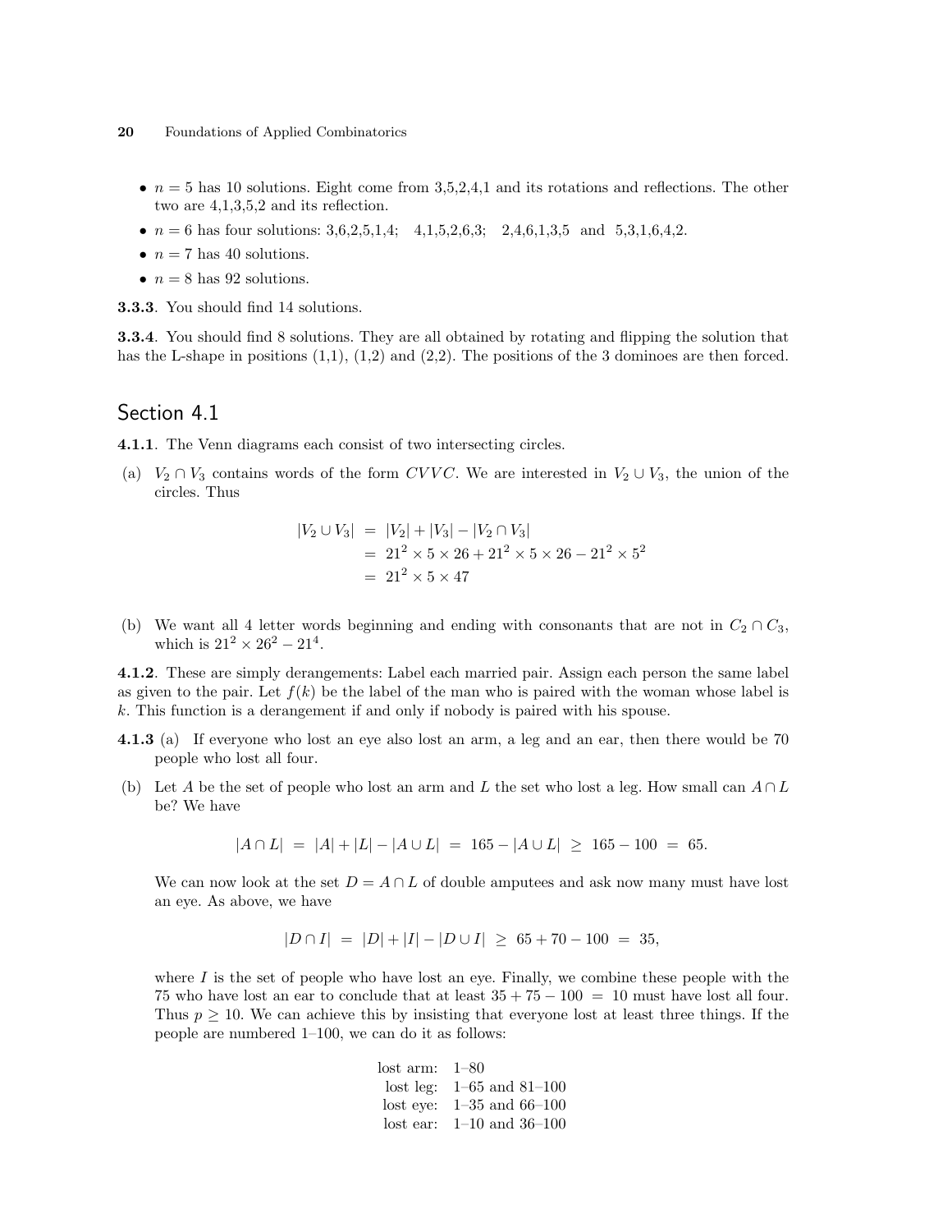- $n = 5$ has 10 solutions. Eight come from 3,5,2,4,1 and its rotations and reflections. The other two are 4,1,3,5,2 and its reflection.
- $n = 6$ has four solutions: 3,6,2,5,1,4;   4,1,5,2,6,3;   2,4,6,1,3,5  and  5,3,1,6,4,2.
- $n = 7$ has 40 solutions.
- $n = 8$ has 92 solutions.

**3.3.3**. You should find 14 solutions.

**3.3.4**. You should find 8 solutions. They are all obtained by rotating and flipping the solution that has the L-shape in positions (1,1), (1,2) and (2,2). The positions of the 3 dominoes are then forced.

## Section 4.1

**4.1.1**. The Venn diagrams each consist of two intersecting circles.

(a) $V_2 \cap V_3$ contains words of the form $CVVC$. We are interested in $V_2 \cup V_3$, the union of the circles. Thus

$$\begin{aligned} |V_2 \cup V_3| &= |V_2| + |V_3| - |V_2 \cap V_3| \\ &= 21^2 \times 5 \times 26 + 21^2 \times 5 \times 26 - 21^2 \times 5^2 \\ &= 21^2 \times 5 \times 47 \end{aligned}$$

(b) We want all 4 letter words beginning and ending with consonants that are not in $C_2 \cap C_3$, which is $21^2 \times 26^2 - 21^4$.

**4.1.2**. These are simply derangements: Label each married pair. Assign each person the same label as given to the pair. Let $f(k)$ be the label of the man who is paired with the woman whose label is $k$. This function is a derangement if and only if nobody is paired with his spouse.

**4.1.3** (a) If everyone who lost an eye also lost an arm, a leg and an ear, then there would be 70 people who lost all four.

(b) Let $A$ be the set of people who lost an arm and $L$ the set who lost a leg. How small can $A \cap L$ be? We have

$$|A \cap L| \;=\; |A| + |L| - |A \cup L| \;=\; 165 - |A \cup L| \;\geq\; 165 - 100 \;=\; 65.$$

We can now look at the set $D = A \cap L$ of double amputees and ask now many must have lost an eye. As above, we have

$$|D \cap I| \;=\; |D| + |I| - |D \cup I| \;\geq\; 65 + 70 - 100 \;=\; 35,$$

where $I$ is the set of people who have lost an eye. Finally, we combine these people with the 75 who have lost an ear to conclude that at least $35 + 75 - 100 = 10$ must have lost all four. Thus $p \geq 10$. We can achieve this by insisting that everyone lost at least three things. If the people are numbered 1–100, we can do it as follows:

| | |
|---|---|
| lost arm: | 1–80 |
| lost leg: | 1–65 and 81–100 |
| lost eye: | 1–35 and 66–100 |
| lost ear: | 1–10 and 36–100 |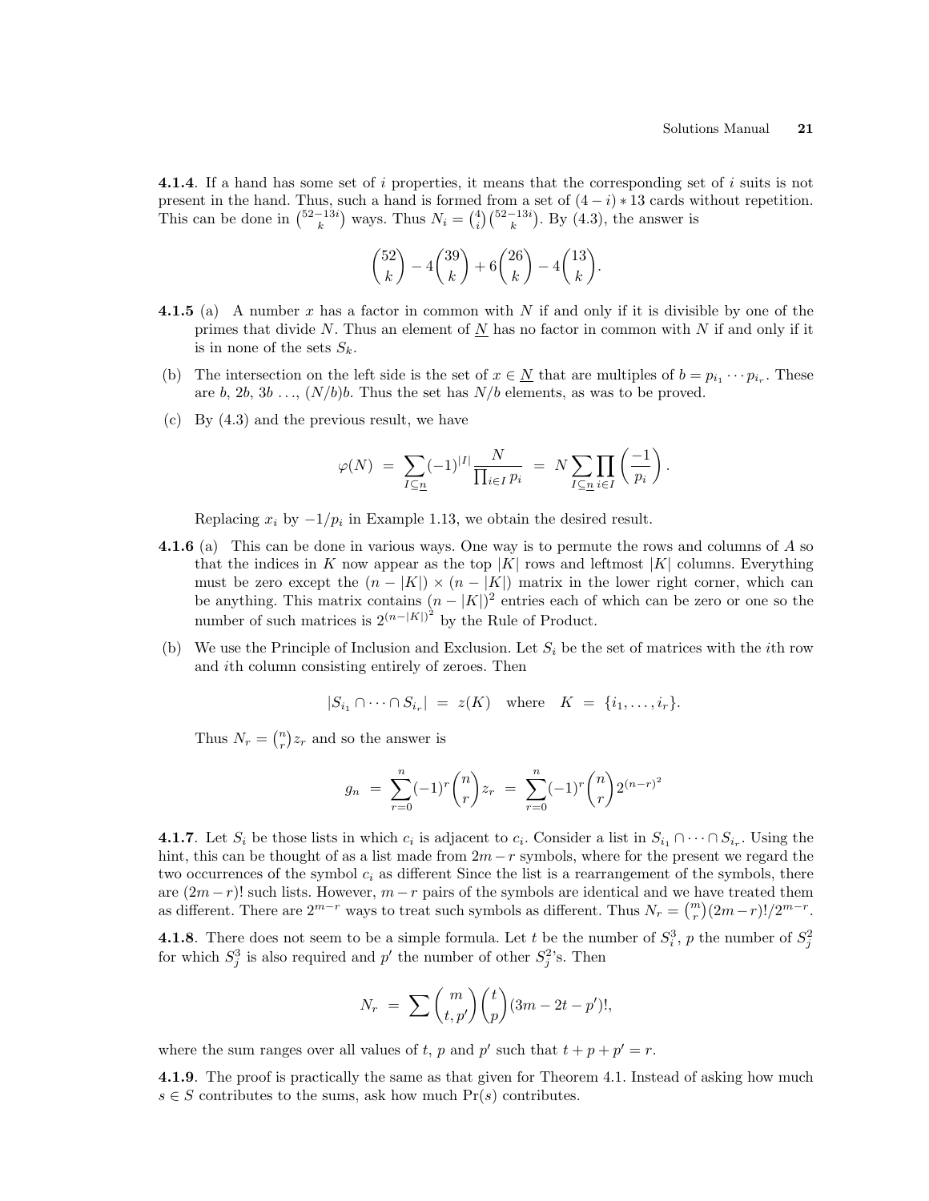**4.1.4**. If a hand has some set of $i$ properties, it means that the corresponding set of $i$ suits is not present in the hand. Thus, such a hand is formed from a set of $(4-i)*13$ cards without repetition. This can be done in $\binom{52-13i}{k}$ ways. Thus $N_i = \binom{4}{i}\binom{52-13i}{k}$. By (4.3), the answer is

$$\binom{52}{k} - 4\binom{39}{k} + 6\binom{26}{k} - 4\binom{13}{k}.$$

**4.1.5** (a) A number $x$ has a factor in common with $N$ if and only if it is divisible by one of the primes that divide $N$. Thus an element of $\underline{N}$ has no factor in common with $N$ if and only if it is in none of the sets $S_k$.

(b) The intersection on the left side is the set of $x \in \underline{N}$ that are multiples of $b = p_{i_1} \cdots p_{i_r}$. These are $b$, $2b$, $3b$ …, $(N/b)b$. Thus the set has $N/b$ elements, as was to be proved.

(c) By (4.3) and the previous result, we have

$$\varphi(N) \;=\; \sum_{I \subseteq \underline{n}} (-1)^{|I|} \frac{N}{\prod_{i \in I} p_i} \;=\; N \sum_{I \subseteq \underline{n}} \prod_{i \in I} \left(\frac{-1}{p_i}\right).$$

Replacing $x_i$ by $-1/p_i$ in Example 1.13, we obtain the desired result.

**4.1.6** (a) This can be done in various ways. One way is to permute the rows and columns of $A$ so that the indices in $K$ now appear as the top $|K|$ rows and leftmost $|K|$ columns. Everything must be zero except the $(n-|K|) \times (n-|K|)$ matrix in the lower right corner, which can be anything. This matrix contains $(n-|K|)^2$ entries each of which can be zero or one so the number of such matrices is $2^{(n-|K|)^2}$ by the Rule of Product.

(b) We use the Principle of Inclusion and Exclusion. Let $S_i$ be the set of matrices with the $i$th row and $i$th column consisting entirely of zeroes. Then

$$|S_{i_1} \cap \cdots \cap S_{i_r}| \;=\; z(K) \quad \text{where} \quad K \;=\; \{i_1, \ldots, i_r\}.$$

Thus $N_r = \binom{n}{r} z_r$ and so the answer is

$$g_n \;=\; \sum_{r=0}^{n} (-1)^r \binom{n}{r} z_r \;=\; \sum_{r=0}^{n} (-1)^r \binom{n}{r} 2^{(n-r)^2}$$

**4.1.7**. Let $S_i$ be those lists in which $c_i$ is adjacent to $c_i$. Consider a list in $S_{i_1} \cap \cdots \cap S_{i_r}$. Using the hint, this can be thought of as a list made from $2m-r$ symbols, where for the present we regard the two occurrences of the symbol $c_i$ as different Since the list is a rearrangement of the symbols, there are $(2m-r)!$ such lists. However, $m-r$ pairs of the symbols are identical and we have treated them as different. There are $2^{m-r}$ ways to treat such symbols as different. Thus $N_r = \binom{m}{r}(2m-r)!/2^{m-r}$.

**4.1.8**. There does not seem to be a simple formula. Let $t$ be the number of $S_i^3$, $p$ the number of $S_j^2$ for which $S_j^3$ is also required and $p'$ the number of other $S_j^2$'s. Then

$$N_r \;=\; \sum \binom{m}{t, p'} \binom{t}{p} (3m - 2t - p')!,$$

where the sum ranges over all values of $t$, $p$ and $p'$ such that $t + p + p' = r$.

**4.1.9**. The proof is practically the same as that given for Theorem 4.1. Instead of asking how much $s \in S$ contributes to the sums, ask how much $\Pr(s)$ contributes.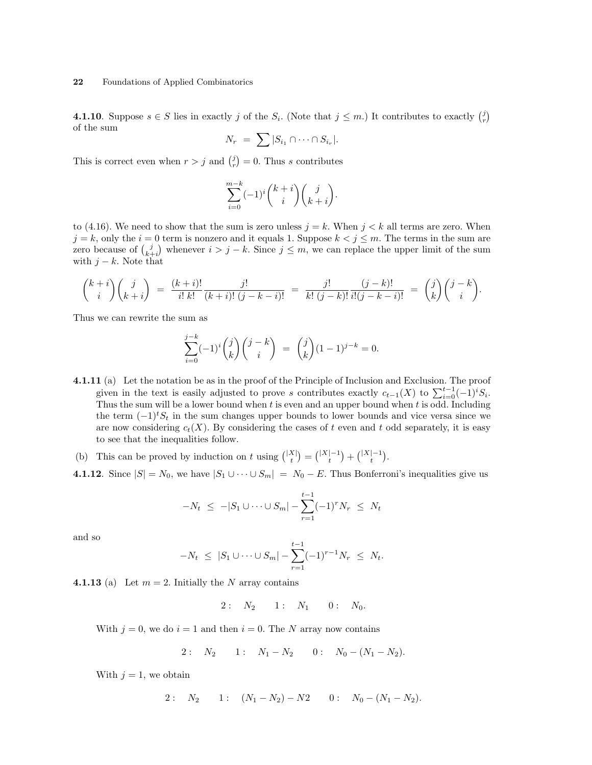**4.1.10**. Suppose $s \in S$ lies in exactly $j$ of the $S_i$. (Note that $j \le m$.) It contributes to exactly $\binom{j}{r}$ of the sum

$$N_r \;=\; \sum |S_{i_1} \cap \cdots \cap S_{i_r}|.$$

This is correct even when $r > j$ and $\binom{j}{r} = 0$. Thus $s$ contributes

$$\sum_{i=0}^{m-k} (-1)^i \binom{k+i}{i}\binom{j}{k+i}.$$

to (4.16). We need to show that the sum is zero unless $j = k$. When $j < k$ all terms are zero. When $j = k$, only the $i = 0$ term is nonzero and it equals 1. Suppose $k < j \le m$. The terms in the sum are zero because of $\binom{j}{k+i}$ whenever $i > j - k$. Since $j \le m$, we can replace the upper limit of the sum with $j - k$. Note that

$$\binom{k+i}{i}\binom{j}{k+i} \;=\; \frac{(k+i)!}{i!\,k!}\frac{j!}{(k+i)!\,(j-k-i)!} \;=\; \frac{j!}{k!\,(j-k)!}\frac{(j-k)!}{i!(j-k-i)!} \;=\; \binom{j}{k}\binom{j-k}{i}.$$

Thus we can rewrite the sum as

$$\sum_{i=0}^{j-k} (-1)^i \binom{j}{k}\binom{j-k}{i} \;=\; \binom{j}{k}(1-1)^{j-k} = 0.$$

**4.1.11** (a) Let the notation be as in the proof of the Principle of Inclusion and Exclusion. The proof given in the text is easily adjusted to prove $s$ contributes exactly $c_{t-1}(X)$ to $\sum_{i=0}^{t-1}(-1)^i S_i$. Thus the sum will be a lower bound when $t$ is even and an upper bound when $t$ is odd. Including the term $(-1)^t S_t$ in the sum changes upper bounds to lower bounds and vice versa since we are now considering $c_t(X)$. By considering the cases of $t$ even and $t$ odd separately, it is easy to see that the inequalities follow.

(b) This can be proved by induction on $t$ using $\binom{|X|}{t} = \binom{|X|-1}{t} + \binom{|X|-1}{t}$.

**4.1.12**. Since $|S| = N_0$, we have $|S_1 \cup \cdots \cup S_m| \;=\; N_0 - E$. Thus Bonferroni's inequalities give us

$$-N_t \;\le\; -|S_1 \cup \cdots \cup S_m| - \sum_{r=1}^{t-1} (-1)^r N_r \;\le\; N_t$$

and so

$$-N_t \;\le\; |S_1 \cup \cdots \cup S_m| - \sum_{r=1}^{t-1} (-1)^{r-1} N_r \;\le\; N_t.$$

**4.1.13** (a) Let $m = 2$. Initially the $N$ array contains

$$2: \quad N_2 \qquad 1: \quad N_1 \qquad 0: \quad N_0.$$

With $j = 0$, we do $i = 1$ and then $i = 0$. The $N$ array now contains

$$2: \quad N_2 \qquad 1: \quad N_1 - N_2 \qquad 0: \quad N_0 - (N_1 - N_2).$$

With $j = 1$, we obtain

$$2: \quad N_2 \qquad 1: \quad (N_1 - N_2) - N2 \qquad 0: \quad N_0 - (N_1 - N_2).$$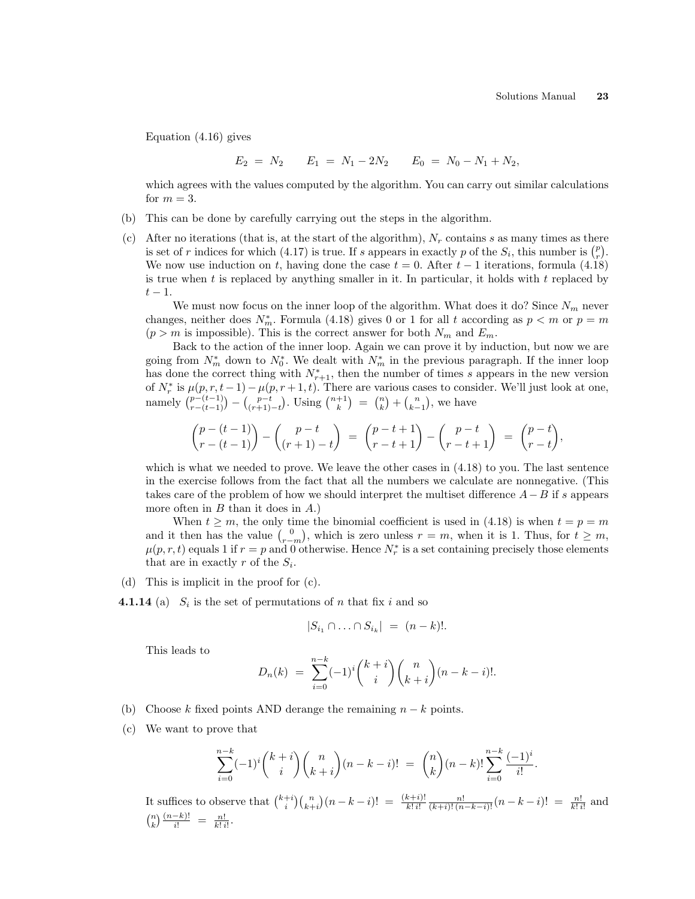Equation (4.16) gives

$$E_2 \;=\; N_2 \qquad E_1 \;=\; N_1 - 2N_2 \qquad E_0 \;=\; N_0 - N_1 + N_2,$$

which agrees with the values computed by the algorithm. You can carry out similar calculations for $m = 3$.

(b) This can be done by carefully carrying out the steps in the algorithm.

(c) After no iterations (that is, at the start of the algorithm), $N_r$ contains $s$ as many times as there is set of $r$ indices for which (4.17) is true. If $s$ appears in exactly $p$ of the $S_i$, this number is $\binom{p}{r}$. We now use induction on $t$, having done the case $t = 0$. After $t-1$ iterations, formula (4.18) is true when $t$ is replaced by anything smaller in it. In particular, it holds with $t$ replaced by $t-1$.

We must now focus on the inner loop of the algorithm. What does it do? Since $N_m$ never changes, neither does $N_m^*$. Formula (4.18) gives 0 or 1 for all $t$ according as $p < m$ or $p = m$ ($p > m$ is impossible). This is the correct answer for both $N_m$ and $E_m$.

Back to the action of the inner loop. Again we can prove it by induction, but now we are going from $N_m^*$ down to $N_0^*$. We dealt with $N_m^*$ in the previous paragraph. If the inner loop has done the correct thing with $N_{r+1}^*$, then the number of times $s$ appears in the new version of $N_r^*$ is $\mu(p, r, t-1) - \mu(p, r+1, t)$. There are various cases to consider. We'll just look at one, namely $\binom{p-(t-1)}{r-(t-1)} - \binom{p-t}{(r+1)-t}$. Using $\binom{n+1}{k} \;=\; \binom{n}{k} + \binom{n}{k-1}$, we have

$$\binom{p-(t-1)}{r-(t-1)} - \binom{p-t}{(r+1)-t} \;=\; \binom{p-t+1}{r-t+1} - \binom{p-t}{r-t+1} \;=\; \binom{p-t}{r-t},$$

which is what we needed to prove. We leave the other cases in (4.18) to you. The last sentence in the exercise follows from the fact that all the numbers we calculate are nonnegative. (This takes care of the problem of how we should interpret the multiset difference $A - B$ if $s$ appears more often in $B$ than it does in $A$.)

When $t \geq m$, the only time the binomial coefficient is used in (4.18) is when $t = p = m$ and it then has the value $\binom{0}{r-m}$, which is zero unless $r = m$, when it is 1. Thus, for $t \geq m$, $\mu(p, r, t)$ equals 1 if $r = p$ and 0 otherwise. Hence $N_r^*$ is a set containing precisely those elements that are in exactly $r$ of the $S_i$.

(d) This is implicit in the proof for (c).

**4.1.14** (a) $S_i$ is the set of permutations of $n$ that fix $i$ and so

$$|S_{i_1} \cap \ldots \cap S_{i_k}| \;=\; (n-k)!.$$

This leads to

$$D_n(k) \;=\; \sum_{i=0}^{n-k} (-1)^i \binom{k+i}{i} \binom{n}{k+i} (n-k-i)!.$$

(b) Choose $k$ fixed points AND derange the remaining $n-k$ points.

(c) We want to prove that

$$\sum_{i=0}^{n-k} (-1)^i \binom{k+i}{i} \binom{n}{k+i} (n-k-i)! \;=\; \binom{n}{k} (n-k)! \sum_{i=0}^{n-k} \frac{(-1)^i}{i!}.$$

It suffices to observe that $\binom{k+i}{i}\binom{n}{k+i}(n-k-i)! \;=\; \frac{(k+i)!}{k!\,i!} \frac{n!}{(k+i)!\,(n-k-i)!}(n-k-i)! \;=\; \frac{n!}{k!\,i!}$ and $\binom{n}{k}\frac{(n-k)!}{i!} \;=\; \frac{n!}{k!\,i!}$.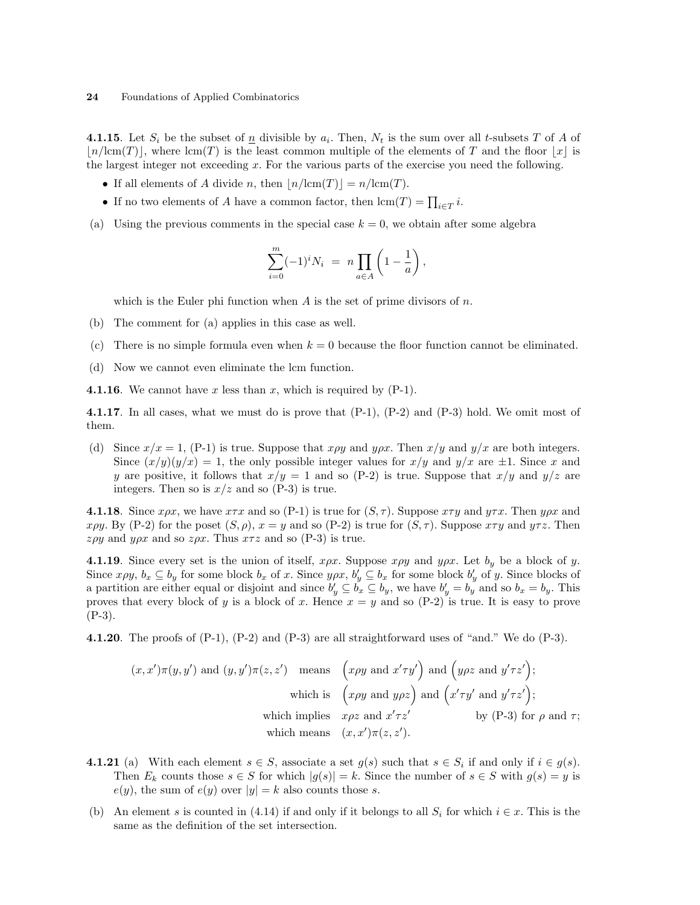**4.1.15**. Let $S_i$ be the subset of $\underline{n}$ divisible by $a_i$. Then, $N_t$ is the sum over all $t$-subsets $T$ of $A$ of $\lfloor n/\text{lcm}(T)\rfloor$, where $\text{lcm}(T)$ is the least common multiple of the elements of $T$ and the floor $\lfloor x \rfloor$ is the largest integer not exceeding $x$. For the various parts of the exercise you need the following.

- If all elements of $A$ divide $n$, then $\lfloor n/\text{lcm}(T)\rfloor = n/\text{lcm}(T)$.
- If no two elements of $A$ have a common factor, then $\text{lcm}(T) = \prod_{i \in T} i$.

(a) Using the previous comments in the special case $k = 0$, we obtain after some algebra

$$\sum_{i=0}^{m} (-1)^i N_i \;=\; n \prod_{a \in A} \left(1 - \frac{1}{a}\right),$$

which is the Euler phi function when $A$ is the set of prime divisors of $n$.

(b) The comment for (a) applies in this case as well.

(c) There is no simple formula even when $k = 0$ because the floor function cannot be eliminated.

(d) Now we cannot even eliminate the lcm function.

**4.1.16**. We cannot have $x$ less than $x$, which is required by (P-1).

**4.1.17**. In all cases, what we must do is prove that (P-1), (P-2) and (P-3) hold. We omit most of them.

(d) Since $x/x = 1$, (P-1) is true. Suppose that $x\rho y$ and $y\rho x$. Then $x/y$ and $y/x$ are both integers. Since $(x/y)(y/x) = 1$, the only possible integer values for $x/y$ and $y/x$ are $\pm 1$. Since $x$ and $y$ are positive, it follows that $x/y = 1$ and so (P-2) is true. Suppose that $x/y$ and $y/z$ are integers. Then so is $x/z$ and so (P-3) is true.

**4.1.18**. Since $x\rho x$, we have $x\tau x$ and so (P-1) is true for $(S, \tau)$. Suppose $x\tau y$ and $y\tau x$. Then $y\rho x$ and $x\rho y$. By (P-2) for the poset $(S, \rho)$, $x = y$ and so (P-2) is true for $(S, \tau)$. Suppose $x\tau y$ and $y\tau z$. Then $z\rho y$ and $y\rho x$ and so $z\rho x$. Thus $x\tau z$ and so (P-3) is true.

**4.1.19**. Since every set is the union of itself, $x\rho x$. Suppose $x\rho y$ and $y\rho x$. Let $b_y$ be a block of $y$. Since $x\rho y$, $b_x \subseteq b_y$ for some block $b_x$ of $x$. Since $y\rho x$, $b'_y \subseteq b_x$ for some block $b'_y$ of $y$. Since blocks of a partition are either equal or disjoint and since $b'_y \subseteq b_x \subseteq b_y$, we have $b'_y = b_y$ and so $b_x = b_y$. This proves that every block of $y$ is a block of $x$. Hence $x = y$ and so (P-2) is true. It is easy to prove (P-3).

**4.1.20**. The proofs of (P-1), (P-2) and (P-3) are all straightforward uses of "and." We do (P-3).

$$\begin{aligned}
(x,x')\pi(y,y') \text{ and } (y,y')\pi(z,z') \quad &\text{means} \quad \Big(x\rho y \text{ and } x'\tau y'\Big) \text{ and } \Big(y\rho z \text{ and } y'\tau z'\Big);\\
&\text{which is} \quad \Big(x\rho y \text{ and } y\rho z\Big) \text{ and } \Big(x'\tau y' \text{ and } y'\tau z'\Big);\\
&\text{which implies} \quad x\rho z \text{ and } x'\tau z' \qquad\qquad \text{by (P-3) for } \rho \text{ and } \tau;\\
&\text{which means} \quad (x,x')\pi(z,z').
\end{aligned}$$

**4.1.21** (a) With each element $s \in S$, associate a set $g(s)$ such that $s \in S_i$ if and only if $i \in g(s)$. Then $E_k$ counts those $s \in S$ for which $|g(s)| = k$. Since the number of $s \in S$ with $g(s) = y$ is $e(y)$, the sum of $e(y)$ over $|y| = k$ also counts those $s$.

(b) An element $s$ is counted in (4.14) if and only if it belongs to all $S_i$ for which $i \in x$. This is the same as the definition of the set intersection.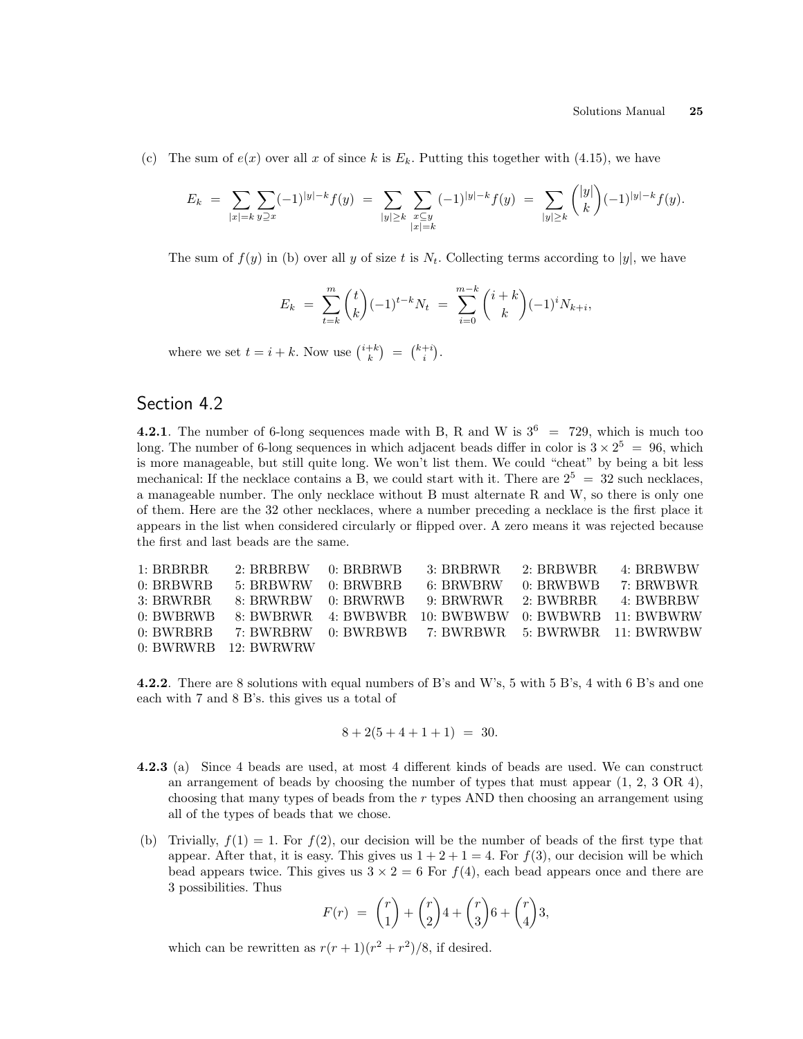(c) The sum of $e(x)$ over all $x$ of since $k$ is $E_k$. Putting this together with (4.15), we have

$$E_k \;=\; \sum_{|x|=k} \sum_{y \supseteq x} (-1)^{|y|-k} f(y) \;=\; \sum_{|y| \geq k} \sum_{\substack{x \subseteq y \\ |x|=k}} (-1)^{|y|-k} f(y) \;=\; \sum_{|y| \geq k} \binom{|y|}{k} (-1)^{|y|-k} f(y).$$

The sum of $f(y)$ in (b) over all $y$ of size $t$ is $N_t$. Collecting terms according to $|y|$, we have

$$E_k \;=\; \sum_{t=k}^{m} \binom{t}{k} (-1)^{t-k} N_t \;=\; \sum_{i=0}^{m-k} \binom{i+k}{k} (-1)^{i} N_{k+i},$$

where we set $t = i + k$. Now use $\binom{i+k}{k} \;=\; \binom{k+i}{i}$.

## Section 4.2

**4.2.1**. The number of 6-long sequences made with B, R and W is $3^6 \;=\; 729$, which is much too long. The number of 6-long sequences in which adjacent beads differ in color is $3 \times 2^5 \;=\; 96$, which is more manageable, but still quite long. We won't list them. We could "cheat" by being a bit less mechanical: If the necklace contains a B, we could start with it. There are $2^5 \;=\; 32$ such necklaces, a manageable number. The only necklace without B must alternate R and W, so there is only one of them. Here are the 32 other necklaces, where a number preceding a necklace is the first place it appears in the list when considered circularly or flipped over. A zero means it was rejected because the first and last beads are the same.

| | | | | | |
|---|---|---|---|---|---|
| 1: BRBRBR | 2: BRBRBW | 0: BRBRWB | 3: BRBRWR | 2: BRBWBR | 4: BRBWBW |
| 0: BRBWRB | 5: BRBWRW | 0: BRWBRB | 6: BRWBRW | 0: BRWBWB | 7: BRWBWR |
| 3: BRWRBR | 8: BRWRBW | 0: BRWRWB | 9: BRWRWR | 2: BWBRBR | 4: BWBRBW |
| 0: BWBRWB | 8: BWBRWR | 4: BWBWBR | 10: BWBWBW | 0: BWBWRB | 11: BWBWRW |
| 0: BWRBRB | 7: BWRBRW | 0: BWRBWB | 7: BWRBWR | 5: BWRWBR | 11: BWRWBW |
| 0: BWRWRB | 12: BWRWRW | | | | |

**4.2.2**. There are 8 solutions with equal numbers of B's and W's, 5 with 5 B's, 4 with 6 B's and one each with 7 and 8 B's. this gives us a total of

$$8 + 2(5 + 4 + 1 + 1) \;=\; 30.$$

**4.2.3** (a) Since 4 beads are used, at most 4 different kinds of beads are used. We can construct an arrangement of beads by choosing the number of types that must appear (1, 2, 3 OR 4), choosing that many types of beads from the $r$ types AND then choosing an arrangement using all of the types of beads that we chose.

(b) Trivially, $f(1) = 1$. For $f(2)$, our decision will be the number of beads of the first type that appear. After that, it is easy. This gives us $1 + 2 + 1 = 4$. For $f(3)$, our decision will be which bead appears twice. This gives us $3 \times 2 = 6$ For $f(4)$, each bead appears once and there are 3 possibilities. Thus

$$F(r) \;=\; \binom{r}{1} + \binom{r}{2}4 + \binom{r}{3}6 + \binom{r}{4}3,$$

which can be rewritten as $r(r+1)(r^2 + r^2)/8$, if desired.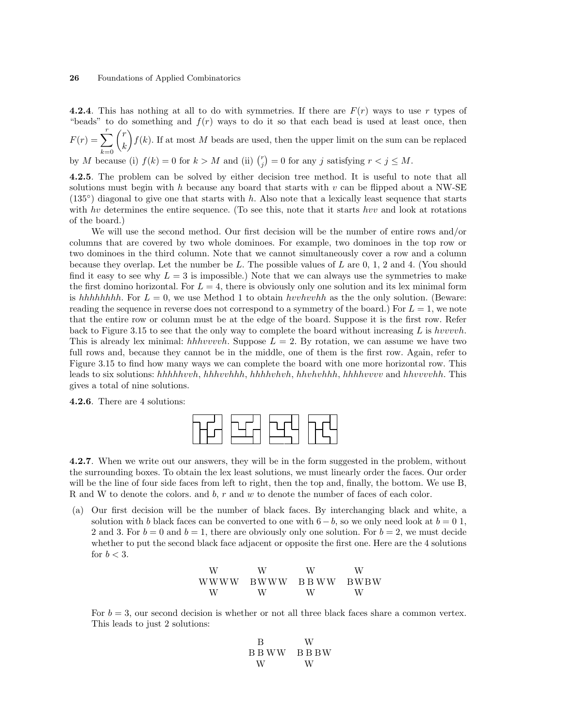**4.2.4**. This has nothing at all to do with symmetries. If there are $F(r)$ ways to use $r$ types of "beads" to do something and $f(r)$ ways to do it so that each bead is used at least once, then $F(r) = \sum_{k=0}^{r} \binom{r}{k} f(k)$. If at most $M$ beads are used, then the upper limit on the sum can be replaced by $M$ because (i) $f(k) = 0$ for $k > M$ and (ii) $\binom{r}{j} = 0$ for any $j$ satisfying $r < j \le M$.

**4.2.5**. The problem can be solved by either decision tree method. It is useful to note that all solutions must begin with $h$ because any board that starts with $v$ can be flipped about a NW-SE (135°) diagonal to give one that starts with $h$. Also note that a lexically least sequence that starts with $hv$ determines the entire sequence. (To see this, note that it starts $hvv$ and look at rotations of the board.)

We will use the second method. Our first decision will be the number of entire rows and/or columns that are covered by two whole dominoes. For example, two dominoes in the top row or two dominoes in the third column. Note that we cannot simultaneously cover a row and a column because they overlap. Let the number be $L$. The possible values of $L$ are 0, 1, 2 and 4. (You should find it easy to see why $L = 3$ is impossible.) Note that we can always use the symmetries to make the first domino horizontal. For $L = 4$, there is obviously only one solution and its lex minimal form is *hhhhhhhh*. For $L = 0$, we use Method 1 to obtain *hvvhvvhh* as the the only solution. (Beware: reading the sequence in reverse does not correspond to a symmetry of the board.) For $L = 1$, we note that the entire row or column must be at the edge of the board. Suppose it is the first row. Refer back to Figure 3.15 to see that the only way to complete the board without increasing $L$ is *hvvvvh*. This is already lex minimal: *hhhvvvvh*. Suppose $L = 2$. By rotation, we can assume we have two full rows and, because they cannot be in the middle, one of them is the first row. Again, refer to Figure 3.15 to find how many ways we can complete the board with one more horizontal row. This leads to six solutions: *hhhhhvvh*, *hhhvvhhh*, *hhhhvhvh*, *hhvhvhhh*, *hhhhvvvv* and *hhvvvvhh*. This gives a total of nine solutions.

**4.2.6**. There are 4 solutions:

**4.2.7**. When we write out our answers, they will be in the form suggested in the problem, without the surrounding boxes. To obtain the lex least solutions, we must linearly order the faces. Our order will be the line of four side faces from left to right, then the top and, finally, the bottom. We use B, R and W to denote the colors. and $b$, $r$ and $w$ to denote the number of faces of each color.

(a) Our first decision will be the number of black faces. By interchanging black and white, a solution with $b$ black faces can be converted to one with $6 - b$, so we only need look at $b = 0$ 1, 2 and 3. For $b = 0$ and $b = 1$, there are obviously only one solution. For $b = 2$, we must decide whether to put the second black face adjacent or opposite the first one. Here are the 4 solutions for $b < 3$.

```
  W        W        W        W
WWWW     BWWW     BBWW     BWBW
  W        W        W        W
```

For $b = 3$, our second decision is whether or not all three black faces share a common vertex. This leads to just 2 solutions:

```
  B        W
BBWW     BBBW
  W        W
```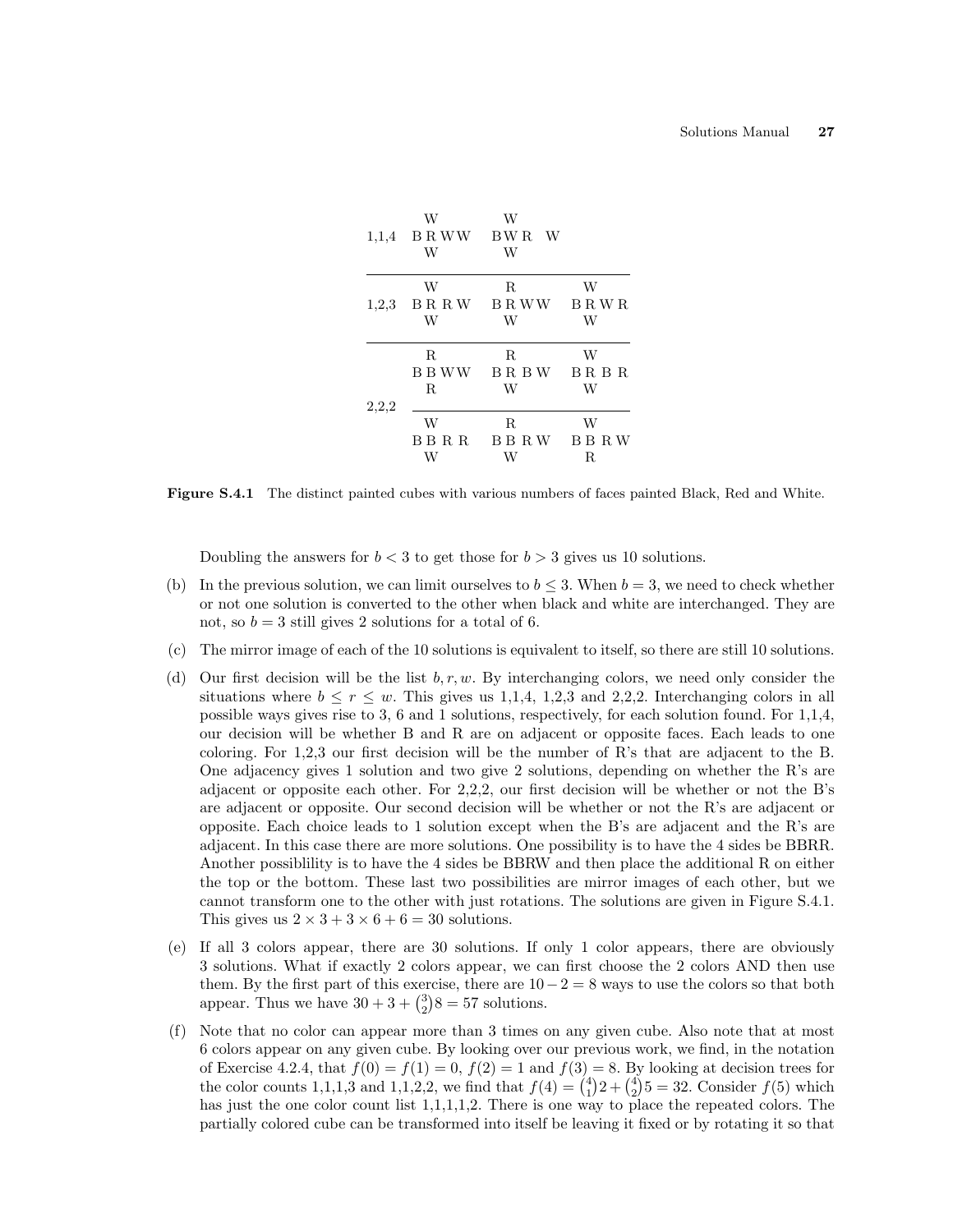| | | | |
|---|---|---|---|
| 1,1,4 | W<br>B R W W<br>W | W<br>B W R W<br>W | |
| 1,2,3 | W<br>B R R W<br>W | R<br>B R W W<br>W | W<br>B R W R<br>W |
| 2,2,2 | R<br>B B W W<br>R | R<br>B R B W<br>W | W<br>B R B R<br>W |
| | W<br>B B R R<br>W | R<br>B B R W<br>W | W<br>B B R W<br>R |

**Figure S.4.1** The distinct painted cubes with various numbers of faces painted Black, Red and White.

Doubling the answers for $b < 3$ to get those for $b > 3$ gives us 10 solutions.

(b) In the previous solution, we can limit ourselves to $b \le 3$. When $b = 3$, we need to check whether or not one solution is converted to the other when black and white are interchanged. They are not, so $b = 3$ still gives 2 solutions for a total of 6.

(c) The mirror image of each of the 10 solutions is equivalent to itself, so there are still 10 solutions.

(d) Our first decision will be the list $b, r, w$. By interchanging colors, we need only consider the situations where $b \le r \le w$. This gives us 1,1,4, 1,2,3 and 2,2,2. Interchanging colors in all possible ways gives rise to 3, 6 and 1 solutions, respectively, for each solution found. For 1,1,4, our decision will be whether B and R are on adjacent or opposite faces. Each leads to one coloring. For 1,2,3 our first decision will be the number of R's that are adjacent to the B. One adjacency gives 1 solution and two give 2 solutions, depending on whether the R's are adjacent or opposite each other. For 2,2,2, our first decision will be whether or not the B's are adjacent or opposite. Our second decision will be whether or not the R's are adjacent or opposite. Each choice leads to 1 solution except when the B's are adjacent and the R's are adjacent. In this case there are more solutions. One possibility is to have the 4 sides be BBRR. Another possiblility is to have the 4 sides be BBRW and then place the additional R on either the top or the bottom. These last two possibilities are mirror images of each other, but we cannot transform one to the other with just rotations. The solutions are given in Figure S.4.1. This gives us $2 \times 3 + 3 \times 6 + 6 = 30$ solutions.

(e) If all 3 colors appear, there are 30 solutions. If only 1 color appears, there are obviously 3 solutions. What if exactly 2 colors appear, we can first choose the 2 colors AND then use them. By the first part of this exercise, there are $10 - 2 = 8$ ways to use the colors so that both appear. Thus we have $30 + 3 + \binom{3}{2}8 = 57$ solutions.

(f) Note that no color can appear more than 3 times on any given cube. Also note that at most 6 colors appear on any given cube. By looking over our previous work, we find, in the notation of Exercise 4.2.4, that $f(0) = f(1) = 0$, $f(2) = 1$ and $f(3) = 8$. By looking at decision trees for the color counts 1,1,1,3 and 1,1,2,2, we find that $f(4) = \binom{4}{1}2 + \binom{4}{2}5 = 32$. Consider $f(5)$ which has just the one color count list 1,1,1,1,2. There is one way to place the repeated colors. The partially colored cube can be transformed into itself be leaving it fixed or by rotating it so that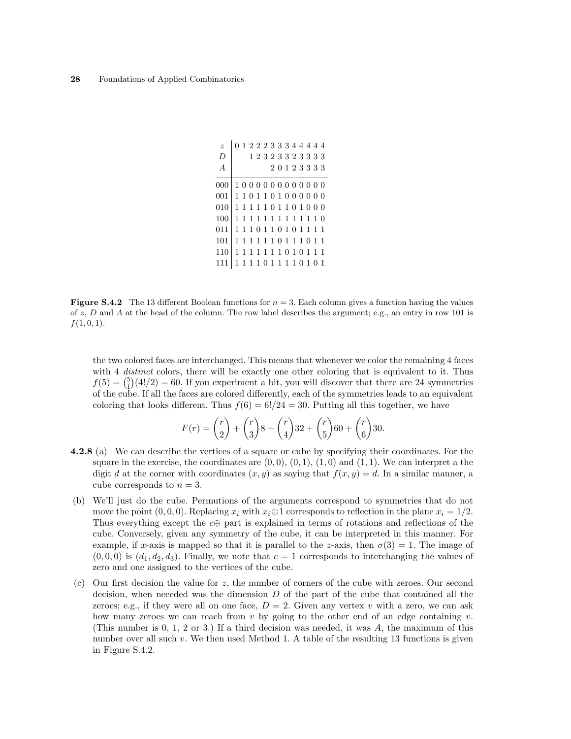| $z$ | 0 | 1 | 2 | 2 | 2 | 3 | 3 | 3 | 4 | 4 | 4 | 4 | 4 |
|---|---|---|---|---|---|---|---|---|---|---|---|---|---|
| $D$ | | | 1 | 2 | 3 | 2 | 3 | 3 | 2 | 3 | 3 | 3 | 3 |
| $A$ | | | | | | 2 | 0 | 1 | 2 | 3 | 3 | 3 | 3 |
| 000 | 1 | 0 | 0 | 0 | 0 | 0 | 0 | 0 | 0 | 0 | 0 | 0 | 0 |
| 001 | 1 | 1 | 0 | 1 | 1 | 0 | 1 | 0 | 0 | 0 | 0 | 0 | 0 |
| 010 | 1 | 1 | 1 | 1 | 1 | 0 | 1 | 1 | 0 | 1 | 0 | 0 | 0 |
| 100 | 1 | 1 | 1 | 1 | 1 | 1 | 1 | 1 | 1 | 1 | 1 | 1 | 0 |
| 011 | 1 | 1 | 1 | 0 | 1 | 1 | 0 | 1 | 0 | 1 | 1 | 1 | 1 |
| 101 | 1 | 1 | 1 | 1 | 1 | 1 | 0 | 1 | 1 | 1 | 0 | 1 | 1 |
| 110 | 1 | 1 | 1 | 1 | 1 | 1 | 1 | 0 | 1 | 0 | 1 | 1 | 1 |
| 111 | 1 | 1 | 1 | 1 | 0 | 1 | 1 | 1 | 1 | 0 | 1 | 0 | 1 |

**Figure S.4.2** The 13 different Boolean functions for $n = 3$. Each column gives a function having the values of $z$, $D$ and $A$ at the head of the column. The row label describes the argument; e.g., an entry in row 101 is $f(1, 0, 1)$.

the two colored faces are interchanged. This means that whenever we color the remaining 4 faces with 4 *distinct* colors, there will be exactly one other coloring that is equivalent to it. Thus $f(5) = \binom{5}{1}(4!/2) = 60$. If you experiment a bit, you will discover that there are 24 symmetries of the cube. If all the faces are colored differently, each of the symmetries leads to an equivalent coloring that looks different. Thus $f(6) = 6!/24 = 30$. Putting all this together, we have

$$F(r) = \binom{r}{2} + \binom{r}{3}8 + \binom{r}{4}32 + \binom{r}{5}60 + \binom{r}{6}30.$$

**4.2.8** (a) We can describe the vertices of a square or cube by specifying their coordinates. For the square in the exercise, the coordinates are $(0, 0)$, $(0, 1)$, $(1, 0)$ and $(1, 1)$. We can interpret a the digit $d$ at the corner with coordinates $(x, y)$ as saying that $f(x, y) = d$. In a similar manner, a cube corresponds to $n = 3$.

(b) We'll just do the cube. Permutions of the arguments correspond to symmetries that do not move the point $(0, 0, 0)$. Replacing $x_i$ with $x_i \oplus 1$ corresponds to reflection in the plane $x_i = 1/2$. Thus everything except the $c\oplus$ part is explained in terms of rotations and reflections of the cube. Conversely, given any symmetry of the cube, it can be interpreted in this manner. For example, if $x$-axis is mapped so that it is parallel to the $z$-axis, then $\sigma(3) = 1$. The image of $(0, 0, 0)$ is $(d_1, d_2, d_3)$. Finally, we note that $c = 1$ corresponds to interchanging the values of zero and one assigned to the vertices of the cube.

(c) Our first decision the value for $z$, the number of corners of the cube with zeroes. Our second decision, when neeeded was the dimension $D$ of the part of the cube that contained all the zeroes; e.g., if they were all on one face, $D = 2$. Given any vertex $v$ with a zero, we can ask how many zeroes we can reach from $v$ by going to the other end of an edge containing $v$. (This number is 0, 1, 2 or 3.) If a third decision was needed, it was $A$, the maximum of this number over all such $v$. We then used Method 1. A table of the resulting 13 functions is given in Figure S.4.2.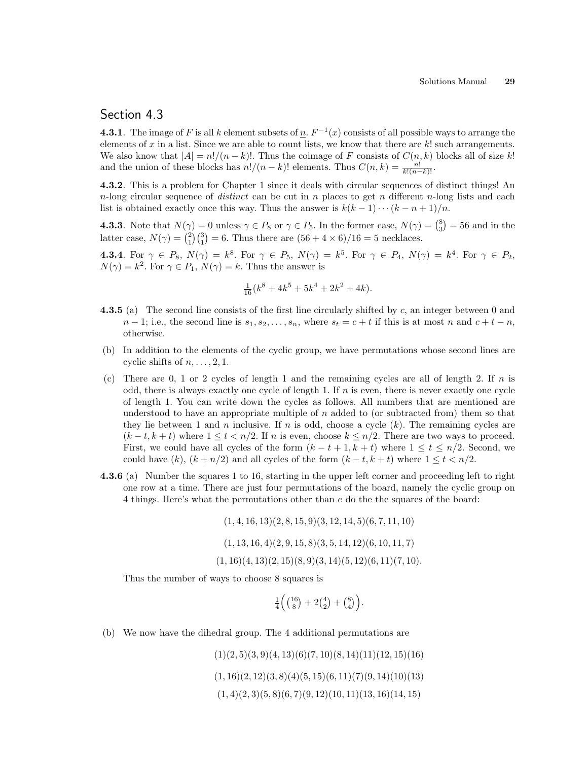## Section 4.3

**4.3.1**. The image of $F$ is all $k$ element subsets of $\underline{n}$. $F^{-1}(x)$ consists of all possible ways to arrange the elements of $x$ in a list. Since we are able to count lists, we know that there are $k!$ such arrangements. We also know that $|A| = n!/(n-k)!$. Thus the coimage of $F$ consists of $C(n,k)$ blocks all of size $k!$ and the union of these blocks has $n!/(n-k)!$ elements. Thus $C(n,k) = \frac{n!}{k!(n-k)!}$.

**4.3.2**. This is a problem for Chapter 1 since it deals with circular sequences of distinct things! An $n$-long circular sequence of *distinct* can be cut in $n$ places to get $n$ different $n$-long lists and each list is obtained exactly once this way. Thus the answer is $k(k-1)\cdots(k-n+1)/n$.

**4.3.3**. Note that $N(\gamma) = 0$ unless $\gamma \in P_8$ or $\gamma \in P_5$. In the former case, $N(\gamma) = \binom{8}{3} = 56$ and in the latter case, $N(\gamma) = \binom{2}{1}\binom{3}{1} = 6$. Thus there are $(56 + 4 \times 6)/16 = 5$ necklaces.

**4.3.4**. For $\gamma \in P_8$, $N(\gamma) = k^8$. For $\gamma \in P_5$, $N(\gamma) = k^5$. For $\gamma \in P_4$, $N(\gamma) = k^4$. For $\gamma \in P_2$, $N(\gamma) = k^2$. For $\gamma \in P_1$, $N(\gamma) = k$. Thus the answer is

$$\tfrac{1}{16}(k^8 + 4k^5 + 5k^4 + 2k^2 + 4k).$$

**4.3.5** (a) The second line consists of the first line circularly shifted by $c$, an integer between 0 and $n-1$; i.e., the second line is $s_1, s_2, \ldots, s_n$, where $s_t = c + t$ if this is at most $n$ and $c + t - n$, otherwise.

(b) In addition to the elements of the cyclic group, we have permutations whose second lines are cyclic shifts of $n, \ldots, 2, 1$.

(c) There are 0, 1 or 2 cycles of length 1 and the remaining cycles are all of length 2. If $n$ is odd, there is always exactly one cycle of length 1. If $n$ is even, there is never exactly one cycle of length 1. You can write down the cycles as follows. All numbers that are mentioned are understood to have an appropriate multiple of $n$ added to (or subtracted from) them so that they lie between 1 and $n$ inclusive. If $n$ is odd, choose a cycle $(k)$. The remaining cycles are $(k-t, k+t)$ where $1 \le t < n/2$. If $n$ is even, choose $k \le n/2$. There are two ways to proceed. First, we could have all cycles of the form $(k-t+1, k+t)$ where $1 \le t \le n/2$. Second, we could have $(k)$, $(k+n/2)$ and all cycles of the form $(k-t, k+t)$ where $1 \le t < n/2$.

**4.3.6** (a) Number the squares 1 to 16, starting in the upper left corner and proceeding left to right one row at a time. There are just four permutations of the board, namely the cyclic group on 4 things. Here's what the permutations other than $e$ do the the squares of the board:

$$(1,4,16,13)(2,8,15,9)(3,12,14,5)(6,7,11,10)$$

$$(1,13,16,4)(2,9,15,8)(3,5,14,12)(6,10,11,7)$$

$$(1,16)(4,13)(2,15)(8,9)(3,14)(5,12)(6,11)(7,10).$$

Thus the number of ways to choose 8 squares is

$$\tfrac{1}{4}\Big(\tbinom{16}{8} + 2\tbinom{4}{2} + \tbinom{8}{4}\Big).$$

(b) We now have the dihedral group. The 4 additional permutations are

$$(1)(2,5)(3,9)(4,13)(6)(7,10)(8,14)(11)(12,15)(16)$$

$$(1,16)(2,12)(3,8)(4)(5,15)(6,11)(7)(9,14)(10)(13)$$

$$(1,4)(2,3)(5,8)(6,7)(9,12)(10,11)(13,16)(14,15)$$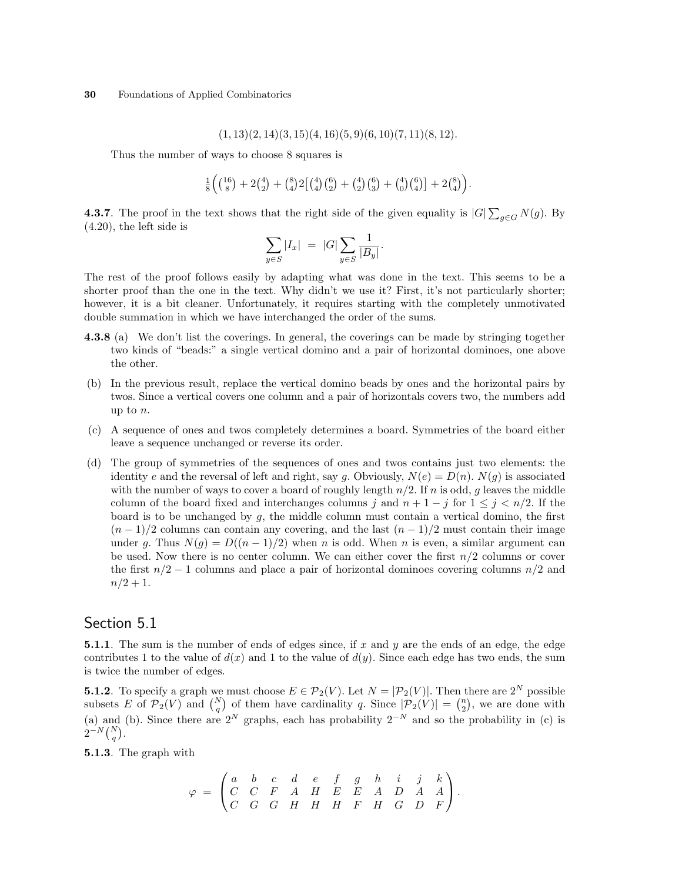$$(1,13)(2,14)(3,15)(4,16)(5,9)(6,10)(7,11)(8,12).$$

Thus the number of ways to choose 8 squares is

$$\tfrac{1}{8}\Big(\tbinom{16}{8}+2\tbinom{4}{2}+\tbinom{8}{4}2\big[\tbinom{4}{4}\tbinom{6}{2}+\tbinom{4}{2}\tbinom{6}{3}+\tbinom{4}{0}\tbinom{6}{4}\big]+2\tbinom{8}{4}\Big).$$

**4.3.7**. The proof in the text shows that the right side of the given equality is $|G|\sum_{g\in G}N(g)$. By (4.20), the left side is

$$\sum_{y\in S}|I_x| \;=\; |G|\sum_{y\in S}\frac{1}{|B_y|}.$$

The rest of the proof follows easily by adapting what was done in the text. This seems to be a shorter proof than the one in the text. Why didn't we use it? First, it's not particularly shorter; however, it is a bit cleaner. Unfortunately, it requires starting with the completely unmotivated double summation in which we have interchanged the order of the sums.

**4.3.8** (a) We don't list the coverings. In general, the coverings can be made by stringing together two kinds of "beads:" a single vertical domino and a pair of horizontal dominoes, one above the other.

(b) In the previous result, replace the vertical domino beads by ones and the horizontal pairs by twos. Since a vertical covers one column and a pair of horizontals covers two, the numbers add up to $n$.

(c) A sequence of ones and twos completely determines a board. Symmetries of the board either leave a sequence unchanged or reverse its order.

(d) The group of symmetries of the sequences of ones and twos contains just two elements: the identity $e$ and the reversal of left and right, say $g$. Obviously, $N(e)=D(n)$. $N(g)$ is associated with the number of ways to cover a board of roughly length $n/2$. If $n$ is odd, $g$ leaves the middle column of the board fixed and interchanges columns $j$ and $n+1-j$ for $1\le j<n/2$. If the board is to be unchanged by $g$, the middle column must contain a vertical domino, the first $(n-1)/2$ columns can contain any covering, and the last $(n-1)/2$ must contain their image under $g$. Thus $N(g)=D((n-1)/2)$ when $n$ is odd. When $n$ is even, a similar argument can be used. Now there is no center column. We can either cover the first $n/2$ columns or cover the first $n/2-1$ columns and place a pair of horizontal dominoes covering columns $n/2$ and $n/2+1$.

## Section 5.1

**5.1.1**. The sum is the number of ends of edges since, if $x$ and $y$ are the ends of an edge, the edge contributes 1 to the value of $d(x)$ and 1 to the value of $d(y)$. Since each edge has two ends, the sum is twice the number of edges.

**5.1.2**. To specify a graph we must choose $E\in\mathcal{P}_2(V)$. Let $N=|\mathcal{P}_2(V)|$. Then there are $2^N$ possible subsets $E$ of $\mathcal{P}_2(V)$ and $\binom{N}{q}$ of them have cardinality $q$. Since $|\mathcal{P}_2(V)|=\binom{n}{2}$, we are done with (a) and (b). Since there are $2^N$ graphs, each has probability $2^{-N}$ and so the probability in (c) is $2^{-N}\binom{N}{q}$.

**5.1.3**. The graph with

$$\varphi \;=\; \begin{pmatrix} a & b & c & d & e & f & g & h & i & j & k\\ C & C & F & A & H & E & E & A & D & A & A\\ C & G & G & H & H & H & F & H & G & D & F \end{pmatrix}.$$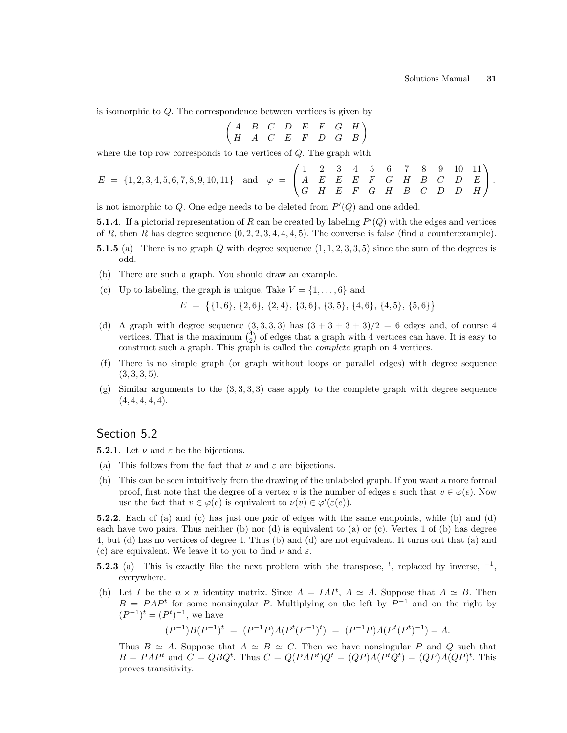is isomorphic to $Q$. The correspondence between vertices is given by

$$\begin{pmatrix} A & B & C & D & E & F & G & H \\ H & A & C & E & F & D & G & B \end{pmatrix}$$

where the top row corresponds to the vertices of $Q$. The graph with

$$E = \{1,2,3,4,5,6,7,8,9,10,11\} \quad \text{and} \quad \varphi = \begin{pmatrix} 1 & 2 & 3 & 4 & 5 & 6 & 7 & 8 & 9 & 10 & 11 \\ A & E & E & E & F & G & H & B & C & D & E \\ G & H & E & F & G & H & B & C & D & D & H \end{pmatrix}.$$

is not ismorphic to $Q$. One edge needs to be deleted from $P'(Q)$ and one added.

**5.1.4**. If a pictorial representation of $R$ can be created by labeling $P'(Q)$ with the edges and vertices of $R$, then $R$ has degree sequence $(0,2,2,3,4,4,4,5)$. The converse is false (find a counterexample).

**5.1.5** (a) There is no graph $Q$ with degree sequence $(1,1,2,3,3,5)$ since the sum of the degrees is odd.

(b) There are such a graph. You should draw an example.

(c) Up to labeling, the graph is unique. Take $V = \{1,\ldots,6\}$ and

$$E = \big\{\{1,6\},\,\{2,6\},\,\{2,4\},\,\{3,6\},\,\{3,5\},\,\{4,6\},\,\{4,5\},\,\{5,6\}\big\}$$

(d) A graph with degree sequence $(3,3,3,3)$ has $(3+3+3+3)/2 = 6$ edges and, of course 4 vertices. That is the maximum $\binom{4}{2}$ of edges that a graph with 4 vertices can have. It is easy to construct such a graph. This graph is called the *complete* graph on 4 vertices.

(f) There is no simple graph (or graph without loops or parallel edges) with degree sequence $(3,3,3,5)$.

(g) Similar arguments to the $(3,3,3,3)$ case apply to the complete graph with degree sequence $(4,4,4,4,4)$.

## Section 5.2

**5.2.1**. Let $\nu$ and $\varepsilon$ be the bijections.

(a) This follows from the fact that $\nu$ and $\varepsilon$ are bijections.

(b) This can be seen intuitively from the drawing of the unlabeled graph. If you want a more formal proof, first note that the degree of a vertex $v$ is the number of edges $e$ such that $v \in \varphi(e)$. Now use the fact that $v \in \varphi(e)$ is equivalent to $\nu(v) \in \varphi'(\varepsilon(e))$.

**5.2.2**. Each of (a) and (c) has just one pair of edges with the same endpoints, while (b) and (d) each have two pairs. Thus neither (b) nor (d) is equivalent to (a) or (c). Vertex 1 of (b) has degree 4, but (d) has no vertices of degree 4. Thus (b) and (d) are not equivalent. It turns out that (a) and (c) are equivalent. We leave it to you to find $\nu$ and $\varepsilon$.

**5.2.3** (a) This is exactly like the next problem with the transpose, ${}^t$, replaced by inverse, ${}^{-1}$, everywhere.

(b) Let $I$ be the $n \times n$ identity matrix. Since $A = IAI^t$, $A \simeq A$. Suppose that $A \simeq B$. Then $B = PAP^t$ for some nonsingular $P$. Multiplying on the left by $P^{-1}$ and on the right by $(P^{-1})^t = (P^t)^{-1}$, we have

$$(P^{-1})B(P^{-1})^t \;=\; (P^{-1}P)A(P^t(P^{-1})^t) \;=\; (P^{-1}P)A(P^t(P^t)^{-1}) = A.$$

Thus $B \simeq A$. Suppose that $A \simeq B \simeq C$. Then we have nonsingular $P$ and $Q$ such that $B = PAP^t$ and $C = QBQ^t$. Thus $C = Q(PAP^t)Q^t = (QP)A(P^tQ^t) = (QP)A(QP)^t$. This proves transitivity.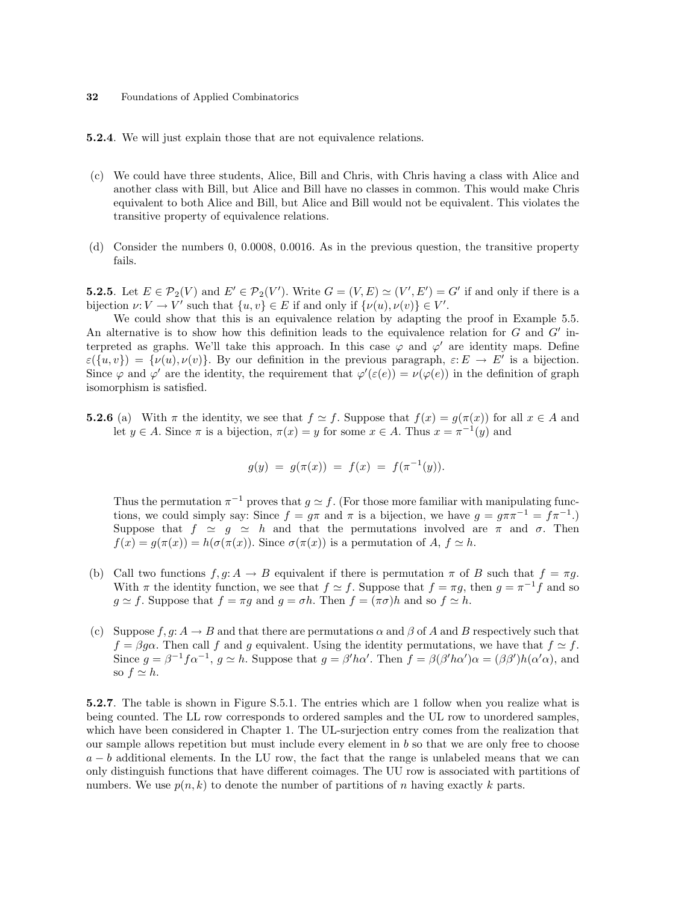**5.2.4**. We will just explain those that are not equivalence relations.

(c) We could have three students, Alice, Bill and Chris, with Chris having a class with Alice and another class with Bill, but Alice and Bill have no classes in common. This would make Chris equivalent to both Alice and Bill, but Alice and Bill would not be equivalent. This violates the transitive property of equivalence relations.

(d) Consider the numbers 0, 0.0008, 0.0016. As in the previous question, the transitive property fails.

**5.2.5**. Let $E \in \mathcal{P}_2(V)$ and $E' \in \mathcal{P}_2(V')$. Write $G = (V, E) \simeq (V', E') = G'$ if and only if there is a bijection $\nu: V \to V'$ such that $\{u, v\} \in E$ if and only if $\{\nu(u), \nu(v)\} \in V'$.

We could show that this is an equivalence relation by adapting the proof in Example 5.5. An alternative is to show how this definition leads to the equivalence relation for $G$ and $G'$ interpreted as graphs. We'll take this approach. In this case $\varphi$ and $\varphi'$ are identity maps. Define $\varepsilon(\{u, v\}) = \{\nu(u), \nu(v)\}$. By our definition in the previous paragraph, $\varepsilon: E \to E'$ is a bijection. Since $\varphi$ and $\varphi'$ are the identity, the requirement that $\varphi'(\varepsilon(e)) = \nu(\varphi(e))$ in the definition of graph isomorphism is satisfied.

**5.2.6** (a) With $\pi$ the identity, we see that $f \simeq f$. Suppose that $f(x) = g(\pi(x))$ for all $x \in A$ and let $y \in A$. Since $\pi$ is a bijection, $\pi(x) = y$ for some $x \in A$. Thus $x = \pi^{-1}(y)$ and

$$g(y) \;=\; g(\pi(x)) \;=\; f(x) \;=\; f(\pi^{-1}(y)).$$

Thus the permutation $\pi^{-1}$ proves that $g \simeq f$. (For those more familiar with manipulating functions, we could simply say: Since $f = g\pi$ and $\pi$ is a bijection, we have $g = g\pi\pi^{-1} = f\pi^{-1}$.) Suppose that $f \simeq g \simeq h$ and that the permutations involved are $\pi$ and $\sigma$. Then $f(x) = g(\pi(x)) = h(\sigma(\pi(x))$. Since $\sigma(\pi(x))$ is a permutation of $A$, $f \simeq h$.

(b) Call two functions $f, g: A \to B$ equivalent if there is permutation $\pi$ of $B$ such that $f = \pi g$. With $\pi$ the identity function, we see that $f \simeq f$. Suppose that $f = \pi g$, then $g = \pi^{-1} f$ and so $g \simeq f$. Suppose that $f = \pi g$ and $g = \sigma h$. Then $f = (\pi\sigma)h$ and so $f \simeq h$.

(c) Suppose $f, g: A \to B$ and that there are permutations $\alpha$ and $\beta$ of $A$ and $B$ respectively such that $f = \beta g \alpha$. Then call $f$ and $g$ equivalent. Using the identity permutations, we have that $f \simeq f$. Since $g = \beta^{-1} f \alpha^{-1}$, $g \simeq h$. Suppose that $g = \beta' h \alpha'$. Then $f = \beta(\beta' h \alpha')\alpha = (\beta\beta')h(\alpha'\alpha)$, and so $f \simeq h$.

**5.2.7**. The table is shown in Figure S.5.1. The entries which are 1 follow when you realize what is being counted. The LL row corresponds to ordered samples and the UL row to unordered samples, which have been considered in Chapter 1. The UL-surjection entry comes from the realization that our sample allows repetition but must include every element in $b$ so that we are only free to choose $a - b$ additional elements. In the LU row, the fact that the range is unlabeled means that we can only distinguish functions that have different coimages. The UU row is associated with partitions of numbers. We use $p(n, k)$ to denote the number of partitions of $n$ having exactly $k$ parts.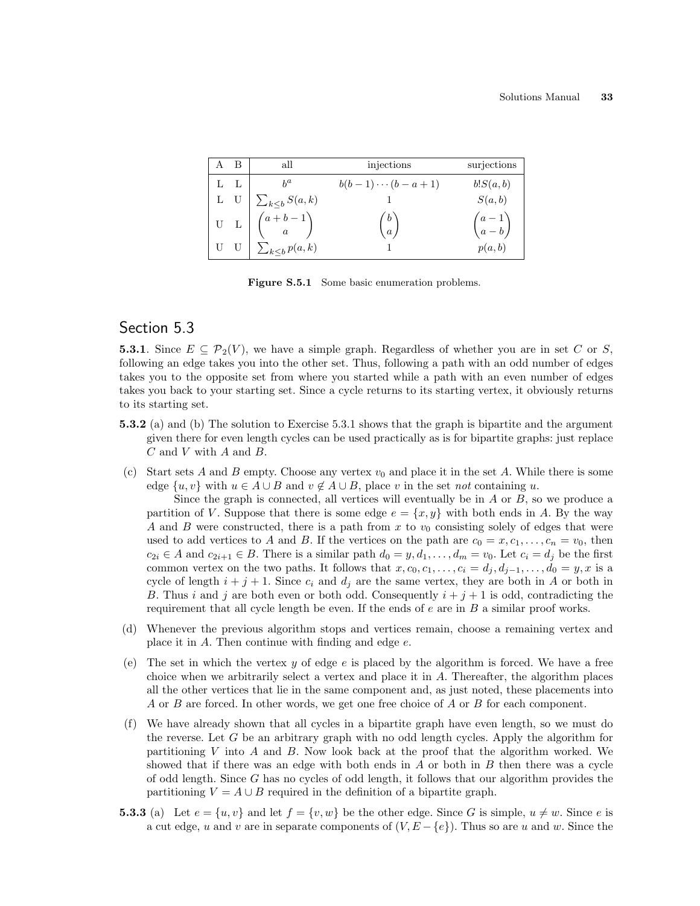| A | B | all | injections | surjections |
|---|---|---|---|---|
| L | L | $b^a$ | $b(b-1)\cdots(b-a+1)$ | $b!S(a,b)$ |
| L | U | $\sum_{k\le b} S(a,k)$ | 1 | $S(a,b)$ |
| U | L | $\binom{a+b-1}{a}$ | $\binom{b}{a}$ | $\binom{a-1}{a-b}$ |
| U | U | $\sum_{k\le b} p(a,k)$ | 1 | $p(a,b)$ |

**Figure S.5.1** Some basic enumeration problems.

## Section 5.3

**5.3.1**. Since $E \subseteq \mathcal{P}_2(V)$, we have a simple graph. Regardless of whether you are in set $C$ or $S$, following an edge takes you into the other set. Thus, following a path with an odd number of edges takes you to the opposite set from where you started while a path with an even number of edges takes you back to your starting set. Since a cycle returns to its starting vertex, it obviously returns to its starting set.

**5.3.2** (a) and (b) The solution to Exercise 5.3.1 shows that the graph is bipartite and the argument given there for even length cycles can be used practically as is for bipartite graphs: just replace $C$ and $V$ with $A$ and $B$.

(c) Start sets $A$ and $B$ empty. Choose any vertex $v_0$ and place it in the set $A$. While there is some edge $\{u, v\}$ with $u \in A \cup B$ and $v \notin A \cup B$, place $v$ in the set *not* containing $u$.

Since the graph is connected, all vertices will eventually be in $A$ or $B$, so we produce a partition of $V$. Suppose that there is some edge $e = \{x, y\}$ with both ends in $A$. By the way $A$ and $B$ were constructed, there is a path from $x$ to $v_0$ consisting solely of edges that were used to add vertices to $A$ and $B$. If the vertices on the path are $c_0 = x, c_1, \ldots, c_n = v_0$, then $c_{2i} \in A$ and $c_{2i+1} \in B$. There is a similar path $d_0 = y, d_1, \ldots, d_m = v_0$. Let $c_i = d_j$ be the first common vertex on the two paths. It follows that $x, c_0, c_1, \ldots, c_i = d_j, d_{j-1}, \ldots, d_0 = y, x$ is a cycle of length $i + j + 1$. Since $c_i$ and $d_j$ are the same vertex, they are both in $A$ or both in $B$. Thus $i$ and $j$ are both even or both odd. Consequently $i + j + 1$ is odd, contradicting the requirement that all cycle length be even. If the ends of $e$ are in $B$ a similar proof works.

(d) Whenever the previous algorithm stops and vertices remain, choose a remaining vertex and place it in $A$. Then continue with finding and edge $e$.

(e) The set in which the vertex $y$ of edge $e$ is placed by the algorithm is forced. We have a free choice when we arbitrarily select a vertex and place it in $A$. Thereafter, the algorithm places all the other vertices that lie in the same component and, as just noted, these placements into $A$ or $B$ are forced. In other words, we get one free choice of $A$ or $B$ for each component.

(f) We have already shown that all cycles in a bipartite graph have even length, so we must do the reverse. Let $G$ be an arbitrary graph with no odd length cycles. Apply the algorithm for partitioning $V$ into $A$ and $B$. Now look back at the proof that the algorithm worked. We showed that if there was an edge with both ends in $A$ or both in $B$ then there was a cycle of odd length. Since $G$ has no cycles of odd length, it follows that our algorithm provides the partitioning $V = A \cup B$ required in the definition of a bipartite graph.

**5.3.3** (a) Let $e = \{u, v\}$ and let $f = \{v, w\}$ be the other edge. Since $G$ is simple, $u \neq w$. Since $e$ is a cut edge, $u$ and $v$ are in separate components of $(V, E - \{e\})$. Thus so are $u$ and $w$. Since the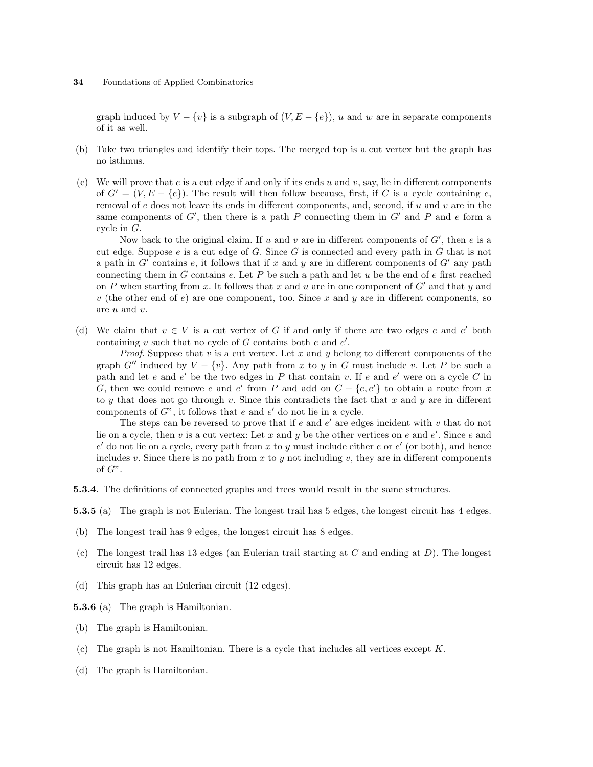graph induced by $V - \{v\}$ is a subgraph of $(V, E - \{e\})$, $u$ and $w$ are in separate components of it as well.

(b) Take two triangles and identify their tops. The merged top is a cut vertex but the graph has no isthmus.

(c) We will prove that $e$ is a cut edge if and only if its ends $u$ and $v$, say, lie in different components of $G' = (V, E - \{e\})$. The result will then follow because, first, if $C$ is a cycle containing $e$, removal of $e$ does not leave its ends in different components, and, second, if $u$ and $v$ are in the same components of $G'$, then there is a path $P$ connecting them in $G'$ and $P$ and $e$ form a cycle in $G$.

Now back to the original claim. If $u$ and $v$ are in different components of $G'$, then $e$ is a cut edge. Suppose $e$ is a cut edge of $G$. Since $G$ is connected and every path in $G$ that is not a path in $G'$ contains $e$, it follows that if $x$ and $y$ are in different components of $G'$ any path connecting them in $G$ contains $e$. Let $P$ be such a path and let $u$ be the end of $e$ first reached on $P$ when starting from $x$. It follows that $x$ and $u$ are in one component of $G'$ and that $y$ and $v$ (the other end of $e$) are one component, too. Since $x$ and $y$ are in different components, so are $u$ and $v$.

(d) We claim that $v \in V$ is a cut vertex of $G$ if and only if there are two edges $e$ and $e'$ both containing $v$ such that no cycle of $G$ contains both $e$ and $e'$.

*Proof.* Suppose that $v$ is a cut vertex. Let $x$ and $y$ belong to different components of the graph $G''$ induced by $V - \{v\}$. Any path from $x$ to $y$ in $G$ must include $v$. Let $P$ be such a path and let $e$ and $e'$ be the two edges in $P$ that contain $v$. If $e$ and $e'$ were on a cycle $C$ in $G$, then we could remove $e$ and $e'$ from $P$ and add on $C - \{e, e'\}$ to obtain a route from $x$ to $y$ that does not go through $v$. Since this contradicts the fact that $x$ and $y$ are in different components of $G$", it follows that $e$ and $e'$ do not lie in a cycle.

The steps can be reversed to prove that if $e$ and $e'$ are edges incident with $v$ that do not lie on a cycle, then $v$ is a cut vertex: Let $x$ and $y$ be the other vertices on $e$ and $e'$. Since $e$ and $e'$ do not lie on a cycle, every path from $x$ to $y$ must include either $e$ or $e'$ (or both), and hence includes $v$. Since there is no path from $x$ to $y$ not including $v$, they are in different components of $G$".

**5.3.4**. The definitions of connected graphs and trees would result in the same structures.

**5.3.5** (a) The graph is not Eulerian. The longest trail has 5 edges, the longest circuit has 4 edges.

(b) The longest trail has 9 edges, the longest circuit has 8 edges.

(c) The longest trail has 13 edges (an Eulerian trail starting at $C$ and ending at $D$). The longest circuit has 12 edges.

(d) This graph has an Eulerian circuit (12 edges).

**5.3.6** (a) The graph is Hamiltonian.

(b) The graph is Hamiltonian.

(c) The graph is not Hamiltonian. There is a cycle that includes all vertices except $K$.

(d) The graph is Hamiltonian.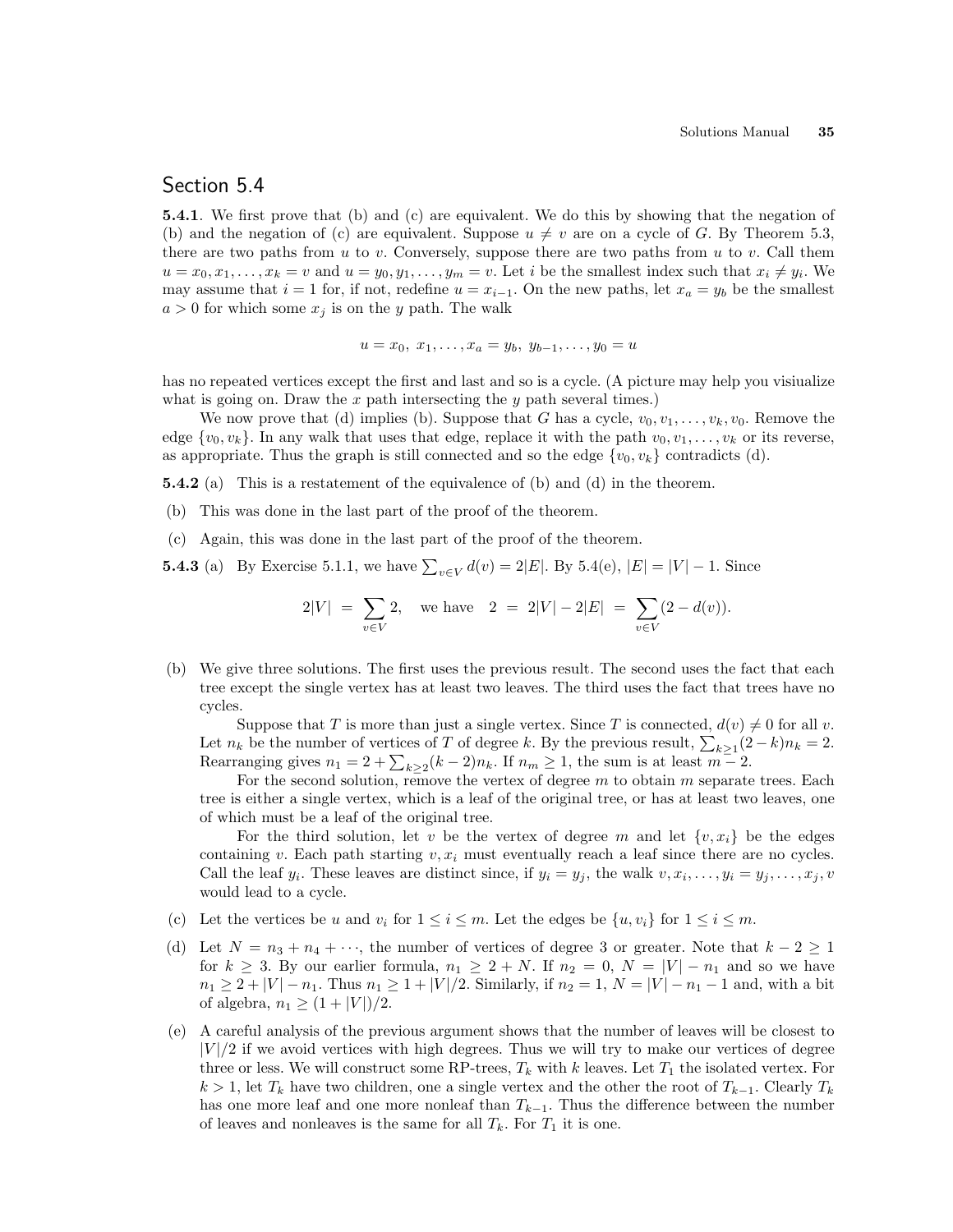## Section 5.4

**5.4.1**. We first prove that (b) and (c) are equivalent. We do this by showing that the negation of (b) and the negation of (c) are equivalent. Suppose $u \neq v$ are on a cycle of $G$. By Theorem 5.3, there are two paths from $u$ to $v$. Conversely, suppose there are two paths from $u$ to $v$. Call them $u = x_0, x_1, \ldots, x_k = v$ and $u = y_0, y_1, \ldots, y_m = v$. Let $i$ be the smallest index such that $x_i \neq y_i$. We may assume that $i = 1$ for, if not, redefine $u = x_{i-1}$. On the new paths, let $x_a = y_b$ be the smallest $a > 0$ for which some $x_j$ is on the $y$ path. The walk

$$u = x_0,\ x_1, \ldots, x_a = y_b,\ y_{b-1}, \ldots, y_0 = u$$

has no repeated vertices except the first and last and so is a cycle. (A picture may help you visiualize what is going on. Draw the $x$ path intersecting the $y$ path several times.)

We now prove that (d) implies (b). Suppose that $G$ has a cycle, $v_0, v_1, \ldots, v_k, v_0$. Remove the edge $\{v_0, v_k\}$. In any walk that uses that edge, replace it with the path $v_0, v_1, \ldots, v_k$ or its reverse, as appropriate. Thus the graph is still connected and so the edge $\{v_0, v_k\}$ contradicts (d).

**5.4.2** (a) This is a restatement of the equivalence of (b) and (d) in the theorem.

(b) This was done in the last part of the proof of the theorem.

(c) Again, this was done in the last part of the proof of the theorem.

**5.4.3** (a) By Exercise 5.1.1, we have $\sum_{v \in V} d(v) = 2|E|$. By 5.4(e), $|E| = |V| - 1$. Since

$$2|V| \;=\; \sum_{v \in V} 2, \quad \text{we have} \quad 2 \;=\; 2|V| - 2|E| \;=\; \sum_{v \in V} (2 - d(v)).$$

(b) We give three solutions. The first uses the previous result. The second uses the fact that each tree except the single vertex has at least two leaves. The third uses the fact that trees have no cycles.

Suppose that $T$ is more than just a single vertex. Since $T$ is connected, $d(v) \neq 0$ for all $v$. Let $n_k$ be the number of vertices of $T$ of degree $k$. By the previous result, $\sum_{k \geq 1} (2 - k) n_k = 2$. Rearranging gives $n_1 = 2 + \sum_{k \geq 2} (k - 2) n_k$. If $n_m \geq 1$, the sum is at least $m - 2$.

For the second solution, remove the vertex of degree $m$ to obtain $m$ separate trees. Each tree is either a single vertex, which is a leaf of the original tree, or has at least two leaves, one of which must be a leaf of the original tree.

For the third solution, let $v$ be the vertex of degree $m$ and let $\{v, x_i\}$ be the edges containing $v$. Each path starting $v, x_i$ must eventually reach a leaf since there are no cycles. Call the leaf $y_i$. These leaves are distinct since, if $y_i = y_j$, the walk $v, x_i, \ldots, y_i = y_j, \ldots, x_j, v$ would lead to a cycle.

(c) Let the vertices be $u$ and $v_i$ for $1 \leq i \leq m$. Let the edges be $\{u, v_i\}$ for $1 \leq i \leq m$.

(d) Let $N = n_3 + n_4 + \cdots$, the number of vertices of degree 3 or greater. Note that $k - 2 \geq 1$ for $k \geq 3$. By our earlier formula, $n_1 \geq 2 + N$. If $n_2 = 0$, $N = |V| - n_1$ and so we have $n_1 \geq 2 + |V| - n_1$. Thus $n_1 \geq 1 + |V|/2$. Similarly, if $n_2 = 1$, $N = |V| - n_1 - 1$ and, with a bit of algebra, $n_1 \geq (1 + |V|)/2$.

(e) A careful analysis of the previous argument shows that the number of leaves will be closest to $|V|/2$ if we avoid vertices with high degrees. Thus we will try to make our vertices of degree three or less. We will construct some RP-trees, $T_k$ with $k$ leaves. Let $T_1$ the isolated vertex. For $k > 1$, let $T_k$ have two children, one a single vertex and the other the root of $T_{k-1}$. Clearly $T_k$ has one more leaf and one more nonleaf than $T_{k-1}$. Thus the difference between the number of leaves and nonleaves is the same for all $T_k$. For $T_1$ it is one.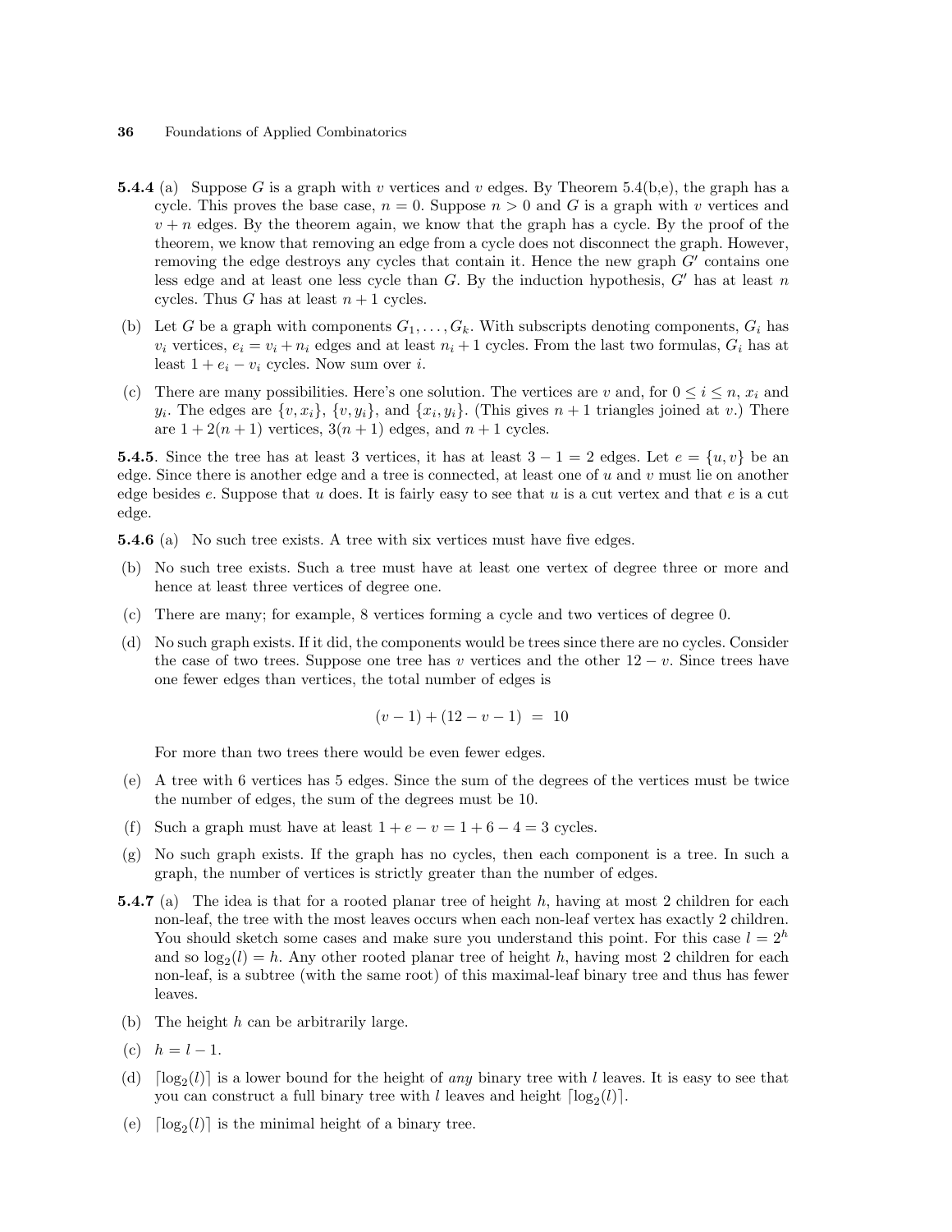**5.4.4** (a) Suppose $G$ is a graph with $v$ vertices and $v$ edges. By Theorem 5.4(b,e), the graph has a cycle. This proves the base case, $n = 0$. Suppose $n > 0$ and $G$ is a graph with $v$ vertices and $v + n$ edges. By the theorem again, we know that the graph has a cycle. By the proof of the theorem, we know that removing an edge from a cycle does not disconnect the graph. However, removing the edge destroys any cycles that contain it. Hence the new graph $G'$ contains one less edge and at least one less cycle than $G$. By the induction hypothesis, $G'$ has at least $n$ cycles. Thus $G$ has at least $n + 1$ cycles.

(b) Let $G$ be a graph with components $G_1, \ldots, G_k$. With subscripts denoting components, $G_i$ has $v_i$ vertices, $e_i = v_i + n_i$ edges and at least $n_i + 1$ cycles. From the last two formulas, $G_i$ has at least $1 + e_i - v_i$ cycles. Now sum over $i$.

(c) There are many possibilities. Here's one solution. The vertices are $v$ and, for $0 \le i \le n$, $x_i$ and $y_i$. The edges are $\{v, x_i\}$, $\{v, y_i\}$, and $\{x_i, y_i\}$. (This gives $n + 1$ triangles joined at $v$.) There are $1 + 2(n + 1)$ vertices, $3(n + 1)$ edges, and $n + 1$ cycles.

**5.4.5**. Since the tree has at least 3 vertices, it has at least $3 - 1 = 2$ edges. Let $e = \{u, v\}$ be an edge. Since there is another edge and a tree is connected, at least one of $u$ and $v$ must lie on another edge besides $e$. Suppose that $u$ does. It is fairly easy to see that $u$ is a cut vertex and that $e$ is a cut edge.

**5.4.6** (a) No such tree exists. A tree with six vertices must have five edges.

(b) No such tree exists. Such a tree must have at least one vertex of degree three or more and hence at least three vertices of degree one.

(c) There are many; for example, 8 vertices forming a cycle and two vertices of degree 0.

(d) No such graph exists. If it did, the components would be trees since there are no cycles. Consider the case of two trees. Suppose one tree has $v$ vertices and the other $12 - v$. Since trees have one fewer edges than vertices, the total number of edges is

$$(v - 1) + (12 - v - 1) \;=\; 10$$

For more than two trees there would be even fewer edges.

(e) A tree with 6 vertices has 5 edges. Since the sum of the degrees of the vertices must be twice the number of edges, the sum of the degrees must be 10.

(f) Such a graph must have at least $1 + e - v = 1 + 6 - 4 = 3$ cycles.

(g) No such graph exists. If the graph has no cycles, then each component is a tree. In such a graph, the number of vertices is strictly greater than the number of edges.

**5.4.7** (a) The idea is that for a rooted planar tree of height $h$, having at most 2 children for each non-leaf, the tree with the most leaves occurs when each non-leaf vertex has exactly 2 children. You should sketch some cases and make sure you understand this point. For this case $l = 2^h$ and so $\log_2(l) = h$. Any other rooted planar tree of height $h$, having most 2 children for each non-leaf, is a subtree (with the same root) of this maximal-leaf binary tree and thus has fewer leaves.

(b) The height $h$ can be arbitrarily large.

(c) $h = l - 1$.

(d) $\lceil \log_2(l) \rceil$ is a lower bound for the height of *any* binary tree with $l$ leaves. It is easy to see that you can construct a full binary tree with $l$ leaves and height $\lceil \log_2(l) \rceil$.

(e) $\lceil \log_2(l) \rceil$ is the minimal height of a binary tree.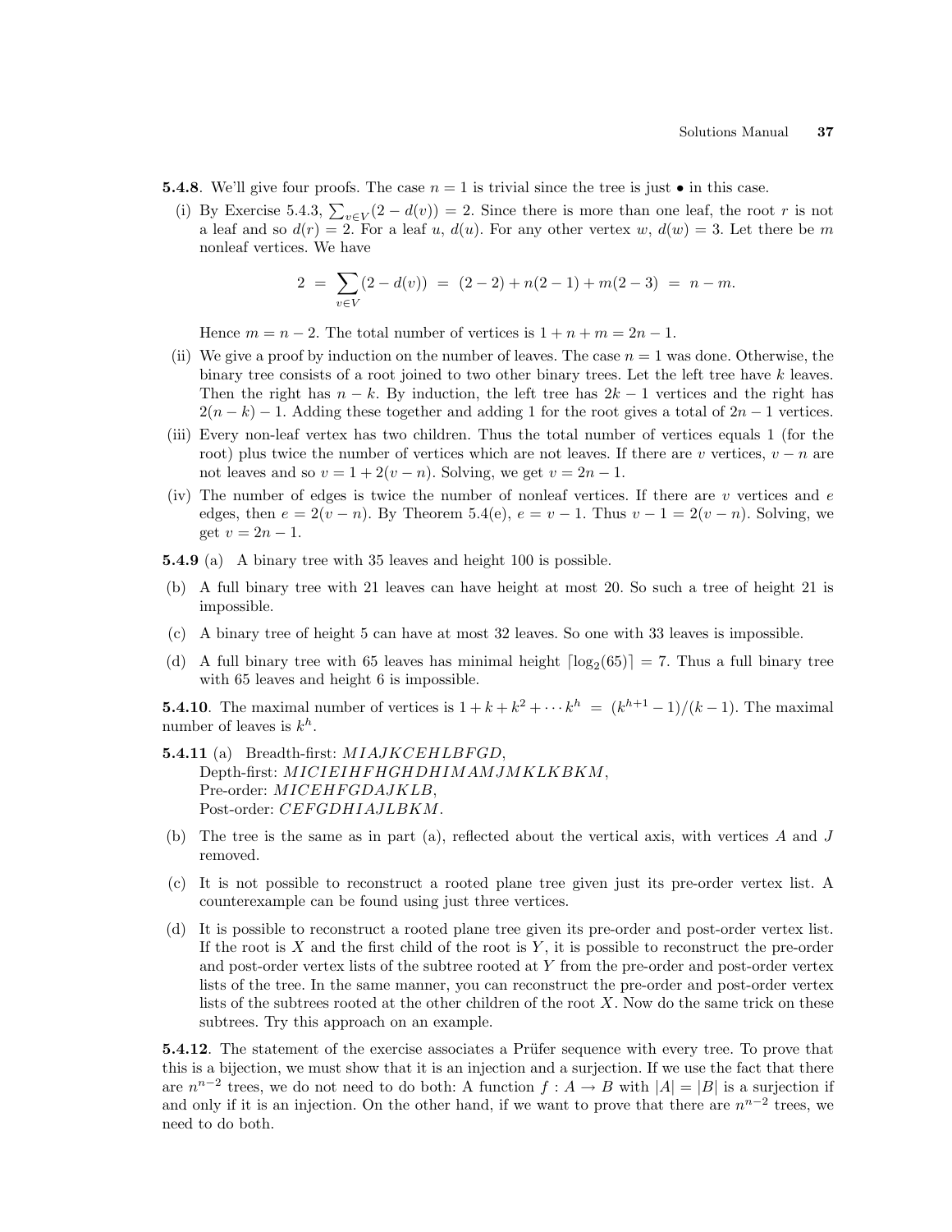**5.4.8**. We'll give four proofs. The case $n = 1$ is trivial since the tree is just $\bullet$ in this case.

(i) By Exercise 5.4.3, $\sum_{v \in V}(2 - d(v)) = 2$. Since there is more than one leaf, the root $r$ is not a leaf and so $d(r) = 2$. For a leaf $u$, $d(u)$. For any other vertex $w$, $d(w) = 3$. Let there be $m$ nonleaf vertices. We have

$$2 \;=\; \sum_{v \in V}(2 - d(v)) \;=\; (2-2) + n(2-1) + m(2-3) \;=\; n - m.$$

Hence $m = n - 2$. The total number of vertices is $1 + n + m = 2n - 1$.

(ii) We give a proof by induction on the number of leaves. The case $n = 1$ was done. Otherwise, the binary tree consists of a root joined to two other binary trees. Let the left tree have $k$ leaves. Then the right has $n - k$. By induction, the left tree has $2k - 1$ vertices and the right has $2(n - k) - 1$. Adding these together and adding 1 for the root gives a total of $2n - 1$ vertices.

(iii) Every non-leaf vertex has two children. Thus the total number of vertices equals 1 (for the root) plus twice the number of vertices which are not leaves. If there are $v$ vertices, $v - n$ are not leaves and so $v = 1 + 2(v - n)$. Solving, we get $v = 2n - 1$.

(iv) The number of edges is twice the number of nonleaf vertices. If there are $v$ vertices and $e$ edges, then $e = 2(v - n)$. By Theorem 5.4(e), $e = v - 1$. Thus $v - 1 = 2(v - n)$. Solving, we get $v = 2n - 1$.

**5.4.9** (a) A binary tree with 35 leaves and height 100 is possible.

(b) A full binary tree with 21 leaves can have height at most 20. So such a tree of height 21 is impossible.

(c) A binary tree of height 5 can have at most 32 leaves. So one with 33 leaves is impossible.

(d) A full binary tree with 65 leaves has minimal height $\lceil \log_2(65) \rceil = 7$. Thus a full binary tree with 65 leaves and height 6 is impossible.

**5.4.10**. The maximal number of vertices is $1 + k + k^2 + \cdots k^h \;=\; (k^{h+1} - 1)/(k - 1)$. The maximal number of leaves is $k^h$.

**5.4.11** (a) Breadth-first: $MIAJKCEHLBFGD$,
Depth-first: $MICIEIHFHGHDHIMAMJMKLKBKM$,
Pre-order: $MICEHFGDAJKLB$,
Post-order: $CEFGDHIAJLBKM$.

(b) The tree is the same as in part (a), reflected about the vertical axis, with vertices $A$ and $J$ removed.

(c) It is not possible to reconstruct a rooted plane tree given just its pre-order vertex list. A counterexample can be found using just three vertices.

(d) It is possible to reconstruct a rooted plane tree given its pre-order and post-order vertex list. If the root is $X$ and the first child of the root is $Y$, it is possible to reconstruct the pre-order and post-order vertex lists of the subtree rooted at $Y$ from the pre-order and post-order vertex lists of the tree. In the same manner, you can reconstruct the pre-order and post-order vertex lists of the subtrees rooted at the other children of the root $X$. Now do the same trick on these subtrees. Try this approach on an example.

**5.4.12**. The statement of the exercise associates a Prüfer sequence with every tree. To prove that this is a bijection, we must show that it is an injection and a surjection. If we use the fact that there are $n^{n-2}$ trees, we do not need to do both: A function $f : A \to B$ with $|A| = |B|$ is a surjection if and only if it is an injection. On the other hand, if we want to prove that there are $n^{n-2}$ trees, we need to do both.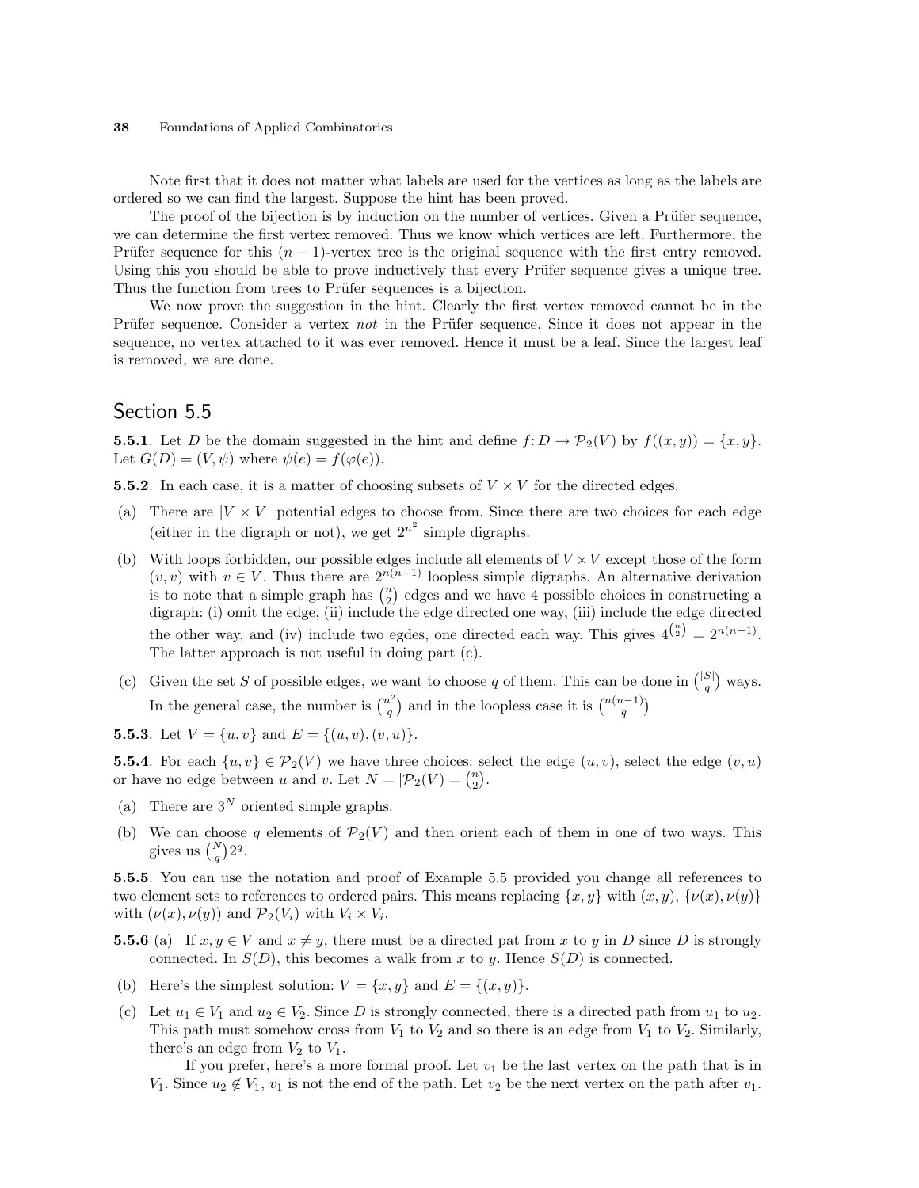Note first that it does not matter what labels are used for the vertices as long as the labels are ordered so we can find the largest. Suppose the hint has been proved.

The proof of the bijection is by induction on the number of vertices. Given a Prüfer sequence, we can determine the first vertex removed. Thus we know which vertices are left. Furthermore, the Prüfer sequence for this $(n-1)$-vertex tree is the original sequence with the first entry removed. Using this you should be able to prove inductively that every Prüfer sequence gives a unique tree. Thus the function from trees to Prüfer sequences is a bijection.

We now prove the suggestion in the hint. Clearly the first vertex removed cannot be in the Prüfer sequence. Consider a vertex *not* in the Prüfer sequence. Since it does not appear in the sequence, no vertex attached to it was ever removed. Hence it must be a leaf. Since the largest leaf is removed, we are done.

## Section 5.5

**5.5.1**. Let $D$ be the domain suggested in the hint and define $f\colon D \to \mathcal{P}_2(V)$ by $f((x,y)) = \{x,y\}$. Let $G(D) = (V, \psi)$ where $\psi(e) = f(\varphi(e))$.

**5.5.2**. In each case, it is a matter of choosing subsets of $V \times V$ for the directed edges.

(a) There are $|V \times V|$ potential edges to choose from. Since there are two choices for each edge (either in the digraph or not), we get $2^{n^2}$ simple digraphs.

(b) With loops forbidden, our possible edges include all elements of $V \times V$ except those of the form $(v,v)$ with $v \in V$. Thus there are $2^{n(n-1)}$ loopless simple digraphs. An alternative derivation is to note that a simple graph has $\binom{n}{2}$ edges and we have 4 possible choices in constructing a digraph: (i) omit the edge, (ii) include the edge directed one way, (iii) include the edge directed the other way, and (iv) include two egdes, one directed each way. This gives $4^{\binom{n}{2}} = 2^{n(n-1)}$. The latter approach is not useful in doing part (c).

(c) Given the set $S$ of possible edges, we want to choose $q$ of them. This can be done in $\binom{|S|}{q}$ ways. In the general case, the number is $\binom{n^2}{q}$ and in the loopless case it is $\binom{n(n-1)}{q}$

**5.5.3**. Let $V = \{u,v\}$ and $E = \{(u,v),(v,u)\}$.

**5.5.4**. For each $\{u,v\} \in \mathcal{P}_2(V)$ we have three choices: select the edge $(u,v)$, select the edge $(v,u)$ or have no edge between $u$ and $v$. Let $N = |\mathcal{P}_2(V) = \binom{n}{2}$.

(a) There are $3^N$ oriented simple graphs.

(b) We can choose $q$ elements of $\mathcal{P}_2(V)$ and then orient each of them in one of two ways. This gives us $\binom{N}{q}2^q$.

**5.5.5**. You can use the notation and proof of Example 5.5 provided you change all references to two element sets to references to ordered pairs. This means replacing $\{x,y\}$ with $(x,y)$, $\{\nu(x),\nu(y)\}$ with $(\nu(x),\nu(y))$ and $\mathcal{P}_2(V_i)$ with $V_i \times V_i$.

**5.5.6** (a) If $x,y \in V$ and $x \neq y$, there must be a directed pat from $x$ to $y$ in $D$ since $D$ is strongly connected. In $S(D)$, this becomes a walk from $x$ to $y$. Hence $S(D)$ is connected.

(b) Here's the simplest solution: $V = \{x,y\}$ and $E = \{(x,y)\}$.

(c) Let $u_1 \in V_1$ and $u_2 \in V_2$. Since $D$ is strongly connected, there is a directed path from $u_1$ to $u_2$. This path must somehow cross from $V_1$ to $V_2$ and so there is an edge from $V_1$ to $V_2$. Similarly, there's an edge from $V_2$ to $V_1$.

If you prefer, here's a more formal proof. Let $v_1$ be the last vertex on the path that is in $V_1$. Since $u_2 \notin V_1$, $v_1$ is not the end of the path. Let $v_2$ be the next vertex on the path after $v_1$.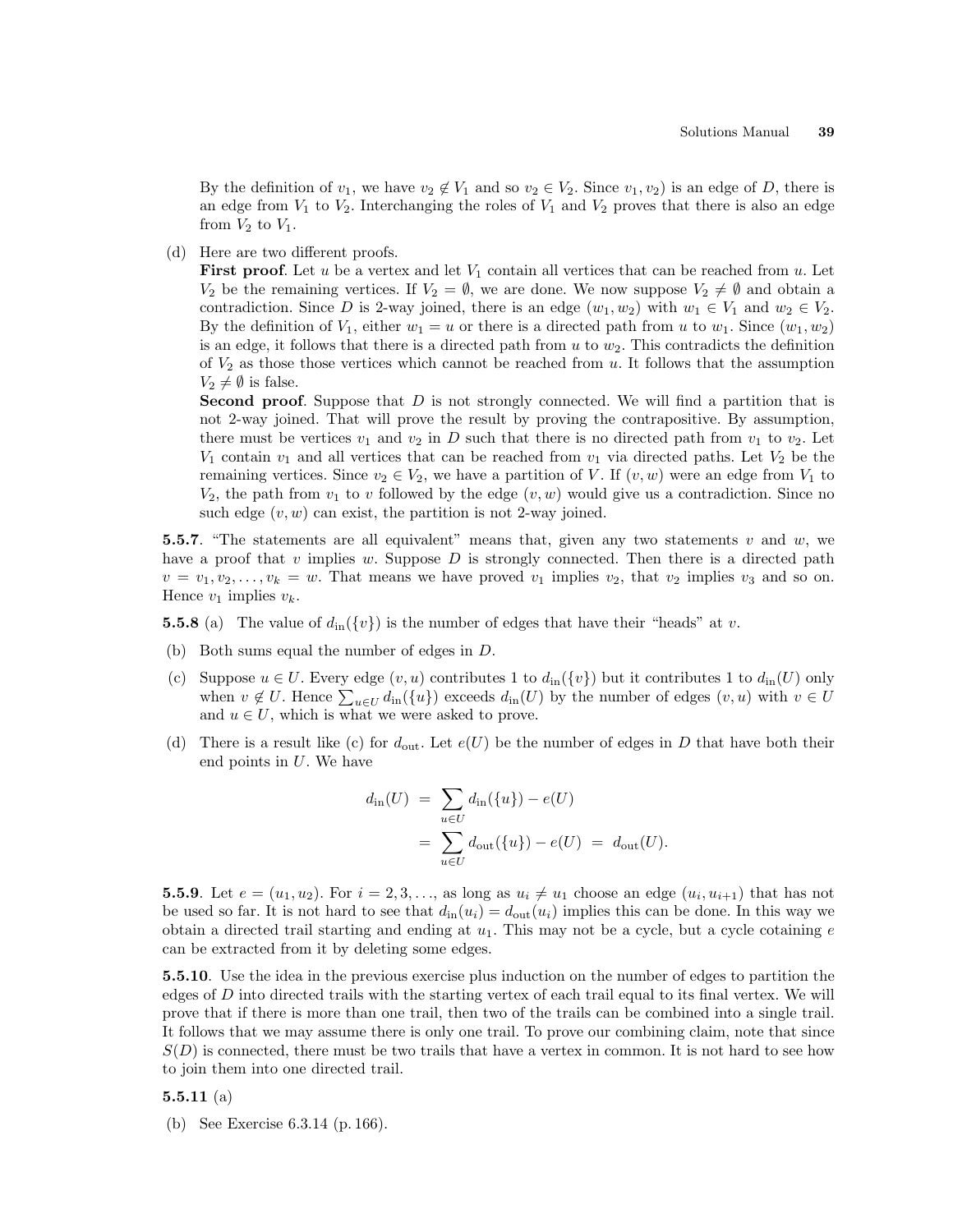By the definition of $v_1$, we have $v_2 \notin V_1$ and so $v_2 \in V_2$. Since $v_1, v_2)$ is an edge of $D$, there is an edge from $V_1$ to $V_2$. Interchanging the roles of $V_1$ and $V_2$ proves that there is also an edge from $V_2$ to $V_1$.

(d) Here are two different proofs.

**First proof**. Let $u$ be a vertex and let $V_1$ contain all vertices that can be reached from $u$. Let $V_2$ be the remaining vertices. If $V_2 = \emptyset$, we are done. We now suppose $V_2 \neq \emptyset$ and obtain a contradiction. Since $D$ is 2-way joined, there is an edge $(w_1, w_2)$ with $w_1 \in V_1$ and $w_2 \in V_2$. By the definition of $V_1$, either $w_1 = u$ or there is a directed path from $u$ to $w_1$. Since $(w_1, w_2)$ is an edge, it follows that there is a directed path from $u$ to $w_2$. This contradicts the definition of $V_2$ as those those vertices which cannot be reached from $u$. It follows that the assumption $V_2 \neq \emptyset$ is false.

**Second proof**. Suppose that $D$ is not strongly connected. We will find a partition that is not 2-way joined. That will prove the result by proving the contrapositive. By assumption, there must be vertices $v_1$ and $v_2$ in $D$ such that there is no directed path from $v_1$ to $v_2$. Let $V_1$ contain $v_1$ and all vertices that can be reached from $v_1$ via directed paths. Let $V_2$ be the remaining vertices. Since $v_2 \in V_2$, we have a partition of $V$. If $(v, w)$ were an edge from $V_1$ to $V_2$, the path from $v_1$ to $v$ followed by the edge $(v, w)$ would give us a contradiction. Since no such edge $(v, w)$ can exist, the partition is not 2-way joined.

**5.5.7**. "The statements are all equivalent" means that, given any two statements $v$ and $w$, we have a proof that $v$ implies $w$. Suppose $D$ is strongly connected. Then there is a directed path $v = v_1, v_2, \ldots, v_k = w$. That means we have proved $v_1$ implies $v_2$, that $v_2$ implies $v_3$ and so on. Hence $v_1$ implies $v_k$.

**5.5.8** (a) The value of $d_{\text{in}}(\{v\})$ is the number of edges that have their "heads" at $v$.

(b) Both sums equal the number of edges in $D$.

(c) Suppose $u \in U$. Every edge $(v, u)$ contributes 1 to $d_{\text{in}}(\{v\})$ but it contributes 1 to $d_{\text{in}}(U)$ only when $v \notin U$. Hence $\sum_{u \in U} d_{\text{in}}(\{u\})$ exceeds $d_{\text{in}}(U)$ by the number of edges $(v, u)$ with $v \in U$ and $u \in U$, which is what we were asked to prove.

(d) There is a result like (c) for $d_{\text{out}}$. Let $e(U)$ be the number of edges in $D$ that have both their end points in $U$. We have

$$
\begin{aligned}
d_{\text{in}}(U) &= \sum_{u \in U} d_{\text{in}}(\{u\}) - e(U) \\
&= \sum_{u \in U} d_{\text{out}}(\{u\}) - e(U) \;=\; d_{\text{out}}(U).
\end{aligned}
$$

**5.5.9**. Let $e = (u_1, u_2)$. For $i = 2, 3, \ldots$, as long as $u_i \neq u_1$ choose an edge $(u_i, u_{i+1})$ that has not be used so far. It is not hard to see that $d_{\text{in}}(u_i) = d_{\text{out}}(u_i)$ implies this can be done. In this way we obtain a directed trail starting and ending at $u_1$. This may not be a cycle, but a cycle cotaining $e$ can be extracted from it by deleting some edges.

**5.5.10**. Use the idea in the previous exercise plus induction on the number of edges to partition the edges of $D$ into directed trails with the starting vertex of each trail equal to its final vertex. We will prove that if there is more than one trail, then two of the trails can be combined into a single trail. It follows that we may assume there is only one trail. To prove our combining claim, note that since $S(D)$ is connected, there must be two trails that have a vertex in common. It is not hard to see how to join them into one directed trail.

**5.5.11** (a)

(b) See Exercise 6.3.14 (p. 166).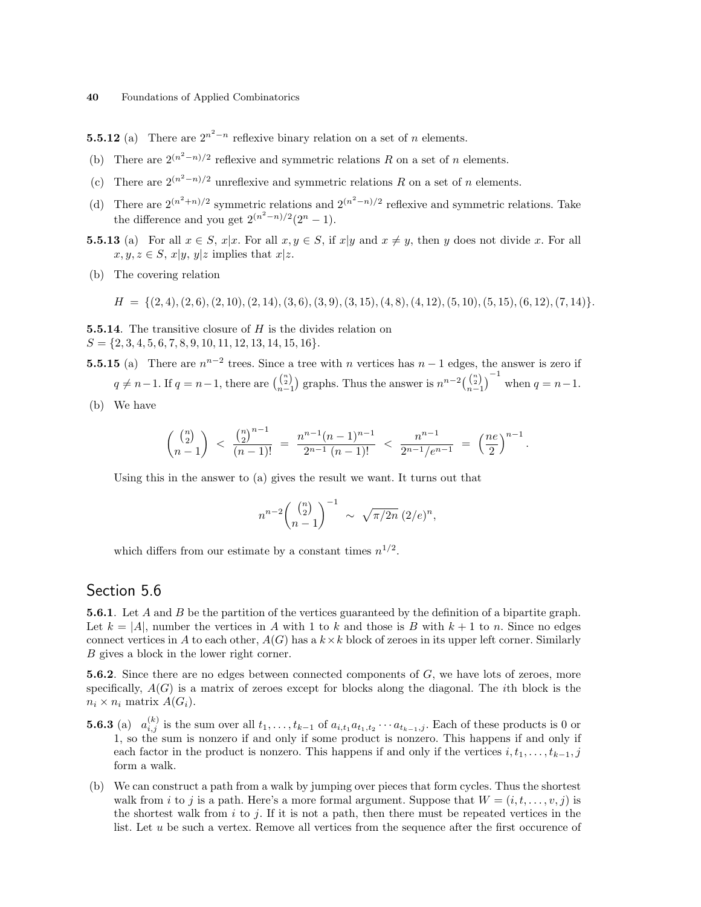**5.5.12** (a) There are $2^{n^2-n}$ reflexive binary relation on a set of $n$ elements.

(b) There are $2^{(n^2-n)/2}$ reflexive and symmetric relations $R$ on a set of $n$ elements.

(c) There are $2^{(n^2-n)/2}$ unreflexive and symmetric relations $R$ on a set of $n$ elements.

(d) There are $2^{(n^2+n)/2}$ symmetric relations and $2^{(n^2-n)/2}$ reflexive and symmetric relations. Take the difference and you get $2^{(n^2-n)/2}(2^n-1)$.

**5.5.13** (a) For all $x \in S$, $x|x$. For all $x, y \in S$, if $x|y$ and $x \neq y$, then $y$ does not divide $x$. For all $x, y, z \in S$, $x|y$, $y|z$ implies that $x|z$.

(b) The covering relation

$$H = \{(2,4),(2,6),(2,10),(2,14),(3,6),(3,9),(3,15),(4,8),(4,12),(5,10),(5,15),(6,12),(7,14)\}.$$

**5.5.14**. The transitive closure of $H$ is the divides relation on $S = \{2,3,4,5,6,7,8,9,10,11,12,13,14,15,16\}$.

**5.5.15** (a) There are $n^{n-2}$ trees. Since a tree with $n$ vertices has $n-1$ edges, the answer is zero if $q \neq n-1$. If $q = n-1$, there are $\binom{\binom{n}{2}}{n-1}$ graphs. Thus the answer is $n^{n-2}\binom{\binom{n}{2}}{n-1}^{-1}$ when $q = n-1$.

(b) We have

$$\binom{\binom{n}{2}}{n-1} < \frac{\binom{n}{2}^{n-1}}{(n-1)!} = \frac{n^{n-1}(n-1)^{n-1}}{2^{n-1}\,(n-1)!} < \frac{n^{n-1}}{2^{n-1}/e^{n-1}} = \left(\frac{ne}{2}\right)^{n-1}.$$

Using this in the answer to (a) gives the result we want. It turns out that

$$n^{n-2}\binom{\binom{n}{2}}{n-1}^{-1} \sim \sqrt{\pi/2n}\,(2/e)^n,$$

which differs from our estimate by a constant times $n^{1/2}$.

## Section 5.6

**5.6.1**. Let $A$ and $B$ be the partition of the vertices guaranteed by the definition of a bipartite graph. Let $k = |A|$, number the vertices in $A$ with 1 to $k$ and those is $B$ with $k+1$ to $n$. Since no edges connect vertices in $A$ to each other, $A(G)$ has a $k \times k$ block of zeroes in its upper left corner. Similarly $B$ gives a block in the lower right corner.

**5.6.2**. Since there are no edges between connected components of $G$, we have lots of zeroes, more specifically, $A(G)$ is a matrix of zeroes except for blocks along the diagonal. The $i$th block is the $n_i \times n_i$ matrix $A(G_i)$.

**5.6.3** (a) $a_{i,j}^{(k)}$ is the sum over all $t_1, \ldots, t_{k-1}$ of $a_{i,t_1}a_{t_1,t_2}\cdots a_{t_{k-1},j}$. Each of these products is 0 or 1, so the sum is nonzero if and only if some product is nonzero. This happens if and only if each factor in the product is nonzero. This happens if and only if the vertices $i, t_1, \ldots, t_{k-1}, j$ form a walk.

(b) We can construct a path from a walk by jumping over pieces that form cycles. Thus the shortest walk from $i$ to $j$ is a path. Here's a more formal argument. Suppose that $W = (i, t, \ldots, v, j)$ is the shortest walk from $i$ to $j$. If it is not a path, then there must be repeated vertices in the list. Let $u$ be such a vertex. Remove all vertices from the sequence after the first occurence of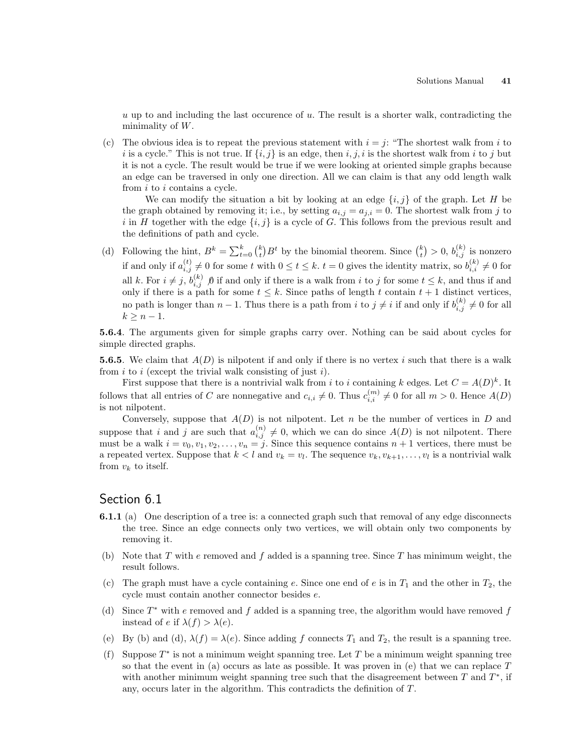$u$ up to and including the last occurence of $u$. The result is a shorter walk, contradicting the minimality of $W$.

(c) The obvious idea is to repeat the previous statement with $i = j$: "The shortest walk from $i$ to $i$ is a cycle." This is not true. If $\{i, j\}$ is an edge, then $i, j, i$ is the shortest walk from $i$ to $j$ but it is not a cycle. The result would be true if we were looking at oriented simple graphs because an edge can be traversed in only one direction. All we can claim is that any odd length walk from $i$ to $i$ contains a cycle.

We can modify the situation a bit by looking at an edge $\{i, j\}$ of the graph. Let $H$ be the graph obtained by removing it; i.e., by setting $a_{i,j} = a_{j,i} = 0$. The shortest walk from $j$ to $i$ in $H$ together with the edge $\{i, j\}$ is a cycle of $G$. This follows from the previous result and the definitions of path and cycle.

(d) Following the hint, $B^k = \sum_{t=0}^{k} \binom{k}{t} B^t$ by the binomial theorem. Since $\binom{k}{t} > 0$, $b_{i,j}^{(k)}$ is nonzero if and only if $a_{i,j}^{(t)} \neq 0$ for some $t$ with $0 \leq t \leq k$. $t = 0$ gives the identity matrix, so $b_{i,i}^{(k)} \neq 0$ for all $k$. For $i \neq j$, $b_{i,j}^{(k)} \not{0}$ if and only if there is a walk from $i$ to $j$ for some $t \leq k$, and thus if and only if there is a path for some $t \leq k$. Since paths of length $t$ contain $t+1$ distinct vertices, no path is longer than $n - 1$. Thus there is a path from $i$ to $j \neq i$ if and only if $b_{i,j}^{(k)} \neq 0$ for all $k \geq n - 1$.

**5.6.4**. The arguments given for simple graphs carry over. Nothing can be said about cycles for simple directed graphs.

**5.6.5**. We claim that $A(D)$ is nilpotent if and only if there is no vertex $i$ such that there is a walk from $i$ to $i$ (except the trivial walk consisting of just $i$).

First suppose that there is a nontrivial walk from $i$ to $i$ containing $k$ edges. Let $C = A(D)^k$. It follows that all entries of $C$ are nonnegative and $c_{i,i} \neq 0$. Thus $c_{i,i}^{(m)} \neq 0$ for all $m > 0$. Hence $A(D)$ is not nilpotent.

Conversely, suppose that $A(D)$ is not nilpotent. Let $n$ be the number of vertices in $D$ and suppose that $i$ and $j$ are such that $a_{i,j}^{(n)} \neq 0$, which we can do since $A(D)$ is not nilpotent. There must be a walk $i = v_0, v_1, v_2, \ldots, v_n = j$. Since this sequence contains $n + 1$ vertices, there must be a repeated vertex. Suppose that $k < l$ and $v_k = v_l$. The sequence $v_k, v_{k+1}, \ldots, v_l$ is a nontrivial walk from $v_k$ to itself.

## Section 6.1

**6.1.1** (a) One description of a tree is: a connected graph such that removal of any edge disconnects the tree. Since an edge connects only two vertices, we will obtain only two components by removing it.

(b) Note that $T$ with $e$ removed and $f$ added is a spanning tree. Since $T$ has minimum weight, the result follows.

(c) The graph must have a cycle containing $e$. Since one end of $e$ is in $T_1$ and the other in $T_2$, the cycle must contain another connector besides $e$.

(d) Since $T^*$ with $e$ removed and $f$ added is a spanning tree, the algorithm would have removed $f$ instead of $e$ if $\lambda(f) > \lambda(e)$.

(e) By (b) and (d), $\lambda(f) = \lambda(e)$. Since adding $f$ connects $T_1$ and $T_2$, the result is a spanning tree.

(f) Suppose $T^*$ is not a minimum weight spanning tree. Let $T$ be a minimum weight spanning tree so that the event in (a) occurs as late as possible. It was proven in (e) that we can replace $T$ with another minimum weight spanning tree such that the disagreement between $T$ and $T^*$, if any, occurs later in the algorithm. This contradicts the definition of $T$.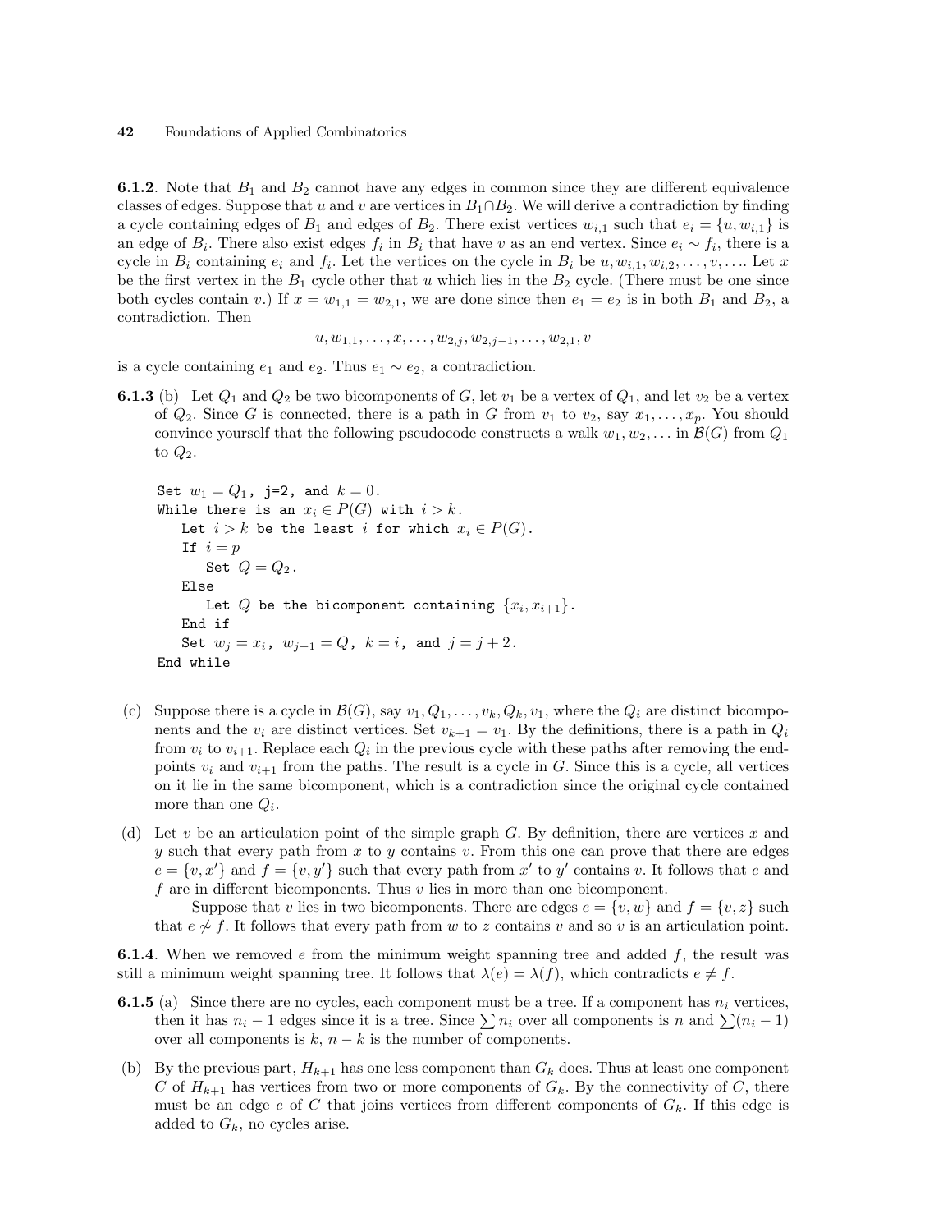**6.1.2**. Note that $B_1$ and $B_2$ cannot have any edges in common since they are different equivalence classes of edges. Suppose that $u$ and $v$ are vertices in $B_1 \cap B_2$. We will derive a contradiction by finding a cycle containing edges of $B_1$ and edges of $B_2$. There exist vertices $w_{i,1}$ such that $e_i = \{u, w_{i,1}\}$ is an edge of $B_i$. There also exist edges $f_i$ in $B_i$ that have $v$ as an end vertex. Since $e_i \sim f_i$, there is a cycle in $B_i$ containing $e_i$ and $f_i$. Let the vertices on the cycle in $B_i$ be $u, w_{i,1}, w_{i,2}, \ldots, v, \ldots$. Let $x$ be the first vertex in the $B_1$ cycle other that $u$ which lies in the $B_2$ cycle. (There must be one since both cycles contain $v$.) If $x = w_{1,1} = w_{2,1}$, we are done since then $e_1 = e_2$ is in both $B_1$ and $B_2$, a contradiction. Then

$$u, w_{1,1}, \ldots, x, \ldots, w_{2,j}, w_{2,j-1}, \ldots, w_{2,1}, v$$

is a cycle containing $e_1$ and $e_2$. Thus $e_1 \sim e_2$, a contradiction.

**6.1.3** (b) Let $Q_1$ and $Q_2$ be two bicomponents of $G$, let $v_1$ be a vertex of $Q_1$, and let $v_2$ be a vertex of $Q_2$. Since $G$ is connected, there is a path in $G$ from $v_1$ to $v_2$, say $x_1, \ldots, x_p$. You should convince yourself that the following pseudocode constructs a walk $w_1, w_2, \ldots$ in $\mathcal{B}(G)$ from $Q_1$ to $Q_2$.

```
Set w_1 = Q_1, j=2, and k = 0.
While there is an x_i ∈ P(G) with i > k.
   Let i > k be the least i for which x_i ∈ P(G).
   If i = p
      Set Q = Q_2.
   Else
      Let Q be the bicomponent containing {x_i, x_{i+1}}.
   End if
   Set w_j = x_i, w_{j+1} = Q, k = i, and j = j + 2.
End while
```

(c) Suppose there is a cycle in $\mathcal{B}(G)$, say $v_1, Q_1, \ldots, v_k, Q_k, v_1$, where the $Q_i$ are distinct bicomponents and the $v_i$ are distinct vertices. Set $v_{k+1} = v_1$. By the definitions, there is a path in $Q_i$ from $v_i$ to $v_{i+1}$. Replace each $Q_i$ in the previous cycle with these paths after removing the endpoints $v_i$ and $v_{i+1}$ from the paths. The result is a cycle in $G$. Since this is a cycle, all vertices on it lie in the same bicomponent, which is a contradiction since the original cycle contained more than one $Q_i$.

(d) Let $v$ be an articulation point of the simple graph $G$. By definition, there are vertices $x$ and $y$ such that every path from $x$ to $y$ contains $v$. From this one can prove that there are edges $e = \{v, x'\}$ and $f = \{v, y'\}$ such that every path from $x'$ to $y'$ contains $v$. It follows that $e$ and $f$ are in different bicomponents. Thus $v$ lies in more than one bicomponent.

Suppose that $v$ lies in two bicomponents. There are edges $e = \{v, w\}$ and $f = \{v, z\}$ such that $e \not\sim f$. It follows that every path from $w$ to $z$ contains $v$ and so $v$ is an articulation point.

**6.1.4**. When we removed $e$ from the minimum weight spanning tree and added $f$, the result was still a minimum weight spanning tree. It follows that $\lambda(e) = \lambda(f)$, which contradicts $e \neq f$.

**6.1.5** (a) Since there are no cycles, each component must be a tree. If a component has $n_i$ vertices, then it has $n_i - 1$ edges since it is a tree. Since $\sum n_i$ over all components is $n$ and $\sum(n_i - 1)$ over all components is $k$, $n - k$ is the number of components.

(b) By the previous part, $H_{k+1}$ has one less component than $G_k$ does. Thus at least one component $C$ of $H_{k+1}$ has vertices from two or more components of $G_k$. By the connectivity of $C$, there must be an edge $e$ of $C$ that joins vertices from different components of $G_k$. If this edge is added to $G_k$, no cycles arise.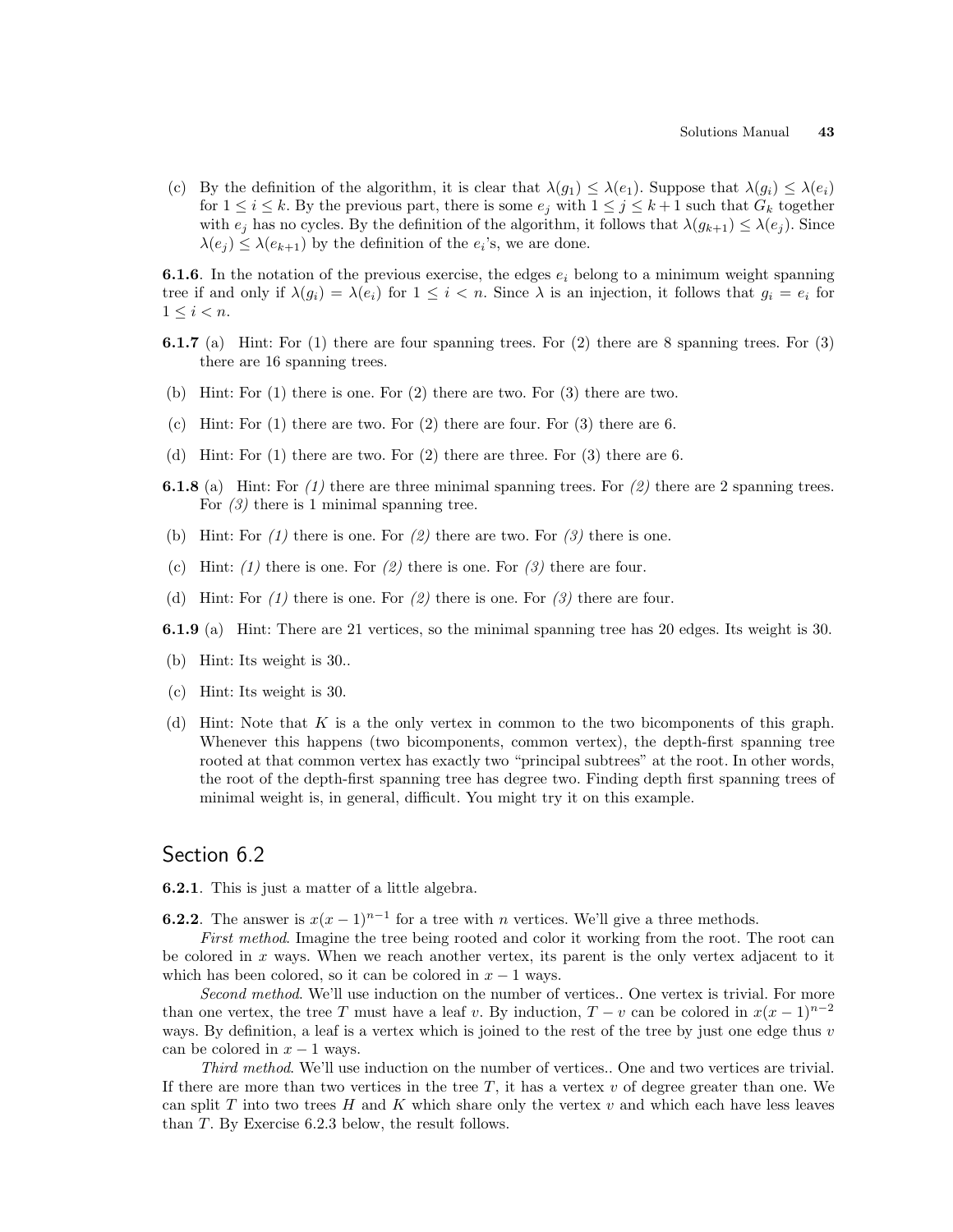(c) By the definition of the algorithm, it is clear that $\lambda(g_1) \le \lambda(e_1)$. Suppose that $\lambda(g_i) \le \lambda(e_i)$ for $1 \le i \le k$. By the previous part, there is some $e_j$ with $1 \le j \le k+1$ such that $G_k$ together with $e_j$ has no cycles. By the definition of the algorithm, it follows that $\lambda(g_{k+1}) \le \lambda(e_j)$. Since $\lambda(e_j) \le \lambda(e_{k+1})$ by the definition of the $e_i$'s, we are done.

**6.1.6**. In the notation of the previous exercise, the edges $e_i$ belong to a minimum weight spanning tree if and only if $\lambda(g_i) = \lambda(e_i)$ for $1 \le i < n$. Since $\lambda$ is an injection, it follows that $g_i = e_i$ for $1 \le i < n$.

**6.1.7** (a) Hint: For (1) there are four spanning trees. For (2) there are 8 spanning trees. For (3) there are 16 spanning trees.

(b) Hint: For (1) there is one. For (2) there are two. For (3) there are two.

(c) Hint: For (1) there are two. For (2) there are four. For (3) there are 6.

(d) Hint: For (1) there are two. For (2) there are three. For (3) there are 6.

**6.1.8** (a) Hint: For *(1)* there are three minimal spanning trees. For *(2)* there are 2 spanning trees. For *(3)* there is 1 minimal spanning tree.

(b) Hint: For *(1)* there is one. For *(2)* there are two. For *(3)* there is one.

(c) Hint: *(1)* there is one. For *(2)* there is one. For *(3)* there are four.

(d) Hint: For *(1)* there is one. For *(2)* there is one. For *(3)* there are four.

**6.1.9** (a) Hint: There are 21 vertices, so the minimal spanning tree has 20 edges. Its weight is 30.

(b) Hint: Its weight is 30..

(c) Hint: Its weight is 30.

(d) Hint: Note that $K$ is a the only vertex in common to the two bicomponents of this graph. Whenever this happens (two bicomponents, common vertex), the depth-first spanning tree rooted at that common vertex has exactly two "principal subtrees" at the root. In other words, the root of the depth-first spanning tree has degree two. Finding depth first spanning trees of minimal weight is, in general, difficult. You might try it on this example.

## Section 6.2

**6.2.1**. This is just a matter of a little algebra.

**6.2.2**. The answer is $x(x-1)^{n-1}$ for a tree with $n$ vertices. We'll give a three methods.

*First method*. Imagine the tree being rooted and color it working from the root. The root can be colored in $x$ ways. When we reach another vertex, its parent is the only vertex adjacent to it which has been colored, so it can be colored in $x-1$ ways.

*Second method*. We'll use induction on the number of vertices.. One vertex is trivial. For more than one vertex, the tree $T$ must have a leaf $v$. By induction, $T - v$ can be colored in $x(x-1)^{n-2}$ ways. By definition, a leaf is a vertex which is joined to the rest of the tree by just one edge thus $v$ can be colored in $x-1$ ways.

*Third method*. We'll use induction on the number of vertices.. One and two vertices are trivial. If there are more than two vertices in the tree $T$, it has a vertex $v$ of degree greater than one. We can split $T$ into two trees $H$ and $K$ which share only the vertex $v$ and which each have less leaves than $T$. By Exercise 6.2.3 below, the result follows.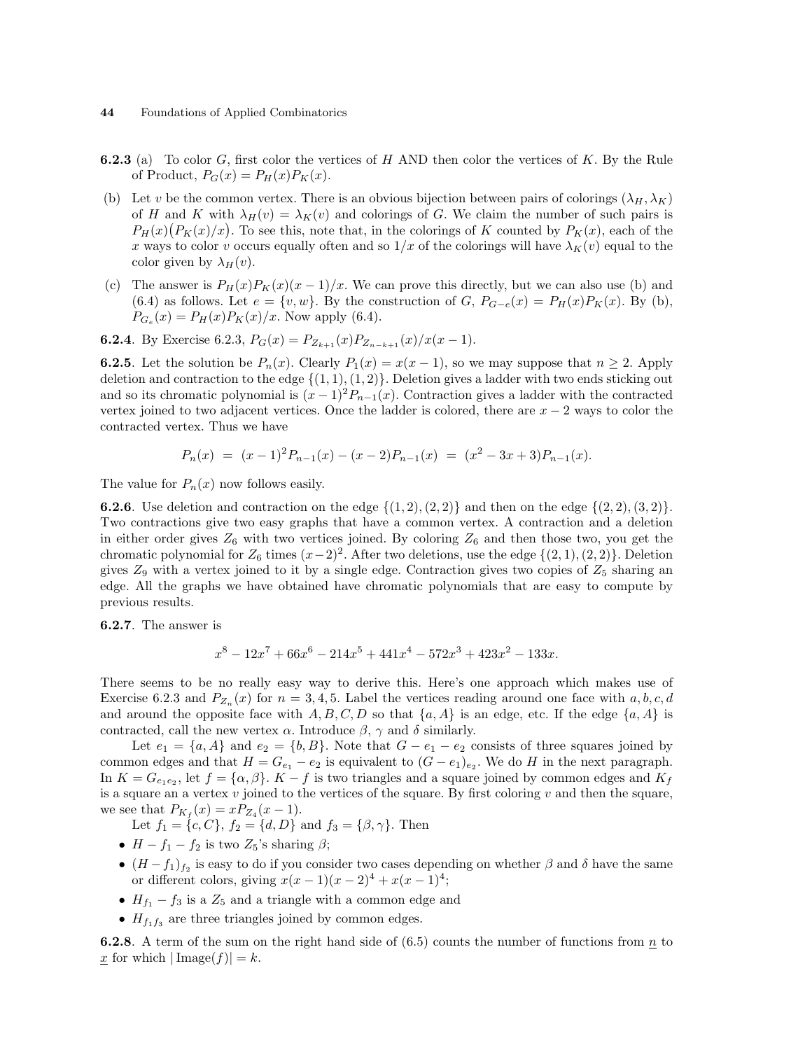**6.2.3** (a) To color $G$, first color the vertices of $H$ AND then color the vertices of $K$. By the Rule of Product, $P_G(x) = P_H(x)P_K(x)$.

(b) Let $v$ be the common vertex. There is an obvious bijection between pairs of colorings $(\lambda_H, \lambda_K)$ of $H$ and $K$ with $\lambda_H(v) = \lambda_K(v)$ and colorings of $G$. We claim the number of such pairs is $P_H(x)\big(P_K(x)/x\big)$. To see this, note that, in the colorings of $K$ counted by $P_K(x)$, each of the $x$ ways to color $v$ occurs equally often and so $1/x$ of the colorings will have $\lambda_K(v)$ equal to the color given by $\lambda_H(v)$.

(c) The answer is $P_H(x)P_K(x)(x-1)/x$. We can prove this directly, but we can also use (b) and (6.4) as follows. Let $e = \{v, w\}$. By the construction of $G$, $P_{G-e}(x) = P_H(x)P_K(x)$. By (b), $P_{G_e}(x) = P_H(x)P_K(x)/x$. Now apply (6.4).

**6.2.4**. By Exercise 6.2.3, $P_G(x) = P_{Z_{k+1}}(x)P_{Z_{n-k+1}}(x)/x(x-1)$.

**6.2.5**. Let the solution be $P_n(x)$. Clearly $P_1(x) = x(x-1)$, so we may suppose that $n \geq 2$. Apply deletion and contraction to the edge $\{(1,1),(1,2)\}$. Deletion gives a ladder with two ends sticking out and so its chromatic polynomial is $(x-1)^2P_{n-1}(x)$. Contraction gives a ladder with the contracted vertex joined to two adjacent vertices. Once the ladder is colored, there are $x-2$ ways to color the contracted vertex. Thus we have

$$P_n(x) \;=\; (x-1)^2P_{n-1}(x) - (x-2)P_{n-1}(x) \;=\; (x^2-3x+3)P_{n-1}(x).$$

The value for $P_n(x)$ now follows easily.

**6.2.6**. Use deletion and contraction on the edge $\{(1,2),(2,2)\}$ and then on the edge $\{(2,2),(3,2)\}$. Two contractions give two easy graphs that have a common vertex. A contraction and a deletion in either order gives $Z_6$ with two vertices joined. By coloring $Z_6$ and then those two, you get the chromatic polynomial for $Z_6$ times $(x-2)^2$. After two deletions, use the edge $\{(2,1),(2,2)\}$. Deletion gives $Z_9$ with a vertex joined to it by a single edge. Contraction gives two copies of $Z_5$ sharing an edge. All the graphs we have obtained have chromatic polynomials that are easy to compute by previous results.

**6.2.7**. The answer is

$$x^8 - 12x^7 + 66x^6 - 214x^5 + 441x^4 - 572x^3 + 423x^2 - 133x.$$

There seems to be no really easy way to derive this. Here's one approach which makes use of Exercise 6.2.3 and $P_{Z_n}(x)$ for $n = 3,4,5$. Label the vertices reading around one face with $a,b,c,d$ and around the opposite face with $A,B,C,D$ so that $\{a,A\}$ is an edge, etc. If the edge $\{a,A\}$ is contracted, call the new vertex $\alpha$. Introduce $\beta$, $\gamma$ and $\delta$ similarly.

Let $e_1 = \{a,A\}$ and $e_2 = \{b,B\}$. Note that $G - e_1 - e_2$ consists of three squares joined by common edges and that $H = G_{e_1} - e_2$ is equivalent to $(G-e_1)_{e_2}$. We do $H$ in the next paragraph. In $K = G_{e_1e_2}$, let $f = \{\alpha,\beta\}$. $K - f$ is two triangles and a square joined by common edges and $K_f$ is a square an a vertex $v$ joined to the vertices of the square. By first coloring $v$ and then the square, we see that $P_{K_f}(x) = xP_{Z_4}(x-1)$.

Let $f_1 = \{c,C\}$, $f_2 = \{d,D\}$ and $f_3 = \{\beta,\gamma\}$. Then

- $H - f_1 - f_2$ is two $Z_5$'s sharing $\beta$;
- $(H-f_1)_{f_2}$ is easy to do if you consider two cases depending on whether $\beta$ and $\delta$ have the same or different colors, giving $x(x-1)(x-2)^4 + x(x-1)^4$;
- $H_{f_1} - f_3$ is a $Z_5$ and a triangle with a common edge and
- $H_{f_1f_3}$ are three triangles joined by common edges.

**6.2.8**. A term of the sum on the right hand side of (6.5) counts the number of functions from $\underline{n}$ to $\underline{x}$ for which $|\operatorname{Image}(f)| = k$.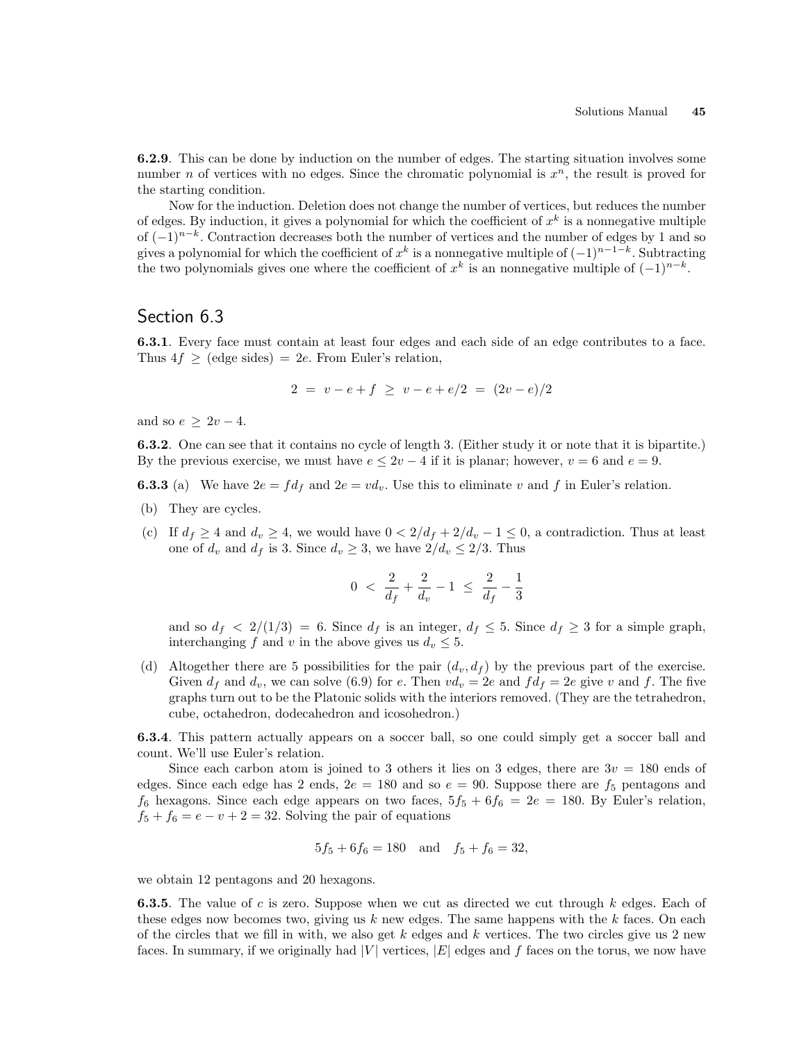**6.2.9**. This can be done by induction on the number of edges. The starting situation involves some number $n$ of vertices with no edges. Since the chromatic polynomial is $x^n$, the result is proved for the starting condition.

Now for the induction. Deletion does not change the number of vertices, but reduces the number of edges. By induction, it gives a polynomial for which the coefficient of $x^k$ is a nonnegative multiple of $(-1)^{n-k}$. Contraction decreases both the number of vertices and the number of edges by 1 and so gives a polynomial for which the coefficient of $x^k$ is a nonnegative multiple of $(-1)^{n-1-k}$. Subtracting the two polynomials gives one where the coefficient of $x^k$ is an nonnegative multiple of $(-1)^{n-k}$.

## Section 6.3

**6.3.1**. Every face must contain at least four edges and each side of an edge contributes to a face. Thus $4f \geq$ (edge sides) $= 2e$. From Euler's relation,

$$2 \;=\; v - e + f \;\geq\; v - e + e/2 \;=\; (2v - e)/2$$

and so $e \geq 2v - 4$.

**6.3.2**. One can see that it contains no cycle of length 3. (Either study it or note that it is bipartite.) By the previous exercise, we must have $e \leq 2v - 4$ if it is planar; however, $v = 6$ and $e = 9$.

**6.3.3** (a) We have $2e = fd_f$ and $2e = vd_v$. Use this to eliminate $v$ and $f$ in Euler's relation.

(b) They are cycles.

(c) If $d_f \geq 4$ and $d_v \geq 4$, we would have $0 < 2/d_f + 2/d_v - 1 \leq 0$, a contradiction. Thus at least one of $d_v$ and $d_f$ is 3. Since $d_v \geq 3$, we have $2/d_v \leq 2/3$. Thus

$$0 \;<\; \frac{2}{d_f} + \frac{2}{d_v} - 1 \;\leq\; \frac{2}{d_f} - \frac{1}{3}$$

and so $d_f < 2/(1/3) = 6$. Since $d_f$ is an integer, $d_f \leq 5$. Since $d_f \geq 3$ for a simple graph, interchanging $f$ and $v$ in the above gives us $d_v \leq 5$.

(d) Altogether there are 5 possibilities for the pair $(d_v, d_f)$ by the previous part of the exercise. Given $d_f$ and $d_v$, we can solve (6.9) for $e$. Then $vd_v = 2e$ and $fd_f = 2e$ give $v$ and $f$. The five graphs turn out to be the Platonic solids with the interiors removed. (They are the tetrahedron, cube, octahedron, dodecahedron and icosohedron.)

**6.3.4**. This pattern actually appears on a soccer ball, so one could simply get a soccer ball and count. We'll use Euler's relation.

Since each carbon atom is joined to 3 others it lies on 3 edges, there are $3v = 180$ ends of edges. Since each edge has 2 ends, $2e = 180$ and so $e = 90$. Suppose there are $f_5$ pentagons and $f_6$ hexagons. Since each edge appears on two faces, $5f_5 + 6f_6 = 2e = 180$. By Euler's relation, $f_5 + f_6 = e - v + 2 = 32$. Solving the pair of equations

$$5f_5 + 6f_6 = 180 \quad \text{and} \quad f_5 + f_6 = 32,$$

we obtain 12 pentagons and 20 hexagons.

**6.3.5**. The value of $c$ is zero. Suppose when we cut as directed we cut through $k$ edges. Each of these edges now becomes two, giving us $k$ new edges. The same happens with the $k$ faces. On each of the circles that we fill in with, we also get $k$ edges and $k$ vertices. The two circles give us 2 new faces. In summary, if we originally had $|V|$ vertices, $|E|$ edges and $f$ faces on the torus, we now have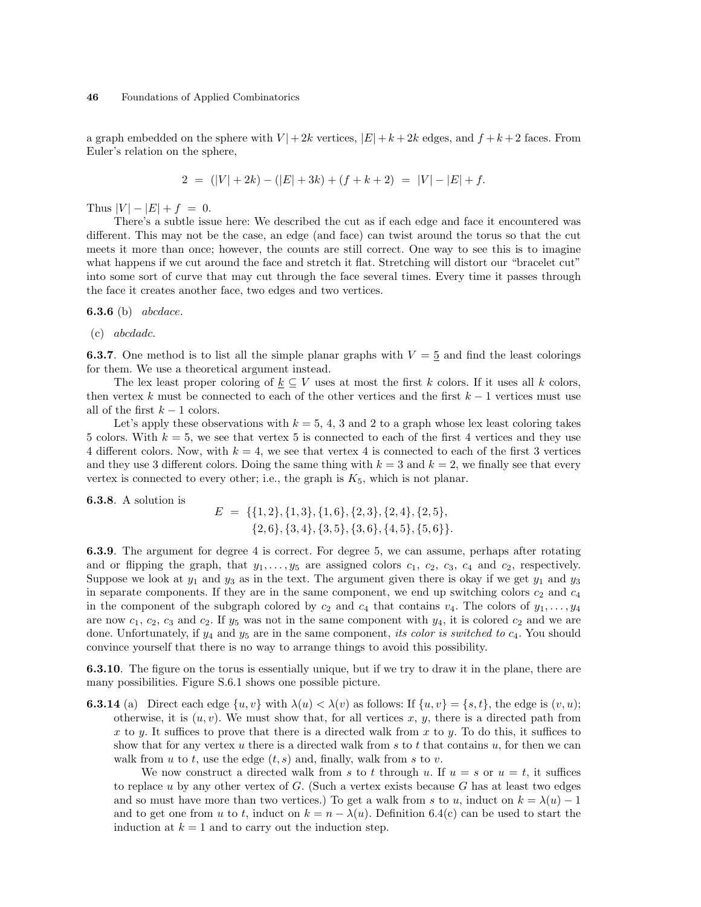a graph embedded on the sphere with $V| + 2k$ vertices, $|E| + k + 2k$ edges, and $f + k + 2$ faces. From Euler's relation on the sphere,

$$2 \;=\; (|V| + 2k) - (|E| + 3k) + (f + k + 2) \;=\; |V| - |E| + f.$$

Thus $|V| - |E| + f \;=\; 0$.

There's a subtle issue here: We described the cut as if each edge and face it encountered was different. This may not be the case, an edge (and face) can twist around the torus so that the cut meets it more than once; however, the counts are still correct. One way to see this is to imagine what happens if we cut around the face and stretch it flat. Stretching will distort our "bracelet cut" into some sort of curve that may cut through the face several times. Every time it passes through the face it creates another face, two edges and two vertices.

**6.3.6** (b) *abcdace*.

(c) *abcdadc*.

**6.3.7**. One method is to list all the simple planar graphs with $V = \underline{5}$ and find the least colorings for them. We use a theoretical argument instead.

The lex least proper coloring of $\underline{k} \subseteq V$ uses at most the first $k$ colors. If it uses all $k$ colors, then vertex $k$ must be connected to each of the other vertices and the first $k-1$ vertices must use all of the first $k-1$ colors.

Let's apply these observations with $k = 5$, 4, 3 and 2 to a graph whose lex least coloring takes 5 colors. With $k = 5$, we see that vertex 5 is connected to each of the first 4 vertices and they use 4 different colors. Now, with $k = 4$, we see that vertex 4 is connected to each of the first 3 vertices and they use 3 different colors. Doing the same thing with $k = 3$ and $k = 2$, we finally see that every vertex is connected to every other; i.e., the graph is $K_5$, which is not planar.

**6.3.8**. A solution is

$$E \;=\; \{\{1,2\},\{1,3\},\{1,6\},\{2,3\},\{2,4\},\{2,5\},\\ \{2,6\},\{3,4\},\{3,5\},\{3,6\},\{4,5\},\{5,6\}\}.$$

**6.3.9**. The argument for degree 4 is correct. For degree 5, we can assume, perhaps after rotating and or flipping the graph, that $y_1, \ldots, y_5$ are assigned colors $c_1$, $c_2$, $c_3$, $c_4$ and $c_2$, respectively. Suppose we look at $y_1$ and $y_3$ as in the text. The argument given there is okay if we get $y_1$ and $y_3$ in separate components. If they are in the same component, we end up switching colors $c_2$ and $c_4$ in the component of the subgraph colored by $c_2$ and $c_4$ that contains $v_4$. The colors of $y_1, \ldots, y_4$ are now $c_1$, $c_2$, $c_3$ and $c_2$. If $y_5$ was not in the same component with $y_4$, it is colored $c_2$ and we are done. Unfortunately, if $y_4$ and $y_5$ are in the same component, *its color is switched to* $c_4$. You should convince yourself that there is no way to arrange things to avoid this possibility.

**6.3.10**. The figure on the torus is essentially unique, but if we try to draw it in the plane, there are many possibilities. Figure S.6.1 shows one possible picture.

**6.3.14** (a) Direct each edge $\{u, v\}$ with $\lambda(u) < \lambda(v)$ as follows: If $\{u, v\} = \{s, t\}$, the edge is $(v, u)$; otherwise, it is $(u, v)$. We must show that, for all vertices $x$, $y$, there is a directed path from $x$ to $y$. It suffices to prove that there is a directed walk from $x$ to $y$. To do this, it suffices to show that for any vertex $u$ there is a directed walk from $s$ to $t$ that contains $u$, for then we can walk from $u$ to $t$, use the edge $(t, s)$ and, finally, walk from $s$ to $v$.

We now construct a directed walk from $s$ to $t$ through $u$. If $u = s$ or $u = t$, it suffices to replace $u$ by any other vertex of $G$. (Such a vertex exists because $G$ has at least two edges and so must have more than two vertices.) To get a walk from $s$ to $u$, induct on $k = \lambda(u) - 1$ and to get one from $u$ to $t$, induct on $k = n - \lambda(u)$. Definition 6.4(c) can be used to start the induction at $k = 1$ and to carry out the induction step.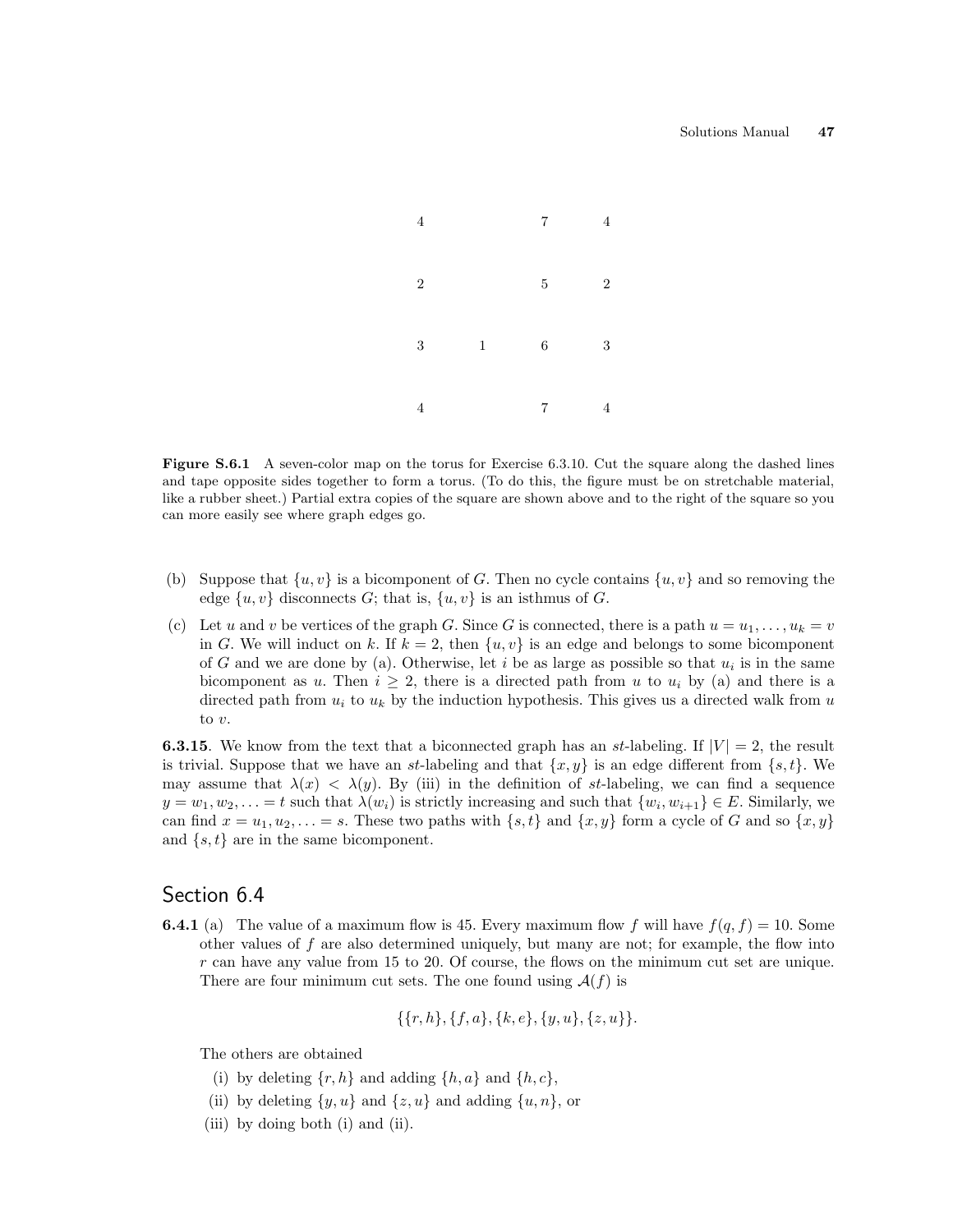| 4 |   | 7 | 4 |
|---|---|---|---|
| 2 |   | 5 | 2 |
| 3 | 1 | 6 | 3 |
| 4 |   | 7 | 4 |

**Figure S.6.1** A seven-color map on the torus for Exercise 6.3.10. Cut the square along the dashed lines and tape opposite sides together to form a torus. (To do this, the figure must be on stretchable material, like a rubber sheet.) Partial extra copies of the square are shown above and to the right of the square so you can more easily see where graph edges go.

(b) Suppose that $\{u, v\}$ is a bicomponent of $G$. Then no cycle contains $\{u, v\}$ and so removing the edge $\{u, v\}$ disconnects $G$; that is, $\{u, v\}$ is an isthmus of $G$.

(c) Let $u$ and $v$ be vertices of the graph $G$. Since $G$ is connected, there is a path $u = u_1, \ldots, u_k = v$ in $G$. We will induct on $k$. If $k = 2$, then $\{u, v\}$ is an edge and belongs to some bicomponent of $G$ and we are done by (a). Otherwise, let $i$ be as large as possible so that $u_i$ is in the same bicomponent as $u$. Then $i \geq 2$, there is a directed path from $u$ to $u_i$ by (a) and there is a directed path from $u_i$ to $u_k$ by the induction hypothesis. This gives us a directed walk from $u$ to $v$.

**6.3.15**. We know from the text that a biconnected graph has an *st*-labeling. If $|V| = 2$, the result is trivial. Suppose that we have an *st*-labeling and that $\{x, y\}$ is an edge different from $\{s, t\}$. We may assume that $\lambda(x) < \lambda(y)$. By (iii) in the definition of *st*-labeling, we can find a sequence $y = w_1, w_2, \ldots = t$ such that $\lambda(w_i)$ is strictly increasing and such that $\{w_i, w_{i+1}\} \in E$. Similarly, we can find $x = u_1, u_2, \ldots = s$. These two paths with $\{s, t\}$ and $\{x, y\}$ form a cycle of $G$ and so $\{x, y\}$ and $\{s, t\}$ are in the same bicomponent.

## Section 6.4

**6.4.1** (a) The value of a maximum flow is 45. Every maximum flow $f$ will have $f(q, f) = 10$. Some other values of $f$ are also determined uniquely, but many are not; for example, the flow into $r$ can have any value from 15 to 20. Of course, the flows on the minimum cut set are unique. There are four minimum cut sets. The one found using $\mathcal{A}(f)$ is

$$\{\{r, h\}, \{f, a\}, \{k, e\}, \{y, u\}, \{z, u\}\}.$$

The others are obtained

(i) by deleting $\{r, h\}$ and adding $\{h, a\}$ and $\{h, c\}$,

(ii) by deleting $\{y, u\}$ and $\{z, u\}$ and adding $\{u, n\}$, or

(iii) by doing both (i) and (ii).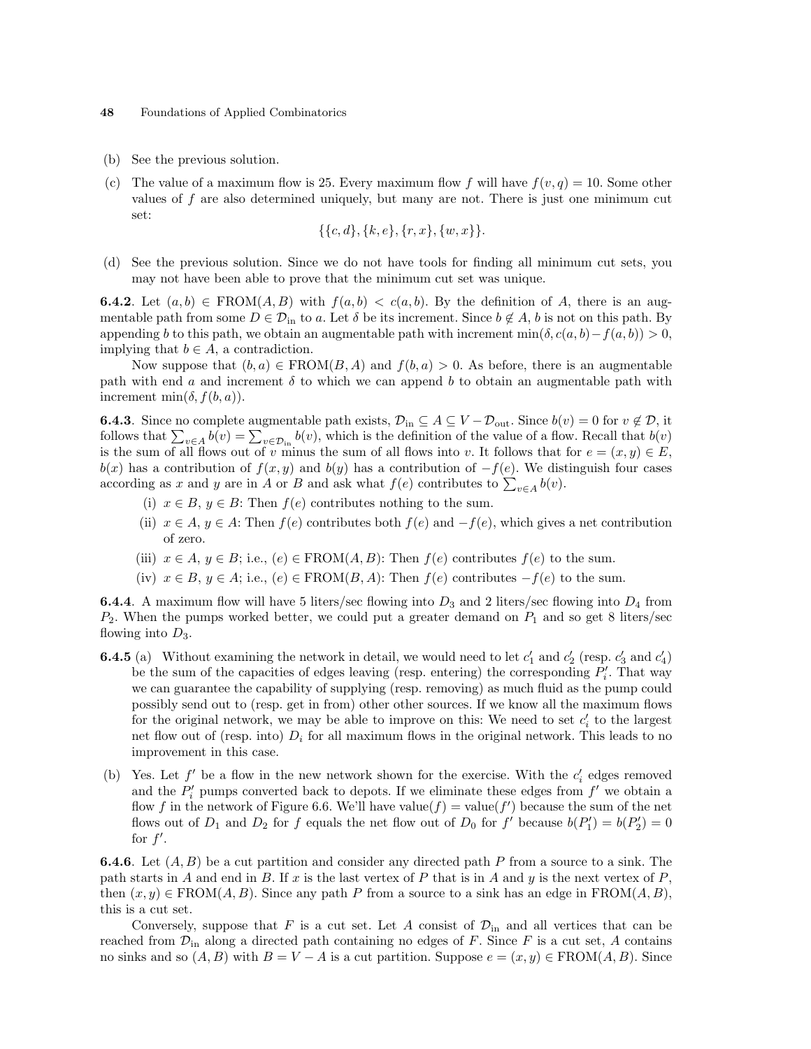(b) See the previous solution.

(c) The value of a maximum flow is 25. Every maximum flow $f$ will have $f(v,q) = 10$. Some other values of $f$ are also determined uniquely, but many are not. There is just one minimum cut set:
$$\{\{c,d\},\{k,e\},\{r,x\},\{w,x\}\}.$$

(d) See the previous solution. Since we do not have tools for finding all minimum cut sets, you may not have been able to prove that the minimum cut set was unique.

**6.4.2**. Let $(a,b) \in \text{FROM}(A,B)$ with $f(a,b) < c(a,b)$. By the definition of $A$, there is an augmentable path from some $D \in \mathcal{D}_{\text{in}}$ to $a$. Let $\delta$ be its increment. Since $b \notin A$, $b$ is not on this path. By appending $b$ to this path, we obtain an augmentable path with increment $\min(\delta, c(a,b) - f(a,b)) > 0$, implying that $b \in A$, a contradiction.

Now suppose that $(b,a) \in \text{FROM}(B,A)$ and $f(b,a) > 0$. As before, there is an augmentable path with end $a$ and increment $\delta$ to which we can append $b$ to obtain an augmentable path with increment $\min(\delta, f(b,a))$.

**6.4.3**. Since no complete augmentable path exists, $\mathcal{D}_{\text{in}} \subseteq A \subseteq V - \mathcal{D}_{\text{out}}$. Since $b(v) = 0$ for $v \notin \mathcal{D}$, it follows that $\sum_{v \in A} b(v) = \sum_{v \in \mathcal{D}_{\text{in}}} b(v)$, which is the definition of the value of a flow. Recall that $b(v)$ is the sum of all flows out of $v$ minus the sum of all flows into $v$. It follows that for $e = (x,y) \in E$, $b(x)$ has a contribution of $f(x,y)$ and $b(y)$ has a contribution of $-f(e)$. We distinguish four cases according as $x$ and $y$ are in $A$ or $B$ and ask what $f(e)$ contributes to $\sum_{v \in A} b(v)$.

(i) $x \in B$, $y \in B$: Then $f(e)$ contributes nothing to the sum.

(ii) $x \in A$, $y \in A$: Then $f(e)$ contributes both $f(e)$ and $-f(e)$, which gives a net contribution of zero.

(iii) $x \in A$, $y \in B$; i.e., $(e) \in \text{FROM}(A,B)$: Then $f(e)$ contributes $f(e)$ to the sum.

(iv) $x \in B$, $y \in A$; i.e., $(e) \in \text{FROM}(B,A)$: Then $f(e)$ contributes $-f(e)$ to the sum.

**6.4.4**. A maximum flow will have 5 liters/sec flowing into $D_3$ and 2 liters/sec flowing into $D_4$ from $P_2$. When the pumps worked better, we could put a greater demand on $P_1$ and so get 8 liters/sec flowing into $D_3$.

**6.4.5** (a) Without examining the network in detail, we would need to let $c_1'$ and $c_2'$ (resp. $c_3'$ and $c_4'$) be the sum of the capacities of edges leaving (resp. entering) the corresponding $P_i'$. That way we can guarantee the capability of supplying (resp. removing) as much fluid as the pump could possibly send out to (resp. get in from) other other sources. If we know all the maximum flows for the original network, we may be able to improve on this: We need to set $c_i'$ to the largest net flow out of (resp. into) $D_i$ for all maximum flows in the original network. This leads to no improvement in this case.

(b) Yes. Let $f'$ be a flow in the new network shown for the exercise. With the $c_i'$ edges removed and the $P_i'$ pumps converted back to depots. If we eliminate these edges from $f'$ we obtain a flow $f$ in the network of Figure 6.6. We'll have $\text{value}(f) = \text{value}(f')$ because the sum of the net flows out of $D_1$ and $D_2$ for $f$ equals the net flow out of $D_0$ for $f'$ because $b(P_1') = b(P_2') = 0$ for $f'$.

**6.4.6**. Let $(A,B)$ be a cut partition and consider any directed path $P$ from a source to a sink. The path starts in $A$ and end in $B$. If $x$ is the last vertex of $P$ that is in $A$ and $y$ is the next vertex of $P$, then $(x,y) \in \text{FROM}(A,B)$. Since any path $P$ from a source to a sink has an edge in $\text{FROM}(A,B)$, this is a cut set.

Conversely, suppose that $F$ is a cut set. Let $A$ consist of $\mathcal{D}_{\text{in}}$ and all vertices that can be reached from $\mathcal{D}_{\text{in}}$ along a directed path containing no edges of $F$. Since $F$ is a cut set, $A$ contains no sinks and so $(A,B)$ with $B = V - A$ is a cut partition. Suppose $e = (x,y) \in \text{FROM}(A,B)$. Since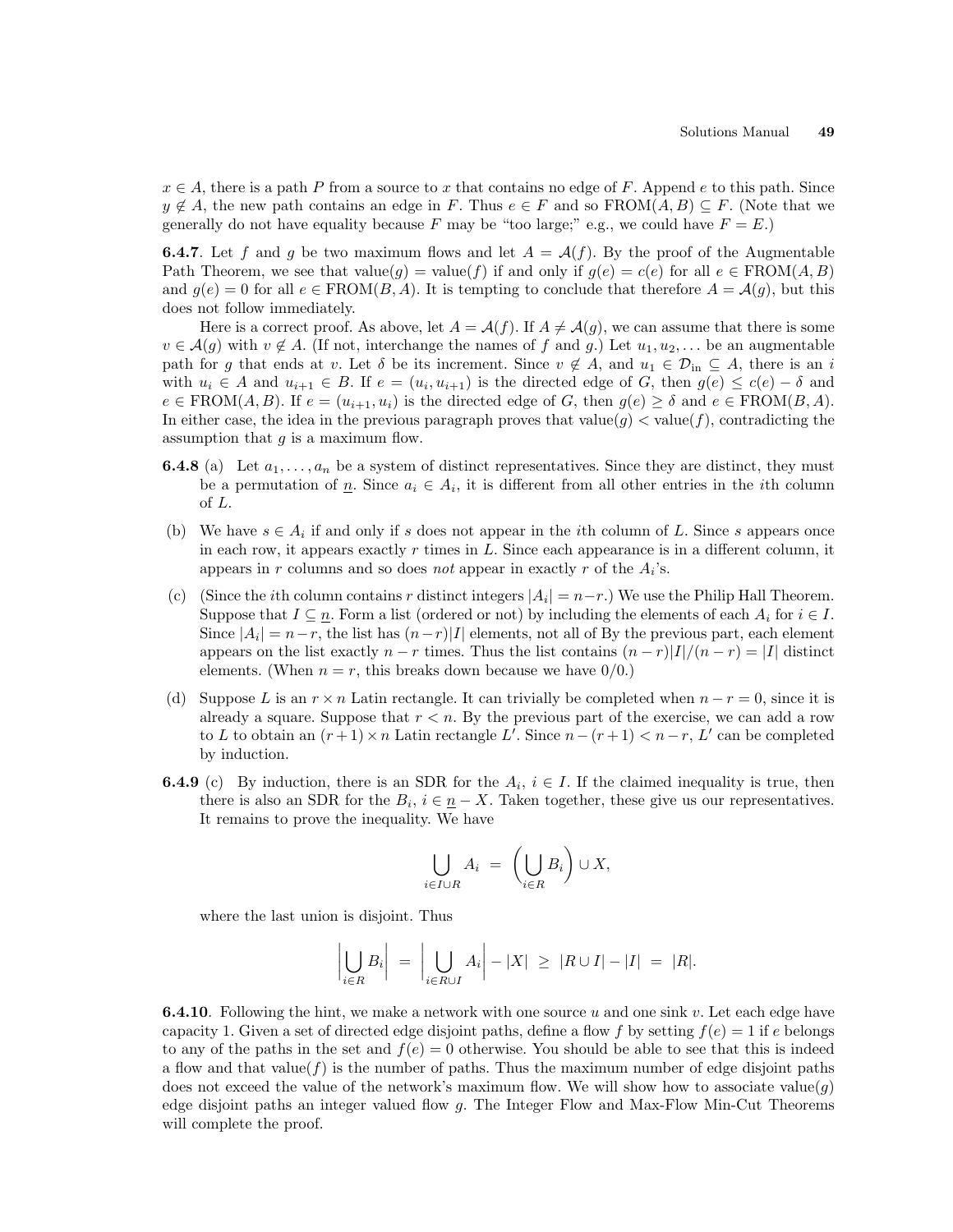$x \in A$, there is a path $P$ from a source to $x$ that contains no edge of $F$. Append $e$ to this path. Since $y \notin A$, the new path contains an edge in $F$. Thus $e \in F$ and so $\mathrm{FROM}(A, B) \subseteq F$. (Note that we generally do not have equality because $F$ may be "too large;" e.g., we could have $F = E$.)

**6.4.7**. Let $f$ and $g$ be two maximum flows and let $A = \mathcal{A}(f)$. By the proof of the Augmentable Path Theorem, we see that $\mathrm{value}(g) = \mathrm{value}(f)$ if and only if $g(e) = c(e)$ for all $e \in \mathrm{FROM}(A, B)$ and $g(e) = 0$ for all $e \in \mathrm{FROM}(B, A)$. It is tempting to conclude that therefore $A = \mathcal{A}(g)$, but this does not follow immediately.

Here is a correct proof. As above, let $A = \mathcal{A}(f)$. If $A \neq \mathcal{A}(g)$, we can assume that there is some $v \in \mathcal{A}(g)$ with $v \notin A$. (If not, interchange the names of $f$ and $g$.) Let $u_1, u_2, \ldots$ be an augmentable path for $g$ that ends at $v$. Let $\delta$ be its increment. Since $v \notin A$, and $u_1 \in \mathcal{D}_{\mathrm{in}} \subseteq A$, there is an $i$ with $u_i \in A$ and $u_{i+1} \in B$. If $e = (u_i, u_{i+1})$ is the directed edge of $G$, then $g(e) \leq c(e) - \delta$ and $e \in \mathrm{FROM}(A, B)$. If $e = (u_{i+1}, u_i)$ is the directed edge of $G$, then $g(e) \geq \delta$ and $e \in \mathrm{FROM}(B, A)$. In either case, the idea in the previous paragraph proves that $\mathrm{value}(g) < \mathrm{value}(f)$, contradicting the assumption that $g$ is a maximum flow.

**6.4.8** (a) Let $a_1, \ldots, a_n$ be a system of distinct representatives. Since they are distinct, they must be a permutation of $\underline{n}$. Since $a_i \in A_i$, it is different from all other entries in the $i$th column of $L$.

(b) We have $s \in A_i$ if and only if $s$ does not appear in the $i$th column of $L$. Since $s$ appears once in each row, it appears exactly $r$ times in $L$. Since each appearance is in a different column, it appears in $r$ columns and so does *not* appear in exactly $r$ of the $A_i$'s.

(c) (Since the $i$th column contains $r$ distinct integers $|A_i| = n-r$.) We use the Philip Hall Theorem. Suppose that $I \subseteq \underline{n}$. Form a list (ordered or not) by including the elements of each $A_i$ for $i \in I$. Since $|A_i| = n-r$, the list has $(n-r)|I|$ elements, not all of By the previous part, each element appears on the list exactly $n-r$ times. Thus the list contains $(n-r)|I|/(n-r) = |I|$ distinct elements. (When $n = r$, this breaks down because we have $0/0$.)

(d) Suppose $L$ is an $r \times n$ Latin rectangle. It can trivially be completed when $n - r = 0$, since it is already a square. Suppose that $r < n$. By the previous part of the exercise, we can add a row to $L$ to obtain an $(r+1) \times n$ Latin rectangle $L'$. Since $n - (r+1) < n - r$, $L'$ can be completed by induction.

**6.4.9** (c) By induction, there is an SDR for the $A_i$, $i \in I$. If the claimed inequality is true, then there is also an SDR for the $B_i$, $i \in \underline{n} - X$. Taken together, these give us our representatives. It remains to prove the inequality. We have

$$\bigcup_{i \in I \cup R} A_i \;=\; \left( \bigcup_{i \in R} B_i \right) \cup X,$$

where the last union is disjoint. Thus

$$\left| \bigcup_{i \in R} B_i \right| \;=\; \left| \bigcup_{i \in R \cup I} A_i \right| - |X| \;\geq\; |R \cup I| - |I| \;=\; |R|.$$

**6.4.10**. Following the hint, we make a network with one source $u$ and one sink $v$. Let each edge have capacity 1. Given a set of directed edge disjoint paths, define a flow $f$ by setting $f(e) = 1$ if $e$ belongs to any of the paths in the set and $f(e) = 0$ otherwise. You should be able to see that this is indeed a flow and that $\mathrm{value}(f)$ is the number of paths. Thus the maximum number of edge disjoint paths does not exceed the value of the network's maximum flow. We will show how to associate $\mathrm{value}(g)$ edge disjoint paths an integer valued flow $g$. The Integer Flow and Max-Flow Min-Cut Theorems will complete the proof.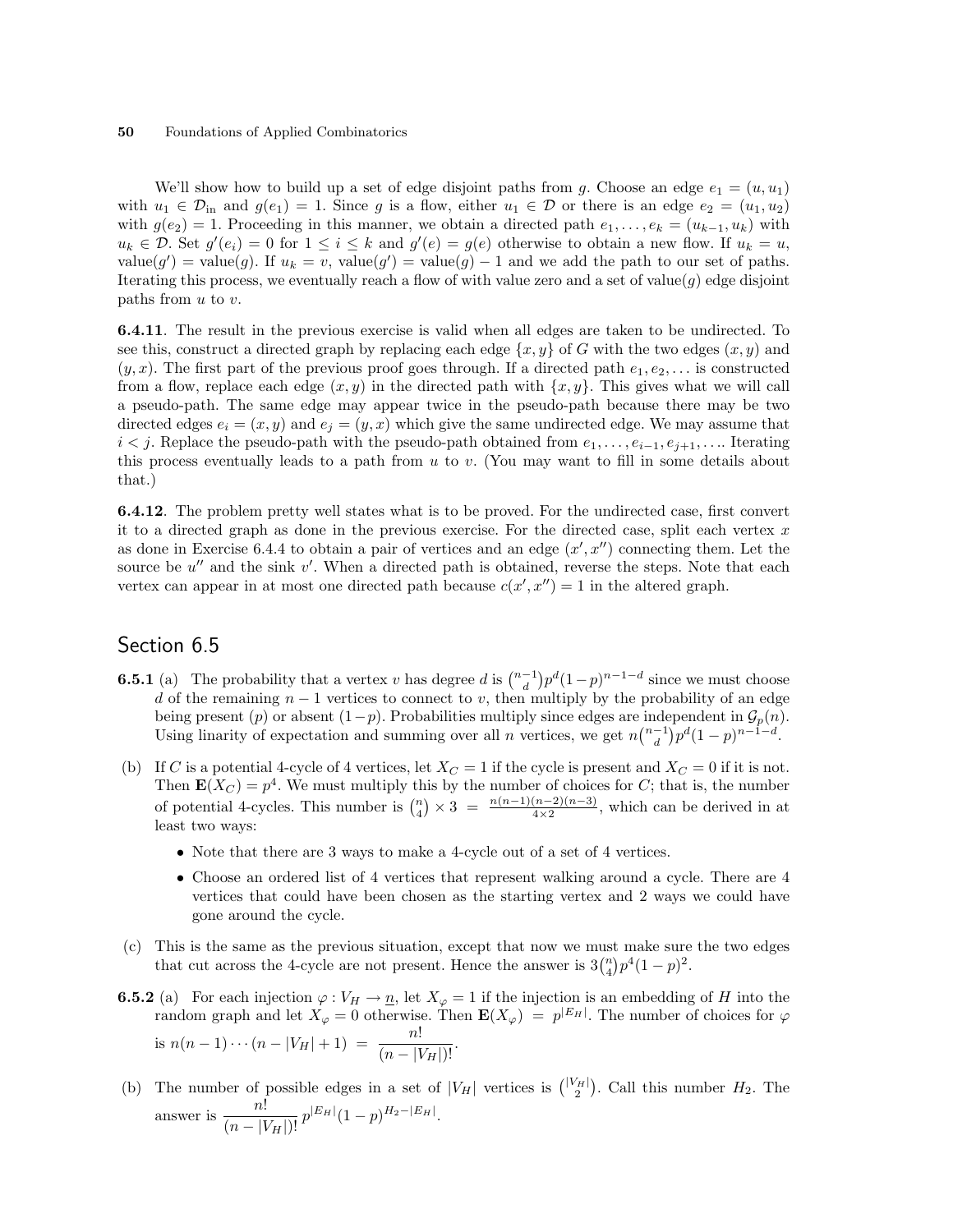We'll show how to build up a set of edge disjoint paths from $g$. Choose an edge $e_1 = (u, u_1)$ with $u_1 \in \mathcal{D}_{\text{in}}$ and $g(e_1) = 1$. Since $g$ is a flow, either $u_1 \in \mathcal{D}$ or there is an edge $e_2 = (u_1, u_2)$ with $g(e_2) = 1$. Proceeding in this manner, we obtain a directed path $e_1, \ldots, e_k = (u_{k-1}, u_k)$ with $u_k \in \mathcal{D}$. Set $g'(e_i) = 0$ for $1 \le i \le k$ and $g'(e) = g(e)$ otherwise to obtain a new flow. If $u_k = u$, $\text{value}(g') = \text{value}(g)$. If $u_k = v$, $\text{value}(g') = \text{value}(g) - 1$ and we add the path to our set of paths. Iterating this process, we eventually reach a flow of with value zero and a set of $\text{value}(g)$ edge disjoint paths from $u$ to $v$.

**6.4.11**. The result in the previous exercise is valid when all edges are taken to be undirected. To see this, construct a directed graph by replacing each edge $\{x, y\}$ of $G$ with the two edges $(x, y)$ and $(y, x)$. The first part of the previous proof goes through. If a directed path $e_1, e_2, \ldots$ is constructed from a flow, replace each edge $(x, y)$ in the directed path with $\{x, y\}$. This gives what we will call a pseudo-path. The same edge may appear twice in the pseudo-path because there may be two directed edges $e_i = (x, y)$ and $e_j = (y, x)$ which give the same undirected edge. We may assume that $i < j$. Replace the pseudo-path with the pseudo-path obtained from $e_1, \ldots, e_{i-1}, e_{j+1}, \ldots$. Iterating this process eventually leads to a path from $u$ to $v$. (You may want to fill in some details about that.)

**6.4.12**. The problem pretty well states what is to be proved. For the undirected case, first convert it to a directed graph as done in the previous exercise. For the directed case, split each vertex $x$ as done in Exercise 6.4.4 to obtain a pair of vertices and an edge $(x', x'')$ connecting them. Let the source be $u''$ and the sink $v'$. When a directed path is obtained, reverse the steps. Note that each vertex can appear in at most one directed path because $c(x', x'') = 1$ in the altered graph.

## Section 6.5

**6.5.1** (a) The probability that a vertex $v$ has degree $d$ is $\binom{n-1}{d} p^d (1-p)^{n-1-d}$ since we must choose $d$ of the remaining $n-1$ vertices to connect to $v$, then multiply by the probability of an edge being present ($p$) or absent ($1-p$). Probabilities multiply since edges are independent in $\mathcal{G}_p(n)$. Using linearity of expectation and summing over all $n$ vertices, we get $n\binom{n-1}{d} p^d (1-p)^{n-1-d}$.

(b) If $C$ is a potential 4-cycle of 4 vertices, let $X_C = 1$ if the cycle is present and $X_C = 0$ if it is not. Then $\mathbf{E}(X_C) = p^4$. We must multiply this by the number of choices for $C$; that is, the number of potential 4-cycles. This number is $\binom{n}{4} \times 3 = \frac{n(n-1)(n-2)(n-3)}{4 \times 2}$, which can be derived in at least two ways:

- Note that there are 3 ways to make a 4-cycle out of a set of 4 vertices.
- Choose an ordered list of 4 vertices that represent walking around a cycle. There are 4 vertices that could have been chosen as the starting vertex and 2 ways we could have gone around the cycle.

(c) This is the same as the previous situation, except that now we must make sure the two edges that cut across the 4-cycle are not present. Hence the answer is $3\binom{n}{4} p^4 (1-p)^2$.

**6.5.2** (a) For each injection $\varphi : V_H \to \underline{n}$, let $X_\varphi = 1$ if the injection is an embedding of $H$ into the random graph and let $X_\varphi = 0$ otherwise. Then $\mathbf{E}(X_\varphi) = p^{|E_H|}$. The number of choices for $\varphi$ is $n(n-1)\cdots(n-|V_H|+1) = \dfrac{n!}{(n-|V_H|)!}$.

(b) The number of possible edges in a set of $|V_H|$ vertices is $\binom{|V_H|}{2}$. Call this number $H_2$. The answer is $\dfrac{n!}{(n-|V_H|)!} p^{|E_H|} (1-p)^{H_2 - |E_H|}$.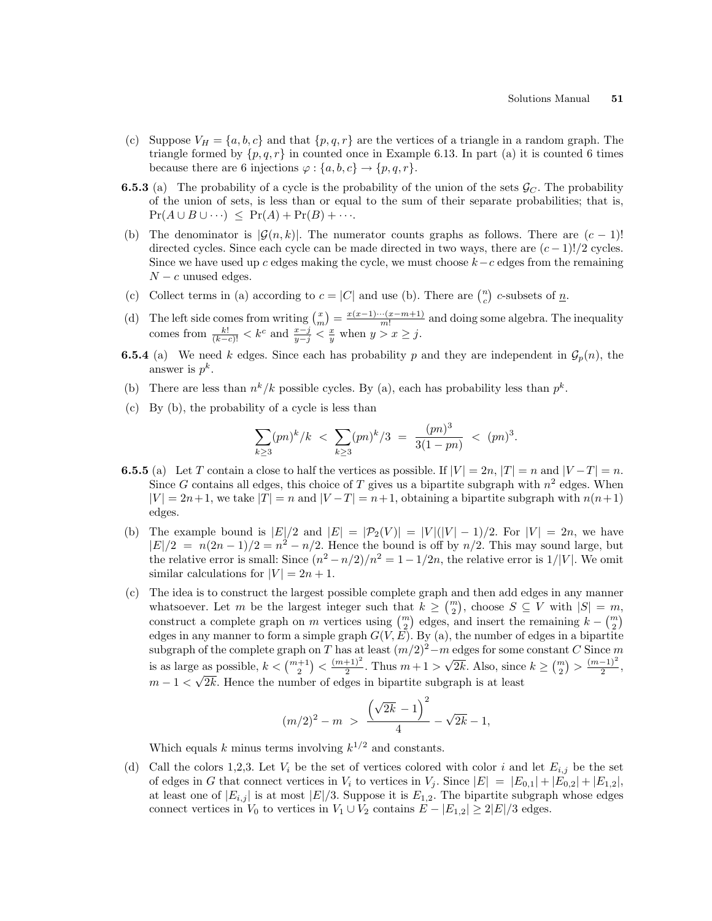(c) Suppose $V_H = \{a, b, c\}$ and that $\{p, q, r\}$ are the vertices of a triangle in a random graph. The triangle formed by $\{p, q, r\}$ in counted once in Example 6.13. In part (a) it is counted 6 times because there are 6 injections $\varphi : \{a, b, c\} \to \{p, q, r\}$.

**6.5.3** (a) The probability of a cycle is the probability of the union of the sets $\mathcal{G}_C$. The probability of the union of sets, is less than or equal to the sum of their separate probabilities; that is, $\Pr(A \cup B \cup \cdots) \leq \Pr(A) + \Pr(B) + \cdots$.

(b) The denominator is $|\mathcal{G}(n, k)|$. The numerator counts graphs as follows. There are $(c-1)!$ directed cycles. Since each cycle can be made directed in two ways, there are $(c-1)!/2$ cycles. Since we have used up $c$ edges making the cycle, we must choose $k-c$ edges from the remaining $N-c$ unused edges.

(c) Collect terms in (a) according to $c = |C|$ and use (b). There are $\binom{n}{c}$ $c$-subsets of $\underline{n}$.

(d) The left side comes from writing $\binom{x}{m} = \frac{x(x-1)\cdots(x-m+1)}{m!}$ and doing some algebra. The inequality comes from $\frac{k!}{(k-c)!} < k^c$ and $\frac{x-j}{y-j} < \frac{x}{y}$ when $y > x \geq j$.

**6.5.4** (a) We need $k$ edges. Since each has probability $p$ and they are independent in $\mathcal{G}_p(n)$, the answer is $p^k$.

(b) There are less than $n^k/k$ possible cycles. By (a), each has probability less than $p^k$.

(c) By (b), the probability of a cycle is less than

$$\sum_{k \geq 3} (pn)^k/k \;<\; \sum_{k \geq 3} (pn)^k/3 \;=\; \frac{(pn)^3}{3(1-pn)} \;<\; (pn)^3.$$

**6.5.5** (a) Let $T$ contain a close to half the vertices as possible. If $|V| = 2n$, $|T| = n$ and $|V - T| = n$. Since $G$ contains all edges, this choice of $T$ gives us a bipartite subgraph with $n^2$ edges. When $|V| = 2n+1$, we take $|T| = n$ and $|V - T| = n+1$, obtaining a bipartite subgraph with $n(n+1)$ edges.

(b) The example bound is $|E|/2$ and $|E| = |\mathcal{P}_2(V)| = |V|(|V|-1)/2$. For $|V| = 2n$, we have $|E|/2 = n(2n-1)/2 = n^2 - n/2$. Hence the bound is off by $n/2$. This may sound large, but the relative error is small: Since $(n^2 - n/2)/n^2 = 1 - 1/2n$, the relative error is $1/|V|$. We omit similar calculations for $|V| = 2n+1$.

(c) The idea is to construct the largest possible complete graph and then add edges in any manner whatsoever. Let $m$ be the largest integer such that $k \geq \binom{m}{2}$, choose $S \subseteq V$ with $|S| = m$, construct a complete graph on $m$ vertices using $\binom{m}{2}$ edges, and insert the remaining $k - \binom{m}{2}$ edges in any manner to form a simple graph $G(V, E)$. By (a), the number of edges in a bipartite subgraph of the complete graph on $T$ has at least $(m/2)^2 - m$ edges for some constant $C$ Since $m$ is as large as possible, $k < \binom{m+1}{2} < \frac{(m+1)^2}{2}$. Thus $m+1 > \sqrt{2k}$. Also, since $k \geq \binom{m}{2} > \frac{(m-1)^2}{2}$, $m - 1 < \sqrt{2k}$. Hence the number of edges in bipartite subgraph is at least

$$(m/2)^2 - m \;>\; \frac{\left(\sqrt{2k}\,-1\right)^2}{4} - \sqrt{2k} - 1,$$

Which equals $k$ minus terms involving $k^{1/2}$ and constants.

(d) Call the colors 1,2,3. Let $V_i$ be the set of vertices colored with color $i$ and let $E_{i,j}$ be the set of edges in $G$ that connect vertices in $V_i$ to vertices in $V_j$. Since $|E| = |E_{0,1}| + |E_{0,2}| + |E_{1,2}|$, at least one of $|E_{i,j}|$ is at most $|E|/3$. Suppose it is $E_{1,2}$. The bipartite subgraph whose edges connect vertices in $V_0$ to vertices in $V_1 \cup V_2$ contains $E - |E_{1,2}| \geq 2|E|/3$ edges.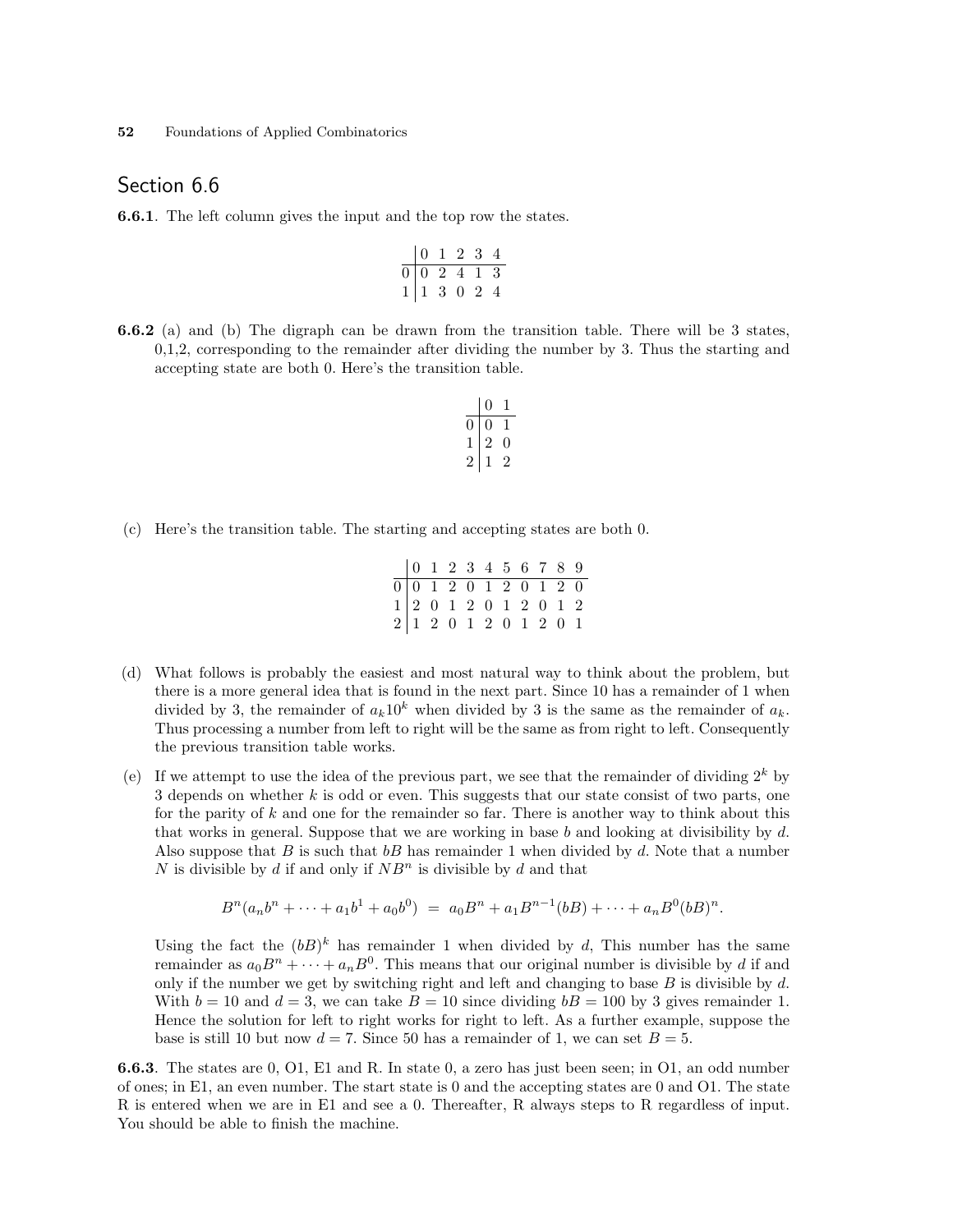## Section 6.6

**6.6.1**. The left column gives the input and the top row the states.

| | 0 | 1 | 2 | 3 | 4 |
|---|---|---|---|---|---|
| 0 | 0 | 2 | 4 | 1 | 3 |
| 1 | 1 | 3 | 0 | 2 | 4 |

**6.6.2** (a) and (b) The digraph can be drawn from the transition table. There will be 3 states, 0,1,2, corresponding to the remainder after dividing the number by 3. Thus the starting and accepting state are both 0. Here's the transition table.

| | 0 | 1 |
|---|---|---|
| 0 | 0 | 1 |
| 1 | 2 | 0 |
| 2 | 1 | 2 |

(c) Here's the transition table. The starting and accepting states are both 0.

| | 0 | 1 | 2 | 3 | 4 | 5 | 6 | 7 | 8 | 9 |
|---|---|---|---|---|---|---|---|---|---|---|
| 0 | 0 | 1 | 2 | 0 | 1 | 2 | 0 | 1 | 2 | 0 |
| 1 | 2 | 0 | 1 | 2 | 0 | 1 | 2 | 0 | 1 | 2 |
| 2 | 1 | 2 | 0 | 1 | 2 | 0 | 1 | 2 | 0 | 1 |

(d) What follows is probably the easiest and most natural way to think about the problem, but there is a more general idea that is found in the next part. Since 10 has a remainder of 1 when divided by 3, the remainder of $a_k 10^k$ when divided by 3 is the same as the remainder of $a_k$. Thus processing a number from left to right will be the same as from right to left. Consequently the previous transition table works.

(e) If we attempt to use the idea of the previous part, we see that the remainder of dividing $2^k$ by 3 depends on whether $k$ is odd or even. This suggests that our state consist of two parts, one for the parity of $k$ and one for the remainder so far. There is another way to think about this that works in general. Suppose that we are working in base $b$ and looking at divisibility by $d$. Also suppose that $B$ is such that $bB$ has remainder 1 when divided by $d$. Note that a number $N$ is divisible by $d$ if and only if $NB^n$ is divisible by $d$ and that

$$B^n(a_n b^n + \cdots + a_1 b^1 + a_0 b^0) \;=\; a_0 B^n + a_1 B^{n-1}(bB) + \cdots + a_n B^0 (bB)^n.$$

Using the fact the $(bB)^k$ has remainder 1 when divided by $d$, This number has the same remainder as $a_0 B^n + \cdots + a_n B^0$. This means that our original number is divisible by $d$ if and only if the number we get by switching right and left and changing to base $B$ is divisible by $d$. With $b = 10$ and $d = 3$, we can take $B = 10$ since dividing $bB = 100$ by 3 gives remainder 1. Hence the solution for left to right works for right to left. As a further example, suppose the base is still 10 but now $d = 7$. Since 50 has a remainder of 1, we can set $B = 5$.

**6.6.3**. The states are 0, O1, E1 and R. In state 0, a zero has just been seen; in O1, an odd number of ones; in E1, an even number. The start state is 0 and the accepting states are 0 and O1. The state R is entered when we are in E1 and see a 0. Thereafter, R always steps to R regardless of input. You should be able to finish the machine.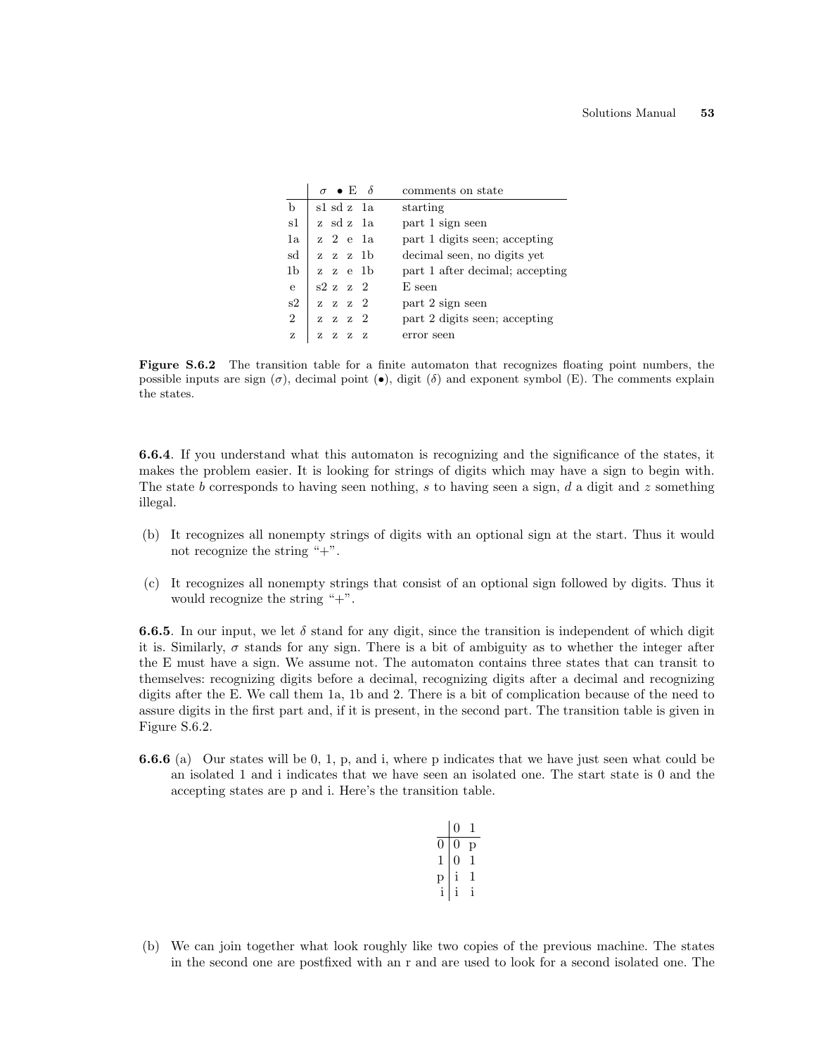|  | $\sigma$ | $\bullet$ | E | $\delta$ | comments on state |
|---|---|---|---|---|---|
| b | s1 | sd | z | 1a | starting |
| s1 | z | sd | z | 1a | part 1 sign seen |
| 1a | z | 2 | e | 1a | part 1 digits seen; accepting |
| sd | z | z | z | 1b | decimal seen, no digits yet |
| 1b | z | z | e | 1b | part 1 after decimal; accepting |
| e | s2 | z | z | 2 | E seen |
| s2 | z | z | z | 2 | part 2 sign seen |
| 2 | z | z | z | 2 | part 2 digits seen; accepting |
| z | z | z | z | z | error seen |

**Figure S.6.2** The transition table for a finite automaton that recognizes floating point numbers, the possible inputs are sign ($\sigma$), decimal point ($\bullet$), digit ($\delta$) and exponent symbol (E). The comments explain the states.

**6.6.4**. If you understand what this automaton is recognizing and the significance of the states, it makes the problem easier. It is looking for strings of digits which may have a sign to begin with. The state $b$ corresponds to having seen nothing, $s$ to having seen a sign, $d$ a digit and $z$ something illegal.

(b) It recognizes all nonempty strings of digits with an optional sign at the start. Thus it would not recognize the string "+".

(c) It recognizes all nonempty strings that consist of an optional sign followed by digits. Thus it would recognize the string "+".

**6.6.5**. In our input, we let $\delta$ stand for any digit, since the transition is independent of which digit it is. Similarly, $\sigma$ stands for any sign. There is a bit of ambiguity as to whether the integer after the E must have a sign. We assume not. The automaton contains three states that can transit to themselves: recognizing digits before a decimal, recognizing digits after a decimal and recognizing digits after the E. We call them 1a, 1b and 2. There is a bit of complication because of the need to assure digits in the first part and, if it is present, in the second part. The transition table is given in Figure S.6.2.

**6.6.6** (a) Our states will be 0, 1, p, and i, where p indicates that we have just seen what could be an isolated 1 and i indicates that we have seen an isolated one. The start state is 0 and the accepting states are p and i. Here's the transition table.

|  | 0 | 1 |
|---|---|---|
| 0 | 0 | p |
| 1 | 0 | 1 |
| p | i | 1 |
| i | i | i |

(b) We can join together what look roughly like two copies of the previous machine. The states in the second one are postfixed with an r and are used to look for a second isolated one. The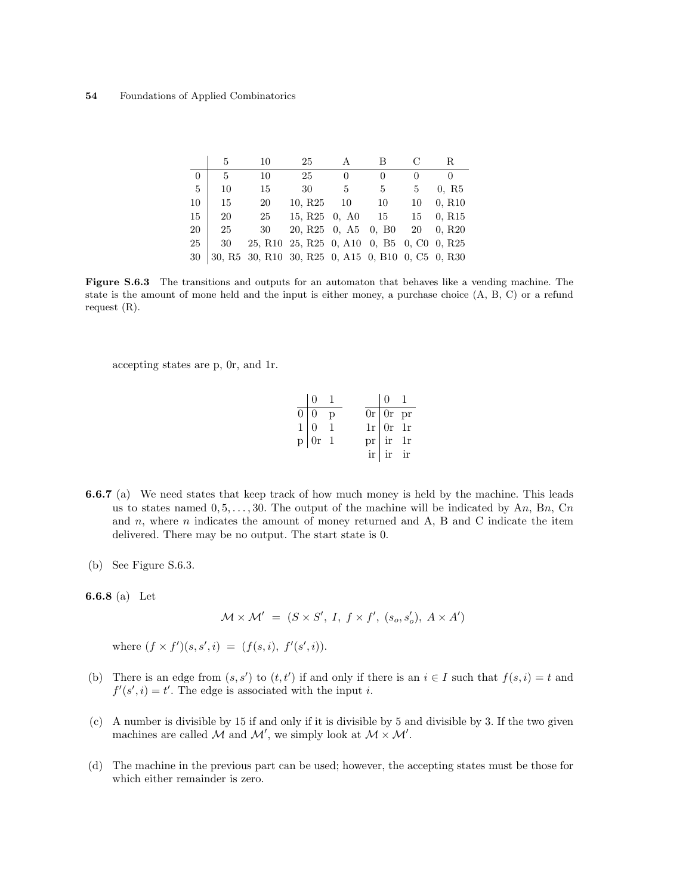|  | 5 | 10 | 25 | A | B | C | R |
|---|---|---|---|---|---|---|---|
| 0 | 5 | 10 | 25 | 0 | 0 | 0 | 0 |
| 5 | 10 | 15 | 30 | 5 | 5 | 5 | 0, R5 |
| 10 | 15 | 20 | 10, R25 | 10 | 10 | 10 | 0, R10 |
| 15 | 20 | 25 | 15, R25 | 0, A0 | 15 | 15 | 0, R15 |
| 20 | 25 | 30 | 20, R25 | 0, A5 | 0, B0 | 20 | 0, R20 |
| 25 | 30 | 25, R10 | 25, R25 | 0, A10 | 0, B5 | 0, C0 | 0, R25 |
| 30 | 30, R5 | 30, R10 | 30, R25 | 0, A15 | 0, B10 | 0, C5 | 0, R30 |

**Figure S.6.3** The transitions and outputs for an automaton that behaves like a vending machine. The state is the amount of mone held and the input is either money, a purchase choice (A, B, C) or a refund request (R).

accepting states are p, 0r, and 1r.

|  | 0 | 1 |
|---|---|---|
| 0 | 0 | p |
| 1 | 0 | 1 |
| p | 0r | 1 |

|  | 0 | 1 |
|---|---|---|
| 0r | 0r | pr |
| 1r | 0r | 1r |
| pr | ir | 1r |
| ir | ir | ir |

**6.6.7** (a) We need states that keep track of how much money is held by the machine. This leads us to states named $0, 5, \ldots, 30$. The output of the machine will be indicated by A$n$, B$n$, C$n$ and $n$, where $n$ indicates the amount of money returned and A, B and C indicate the item delivered. There may be no output. The start state is 0.

(b) See Figure S.6.3.

**6.6.8** (a) Let

$$\mathcal{M} \times \mathcal{M}' \;=\; (S \times S',\; I,\; f \times f',\; (s_o, s_o'),\; A \times A')$$

where $(f \times f')(s, s', i) \;=\; (f(s,i),\; f'(s',i))$.

(b) There is an edge from $(s, s')$ to $(t, t')$ if and only if there is an $i \in I$ such that $f(s,i) = t$ and $f'(s',i) = t'$. The edge is associated with the input $i$.

(c) A number is divisible by 15 if and only if it is divisible by 5 and divisible by 3. If the two given machines are called $\mathcal{M}$ and $\mathcal{M}'$, we simply look at $\mathcal{M} \times \mathcal{M}'$.

(d) The machine in the previous part can be used; however, the accepting states must be those for which either remainder is zero.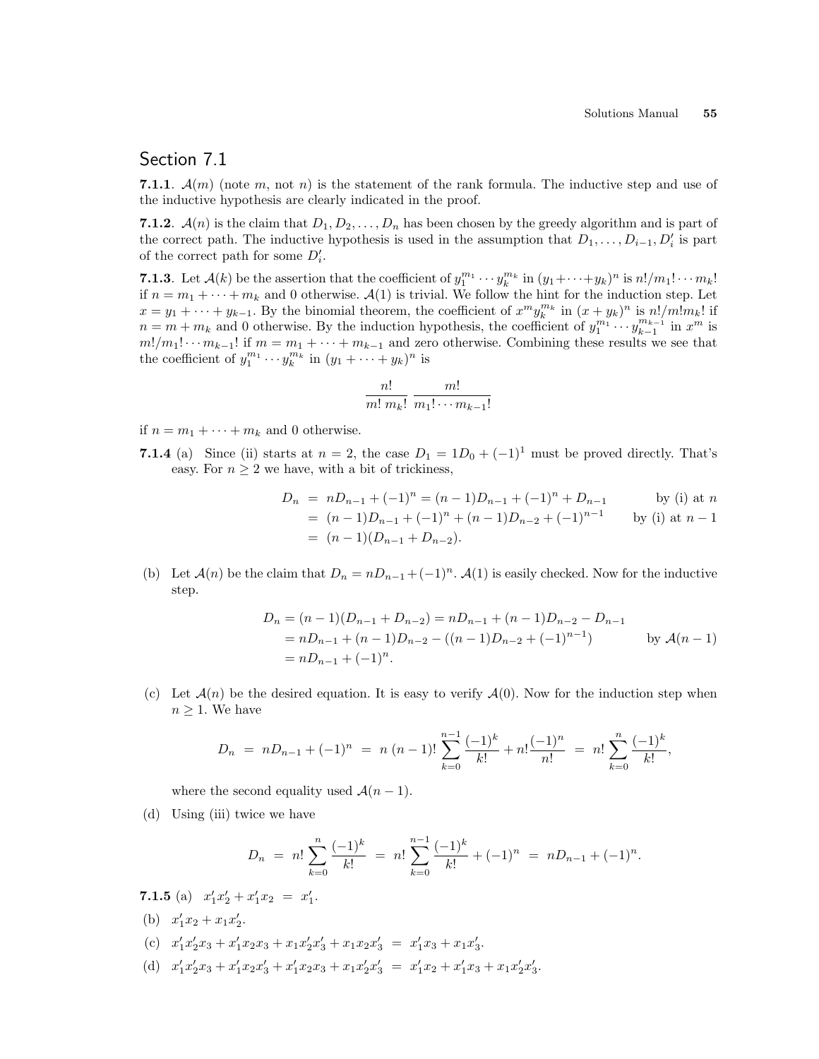## Section 7.1

**7.1.1**. $\mathcal{A}(m)$ (note $m$, not $n$) is the statement of the rank formula. The inductive step and use of the inductive hypothesis are clearly indicated in the proof.

**7.1.2**. $\mathcal{A}(n)$ is the claim that $D_1, D_2, \ldots, D_n$ has been chosen by the greedy algorithm and is part of the correct path. The inductive hypothesis is used in the assumption that $D_1, \ldots, D_{i-1}, D_i'$ is part of the correct path for some $D_i'$.

**7.1.3**. Let $\mathcal{A}(k)$ be the assertion that the coefficient of $y_1^{m_1} \cdots y_k^{m_k}$ in $(y_1+\cdots+y_k)^n$ is $n!/m_1!\cdots m_k!$ if $n = m_1 + \cdots + m_k$ and 0 otherwise. $\mathcal{A}(1)$ is trivial. We follow the hint for the induction step. Let $x = y_1 + \cdots + y_{k-1}$. By the binomial theorem, the coefficient of $x^m y_k^{m_k}$ in $(x + y_k)^n$ is $n!/m!m_k!$ if $n = m + m_k$ and 0 otherwise. By the induction hypothesis, the coefficient of $y_1^{m_1} \cdots y_{k-1}^{m_{k-1}}$ in $x^m$ is $m!/m_1!\cdots m_{k-1}!$ if $m = m_1 + \cdots + m_{k-1}$ and zero otherwise. Combining these results we see that the coefficient of $y_1^{m_1} \cdots y_k^{m_k}$ in $(y_1 + \cdots + y_k)^n$ is

$$\frac{n!}{m!\, m_k!}\ \frac{m!}{m_1!\cdots m_{k-1}!}$$

if $n = m_1 + \cdots + m_k$ and 0 otherwise.

**7.1.4** (a) Since (ii) starts at $n = 2$, the case $D_1 = 1D_0 + (-1)^1$ must be proved directly. That's easy. For $n \geq 2$ we have, with a bit of trickiness,

$$\begin{aligned} D_n &= nD_{n-1} + (-1)^n = (n-1)D_{n-1} + (-1)^n + D_{n-1} && \text{by (i) at } n \\ &= (n-1)D_{n-1} + (-1)^n + (n-1)D_{n-2} + (-1)^{n-1} && \text{by (i) at } n-1 \\ &= (n-1)(D_{n-1} + D_{n-2}). \end{aligned}$$

(b) Let $\mathcal{A}(n)$ be the claim that $D_n = nD_{n-1} + (-1)^n$. $\mathcal{A}(1)$ is easily checked. Now for the inductive step.

$$\begin{aligned} D_n &= (n-1)(D_{n-1} + D_{n-2}) = nD_{n-1} + (n-1)D_{n-2} - D_{n-1} \\ &= nD_{n-1} + (n-1)D_{n-2} - ((n-1)D_{n-2} + (-1)^{n-1}) && \text{by } \mathcal{A}(n-1) \\ &= nD_{n-1} + (-1)^n. \end{aligned}$$

(c) Let $\mathcal{A}(n)$ be the desired equation. It is easy to verify $\mathcal{A}(0)$. Now for the induction step when $n \geq 1$. We have

$$D_n \;=\; nD_{n-1} + (-1)^n \;=\; n\,(n-1)! \sum_{k=0}^{n-1} \frac{(-1)^k}{k!} + n!\frac{(-1)^n}{n!} \;=\; n! \sum_{k=0}^{n} \frac{(-1)^k}{k!},$$

where the second equality used $\mathcal{A}(n-1)$.

(d) Using (iii) twice we have

$$D_n \;=\; n! \sum_{k=0}^{n} \frac{(-1)^k}{k!} \;=\; n! \sum_{k=0}^{n-1} \frac{(-1)^k}{k!} + (-1)^n \;=\; nD_{n-1} + (-1)^n.$$

**7.1.5** (a) $x_1'x_2' + x_1'x_2 \;=\; x_1'$.

(b) $x_1'x_2 + x_1x_2'$.

(c) $x_1'x_2'x_3 + x_1'x_2x_3 + x_1x_2'x_3' + x_1x_2x_3' \;=\; x_1'x_3 + x_1x_3'$.

(d) $x_1'x_2'x_3 + x_1'x_2x_3' + x_1'x_2x_3 + x_1x_2'x_3' \;=\; x_1'x_2 + x_1'x_3 + x_1x_2'x_3'$.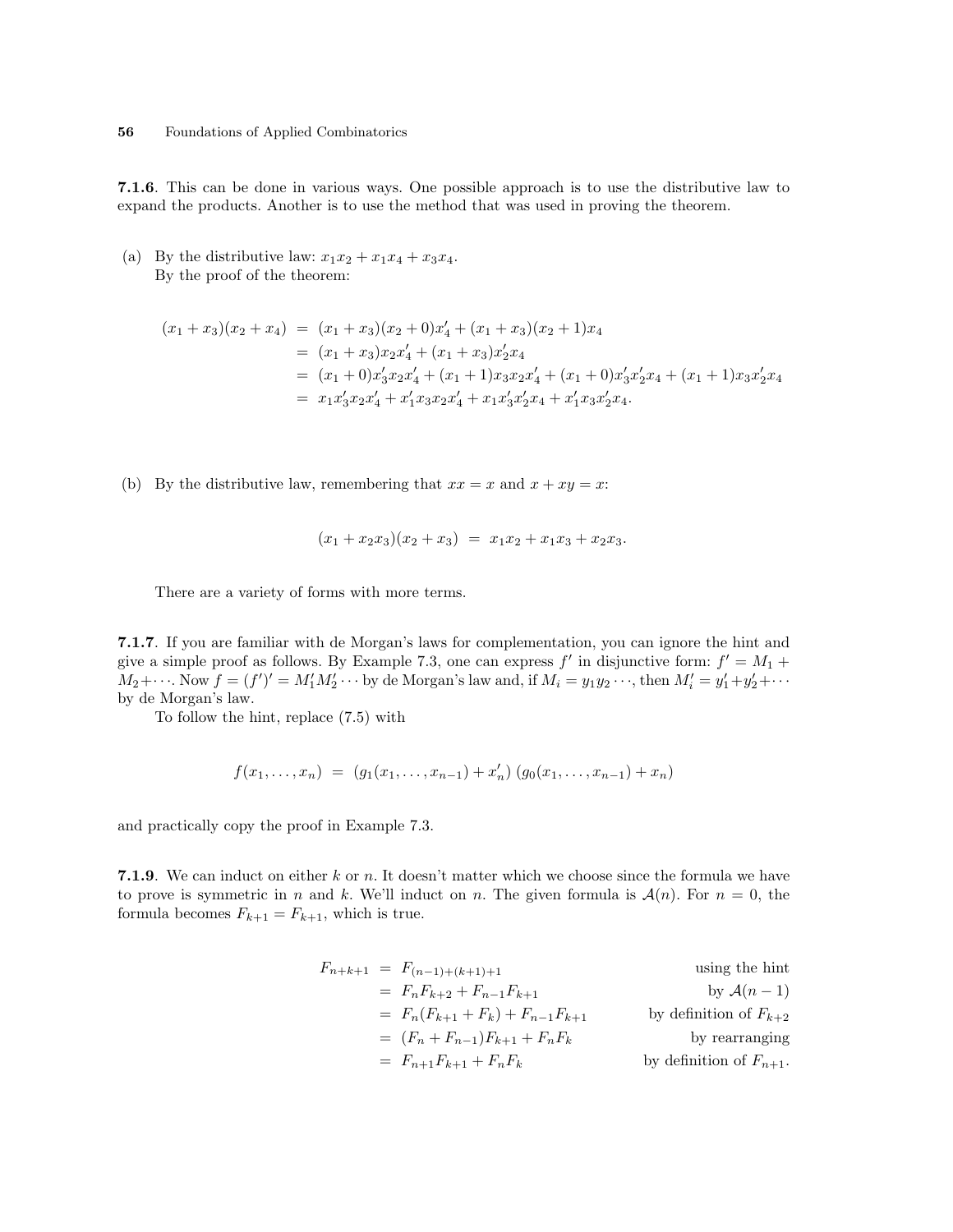**7.1.6**. This can be done in various ways. One possible approach is to use the distributive law to expand the products. Another is to use the method that was used in proving the theorem.

(a) By the distributive law: $x_1x_2 + x_1x_4 + x_3x_4$.
By the proof of the theorem:

$$
\begin{aligned}
(x_1 + x_3)(x_2 + x_4) &= (x_1 + x_3)(x_2 + 0)x_4' + (x_1 + x_3)(x_2 + 1)x_4 \\
&= (x_1 + x_3)x_2x_4' + (x_1 + x_3)x_2'x_4 \\
&= (x_1 + 0)x_3'x_2x_4' + (x_1 + 1)x_3x_2x_4' + (x_1 + 0)x_3'x_2'x_4 + (x_1 + 1)x_3x_2'x_4 \\
&= x_1x_3'x_2x_4' + x_1'x_3x_2x_4' + x_1x_3'x_2'x_4 + x_1'x_3x_2'x_4.
\end{aligned}
$$

(b) By the distributive law, remembering that $xx = x$ and $x + xy = x$:

$$(x_1 + x_2x_3)(x_2 + x_3) = x_1x_2 + x_1x_3 + x_2x_3.$$

There are a variety of forms with more terms.

**7.1.7**. If you are familiar with de Morgan's laws for complementation, you can ignore the hint and give a simple proof as follows. By Example 7.3, one can express $f'$ in disjunctive form: $f' = M_1 + M_2 + \cdots$. Now $f = (f')' = M_1'M_2'\cdots$ by de Morgan's law and, if $M_i = y_1y_2\cdots$, then $M_i' = y_1' + y_2' + \cdots$ by de Morgan's law.

To follow the hint, replace (7.5) with

$$f(x_1, \ldots, x_n) = (g_1(x_1, \ldots, x_{n-1}) + x_n')\,(g_0(x_1, \ldots, x_{n-1}) + x_n)$$

and practically copy the proof in Example 7.3.

**7.1.9**. We can induct on either $k$ or $n$. It doesn't matter which we choose since the formula we have to prove is symmetric in $n$ and $k$. We'll induct on $n$. The given formula is $\mathcal{A}(n)$. For $n = 0$, the formula becomes $F_{k+1} = F_{k+1}$, which is true.

$$
\begin{aligned}
F_{n+k+1} &= F_{(n-1)+(k+1)+1} && \text{using the hint} \\
&= F_nF_{k+2} + F_{n-1}F_{k+1} && \text{by } \mathcal{A}(n-1) \\
&= F_n(F_{k+1} + F_k) + F_{n-1}F_{k+1} && \text{by definition of } F_{k+2} \\
&= (F_n + F_{n-1})F_{k+1} + F_nF_k && \text{by rearranging} \\
&= F_{n+1}F_{k+1} + F_nF_k && \text{by definition of } F_{n+1}.
\end{aligned}
$$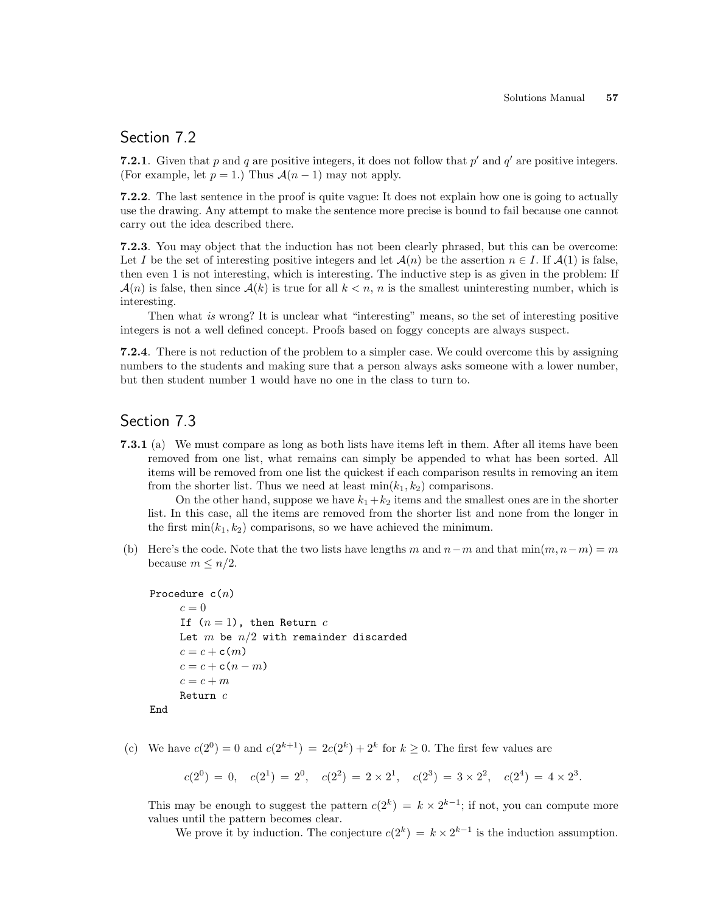## Section 7.2

**7.2.1**. Given that $p$ and $q$ are positive integers, it does not follow that $p'$ and $q'$ are positive integers. (For example, let $p = 1$.) Thus $\mathcal{A}(n-1)$ may not apply.

**7.2.2**. The last sentence in the proof is quite vague: It does not explain how one is going to actually use the drawing. Any attempt to make the sentence more precise is bound to fail because one cannot carry out the idea described there.

**7.2.3**. You may object that the induction has not been clearly phrased, but this can be overcome: Let $I$ be the set of interesting positive integers and let $\mathcal{A}(n)$ be the assertion $n \in I$. If $\mathcal{A}(1)$ is false, then even 1 is not interesting, which is interesting. The inductive step is as given in the problem: If $\mathcal{A}(n)$ is false, then since $\mathcal{A}(k)$ is true for all $k < n$, $n$ is the smallest uninteresting number, which is interesting.

Then what *is* wrong? It is unclear what "interesting" means, so the set of interesting positive integers is not a well defined concept. Proofs based on foggy concepts are always suspect.

**7.2.4**. There is not reduction of the problem to a simpler case. We could overcome this by assigning numbers to the students and making sure that a person always asks someone with a lower number, but then student number 1 would have no one in the class to turn to.

## Section 7.3

**7.3.1** (a) We must compare as long as both lists have items left in them. After all items have been removed from one list, what remains can simply be appended to what has been sorted. All items will be removed from one list the quickest if each comparison results in removing an item from the shorter list. Thus we need at least $\min(k_1, k_2)$ comparisons.

On the other hand, suppose we have $k_1 + k_2$ items and the smallest ones are in the shorter list. In this case, all the items are removed from the shorter list and none from the longer in the first $\min(k_1, k_2)$ comparisons, so we have achieved the minimum.

(b) Here's the code. Note that the two lists have lengths $m$ and $n-m$ and that $\min(m, n-m) = m$ because $m \leq n/2$.

```
Procedure c(n)
    c = 0
    If (n = 1), then Return c
    Let m be n/2 with remainder discarded
    c = c + c(m)
    c = c + c(n − m)
    c = c + m
    Return c
End
```

(c) We have $c(2^0) = 0$ and $c(2^{k+1}) = 2c(2^k) + 2^k$ for $k \geq 0$. The first few values are

$$c(2^0) = 0, \quad c(2^1) = 2^0, \quad c(2^2) = 2 \times 2^1, \quad c(2^3) = 3 \times 2^2, \quad c(2^4) = 4 \times 2^3.$$

This may be enough to suggest the pattern $c(2^k) = k \times 2^{k-1}$; if not, you can compute more values until the pattern becomes clear.

We prove it by induction. The conjecture $c(2^k) = k \times 2^{k-1}$ is the induction assumption.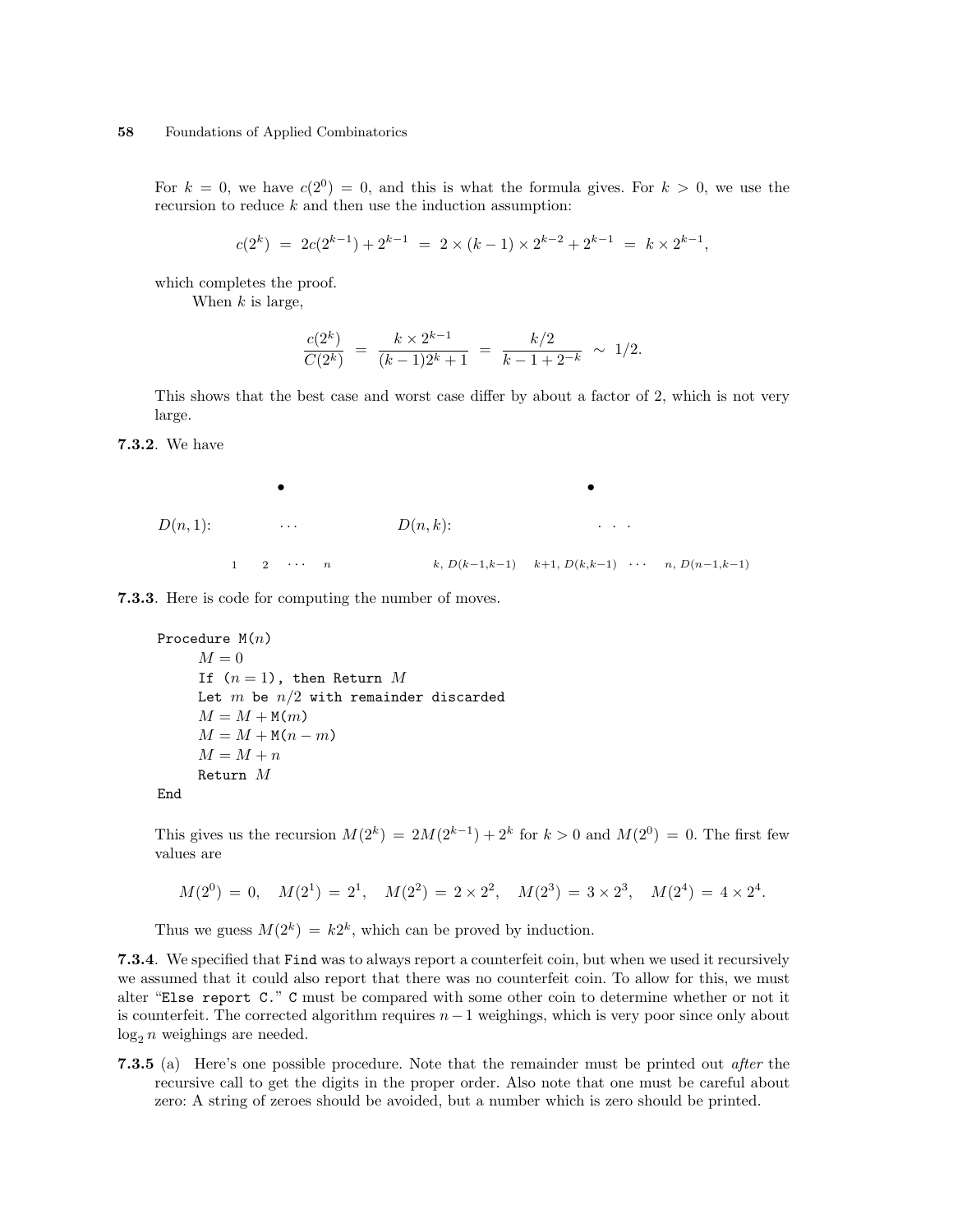For $k = 0$, we have $c(2^0) = 0$, and this is what the formula gives. For $k > 0$, we use the recursion to reduce $k$ and then use the induction assumption:

$$c(2^k) \;=\; 2c(2^{k-1}) + 2^{k-1} \;=\; 2 \times (k-1) \times 2^{k-2} + 2^{k-1} \;=\; k \times 2^{k-1},$$

which completes the proof.

When $k$ is large,

$$\frac{c(2^k)}{C(2^k)} \;=\; \frac{k \times 2^{k-1}}{(k-1)2^k + 1} \;=\; \frac{k/2}{k - 1 + 2^{-k}} \;\sim\; 1/2.$$

This shows that the best case and worst case differ by about a factor of 2, which is not very large.

**7.3.2**. We have

$D(n,1)$: $\cdots$ with leaves $1 \quad 2 \quad \cdots \quad n$

$D(n,k)$: $\cdots$ with leaves $k,\, D(k-1,k-1) \quad k+1,\, D(k,k-1) \quad \cdots \quad n,\, D(n-1,k-1)$

**7.3.3**. Here is code for computing the number of moves.

```
Procedure M(n)
    M = 0
    If (n = 1), then Return M
    Let m be n/2 with remainder discarded
    M = M + M(m)
    M = M + M(n − m)
    M = M + n
    Return M
End
```

This gives us the recursion $M(2^k) = 2M(2^{k-1}) + 2^k$ for $k > 0$ and $M(2^0) = 0$. The first few values are

$$M(2^0) = 0, \quad M(2^1) = 2^1, \quad M(2^2) = 2 \times 2^2, \quad M(2^3) = 3 \times 2^3, \quad M(2^4) = 4 \times 2^4.$$

Thus we guess $M(2^k) = k2^k$, which can be proved by induction.

**7.3.4**. We specified that `Find` was to always report a counterfeit coin, but when we used it recursively we assumed that it could also report that there was no counterfeit coin. To allow for this, we must alter "`Else report C`." `C` must be compared with some other coin to determine whether or not it is counterfeit. The corrected algorithm requires $n-1$ weighings, which is very poor since only about $\log_2 n$ weighings are needed.

**7.3.5** (a) Here's one possible procedure. Note that the remainder must be printed out *after* the recursive call to get the digits in the proper order. Also note that one must be careful about zero: A string of zeroes should be avoided, but a number which is zero should be printed.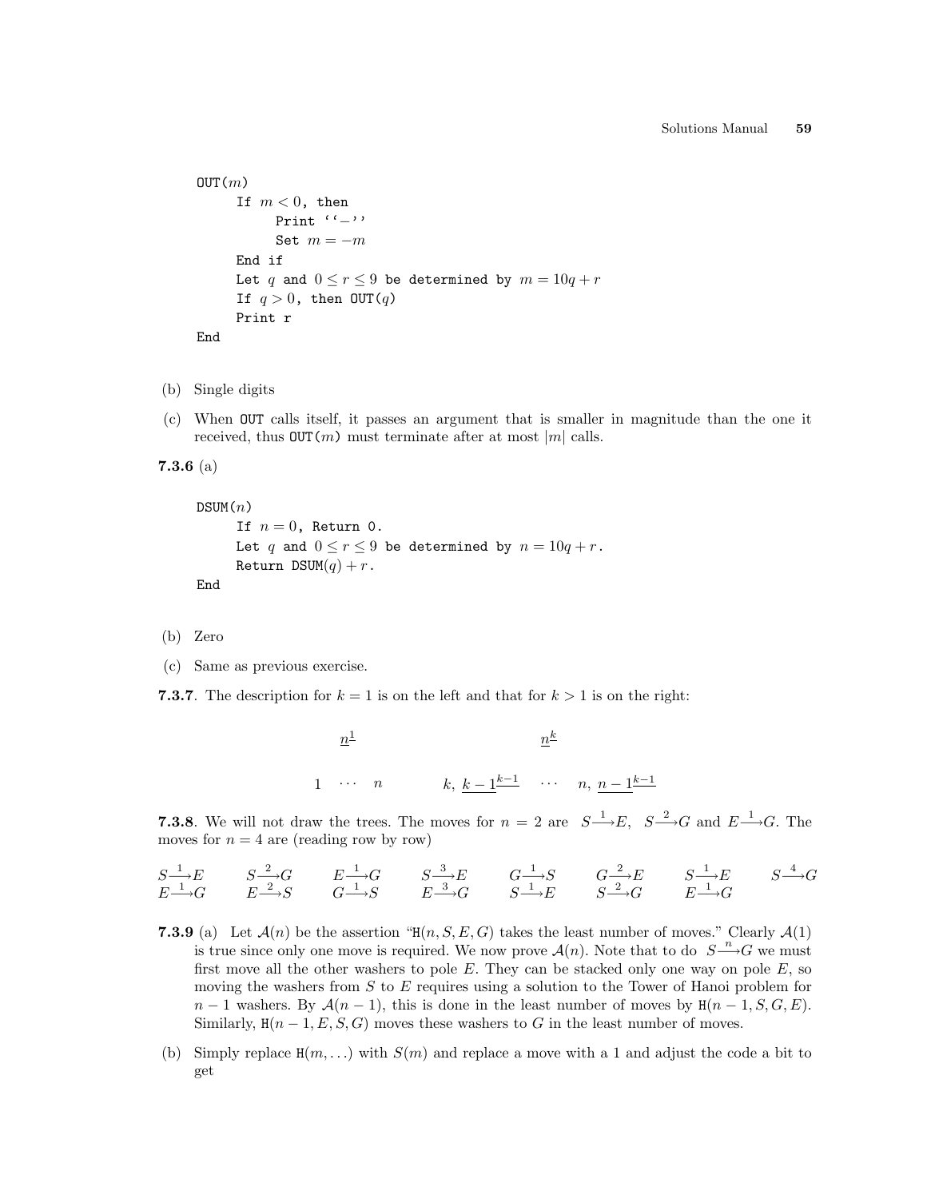```
OUT(m)
     If m < 0, then
          Print ‘‘−’’
          Set m = −m
     End if
     Let q and 0 ≤ r ≤ 9 be determined by m = 10q + r
     If q > 0, then OUT(q)
     Print r
End
```

(b) Single digits

(c) When OUT calls itself, it passes an argument that is smaller in magnitude than the one it received, thus OUT($m$) must terminate after at most $|m|$ calls.

**7.3.6** (a)

```
DSUM(n)
     If n = 0, Return 0.
     Let q and 0 ≤ r ≤ 9 be determined by n = 10q + r.
     Return DSUM(q) + r.
End
```

(b) Zero

(c) Same as previous exercise.

**7.3.7**. The description for $k = 1$ is on the left and that for $k > 1$ is on the right:

$$\begin{array}{ccc} & \underline{n}^{1} & \\ 1 & \cdots & n \end{array} \qquad\qquad \begin{array}{ccc} & \underline{n}^{k} & \\ k,\ \underline{k-1}^{k-1} & \cdots & n,\ \underline{n-1}^{k-1} \end{array}$$

**7.3.8**. We will not draw the trees. The moves for $n = 2$ are $S \xrightarrow{1} E$, $S \xrightarrow{2} G$ and $E \xrightarrow{1} G$. The moves for $n = 4$ are (reading row by row)

$$\begin{array}{cccccccc} S \xrightarrow{1} E & S \xrightarrow{2} G & E \xrightarrow{1} G & S \xrightarrow{3} E & G \xrightarrow{1} S & G \xrightarrow{2} E & S \xrightarrow{1} E & S \xrightarrow{4} G \\ E \xrightarrow{1} G & E \xrightarrow{2} S & G \xrightarrow{1} S & E \xrightarrow{3} G & S \xrightarrow{1} E & S \xrightarrow{2} G & E \xrightarrow{1} G & \end{array}$$

**7.3.9** (a) Let $\mathcal{A}(n)$ be the assertion "H$(n, S, E, G)$ takes the least number of moves." Clearly $\mathcal{A}(1)$ is true since only one move is required. We now prove $\mathcal{A}(n)$. Note that to do $S \xrightarrow{n} G$ we must first move all the other washers to pole $E$. They can be stacked only one way on pole $E$, so moving the washers from $S$ to $E$ requires using a solution to the Tower of Hanoi problem for $n - 1$ washers. By $\mathcal{A}(n-1)$, this is done in the least number of moves by H$(n-1, S, G, E)$. Similarly, H$(n-1, E, S, G)$ moves these washers to $G$ in the least number of moves.

(b) Simply replace H$(m, \ldots)$ with $S(m)$ and replace a move with a 1 and adjust the code a bit to get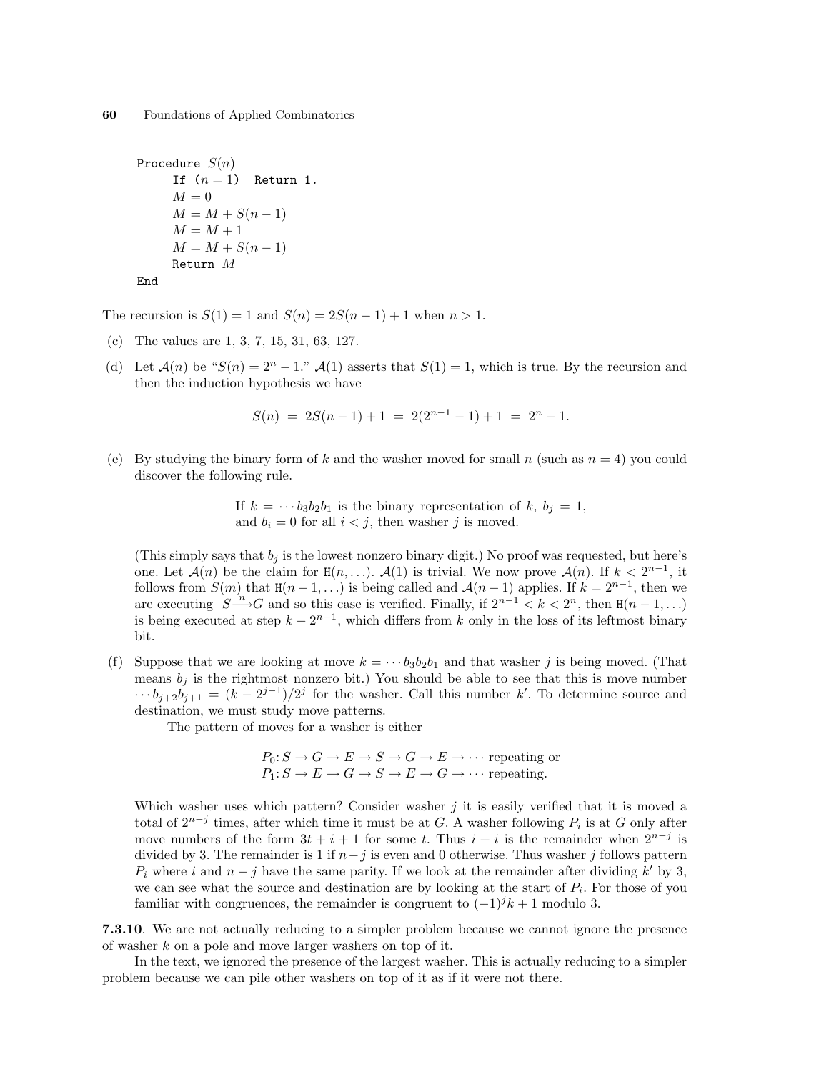```
Procedure S(n)
    If (n = 1)  Return 1.
    M = 0
    M = M + S(n − 1)
    M = M + 1
    M = M + S(n − 1)
    Return M
End
```

The recursion is $S(1) = 1$ and $S(n) = 2S(n-1) + 1$ when $n > 1$.

(c) The values are 1, 3, 7, 15, 31, 63, 127.

(d) Let $\mathcal{A}(n)$ be "$S(n) = 2^n - 1$." $\mathcal{A}(1)$ asserts that $S(1) = 1$, which is true. By the recursion and then the induction hypothesis we have

$$S(n) \;=\; 2S(n-1) + 1 \;=\; 2(2^{n-1} - 1) + 1 \;=\; 2^n - 1.$$

(e) By studying the binary form of $k$ and the washer moved for small $n$ (such as $n = 4$) you could discover the following rule.

> If $k = \cdots b_3 b_2 b_1$ is the binary representation of $k$, $b_j = 1$, and $b_i = 0$ for all $i < j$, then washer $j$ is moved.

(This simply says that $b_j$ is the lowest nonzero binary digit.) No proof was requested, but here's one. Let $\mathcal{A}(n)$ be the claim for $\mathtt{H}(n, \ldots)$. $\mathcal{A}(1)$ is trivial. We now prove $\mathcal{A}(n)$. If $k < 2^{n-1}$, it follows from $S(m)$ that $\mathtt{H}(n-1, \ldots)$ is being called and $\mathcal{A}(n-1)$ applies. If $k = 2^{n-1}$, then we are executing $S \overset{n}{\longrightarrow} G$ and so this case is verified. Finally, if $2^{n-1} < k < 2^n$, then $\mathtt{H}(n-1, \ldots)$ is being executed at step $k - 2^{n-1}$, which differs from $k$ only in the loss of its leftmost binary bit.

(f) Suppose that we are looking at move $k = \cdots b_3 b_2 b_1$ and that washer $j$ is being moved. (That means $b_j$ is the rightmost nonzero bit.) You should be able to see that this is move number $\cdots b_{j+2} b_{j+1} = (k - 2^{j-1})/2^j$ for the washer. Call this number $k'$. To determine source and destination, we must study move patterns.

The pattern of moves for a washer is either

$$P_0\colon S \to G \to E \to S \to G \to E \to \cdots \text{ repeating or}$$
$$P_1\colon S \to E \to G \to S \to E \to G \to \cdots \text{ repeating.}$$

Which washer uses which pattern? Consider washer $j$ it is easily verified that it is moved a total of $2^{n-j}$ times, after which time it must be at $G$. A washer following $P_i$ is at $G$ only after move numbers of the form $3t + i + 1$ for some $t$. Thus $i + i$ is the remainder when $2^{n-j}$ is divided by 3. The remainder is 1 if $n - j$ is even and 0 otherwise. Thus washer $j$ follows pattern $P_i$ where $i$ and $n - j$ have the same parity. If we look at the remainder after dividing $k'$ by 3, we can see what the source and destination are by looking at the start of $P_i$. For those of you familiar with congruences, the remainder is congruent to $(-1)^j k + 1$ modulo 3.

**7.3.10**. We are not actually reducing to a simpler problem because we cannot ignore the presence of washer $k$ on a pole and move larger washers on top of it.

In the text, we ignored the presence of the largest washer. This is actually reducing to a simpler problem because we can pile other washers on top of it as if it were not there.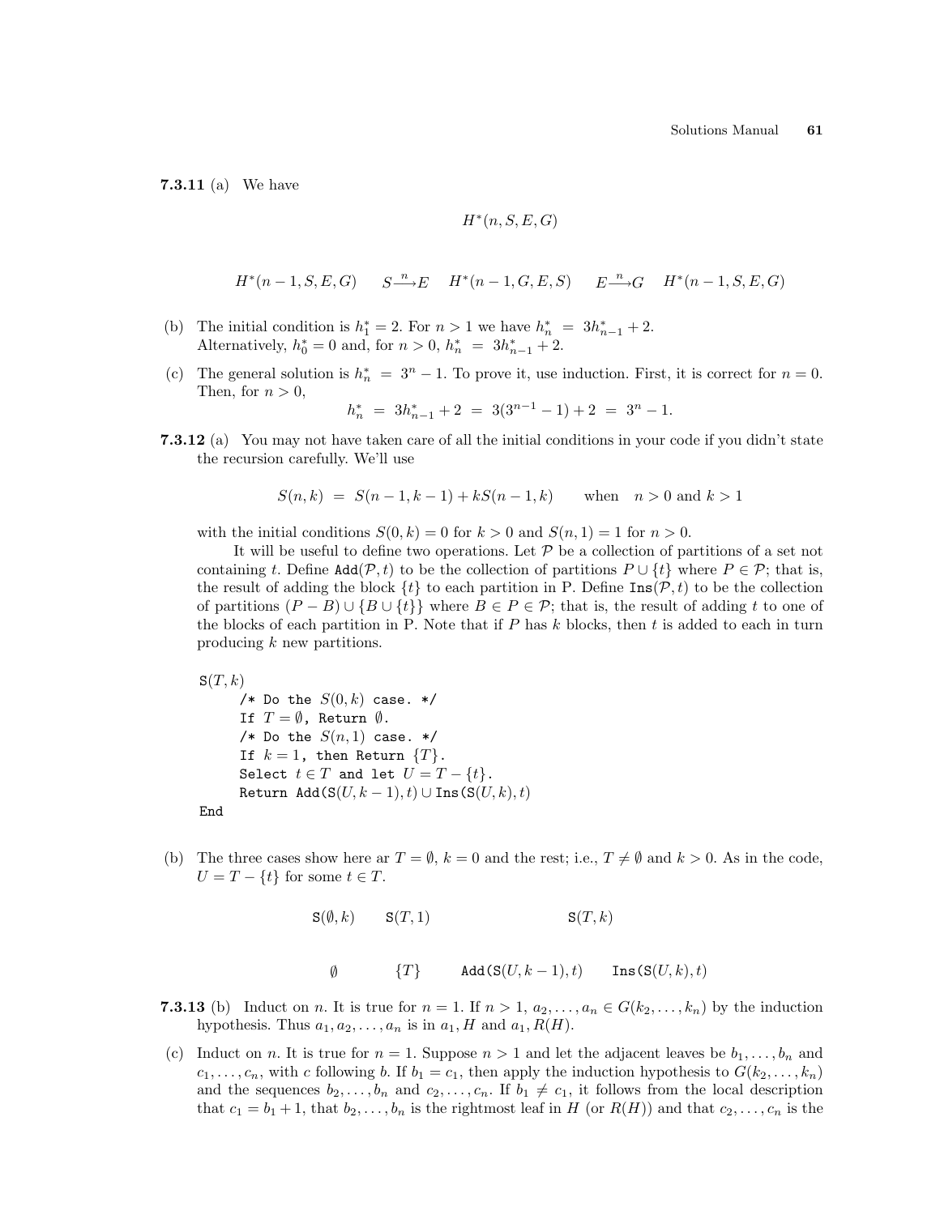**7.3.11** (a) We have

$$H^*(n, S, E, G)$$

$$H^*(n-1, S, E, G) \qquad S \xrightarrow{n} E \qquad H^*(n-1, G, E, S) \qquad E \xrightarrow{n} G \qquad H^*(n-1, S, E, G)$$

(b) The initial condition is $h_1^* = 2$. For $n > 1$ we have $h_n^* \ = \ 3h_{n-1}^* + 2$.
Alternatively, $h_0^* = 0$ and, for $n > 0$, $h_n^* \ = \ 3h_{n-1}^* + 2$.

(c) The general solution is $h_n^* \ = \ 3^n - 1$. To prove it, use induction. First, it is correct for $n = 0$. Then, for $n > 0$,

$$h_n^* \ = \ 3h_{n-1}^* + 2 \ = \ 3(3^{n-1} - 1) + 2 \ = \ 3^n - 1.$$

**7.3.12** (a) You may not have taken care of all the initial conditions in your code if you didn't state the recursion carefully. We'll use

$$S(n,k) \ = \ S(n-1,k-1) + kS(n-1,k) \qquad \text{when} \quad n > 0 \text{ and } k > 1$$

with the initial conditions $S(0,k) = 0$ for $k > 0$ and $S(n,1) = 1$ for $n > 0$.

It will be useful to define two operations. Let $\mathcal{P}$ be a collection of partitions of a set not containing $t$. Define $\texttt{Add}(\mathcal{P}, t)$ to be the collection of partitions $P \cup \{t\}$ where $P \in \mathcal{P}$; that is, the result of adding the block $\{t\}$ to each partition in P. Define $\texttt{Ins}(\mathcal{P}, t)$ to be the collection of partitions $(P - B) \cup \{B \cup \{t\}\}$ where $B \in P \in \mathcal{P}$; that is, the result of adding $t$ to one of the blocks of each partition in P. Note that if $P$ has $k$ blocks, then $t$ is added to each in turn producing $k$ new partitions.

```
S(T, k)
    /* Do the S(0, k) case. */
    If T = ∅, Return ∅.
    /* Do the S(n, 1) case. */
    If k = 1, then Return {T}.
    Select t ∈ T and let U = T − {t}.
    Return Add(S(U, k − 1), t) ∪ Ins(S(U, k), t)
End
```

(b) The three cases show here ar $T = \emptyset$, $k = 0$ and the rest; i.e., $T \neq \emptyset$ and $k > 0$. As in the code, $U = T - \{t\}$ for some $t \in T$.

$$\texttt{S}(\emptyset, k) \qquad \texttt{S}(T, 1) \qquad\qquad\qquad \texttt{S}(T, k)$$

$$\emptyset \qquad\qquad \{T\} \qquad\qquad \texttt{Add}(\texttt{S}(U, k-1), t) \qquad \texttt{Ins}(\texttt{S}(U, k), t)$$

**7.3.13** (b) Induct on $n$. It is true for $n = 1$. If $n > 1$, $a_2, \ldots, a_n \in G(k_2, \ldots, k_n)$ by the induction hypothesis. Thus $a_1, a_2, \ldots, a_n$ is in $a_1, H$ and $a_1, R(H)$.

(c) Induct on $n$. It is true for $n = 1$. Suppose $n > 1$ and let the adjacent leaves be $b_1, \ldots, b_n$ and $c_1, \ldots, c_n$, with $c$ following $b$. If $b_1 = c_1$, then apply the induction hypothesis to $G(k_2, \ldots, k_n)$ and the sequences $b_2, \ldots, b_n$ and $c_2, \ldots, c_n$. If $b_1 \neq c_1$, it follows from the local description that $c_1 = b_1 + 1$, that $b_2, \ldots, b_n$ is the rightmost leaf in $H$ (or $R(H)$) and that $c_2, \ldots, c_n$ is the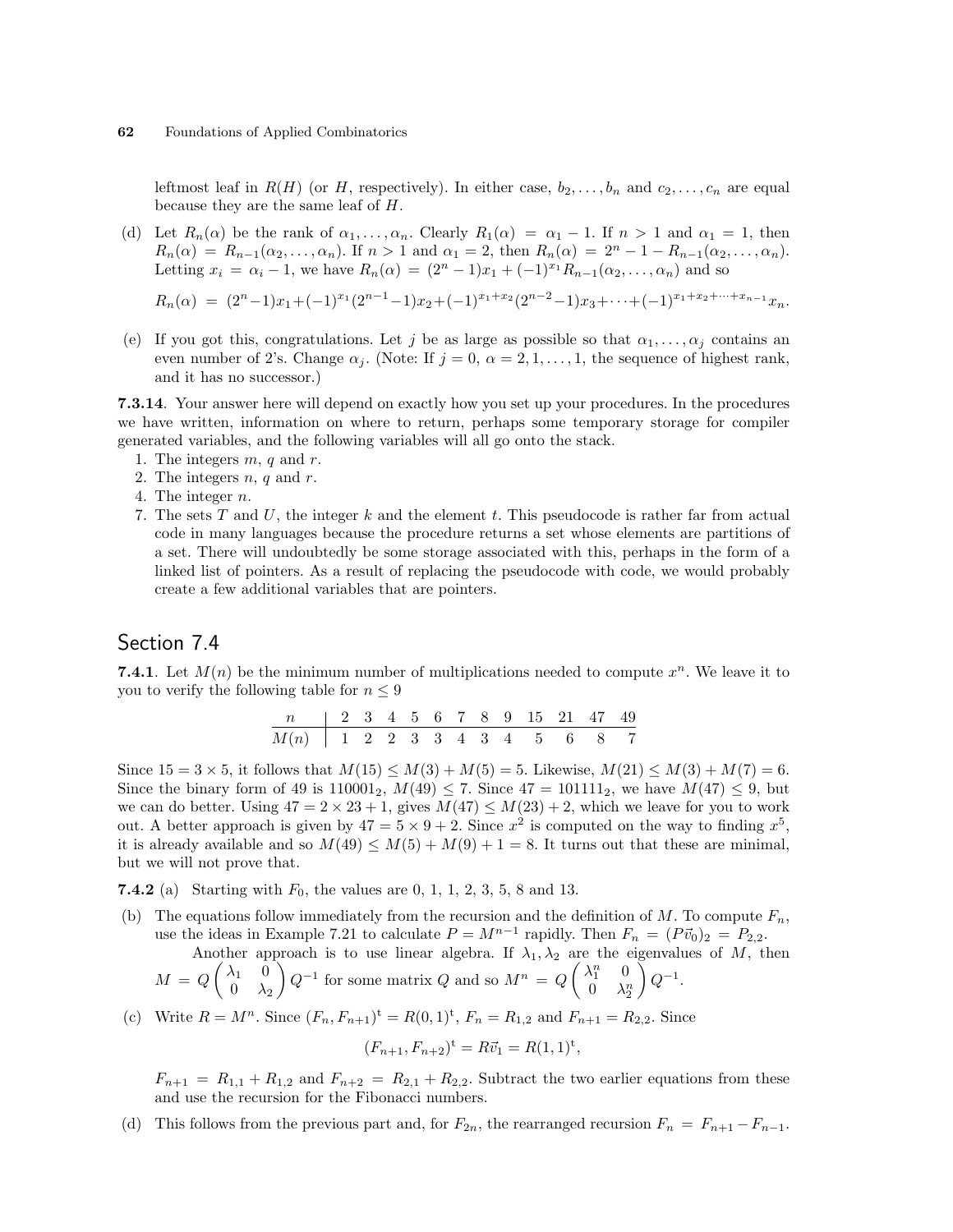leftmost leaf in $R(H)$ (or $H$, respectively). In either case, $b_2, \ldots, b_n$ and $c_2, \ldots, c_n$ are equal because they are the same leaf of $H$.

(d) Let $R_n(\alpha)$ be the rank of $\alpha_1, \ldots, \alpha_n$. Clearly $R_1(\alpha) = \alpha_1 - 1$. If $n > 1$ and $\alpha_1 = 1$, then $R_n(\alpha) = R_{n-1}(\alpha_2, \ldots, \alpha_n)$. If $n > 1$ and $\alpha_1 = 2$, then $R_n(\alpha) = 2^n - 1 - R_{n-1}(\alpha_2, \ldots, \alpha_n)$. Letting $x_i = \alpha_i - 1$, we have $R_n(\alpha) = (2^n-1)x_1 + (-1)^{x_1} R_{n-1}(\alpha_2, \ldots, \alpha_n)$ and so

$$R_n(\alpha) = (2^n-1)x_1 + (-1)^{x_1}(2^{n-1}-1)x_2 + (-1)^{x_1+x_2}(2^{n-2}-1)x_3 + \cdots + (-1)^{x_1+x_2+\cdots+x_{n-1}} x_n.$$

(e) If you got this, congratulations. Let $j$ be as large as possible so that $\alpha_1, \ldots, \alpha_j$ contains an even number of 2's. Change $\alpha_j$. (Note: If $j = 0$, $\alpha = 2, 1, \ldots, 1$, the sequence of highest rank, and it has no successor.)

**7.3.14**. Your answer here will depend on exactly how you set up your procedures. In the procedures we have written, information on where to return, perhaps some temporary storage for compiler generated variables, and the following variables will all go onto the stack.

1. The integers $m$, $q$ and $r$.
2. The integers $n$, $q$ and $r$.
4. The integer $n$.
7. The sets $T$ and $U$, the integer $k$ and the element $t$. This pseudocode is rather far from actual code in many languages because the procedure returns a set whose elements are partitions of a set. There will undoubtedly be some storage associated with this, perhaps in the form of a linked list of pointers. As a result of replacing the pseudocode with code, we would probably create a few additional variables that are pointers.

## Section 7.4

**7.4.1**. Let $M(n)$ be the minimum number of multiplications needed to compute $x^n$. We leave it to you to verify the following table for $n \le 9$

| $n$ | 2 | 3 | 4 | 5 | 6 | 7 | 8 | 9 | 15 | 21 | 47 | 49 |
|---|---|---|---|---|---|---|---|---|---|---|---|---|
| $M(n)$ | 1 | 2 | 2 | 3 | 3 | 4 | 3 | 4 | 5 | 6 | 8 | 7 |

Since $15 = 3 \times 5$, it follows that $M(15) \le M(3) + M(5) = 5$. Likewise, $M(21) \le M(3) + M(7) = 6$. Since the binary form of 49 is $110001_2$, $M(49) \le 7$. Since $47 = 101111_2$, we have $M(47) \le 9$, but we can do better. Using $47 = 2 \times 23 + 1$, gives $M(47) \le M(23) + 2$, which we leave for you to work out. A better approach is given by $47 = 5 \times 9 + 2$. Since $x^2$ is computed on the way to finding $x^5$, it is already available and so $M(49) \le M(5) + M(9) + 1 = 8$. It turns out that these are minimal, but we will not prove that.

**7.4.2** (a) Starting with $F_0$, the values are 0, 1, 1, 2, 3, 5, 8 and 13.

(b) The equations follow immediately from the recursion and the definition of $M$. To compute $F_n$, use the ideas in Example 7.21 to calculate $P = M^{n-1}$ rapidly. Then $F_n = (P\vec{v}_0)_2 = P_{2,2}$.

Another approach is to use linear algebra. If $\lambda_1, \lambda_2$ are the eigenvalues of $M$, then $M = Q \begin{pmatrix} \lambda_1 & 0 \\ 0 & \lambda_2 \end{pmatrix} Q^{-1}$ for some matrix $Q$ and so $M^n = Q \begin{pmatrix} \lambda_1^n & 0 \\ 0 & \lambda_2^n \end{pmatrix} Q^{-1}$.

(c) Write $R = M^n$. Since $(F_n, F_{n+1})^{\mathrm{t}} = R(0,1)^{\mathrm{t}}$, $F_n = R_{1,2}$ and $F_{n+1} = R_{2,2}$. Since

$$(F_{n+1}, F_{n+2})^{\mathrm{t}} = R\vec{v}_1 = R(1,1)^{\mathrm{t}},$$

$F_{n+1} = R_{1,1} + R_{1,2}$ and $F_{n+2} = R_{2,1} + R_{2,2}$. Subtract the two earlier equations from these and use the recursion for the Fibonacci numbers.

(d) This follows from the previous part and, for $F_{2n}$, the rearranged recursion $F_n = F_{n+1} - F_{n-1}$.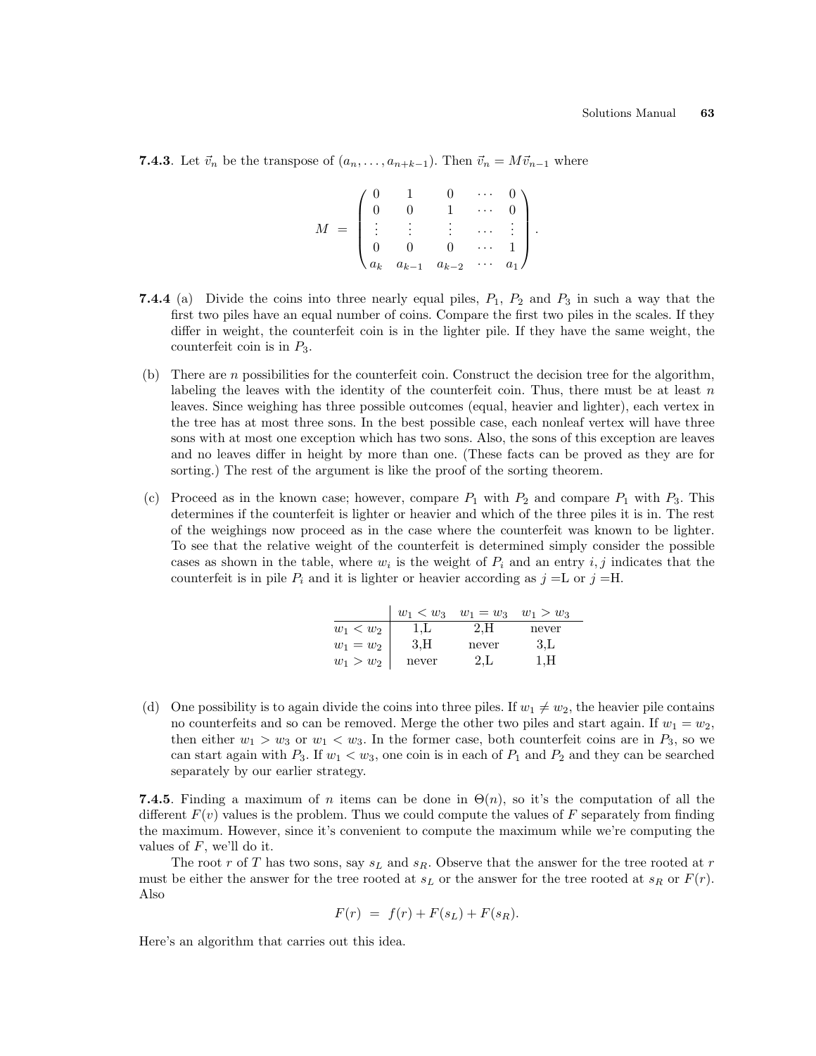**7.4.3**. Let $\vec{v}_n$ be the transpose of $(a_n, \ldots, a_{n+k-1})$. Then $\vec{v}_n = M\vec{v}_{n-1}$ where

$$M = \begin{pmatrix} 0 & 1 & 0 & \cdots & 0 \\ 0 & 0 & 1 & \cdots & 0 \\ \vdots & \vdots & \vdots & \cdots & \vdots \\ 0 & 0 & 0 & \cdots & 1 \\ a_k & a_{k-1} & a_{k-2} & \cdots & a_1 \end{pmatrix}.$$

**7.4.4** (a) Divide the coins into three nearly equal piles, $P_1$, $P_2$ and $P_3$ in such a way that the first two piles have an equal number of coins. Compare the first two piles in the scales. If they differ in weight, the counterfeit coin is in the lighter pile. If they have the same weight, the counterfeit coin is in $P_3$.

(b) There are $n$ possibilities for the counterfeit coin. Construct the decision tree for the algorithm, labeling the leaves with the identity of the counterfeit coin. Thus, there must be at least $n$ leaves. Since weighing has three possible outcomes (equal, heavier and lighter), each vertex in the tree has at most three sons. In the best possible case, each nonleaf vertex will have three sons with at most one exception which has two sons. Also, the sons of this exception are leaves and no leaves differ in height by more than one. (These facts can be proved as they are for sorting.) The rest of the argument is like the proof of the sorting theorem.

(c) Proceed as in the known case; however, compare $P_1$ with $P_2$ and compare $P_1$ with $P_3$. This determines if the counterfeit is lighter or heavier and which of the three piles it is in. The rest of the weighings now proceed as in the case where the counterfeit was known to be lighter. To see that the relative weight of the counterfeit is determined simply consider the possible cases as shown in the table, where $w_i$ is the weight of $P_i$ and an entry $i, j$ indicates that the counterfeit is in pile $P_i$ and it is lighter or heavier according as $j$ =L or $j$ =H.

| | $w_1 < w_3$ | $w_1 = w_3$ | $w_1 > w_3$ |
|---|---|---|---|
| $w_1 < w_2$ | 1,L | 2,H | never |
| $w_1 = w_2$ | 3,H | never | 3,L |
| $w_1 > w_2$ | never | 2,L | 1,H |

(d) One possibility is to again divide the coins into three piles. If $w_1 \neq w_2$, the heavier pile contains no counterfeits and so can be removed. Merge the other two piles and start again. If $w_1 = w_2$, then either $w_1 > w_3$ or $w_1 < w_3$. In the former case, both counterfeit coins are in $P_3$, so we can start again with $P_3$. If $w_1 < w_3$, one coin is in each of $P_1$ and $P_2$ and they can be searched separately by our earlier strategy.

**7.4.5**. Finding a maximum of $n$ items can be done in $\Theta(n)$, so it's the computation of all the different $F(v)$ values is the problem. Thus we could compute the values of $F$ separately from finding the maximum. However, since it's convenient to compute the maximum while we're computing the values of $F$, we'll do it.

The root $r$ of $T$ has two sons, say $s_L$ and $s_R$. Observe that the answer for the tree rooted at $r$ must be either the answer for the tree rooted at $s_L$ or the answer for the tree rooted at $s_R$ or $F(r)$. Also

$$F(r) = f(r) + F(s_L) + F(s_R).$$

Here's an algorithm that carries out this idea.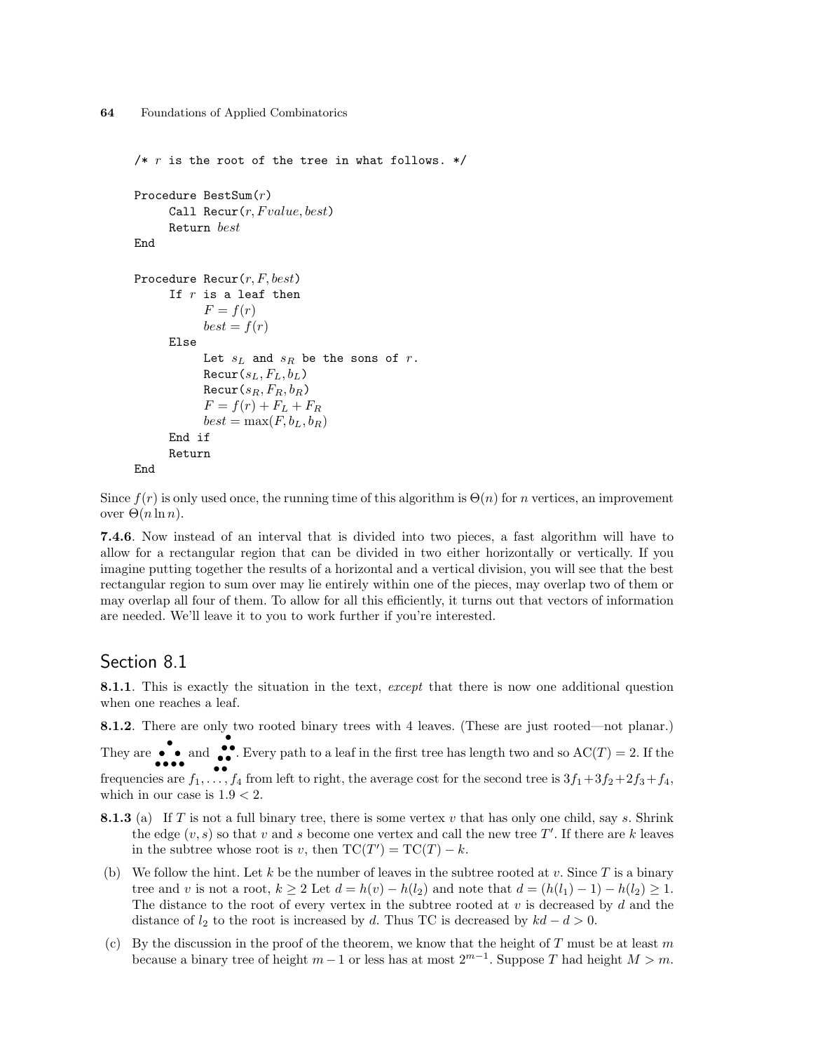```
/* r is the root of the tree in what follows. */

Procedure BestSum(r)
     Call Recur(r, Fvalue, best)
     Return best
End

Procedure Recur(r, F, best)
     If r is a leaf then
          F = f(r)
          best = f(r)
     Else
          Let s_L and s_R be the sons of r.
          Recur(s_L, F_L, b_L)
          Recur(s_R, F_R, b_R)
          F = f(r) + F_L + F_R
          best = max(F, b_L, b_R)
     End if
     Return
End
```

Since $f(r)$ is only used once, the running time of this algorithm is $\Theta(n)$ for $n$ vertices, an improvement over $\Theta(n \ln n)$.

**7.4.6**. Now instead of an interval that is divided into two pieces, a fast algorithm will have to allow for a rectangular region that can be divided in two either horizontally or vertically. If you imagine putting together the results of a horizontal and a vertical division, you will see that the best rectangular region to sum over may lie entirely within one of the pieces, may overlap two of them or may overlap all four of them. To allow for all this efficiently, it turns out that vectors of information are needed. We'll leave it to you to work further if you're interested.

## Section 8.1

**8.1.1**. This is exactly the situation in the text, *except* that there is now one additional question when one reaches a leaf.

**8.1.2**. There are only two rooted binary trees with 4 leaves. (These are just rooted—not planar.) They are [tree] and [tree]. Every path to a leaf in the first tree has length two and so $\mathrm{AC}(T) = 2$. If the frequencies are $f_1, \ldots, f_4$ from left to right, the average cost for the second tree is $3f_1+3f_2+2f_3+f_4$, which in our case is $1.9 < 2$.

**8.1.3** (a) If $T$ is not a full binary tree, there is some vertex $v$ that has only one child, say $s$. Shrink the edge $(v, s)$ so that $v$ and $s$ become one vertex and call the new tree $T'$. If there are $k$ leaves in the subtree whose root is $v$, then $\mathrm{TC}(T') = \mathrm{TC}(T) - k$.

(b) We follow the hint. Let $k$ be the number of leaves in the subtree rooted at $v$. Since $T$ is a binary tree and $v$ is not a root, $k \geq 2$ Let $d = h(v) - h(l_2)$ and note that $d = (h(l_1) - 1) - h(l_2) \geq 1$. The distance to the root of every vertex in the subtree rooted at $v$ is decreased by $d$ and the distance of $l_2$ to the root is increased by $d$. Thus TC is decreased by $kd - d > 0$.

(c) By the discussion in the proof of the theorem, we know that the height of $T$ must be at least $m$ because a binary tree of height $m-1$ or less has at most $2^{m-1}$. Suppose $T$ had height $M > m$.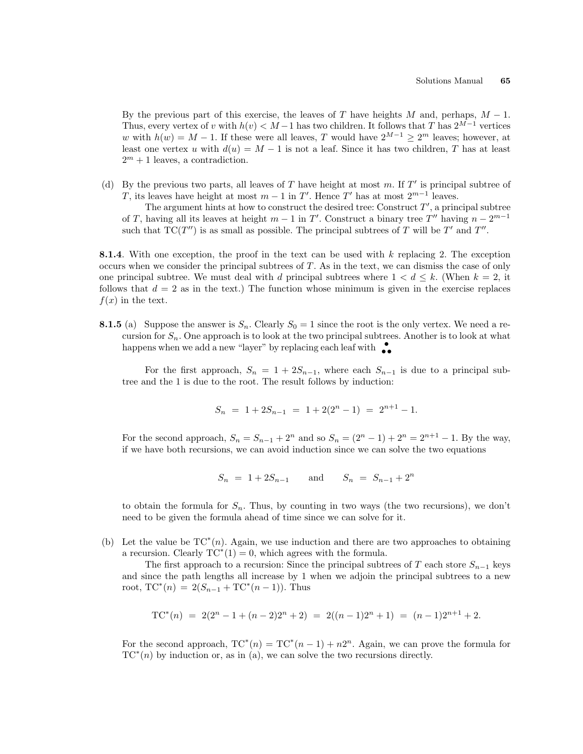By the previous part of this exercise, the leaves of $T$ have heights $M$ and, perhaps, $M-1$. Thus, every vertex of $v$ with $h(v) < M-1$ has two children. It follows that $T$ has $2^{M-1}$ vertices $w$ with $h(w) = M-1$. If these were all leaves, $T$ would have $2^{M-1} \geq 2^m$ leaves; however, at least one vertex $u$ with $d(u) = M-1$ is not a leaf. Since it has two children, $T$ has at least $2^m + 1$ leaves, a contradiction.

(d) By the previous two parts, all leaves of $T$ have height at most $m$. If $T'$ is principal subtree of $T$, its leaves have height at most $m-1$ in $T'$. Hence $T'$ has at most $2^{m-1}$ leaves.

The argument hints at how to construct the desired tree: Construct $T'$, a principal subtree of $T$, having all its leaves at height $m-1$ in $T'$. Construct a binary tree $T''$ having $n - 2^{m-1}$ such that $\mathrm{TC}(T'')$ is as small as possible. The principal subtrees of $T$ will be $T'$ and $T''$.

**8.1.4**. With one exception, the proof in the text can be used with $k$ replacing 2. The exception occurs when we consider the principal subtrees of $T$. As in the text, we can dismiss the case of only one principal subtree. We must deal with $d$ principal subtrees where $1 < d \leq k$. (When $k = 2$, it follows that $d = 2$ as in the text.) The function whose minimum is given in the exercise replaces $f(x)$ in the text.

**8.1.5** (a) Suppose the answer is $S_n$. Clearly $S_0 = 1$ since the root is the only vertex. We need a recursion for $S_n$. One approach is to look at the two principal subtrees. Another is to look at what happens when we add a new "layer" by replacing each leaf with ∴

For the first approach, $S_n = 1 + 2S_{n-1}$, where each $S_{n-1}$ is due to a principal subtree and the 1 is due to the root. The result follows by induction:

$$S_n \;=\; 1 + 2S_{n-1} \;=\; 1 + 2(2^n - 1) \;=\; 2^{n+1} - 1.$$

For the second approach, $S_n = S_{n-1} + 2^n$ and so $S_n = (2^n - 1) + 2^n = 2^{n+1} - 1$. By the way, if we have both recursions, we can avoid induction since we can solve the two equations

$$S_n \;=\; 1 + 2S_{n-1} \qquad \text{and} \qquad S_n \;=\; S_{n-1} + 2^n$$

to obtain the formula for $S_n$. Thus, by counting in two ways (the two recursions), we don't need to be given the formula ahead of time since we can solve for it.

(b) Let the value be $\mathrm{TC}^*(n)$. Again, we use induction and there are two approaches to obtaining a recursion. Clearly $\mathrm{TC}^*(1) = 0$, which agrees with the formula.

The first approach to a recursion: Since the principal subtrees of $T$ each store $S_{n-1}$ keys and since the path lengths all increase by 1 when we adjoin the principal subtrees to a new root, $\mathrm{TC}^*(n) = 2(S_{n-1} + \mathrm{TC}^*(n-1))$. Thus

$$\mathrm{TC}^*(n) \;=\; 2(2^n - 1 + (n-2)2^n + 2) \;=\; 2((n-1)2^n + 1) \;=\; (n-1)2^{n+1} + 2.$$

For the second approach, $\mathrm{TC}^*(n) = \mathrm{TC}^*(n-1) + n2^n$. Again, we can prove the formula for $\mathrm{TC}^*(n)$ by induction or, as in (a), we can solve the two recursions directly.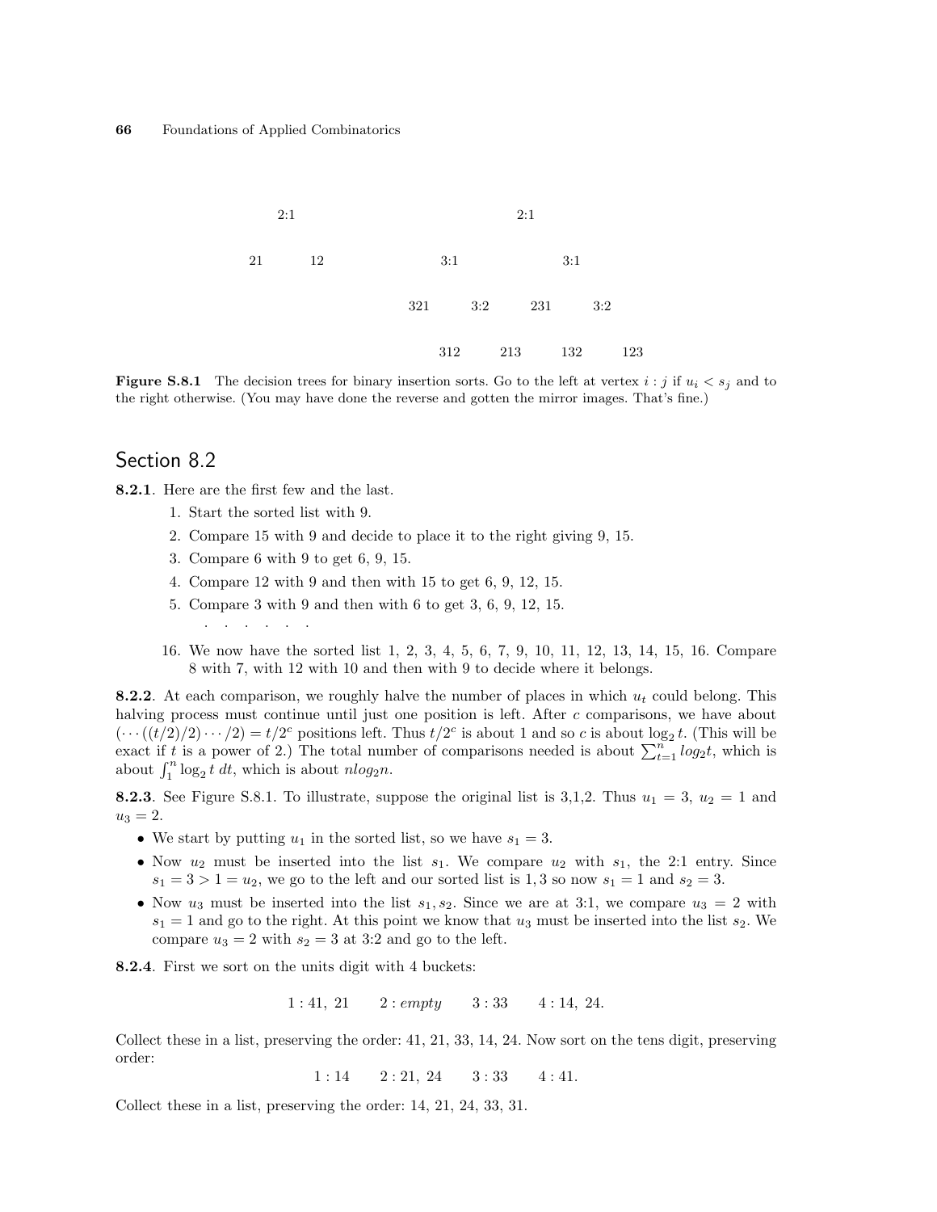2:1

21 12

2:1

3:1 3:1

321 3:2 231 3:2

312 213 132 123

**Figure S.8.1** The decision trees for binary insertion sorts. Go to the left at vertex $i : j$ if $u_i < s_j$ and to the right otherwise. (You may have done the reverse and gotten the mirror images. That's fine.)

## Section 8.2

**8.2.1**. Here are the first few and the last.

1. Start the sorted list with 9.
2. Compare 15 with 9 and decide to place it to the right giving 9, 15.
3. Compare 6 with 9 to get 6, 9, 15.
4. Compare 12 with 9 and then with 15 to get 6, 9, 12, 15.
5. Compare 3 with 9 and then with 6 to get 3, 6, 9, 12, 15.

   . . . . . . .

16. We now have the sorted list 1, 2, 3, 4, 5, 6, 7, 9, 10, 11, 12, 13, 14, 15, 16. Compare 8 with 7, with 12 with 10 and then with 9 to decide where it belongs.

**8.2.2**. At each comparison, we roughly halve the number of places in which $u_t$ could belong. This halving process must continue until just one position is left. After $c$ comparisons, we have about $(\cdots((t/2)/2)\cdots/2) = t/2^c$ positions left. Thus $t/2^c$ is about 1 and so $c$ is about $\log_2 t$. (This will be exact if $t$ is a power of 2.) The total number of comparisons needed is about $\sum_{t=1}^{n} log_2 t$, which is about $\int_1^n \log_2 t\, dt$, which is about $n log_2 n$.

**8.2.3**. See Figure S.8.1. To illustrate, suppose the original list is 3,1,2. Thus $u_1 = 3$, $u_2 = 1$ and $u_3 = 2$.

- We start by putting $u_1$ in the sorted list, so we have $s_1 = 3$.
- Now $u_2$ must be inserted into the list $s_1$. We compare $u_2$ with $s_1$, the 2:1 entry. Since $s_1 = 3 > 1 = u_2$, we go to the left and our sorted list is 1, 3 so now $s_1 = 1$ and $s_2 = 3$.
- Now $u_3$ must be inserted into the list $s_1, s_2$. Since we are at 3:1, we compare $u_3 = 2$ with $s_1 = 1$ and go to the right. At this point we know that $u_3$ must be inserted into the list $s_2$. We compare $u_3 = 2$ with $s_2 = 3$ at 3:2 and go to the left.

**8.2.4**. First we sort on the units digit with 4 buckets:

$$1 : 41,\ 21 \qquad 2 : empty \qquad 3 : 33 \qquad 4 : 14,\ 24.$$

Collect these in a list, preserving the order: 41, 21, 33, 14, 24. Now sort on the tens digit, preserving order:

$$1 : 14 \qquad 2 : 21,\ 24 \qquad 3 : 33 \qquad 4 : 41.$$

Collect these in a list, preserving the order: 14, 21, 24, 33, 31.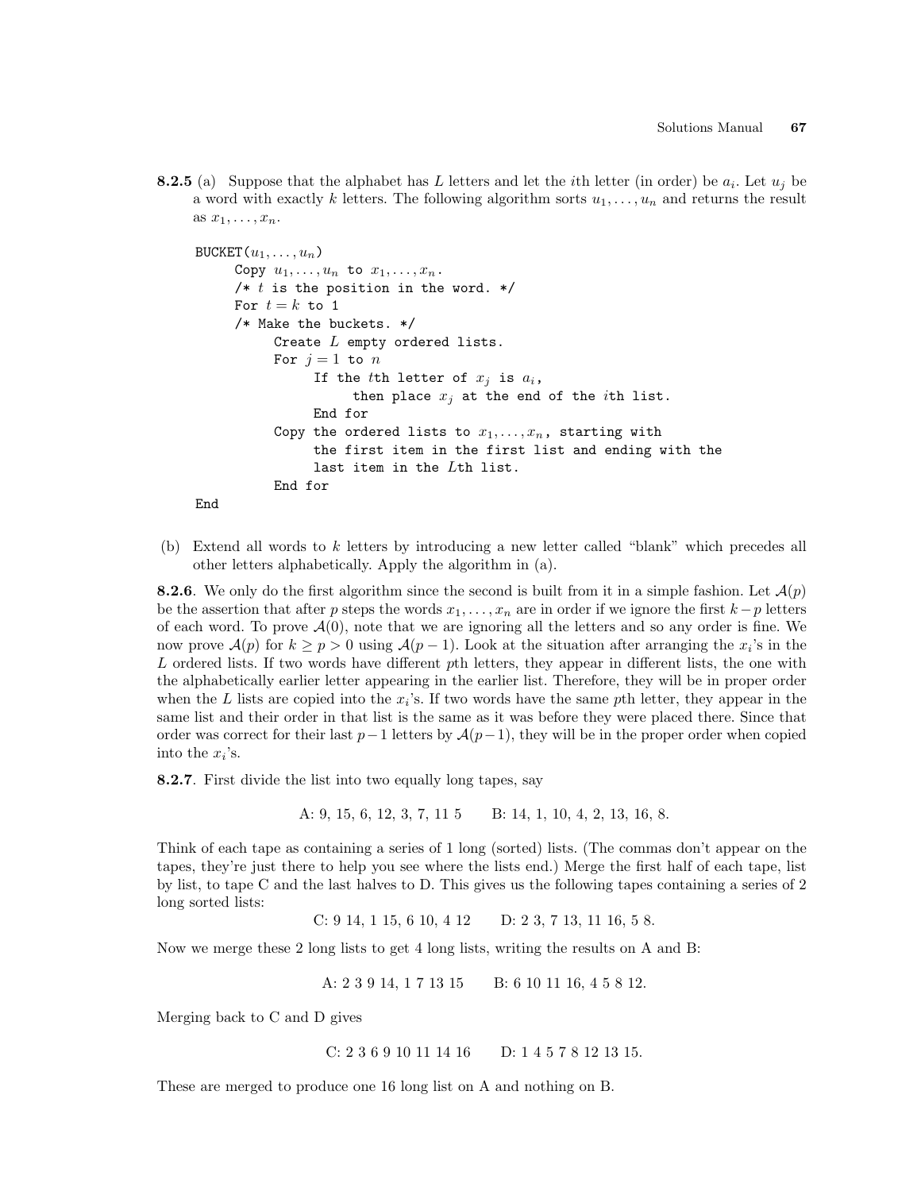**8.2.5** (a) Suppose that the alphabet has $L$ letters and let the $i$th letter (in order) be $a_i$. Let $u_j$ be a word with exactly $k$ letters. The following algorithm sorts $u_1, \ldots, u_n$ and returns the result as $x_1, \ldots, x_n$.

```
BUCKET(u_1,...,u_n)
     Copy u_1,...,u_n to x_1,...,x_n.
     /* t is the position in the word. */
     For t = k to 1
     /* Make the buckets. */
          Create L empty ordered lists.
          For j = 1 to n
               If the tth letter of x_j is a_i,
                    then place x_j at the end of the ith list.
               End for
          Copy the ordered lists to x_1,...,x_n, starting with
               the first item in the first list and ending with the
               last item in the Lth list.
          End for
End
```

(b) Extend all words to $k$ letters by introducing a new letter called "blank" which precedes all other letters alphabetically. Apply the algorithm in (a).

**8.2.6**. We only do the first algorithm since the second is built from it in a simple fashion. Let $\mathcal{A}(p)$ be the assertion that after $p$ steps the words $x_1, \ldots, x_n$ are in order if we ignore the first $k-p$ letters of each word. To prove $\mathcal{A}(0)$, note that we are ignoring all the letters and so any order is fine. We now prove $\mathcal{A}(p)$ for $k \geq p > 0$ using $\mathcal{A}(p-1)$. Look at the situation after arranging the $x_i$'s in the $L$ ordered lists. If two words have different $p$th letters, they appear in different lists, the one with the alphabetically earlier letter appearing in the earlier list. Therefore, they will be in proper order when the $L$ lists are copied into the $x_i$'s. If two words have the same $p$th letter, they appear in the same list and their order in that list is the same as it was before they were placed there. Since that order was correct for their last $p-1$ letters by $\mathcal{A}(p-1)$, they will be in the proper order when copied into the $x_i$'s.

**8.2.7**. First divide the list into two equally long tapes, say

A: 9, 15, 6, 12, 3, 7, 11 5 B: 14, 1, 10, 4, 2, 13, 16, 8.

Think of each tape as containing a series of 1 long (sorted) lists. (The commas don't appear on the tapes, they're just there to help you see where the lists end.) Merge the first half of each tape, list by list, to tape C and the last halves to D. This gives us the following tapes containing a series of 2 long sorted lists:

C: 9 14, 1 15, 6 10, 4 12 D: 2 3, 7 13, 11 16, 5 8.

Now we merge these 2 long lists to get 4 long lists, writing the results on A and B:

A: 2 3 9 14, 1 7 13 15 B: 6 10 11 16, 4 5 8 12.

Merging back to C and D gives

C: 2 3 6 9 10 11 14 16 D: 1 4 5 7 8 12 13 15.

These are merged to produce one 16 long list on A and nothing on B.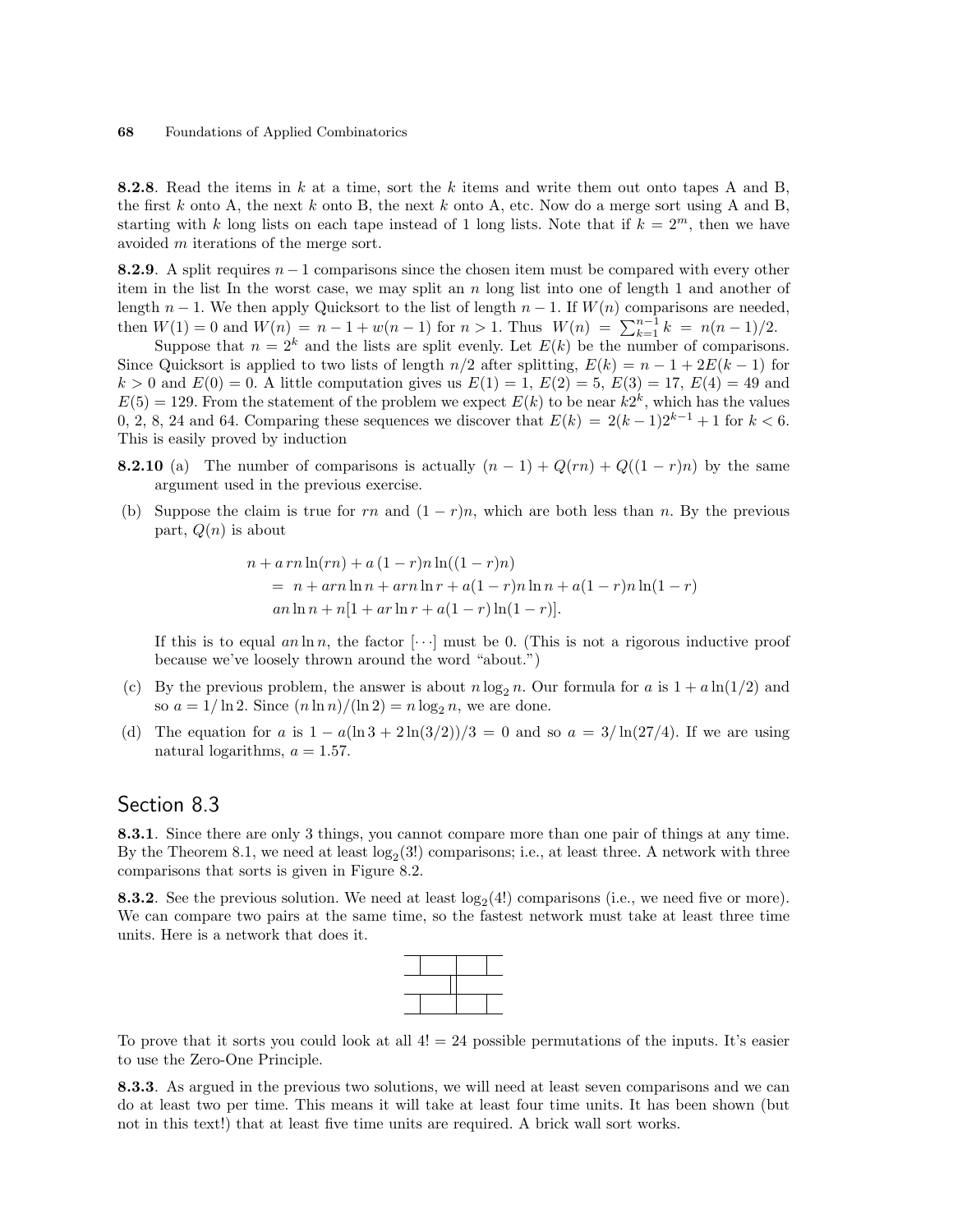**8.2.8**. Read the items in $k$ at a time, sort the $k$ items and write them out onto tapes A and B, the first $k$ onto A, the next $k$ onto B, the next $k$ onto A, etc. Now do a merge sort using A and B, starting with $k$ long lists on each tape instead of 1 long lists. Note that if $k = 2^m$, then we have avoided $m$ iterations of the merge sort.

**8.2.9**. A split requires $n-1$ comparisons since the chosen item must be compared with every other item in the list In the worst case, we may split an $n$ long list into one of length 1 and another of length $n-1$. We then apply Quicksort to the list of length $n-1$. If $W(n)$ comparisons are needed, then $W(1) = 0$ and $W(n) = n - 1 + w(n-1)$ for $n > 1$. Thus $W(n) = \sum_{k=1}^{n-1} k = n(n-1)/2$.

Suppose that $n = 2^k$ and the lists are split evenly. Let $E(k)$ be the number of comparisons. Since Quicksort is applied to two lists of length $n/2$ after splitting, $E(k) = n - 1 + 2E(k-1)$ for $k > 0$ and $E(0) = 0$. A little computation gives us $E(1) = 1$, $E(2) = 5$, $E(3) = 17$, $E(4) = 49$ and $E(5) = 129$. From the statement of the problem we expect $E(k)$ to be near $k2^k$, which has the values 0, 2, 8, 24 and 64. Comparing these sequences we discover that $E(k) = 2(k-1)2^{k-1} + 1$ for $k < 6$. This is easily proved by induction

**8.2.10** (a) The number of comparisons is actually $(n-1) + Q(rn) + Q((1-r)n)$ by the same argument used in the previous exercise.

(b) Suppose the claim is true for $rn$ and $(1-r)n$, which are both less than $n$. By the previous part, $Q(n)$ is about

$$
\begin{aligned}
&n + a\,rn\ln(rn) + a\,(1-r)n\ln((1-r)n) \\
&\quad = n + arn\ln n + arn\ln r + a(1-r)n\ln n + a(1-r)n\ln(1-r) \\
&\quad an\ln n + n[1 + ar\ln r + a(1-r)\ln(1-r)].
\end{aligned}
$$

If this is to equal $an\ln n$, the factor $[\cdots]$ must be 0. (This is not a rigorous inductive proof because we've loosely thrown around the word "about.")

(c) By the previous problem, the answer is about $n\log_2 n$. Our formula for $a$ is $1 + a\ln(1/2)$ and so $a = 1/\ln 2$. Since $(n\ln n)/(\ln 2) = n\log_2 n$, we are done.

(d) The equation for $a$ is $1 - a(\ln 3 + 2\ln(3/2))/3 = 0$ and so $a = 3/\ln(27/4)$. If we are using natural logarithms, $a = 1.57$.

## Section 8.3

**8.3.1**. Since there are only 3 things, you cannot compare more than one pair of things at any time. By the Theorem 8.1, we need at least $\log_2(3!)$ comparisons; i.e., at least three. A network with three comparisons that sorts is given in Figure 8.2.

**8.3.2**. See the previous solution. We need at least $\log_2(4!)$ comparisons (i.e., we need five or more). We can compare two pairs at the same time, so the fastest network must take at least three time units. Here is a network that does it.

To prove that it sorts you could look at all $4! = 24$ possible permutations of the inputs. It's easier to use the Zero-One Principle.

**8.3.3**. As argued in the previous two solutions, we will need at least seven comparisons and we can do at least two per time. This means it will take at least four time units. It has been shown (but not in this text!) that at least five time units are required. A brick wall sort works.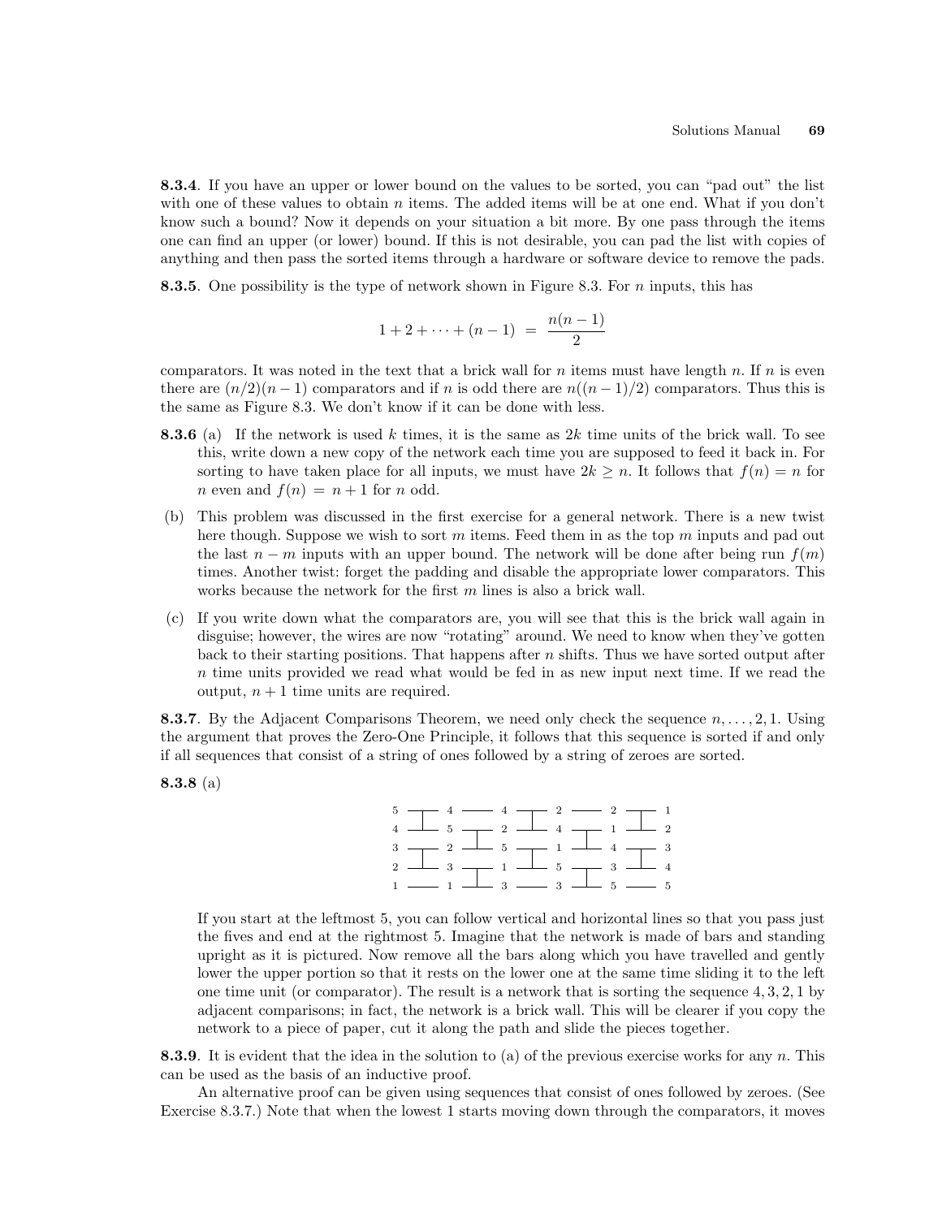**8.3.4**. If you have an upper or lower bound on the values to be sorted, you can "pad out" the list with one of these values to obtain $n$ items. The added items will be at one end. What if you don't know such a bound? Now it depends on your situation a bit more. By one pass through the items one can find an upper (or lower) bound. If this is not desirable, you can pad the list with copies of anything and then pass the sorted items through a hardware or software device to remove the pads.

**8.3.5**. One possibility is the type of network shown in Figure 8.3. For $n$ inputs, this has

$$1 + 2 + \cdots + (n-1) \;=\; \frac{n(n-1)}{2}$$

comparators. It was noted in the text that a brick wall for $n$ items must have length $n$. If $n$ is even there are $(n/2)(n-1)$ comparators and if $n$ is odd there are $n((n-1)/2)$ comparators. Thus this is the same as Figure 8.3. We don't know if it can be done with less.

**8.3.6** (a) If the network is used $k$ times, it is the same as $2k$ time units of the brick wall. To see this, write down a new copy of the network each time you are supposed to feed it back in. For sorting to have taken place for all inputs, we must have $2k \geq n$. It follows that $f(n) = n$ for $n$ even and $f(n) = n+1$ for $n$ odd.

(b) This problem was discussed in the first exercise for a general network. There is a new twist here though. Suppose we wish to sort $m$ items. Feed them in as the top $m$ inputs and pad out the last $n-m$ inputs with an upper bound. The network will be done after being run $f(m)$ times. Another twist: forget the padding and disable the appropriate lower comparators. This works because the network for the first $m$ lines is also a brick wall.

(c) If you write down what the comparators are, you will see that this is the brick wall again in disguise; however, the wires are now "rotating" around. We need to know when they've gotten back to their starting positions. That happens after $n$ shifts. Thus we have sorted output after $n$ time units provided we read what would be fed in as new input next time. If we read the output, $n+1$ time units are required.

**8.3.7**. By the Adjacent Comparisons Theorem, we need only check the sequence $n, \ldots, 2, 1$. Using the argument that proves the Zero-One Principle, it follows that this sequence is sorted if and only if all sequences that consist of a string of ones followed by a string of zeroes are sorted.

**8.3.8** (a)

| | | | | | |
|---|---|---|---|---|---|
| 5 | 4 | 4 | 2 | 2 | 1 |
| 4 | 5 | 2 | 4 | 1 | 2 |
| 3 | 2 | 5 | 1 | 4 | 3 |
| 2 | 3 | 1 | 5 | 3 | 4 |
| 1 | 1 | 3 | 3 | 5 | 5 |

If you start at the leftmost 5, you can follow vertical and horizontal lines so that you pass just the fives and end at the rightmost 5. Imagine that the network is made of bars and standing upright as it is pictured. Now remove all the bars along which you have travelled and gently lower the upper portion so that it rests on the lower one at the same time sliding it to the left one time unit (or comparator). The result is a network that is sorting the sequence $4, 3, 2, 1$ by adjacent comparisons; in fact, the network is a brick wall. This will be clearer if you copy the network to a piece of paper, cut it along the path and slide the pieces together.

**8.3.9**. It is evident that the idea in the solution to (a) of the previous exercise works for any $n$. This can be used as the basis of an inductive proof.

An alternative proof can be given using sequences that consist of ones followed by zeroes. (See Exercise 8.3.7.) Note that when the lowest 1 starts moving down through the comparators, it moves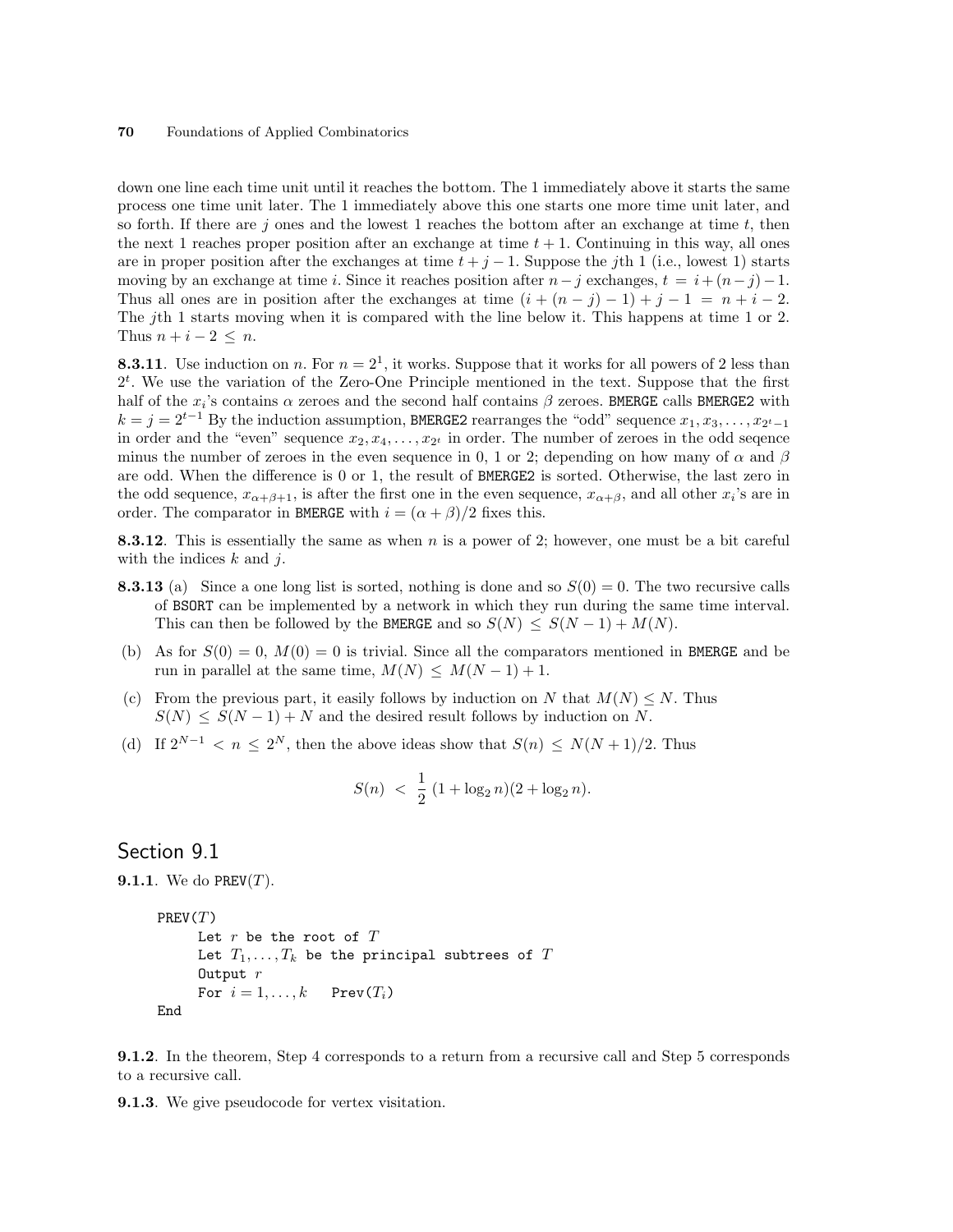down one line each time unit until it reaches the bottom. The 1 immediately above it starts the same process one time unit later. The 1 immediately above this one starts one more time unit later, and so forth. If there are $j$ ones and the lowest 1 reaches the bottom after an exchange at time $t$, then the next 1 reaches proper position after an exchange at time $t+1$. Continuing in this way, all ones are in proper position after the exchanges at time $t+j-1$. Suppose the $j$th 1 (i.e., lowest 1) starts moving by an exchange at time $i$. Since it reaches position after $n-j$ exchanges, $t = i+(n-j)-1$. Thus all ones are in position after the exchanges at time $(i+(n-j)-1)+j-1 = n+i-2$. The $j$th 1 starts moving when it is compared with the line below it. This happens at time 1 or 2. Thus $n+i-2 \le n$.

**8.3.11**. Use induction on $n$. For $n = 2^1$, it works. Suppose that it works for all powers of 2 less than $2^t$. We use the variation of the Zero-One Principle mentioned in the text. Suppose that the first half of the $x_i$'s contains $\alpha$ zeroes and the second half contains $\beta$ zeroes. BMERGE calls BMERGE2 with $k = j = 2^{t-1}$ By the induction assumption, BMERGE2 rearranges the "odd" sequence $x_1, x_3, \ldots, x_{2^t-1}$ in order and the "even" sequence $x_2, x_4, \ldots, x_{2^t}$ in order. The number of zeroes in the odd seqence minus the number of zeroes in the even sequence in 0, 1 or 2; depending on how many of $\alpha$ and $\beta$ are odd. When the difference is 0 or 1, the result of BMERGE2 is sorted. Otherwise, the last zero in the odd sequence, $x_{\alpha+\beta+1}$, is after the first one in the even sequence, $x_{\alpha+\beta}$, and all other $x_i$'s are in order. The comparator in BMERGE with $i = (\alpha+\beta)/2$ fixes this.

**8.3.12**. This is essentially the same as when $n$ is a power of 2; however, one must be a bit careful with the indices $k$ and $j$.

**8.3.13** (a) Since a one long list is sorted, nothing is done and so $S(0) = 0$. The two recursive calls of BSORT can be implemented by a network in which they run during the same time interval. This can then be followed by the BMERGE and so $S(N) \le S(N-1) + M(N)$.

(b) As for $S(0) = 0$, $M(0) = 0$ is trivial. Since all the comparators mentioned in BMERGE and be run in parallel at the same time, $M(N) \le M(N-1)+1$.

(c) From the previous part, it easily follows by induction on $N$ that $M(N) \le N$. Thus $S(N) \le S(N-1) + N$ and the desired result follows by induction on $N$.

(d) If $2^{N-1} < n \le 2^N$, then the above ideas show that $S(n) \le N(N+1)/2$. Thus

$$S(n) < \frac{1}{2}\,(1+\log_2 n)(2+\log_2 n).$$

## Section 9.1

**9.1.1**. We do PREV($T$).

```
PREV(T)
     Let r be the root of T
     Let T_1,...,T_k be the principal subtrees of T
     Output r
     For i = 1,...,k    Prev(T_i)
End
```

**9.1.2**. In the theorem, Step 4 corresponds to a return from a recursive call and Step 5 corresponds to a recursive call.

**9.1.3**. We give pseudocode for vertex visitation.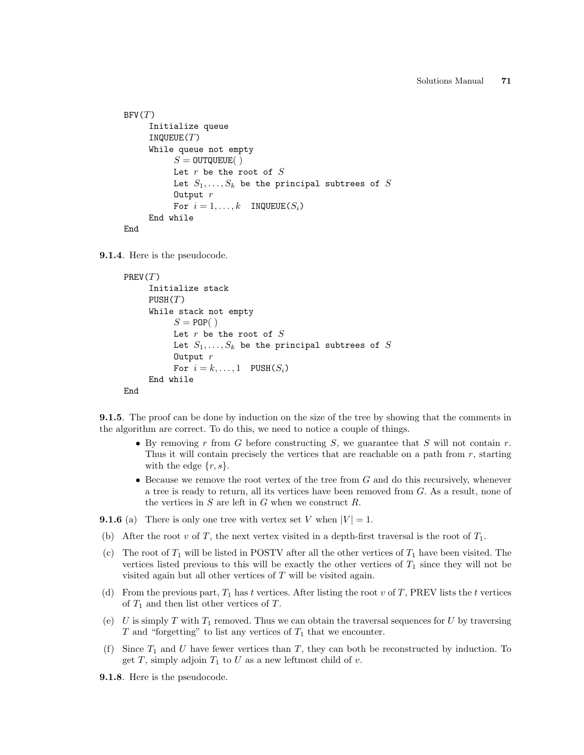```
BFV(T)
     Initialize queue
     INQUEUE(T)
     While queue not empty
          S = OUTQUEUE( )
          Let r be the root of S
          Let S_1,...,S_k be the principal subtrees of S
          Output r
          For i = 1,...,k   INQUEUE(S_i)
     End while
End
```

**9.1.4**. Here is the pseudocode.

```
PREV(T)
     Initialize stack
     PUSH(T)
     While stack not empty
          S = POP( )
          Let r be the root of S
          Let S_1,...,S_k be the principal subtrees of S
          Output r
          For i = k,...,1   PUSH(S_i)
     End while
End
```

**9.1.5**. The proof can be done by induction on the size of the tree by showing that the comments in the algorithm are correct. To do this, we need to notice a couple of things.

- By removing $r$ from $G$ before constructing $S$, we guarantee that $S$ will not contain $r$. Thus it will contain precisely the vertices that are reachable on a path from $r$, starting with the edge $\{r, s\}$.
- Because we remove the root vertex of the tree from $G$ and do this recursively, whenever a tree is ready to return, all its vertices have been removed from $G$. As a result, none of the vertices in $S$ are left in $G$ when we construct $R$.

**9.1.6** (a) There is only one tree with vertex set $V$ when $|V| = 1$.

(b) After the root $v$ of $T$, the next vertex visited in a depth-first traversal is the root of $T_1$.

(c) The root of $T_1$ will be listed in POSTV after all the other vertices of $T_1$ have been visited. The vertices listed previous to this will be exactly the other vertices of $T_1$ since they will not be visited again but all other vertices of $T$ will be visited again.

(d) From the previous part, $T_1$ has $t$ vertices. After listing the root $v$ of $T$, PREV lists the $t$ vertices of $T_1$ and then list other vertices of $T$.

(e) $U$ is simply $T$ with $T_1$ removed. Thus we can obtain the traversal sequences for $U$ by traversing $T$ and "forgetting" to list any vertices of $T_1$ that we encounter.

(f) Since $T_1$ and $U$ have fewer vertices than $T$, they can both be reconstructed by induction. To get $T$, simply adjoin $T_1$ to $U$ as a new leftmost child of $v$.

**9.1.8**. Here is the pseudocode.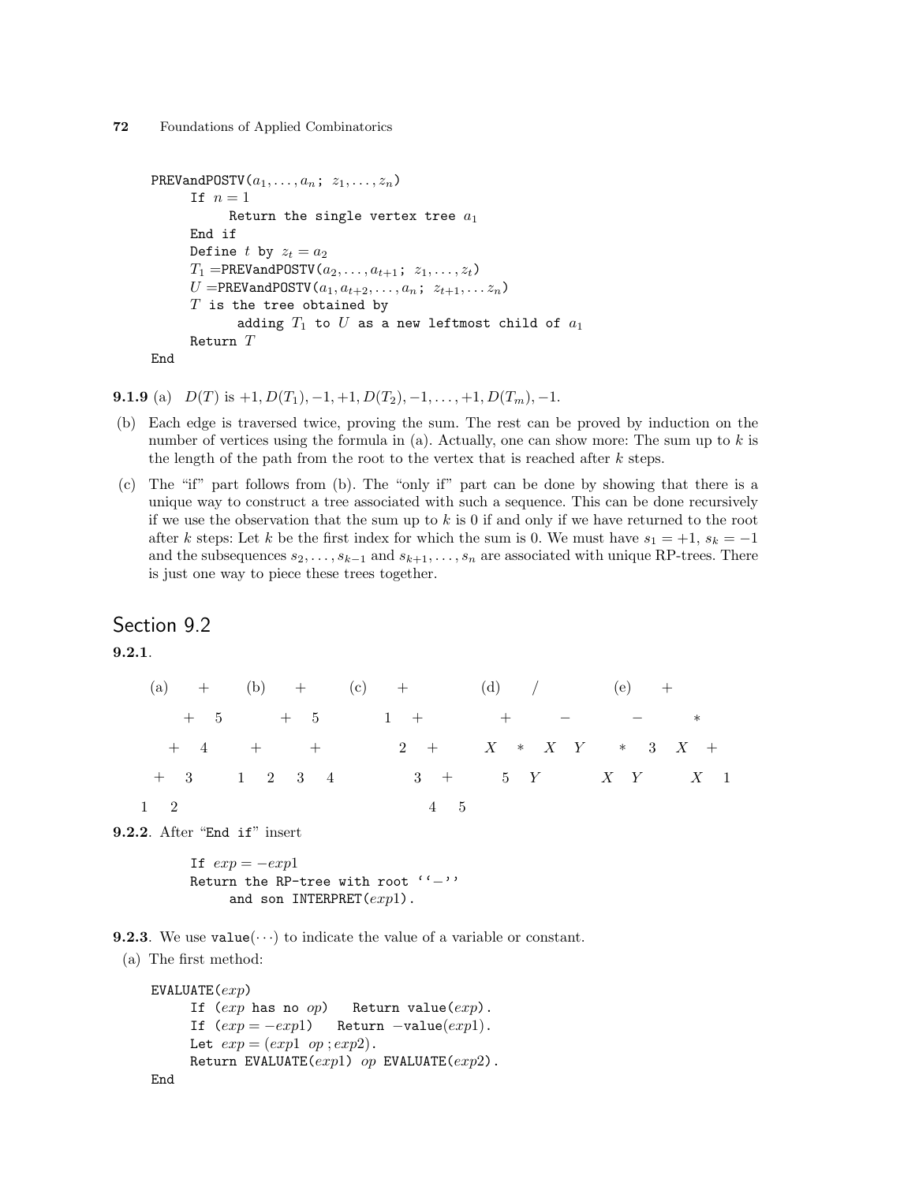```
PREVandPOSTV(a_1,...,a_n; z_1,...,z_n)
     If n = 1
          Return the single vertex tree a_1
     End if
     Define t by z_t = a_2
     T_1 =PREVandPOSTV(a_2,...,a_{t+1}; z_1,...,z_t)
     U =PREVandPOSTV(a_1,a_{t+2},...,a_n; z_{t+1},...z_n)
     T is the tree obtained by
           adding T_1 to U as a new leftmost child of a_1
     Return T
End
```

**9.1.9** (a) $D(T)$ is $+1, D(T_1), -1, +1, D(T_2), -1, \ldots, +1, D(T_m), -1$.

(b) Each edge is traversed twice, proving the sum. The rest can be proved by induction on the number of vertices using the formula in (a). Actually, one can show more: The sum up to $k$ is the length of the path from the root to the vertex that is reached after $k$ steps.

(c) The "if" part follows from (b). The "only if" part can be done by showing that there is a unique way to construct a tree associated with such a sequence. This can be done recursively if we use the observation that the sum up to $k$ is 0 if and only if we have returned to the root after $k$ steps: Let $k$ be the first index for which the sum is 0. We must have $s_1 = +1$, $s_k = -1$ and the subsequences $s_2, \ldots, s_{k-1}$ and $s_{k+1}, \ldots, s_n$ are associated with unique RP-trees. There is just one way to piece these trees together.

## Section 9.2

**9.2.1**.

```
(a)       +        (b)      +        (c)     +             (d)      /              (e)      +

       +     5            +     5          1     +              +          −               −          ∗

    +     4          +           +              2     +       X    ∗   X   Y        ∗    3    X    +

 +     3          1    2     3    4                3     +        5   Y           X   Y          X    1

1   2                                                  4    5
```

**9.2.2**. After "`End if`" insert

```
If exp = −exp1
Return the RP-tree with root ''−''
     and son INTERPRET(exp1).
```

**9.2.3**. We use `value(···)` to indicate the value of a variable or constant.

(a) The first method:

```
EVALUATE(exp)
     If (exp has no op)   Return value(exp).
     If (exp = −exp1)   Return −value(exp1).
     Let exp = (exp1 op ; exp2).
     Return EVALUATE(exp1) op EVALUATE(exp2).
End
```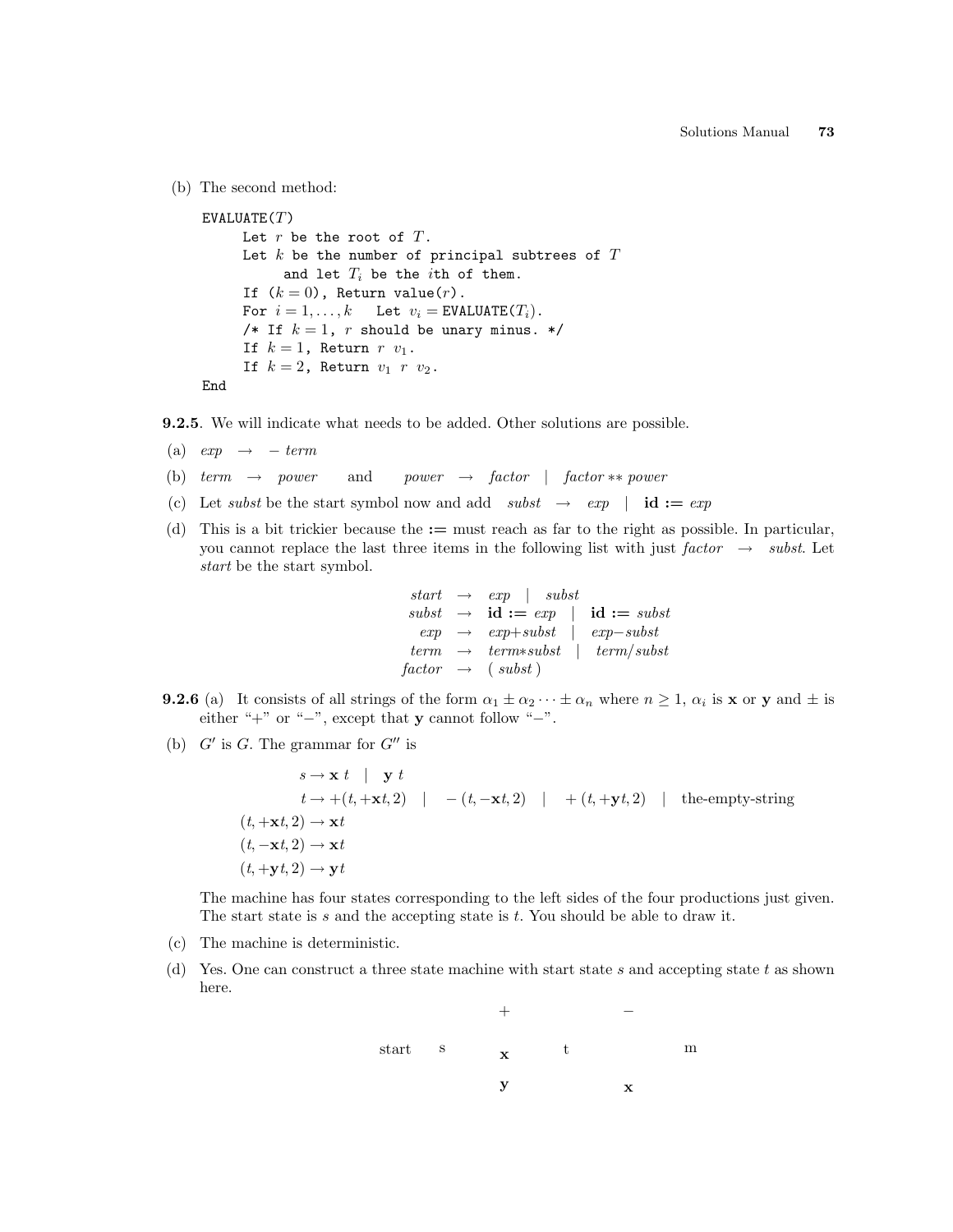(b) The second method:

```
EVALUATE(T)
     Let r be the root of T.
     Let k be the number of principal subtrees of T
          and let T_i be the ith of them.
     If (k = 0), Return value(r).
     For i = 1,...,k    Let v_i = EVALUATE(T_i).
     /* If k = 1, r should be unary minus. */
     If k = 1, Return r v_1.
     If k = 2, Return v_1 r v_2.
End
```

**9.2.5**. We will indicate what needs to be added. Other solutions are possible.

(a) *exp* $\rightarrow$ $-$ *term*

(b) *term* $\rightarrow$ *power* and *power* $\rightarrow$ *factor* | *factor* ** *power*

(c) Let *subst* be the start symbol now and add *subst* $\rightarrow$ *exp* | **id :=** *exp*

(d) This is a bit trickier because the **:=** must reach as far to the right as possible. In particular, you cannot replace the last three items in the following list with just *factor* $\rightarrow$ *subst*. Let *start* be the start symbol.

$$
\begin{aligned}
\textit{start} &\rightarrow \textit{exp} \quad | \quad \textit{subst} \\
\textit{subst} &\rightarrow \textbf{id :=}\ \textit{exp} \quad | \quad \textbf{id :=}\ \textit{subst} \\
\textit{exp} &\rightarrow \textit{exp}+\textit{subst} \quad | \quad \textit{exp}-\textit{subst} \\
\textit{term} &\rightarrow \textit{term}*\textit{subst} \quad | \quad \textit{term}/\textit{subst} \\
\textit{factor} &\rightarrow (\ \textit{subst}\ )
\end{aligned}
$$

**9.2.6** (a) It consists of all strings of the form $\alpha_1 \pm \alpha_2 \cdots \pm \alpha_n$ where $n \geq 1$, $\alpha_i$ is **x** or **y** and $\pm$ is either "+" or "−", except that **y** cannot follow "−".

(b) $G'$ is $G$. The grammar for $G''$ is

$$
\begin{aligned}
& s \rightarrow \mathbf{x}\ t \quad | \quad \mathbf{y}\ t \\
& t \rightarrow +(t, +\mathbf{x}t, 2) \quad | \quad -(t, -\mathbf{x}t, 2) \quad | \quad +(t, +\mathbf{y}t, 2) \quad | \quad \text{the-empty-string} \\
(t, +\mathbf{x}t, 2) &\rightarrow \mathbf{x}t \\
(t, -\mathbf{x}t, 2) &\rightarrow \mathbf{x}t \\
(t, +\mathbf{y}t, 2) &\rightarrow \mathbf{y}t
\end{aligned}
$$

The machine has four states corresponding to the left sides of the four productions just given. The start state is $s$ and the accepting state is $t$. You should be able to draw it.

(c) The machine is deterministic.

(d) Yes. One can construct a three state machine with start state $s$ and accepting state $t$ as shown here.

start s + x y t − m x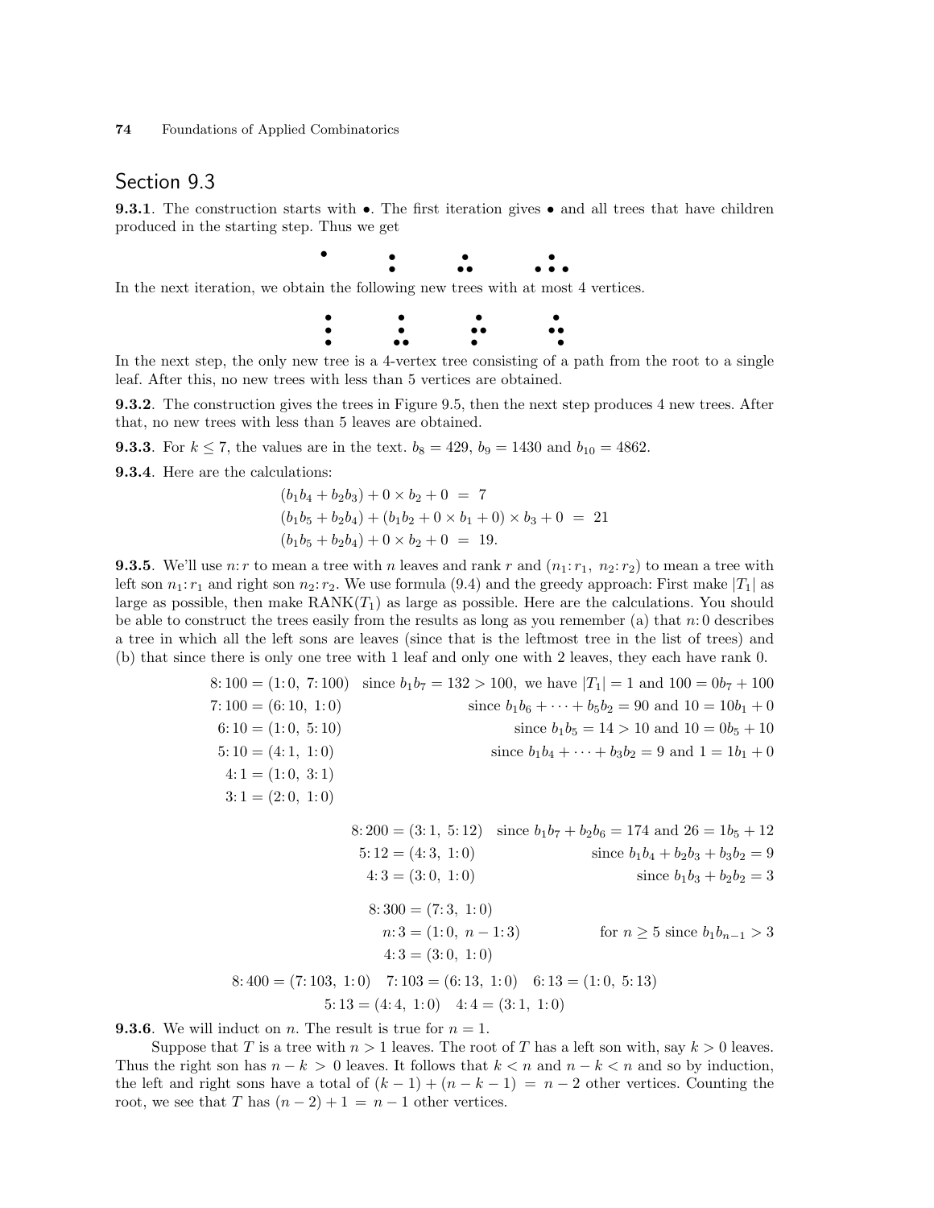## Section 9.3

**9.3.1**. The construction starts with •. The first iteration gives • and all trees that have children produced in the starting step. Thus we get

In the next iteration, we obtain the following new trees with at most 4 vertices.

In the next step, the only new tree is a 4-vertex tree consisting of a path from the root to a single leaf. After this, no new trees with less than 5 vertices are obtained.

**9.3.2**. The construction gives the trees in Figure 9.5, then the next step produces 4 new trees. After that, no new trees with less than 5 leaves are obtained.

**9.3.3**. For $k \le 7$, the values are in the text. $b_8 = 429$, $b_9 = 1430$ and $b_{10} = 4862$.

**9.3.4**. Here are the calculations:

$$(b_1b_4 + b_2b_3) + 0 \times b_2 + 0 \ = \ 7$$
$$(b_1b_5 + b_2b_4) + (b_1b_2 + 0 \times b_1 + 0) \times b_3 + 0 \ = \ 21$$
$$(b_1b_5 + b_2b_4) + 0 \times b_2 + 0 \ = \ 19.$$

**9.3.5**. We'll use $n\!:r$ to mean a tree with $n$ leaves and rank $r$ and $(n_1\!:r_1,\ n_2\!:r_2)$ to mean a tree with left son $n_1\!:r_1$ and right son $n_2\!:r_2$. We use formula (9.4) and the greedy approach: First make $|T_1|$ as large as possible, then make $\mathrm{RANK}(T_1)$ as large as possible. Here are the calculations. You should be able to construct the trees easily from the results as long as you remember (a) that $n\!:0$ describes a tree in which all the left sons are leaves (since that is the leftmost tree in the list of trees) and (b) that since there is only one tree with 1 leaf and only one with 2 leaves, they each have rank 0.

$$\begin{aligned}
8\!:100 &= (1\!:0,\ 7\!:100) && \text{since } b_1b_7 = 132 > 100, \text{ we have } |T_1| = 1 \text{ and } 100 = 0b_7 + 100\\
7\!:100 &= (6\!:10,\ 1\!:0) && \text{since } b_1b_6 + \cdots + b_5b_2 = 90 \text{ and } 10 = 10b_1 + 0\\
6\!:10 &= (1\!:0,\ 5\!:10) && \text{since } b_1b_5 = 14 > 10 \text{ and } 10 = 0b_5 + 10\\
5\!:10 &= (4\!:1,\ 1\!:0) && \text{since } b_1b_4 + \cdots + b_3b_2 = 9 \text{ and } 1 = 1b_1 + 0\\
4\!:1 &= (1\!:0,\ 3\!:1)\\
3\!:1 &= (2\!:0,\ 1\!:0)
\end{aligned}$$

$$\begin{aligned}
8\!:200 &= (3\!:1,\ 5\!:12) && \text{since } b_1b_7 + b_2b_6 = 174 \text{ and } 26 = 1b_5 + 12\\
5\!:12 &= (4\!:3,\ 1\!:0) && \text{since } b_1b_4 + b_2b_3 + b_3b_2 = 9\\
4\!:3 &= (3\!:0,\ 1\!:0) && \text{since } b_1b_3 + b_2b_2 = 3
\end{aligned}$$

$$\begin{aligned}
8\!:300 &= (7\!:3,\ 1\!:0)\\
n\!:3 &= (1\!:0,\ n-1\!:3) && \text{for } n \ge 5 \text{ since } b_1b_{n-1} > 3\\
4\!:3 &= (3\!:0,\ 1\!:0)
\end{aligned}$$

$$8\!:400 = (7\!:103,\ 1\!:0) \quad 7\!:103 = (6\!:13,\ 1\!:0) \quad 6\!:13 = (1\!:0,\ 5\!:13)$$
$$5\!:13 = (4\!:4,\ 1\!:0) \quad 4\!:4 = (3\!:1,\ 1\!:0)$$

**9.3.6**. We will induct on $n$. The result is true for $n = 1$.

Suppose that $T$ is a tree with $n > 1$ leaves. The root of $T$ has a left son with, say $k > 0$ leaves. Thus the right son has $n - k > 0$ leaves. It follows that $k < n$ and $n - k < n$ and so by induction, the left and right sons have a total of $(k-1) + (n-k-1) = n-2$ other vertices. Counting the root, we see that $T$ has $(n-2) + 1 = n-1$ other vertices.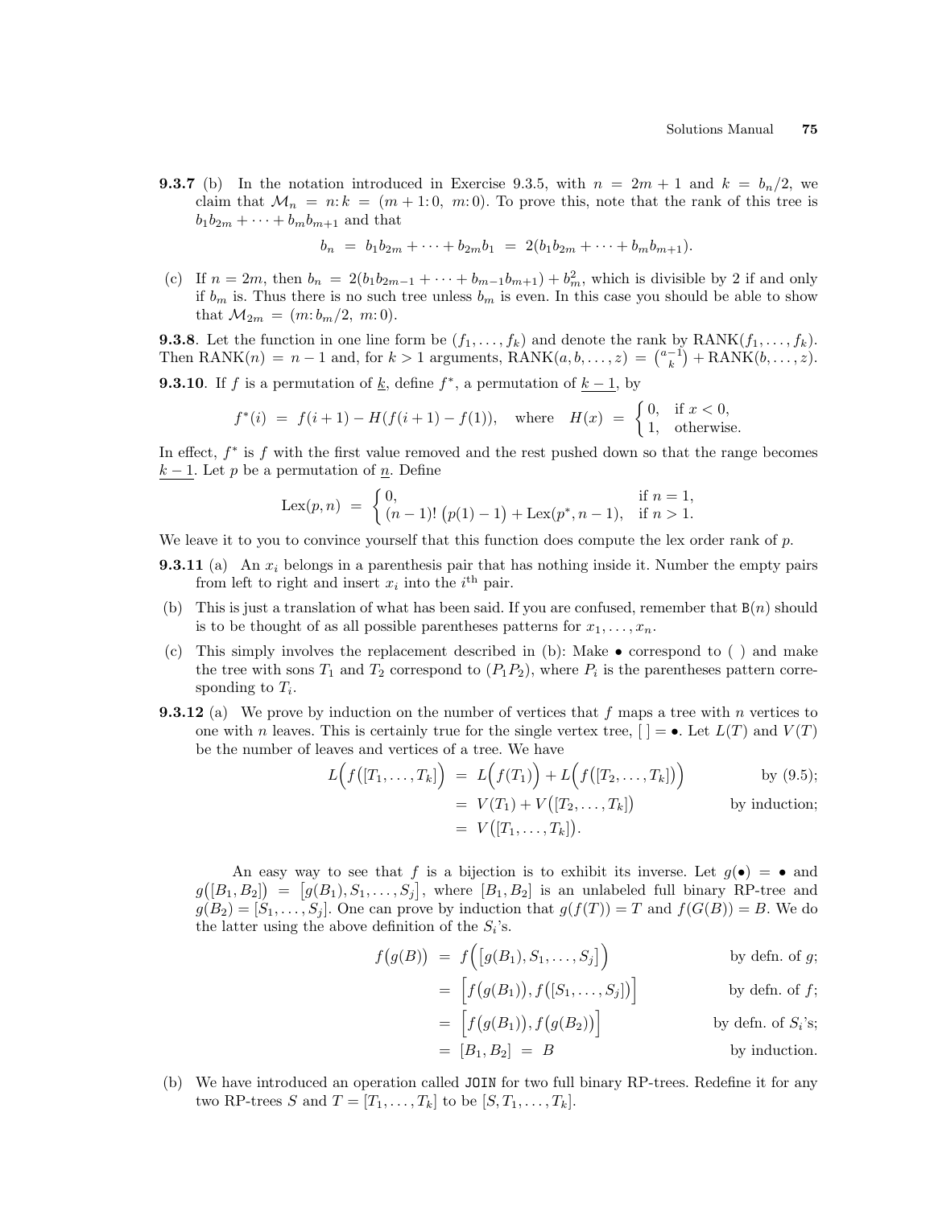**9.3.7** (b) In the notation introduced in Exercise 9.3.5, with $n = 2m+1$ and $k = b_n/2$, we claim that $\mathcal{M}_n = n\colon k = (m+1\colon 0,\ m\colon 0)$. To prove this, note that the rank of this tree is $b_1 b_{2m} + \cdots + b_m b_{m+1}$ and that

$$b_n = b_1 b_{2m} + \cdots + b_{2m} b_1 = 2(b_1 b_{2m} + \cdots + b_m b_{m+1}).$$

(c) If $n = 2m$, then $b_n = 2(b_1 b_{2m-1} + \cdots + b_{m-1} b_{m+1}) + b_m^2$, which is divisible by 2 if and only if $b_m$ is. Thus there is no such tree unless $b_m$ is even. In this case you should be able to show that $\mathcal{M}_{2m} = (m\colon b_m/2,\ m\colon 0)$.

**9.3.8**. Let the function in one line form be $(f_1, \ldots, f_k)$ and denote the rank by $\mathrm{RANK}(f_1, \ldots, f_k)$. Then $\mathrm{RANK}(n) = n-1$ and, for $k > 1$ arguments, $\mathrm{RANK}(a, b, \ldots, z) = \binom{a-1}{k} + \mathrm{RANK}(b, \ldots, z)$.

**9.3.10**. If $f$ is a permutation of $\underline{k}$, define $f^*$, a permutation of $\underline{k-1}$, by

$$f^*(i) = f(i+1) - H(f(i+1) - f(1)), \quad \text{where} \quad H(x) = \begin{cases} 0, & \text{if } x < 0, \\ 1, & \text{otherwise.} \end{cases}$$

In effect, $f^*$ is $f$ with the first value removed and the rest pushed down so that the range becomes $\underline{k-1}$. Let $p$ be a permutation of $\underline{n}$. Define

$$\mathrm{Lex}(p, n) = \begin{cases} 0, & \text{if } n = 1, \\ (n-1)!\,\big(p(1) - 1\big) + \mathrm{Lex}(p^*, n-1), & \text{if } n > 1. \end{cases}$$

We leave it to you to convince yourself that this function does compute the lex order rank of $p$.

**9.3.11** (a) An $x_i$ belongs in a parenthesis pair that has nothing inside it. Number the empty pairs from left to right and insert $x_i$ into the $i^{\text{th}}$ pair.

(b) This is just a translation of what has been said. If you are confused, remember that `B`$(n)$ should is to be thought of as all possible parentheses patterns for $x_1, \ldots, x_n$.

(c) This simply involves the replacement described in (b): Make $\bullet$ correspond to ( ) and make the tree with sons $T_1$ and $T_2$ correspond to $(P_1 P_2)$, where $P_i$ is the parentheses pattern corresponding to $T_i$.

**9.3.12** (a) We prove by induction on the number of vertices that $f$ maps a tree with $n$ vertices to one with $n$ leaves. This is certainly true for the single vertex tree, $[\,] = \bullet$. Let $L(T)$ and $V(T)$ be the number of leaves and vertices of a tree. We have

$$\begin{aligned}
L\Big(f\big([T_1, \ldots, T_k]\big)\Big) &= L\Big(f(T_1)\Big) + L\Big(f\big([T_2, \ldots, T_k]\big)\Big) && \text{by (9.5);} \\
&= V(T_1) + V\big([T_2, \ldots, T_k]\big) && \text{by induction;} \\
&= V\big([T_1, \ldots, T_k]\big).
\end{aligned}$$

An easy way to see that $f$ is a bijection is to exhibit its inverse. Let $g(\bullet) = \bullet$ and $g\big([B_1, B_2]\big) = \big[g(B_1), S_1, \ldots, S_j\big]$, where $[B_1, B_2]$ is an unlabeled full binary RP-tree and $g(B_2) = [S_1, \ldots, S_j]$. One can prove by induction that $g(f(T)) = T$ and $f(G(B)) = B$. We do the latter using the above definition of the $S_i$'s.

$$\begin{aligned}
f\big(g(B)\big) &= f\Big(\big[g(B_1), S_1, \ldots, S_j\big]\Big) && \text{by defn. of } g; \\
&= \Big[f\big(g(B_1)\big), f\big([S_1, \ldots, S_j]\big)\Big] && \text{by defn. of } f; \\
&= \Big[f\big(g(B_1)\big), f\big(g(B_2)\big)\Big] && \text{by defn. of } S_i\text{'s}; \\
&= [B_1, B_2] = B && \text{by induction.}
\end{aligned}$$

(b) We have introduced an operation called `JOIN` for two full binary RP-trees. Redefine it for any two RP-trees $S$ and $T = [T_1, \ldots, T_k]$ to be $[S, T_1, \ldots, T_k]$.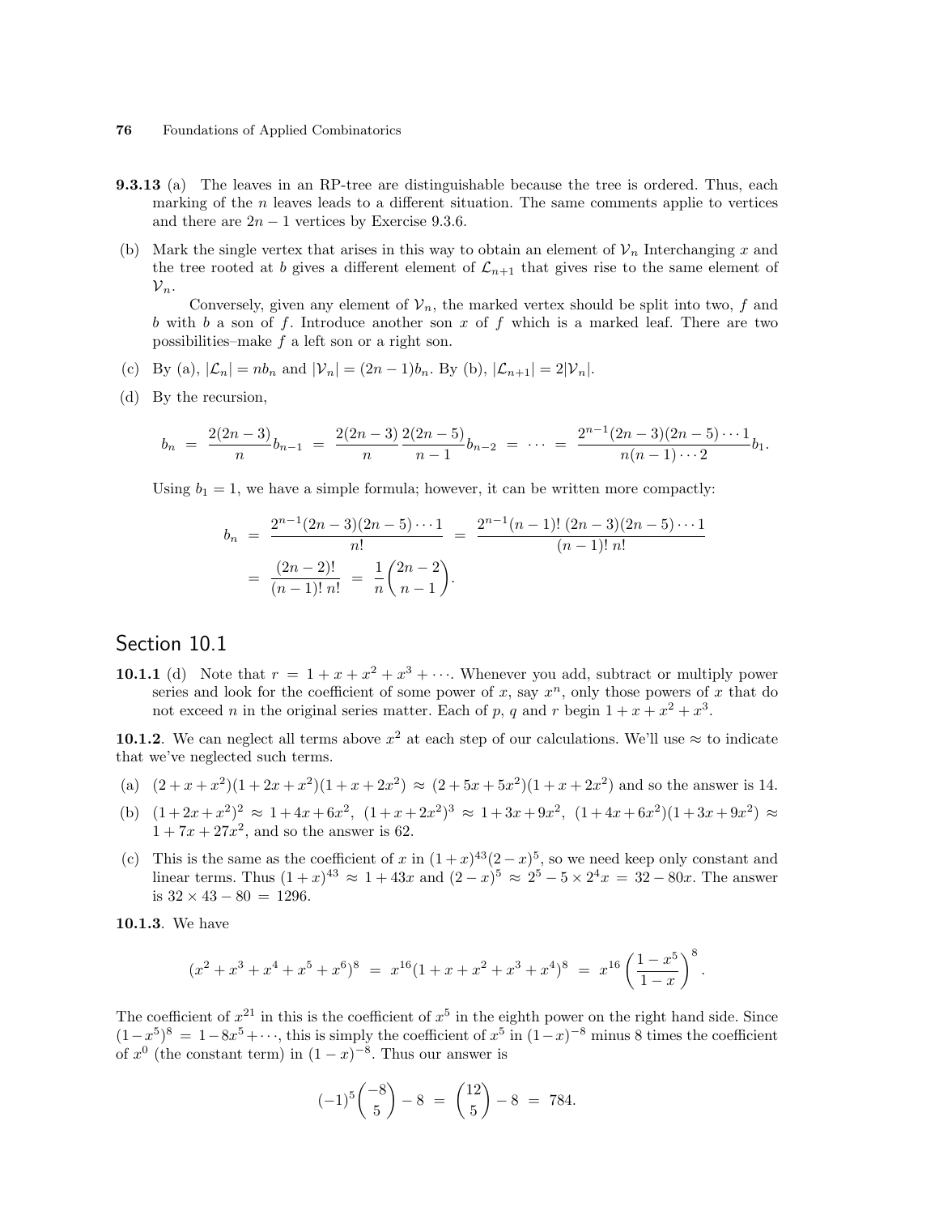**9.3.13** (a) The leaves in an RP-tree are distinguishable because the tree is ordered. Thus, each marking of the $n$ leaves leads to a different situation. The same comments applie to vertices and there are $2n-1$ vertices by Exercise 9.3.6.

(b) Mark the single vertex that arises in this way to obtain an element of $\mathcal{V}_n$ Interchanging $x$ and the tree rooted at $b$ gives a different element of $\mathcal{L}_{n+1}$ that gives rise to the same element of $\mathcal{V}_n$.

Conversely, given any element of $\mathcal{V}_n$, the marked vertex should be split into two, $f$ and $b$ with $b$ a son of $f$. Introduce another son $x$ of $f$ which is a marked leaf. There are two possibilities–make $f$ a left son or a right son.

(c) By (a), $|\mathcal{L}_n| = nb_n$ and $|\mathcal{V}_n| = (2n-1)b_n$. By (b), $|\mathcal{L}_{n+1}| = 2|\mathcal{V}_n|$.

(d) By the recursion,

$$b_n \;=\; \frac{2(2n-3)}{n}b_{n-1} \;=\; \frac{2(2n-3)}{n}\frac{2(2n-5)}{n-1}b_{n-2} \;=\; \cdots \;=\; \frac{2^{n-1}(2n-3)(2n-5)\cdots 1}{n(n-1)\cdots 2}b_1.$$

Using $b_1 = 1$, we have a simple formula; however, it can be written more compactly:

$$\begin{aligned} b_n \;&=\; \frac{2^{n-1}(2n-3)(2n-5)\cdots 1}{n!} \;=\; \frac{2^{n-1}(n-1)!\,(2n-3)(2n-5)\cdots 1}{(n-1)!\,n!} \\ &=\; \frac{(2n-2)!}{(n-1)!\,n!} \;=\; \frac{1}{n}\binom{2n-2}{n-1}. \end{aligned}$$

## Section 10.1

**10.1.1** (d) Note that $r = 1 + x + x^2 + x^3 + \cdots$. Whenever you add, subtract or multiply power series and look for the coefficient of some power of $x$, say $x^n$, only those powers of $x$ that do not exceed $n$ in the original series matter. Each of $p$, $q$ and $r$ begin $1 + x + x^2 + x^3$.

**10.1.2**. We can neglect all terms above $x^2$ at each step of our calculations. We'll use $\approx$ to indicate that we've neglected such terms.

(a) $(2+x+x^2)(1+2x+x^2)(1+x+2x^2) \approx (2+5x+5x^2)(1+x+2x^2)$ and so the answer is 14.

(b) $(1+2x+x^2)^2 \approx 1+4x+6x^2$, $(1+x+2x^2)^3 \approx 1+3x+9x^2$, $(1+4x+6x^2)(1+3x+9x^2) \approx 1+7x+27x^2$, and so the answer is 62.

(c) This is the same as the coefficient of $x$ in $(1+x)^{43}(2-x)^5$, so we need keep only constant and linear terms. Thus $(1+x)^{43} \approx 1+43x$ and $(2-x)^5 \approx 2^5 - 5\times 2^4 x = 32 - 80x$. The answer is $32 \times 43 - 80 = 1296$.

**10.1.3**. We have

$$(x^2+x^3+x^4+x^5+x^6)^8 \;=\; x^{16}(1+x+x^2+x^3+x^4)^8 \;=\; x^{16}\left(\frac{1-x^5}{1-x}\right)^8.$$

The coefficient of $x^{21}$ in this is the coefficient of $x^5$ in the eighth power on the right hand side. Since $(1-x^5)^8 = 1 - 8x^5 + \cdots$, this is simply the coefficient of $x^5$ in $(1-x)^{-8}$ minus 8 times the coefficient of $x^0$ (the constant term) in $(1-x)^{-8}$. Thus our answer is

$$(-1)^5\binom{-8}{5} - 8 \;=\; \binom{12}{5} - 8 \;=\; 784.$$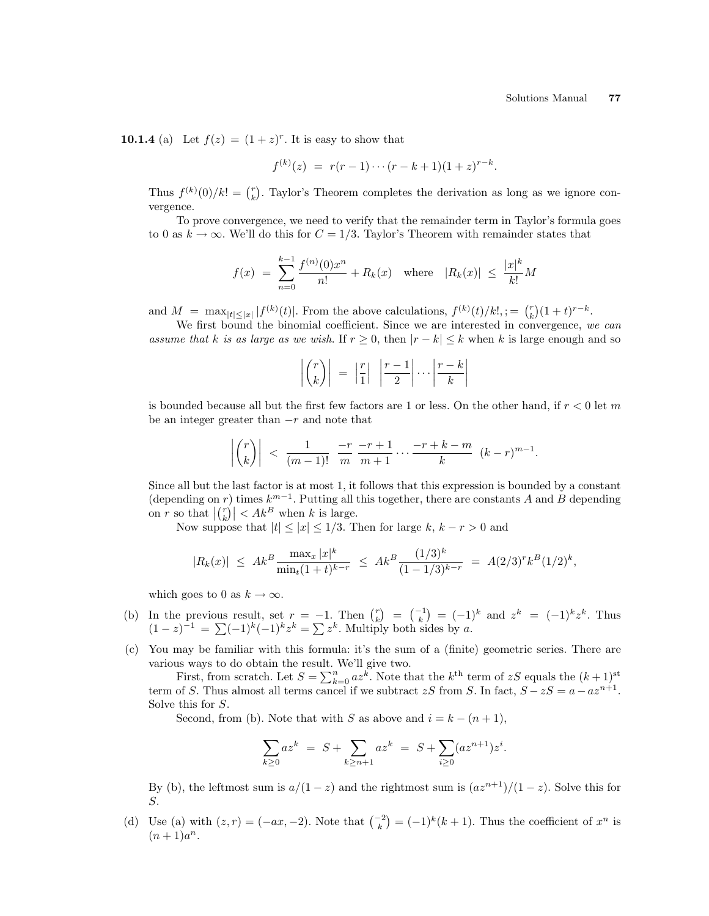**10.1.4** (a) Let $f(z) = (1+z)^r$. It is easy to show that

$$f^{(k)}(z) = r(r-1)\cdots(r-k+1)(1+z)^{r-k}.$$

Thus $f^{(k)}(0)/k! = \binom{r}{k}$. Taylor's Theorem completes the derivation as long as we ignore convergence.

To prove convergence, we need to verify that the remainder term in Taylor's formula goes to 0 as $k \to \infty$. We'll do this for $C = 1/3$. Taylor's Theorem with remainder states that

$$f(x) = \sum_{n=0}^{k-1} \frac{f^{(n)}(0)x^n}{n!} + R_k(x) \quad \text{where} \quad |R_k(x)| \le \frac{|x|^k}{k!}M$$

and $M = \max_{|t| \le |x|} |f^{(k)}(t)|$. From the above calculations, $f^{(k)}(t)/k!, ; = \binom{r}{k}(1+t)^{r-k}$.

We first bound the binomial coefficient. Since we are interested in convergence, *we can assume that k is as large as we wish.* If $r \ge 0$, then $|r-k| \le k$ when $k$ is large enough and so

$$\left|\binom{r}{k}\right| = \left|\frac{r}{1}\right| \left|\frac{r-1}{2}\right| \cdots \left|\frac{r-k}{k}\right|$$

is bounded because all but the first few factors are 1 or less. On the other hand, if $r < 0$ let $m$ be an integer greater than $-r$ and note that

$$\left|\binom{r}{k}\right| < \frac{1}{(m-1)!} \; \frac{-r}{m} \; \frac{-r+1}{m+1} \cdots \frac{-r+k-m}{k} \; (k-r)^{m-1}.$$

Since all but the last factor is at most 1, it follows that this expression is bounded by a constant (depending on $r$) times $k^{m-1}$. Putting all this together, there are constants $A$ and $B$ depending on $r$ so that $\left|\binom{r}{k}\right| < Ak^B$ when $k$ is large.

Now suppose that $|t| \le |x| \le 1/3$. Then for large $k$, $k - r > 0$ and

$$|R_k(x)| \le Ak^B \frac{\max_x |x|^k}{\min_t (1+t)^{k-r}} \le Ak^B \frac{(1/3)^k}{(1-1/3)^{k-r}} = A(2/3)^r k^B (1/2)^k,$$

which goes to 0 as $k \to \infty$.

(b) In the previous result, set $r = -1$. Then $\binom{r}{k} = \binom{-1}{k} = (-1)^k$ and $z^k = (-1)^k z^k$. Thus $(1-z)^{-1} = \sum (-1)^k (-1)^k z^k = \sum z^k$. Multiply both sides by $a$.

(c) You may be familiar with this formula: it's the sum of a (finite) geometric series. There are various ways to do obtain the result. We'll give two.

First, from scratch. Let $S = \sum_{k=0}^{n} az^k$. Note that the $k^{\text{th}}$ term of $zS$ equals the $(k+1)^{\text{st}}$ term of $S$. Thus almost all terms cancel if we subtract $zS$ from $S$. In fact, $S - zS = a - az^{n+1}$. Solve this for $S$.

Second, from (b). Note that with $S$ as above and $i = k - (n+1)$,

$$\sum_{k \ge 0} az^k = S + \sum_{k \ge n+1} az^k = S + \sum_{i \ge 0} (az^{n+1}) z^i.$$

By (b), the leftmost sum is $a/(1-z)$ and the rightmost sum is $(az^{n+1})/(1-z)$. Solve this for $S$.

(d) Use (a) with $(z, r) = (-ax, -2)$. Note that $\binom{-2}{k} = (-1)^k (k+1)$. Thus the coefficient of $x^n$ is $(n+1)a^n$.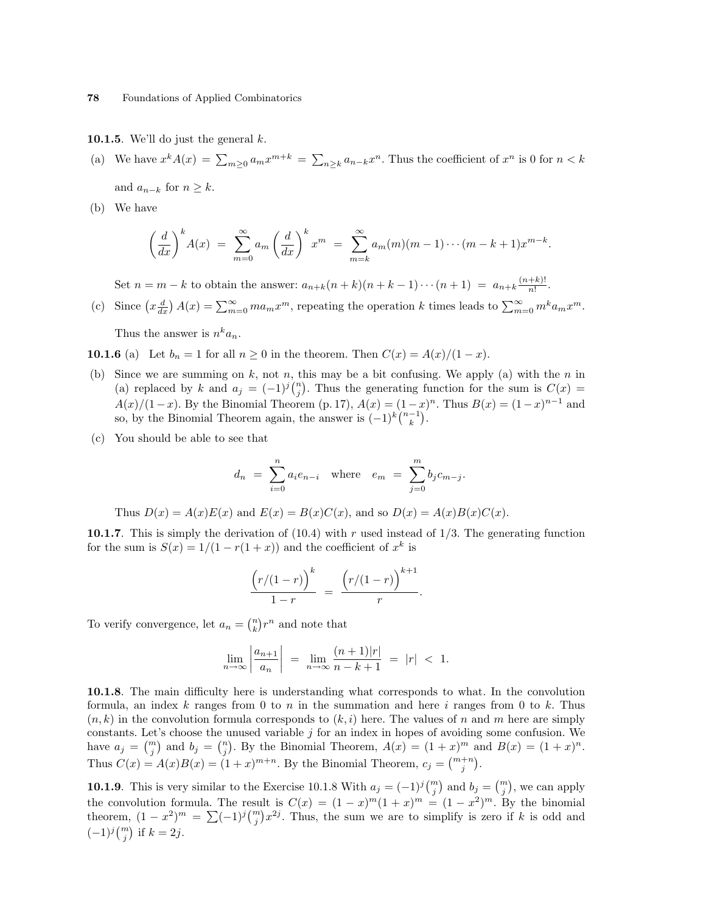**10.1.5**. We'll do just the general $k$.

(a) We have $x^k A(x) = \sum_{m \ge 0} a_m x^{m+k} = \sum_{n \ge k} a_{n-k} x^n$. Thus the coefficient of $x^n$ is 0 for $n < k$ and $a_{n-k}$ for $n \ge k$.

(b) We have

$$\left(\frac{d}{dx}\right)^k A(x) \;=\; \sum_{m=0}^{\infty} a_m \left(\frac{d}{dx}\right)^k x^m \;=\; \sum_{m=k}^{\infty} a_m (m)(m-1)\cdots(m-k+1)x^{m-k}.$$

Set $n = m-k$ to obtain the answer: $a_{n+k}(n+k)(n+k-1)\cdots(n+1) \;=\; a_{n+k}\frac{(n+k)!}{n!}$.

(c) Since $\left(x\frac{d}{dx}\right) A(x) = \sum_{m=0}^{\infty} m a_m x^m$, repeating the operation $k$ times leads to $\sum_{m=0}^{\infty} m^k a_m x^m$. Thus the answer is $n^k a_n$.

**10.1.6** (a) Let $b_n = 1$ for all $n \ge 0$ in the theorem. Then $C(x) = A(x)/(1-x)$.

(b) Since we are summing on $k$, not $n$, this may be a bit confusing. We apply (a) with the $n$ in (a) replaced by $k$ and $a_j = (-1)^j \binom{n}{j}$. Thus the generating function for the sum is $C(x) = A(x)/(1-x)$. By the Binomial Theorem (p. 17), $A(x) = (1-x)^n$. Thus $B(x) = (1-x)^{n-1}$ and so, by the Binomial Theorem again, the answer is $(-1)^k \binom{n-1}{k}$.

(c) You should be able to see that

$$d_n \;=\; \sum_{i=0}^{n} a_i e_{n-i} \quad \text{where} \quad e_m \;=\; \sum_{j=0}^{m} b_j c_{m-j}.$$

Thus $D(x) = A(x)E(x)$ and $E(x) = B(x)C(x)$, and so $D(x) = A(x)B(x)C(x)$.

**10.1.7**. This is simply the derivation of (10.4) with $r$ used instead of 1/3. The generating function for the sum is $S(x) = 1/(1 - r(1+x))$ and the coefficient of $x^k$ is

$$\frac{\Big(r/(1-r)\Big)^k}{1-r} \;=\; \frac{\Big(r/(1-r)\Big)^{k+1}}{r}.$$

To verify convergence, let $a_n = \binom{n}{k} r^n$ and note that

$$\lim_{n\to\infty} \left|\frac{a_{n+1}}{a_n}\right| \;=\; \lim_{n\to\infty} \frac{(n+1)|r|}{n-k+1} \;=\; |r| \;<\; 1.$$

**10.1.8**. The main difficulty here is understanding what corresponds to what. In the convolution formula, an index $k$ ranges from 0 to $n$ in the summation and here $i$ ranges from 0 to $k$. Thus $(n,k)$ in the convolution formula corresponds to $(k,i)$ here. The values of $n$ and $m$ here are simply constants. Let's choose the unused variable $j$ for an index in hopes of avoiding some confusion. We have $a_j = \binom{m}{j}$ and $b_j = \binom{n}{j}$. By the Binomial Theorem, $A(x) = (1+x)^m$ and $B(x) = (1+x)^n$. Thus $C(x) = A(x)B(x) = (1+x)^{m+n}$. By the Binomial Theorem, $c_j = \binom{m+n}{j}$.

**10.1.9**. This is very similar to the Exercise 10.1.8 With $a_j = (-1)^j \binom{m}{j}$ and $b_j = \binom{m}{j}$, we can apply the convolution formula. The result is $C(x) = (1-x)^m (1+x)^m = (1-x^2)^m$. By the binomial theorem, $(1-x^2)^m = \sum (-1)^j \binom{m}{j} x^{2j}$. Thus, the sum we are to simplify is zero if $k$ is odd and $(-1)^j \binom{m}{j}$ if $k = 2j$.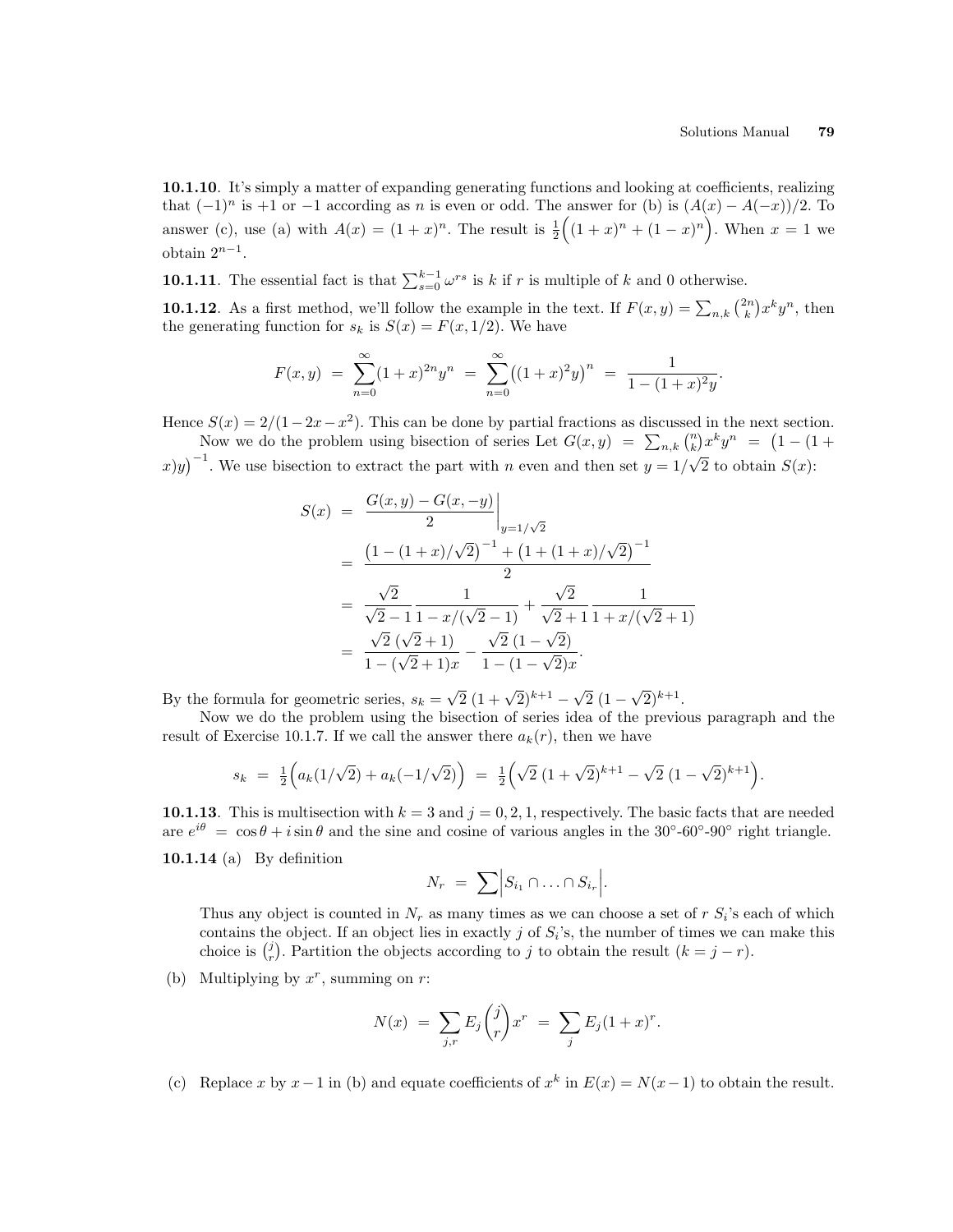**10.1.10**. It's simply a matter of expanding generating functions and looking at coefficients, realizing that $(-1)^n$ is $+1$ or $-1$ according as $n$ is even or odd. The answer for (b) is $(A(x)-A(-x))/2$. To answer (c), use (a) with $A(x)=(1+x)^n$. The result is $\frac{1}{2}\Big((1+x)^n+(1-x)^n\Big)$. When $x=1$ we obtain $2^{n-1}$.

**10.1.11**. The essential fact is that $\sum_{s=0}^{k-1}\omega^{rs}$ is $k$ if $r$ is multiple of $k$ and 0 otherwise.

**10.1.12**. As a first method, we'll follow the example in the text. If $F(x,y)=\sum_{n,k}\binom{2n}{k}x^ky^n$, then the generating function for $s_k$ is $S(x)=F(x,1/2)$. We have

$$F(x,y) \;=\; \sum_{n=0}^{\infty}(1+x)^{2n}y^n \;=\; \sum_{n=0}^{\infty}\big((1+x)^2y\big)^n \;=\; \frac{1}{1-(1+x)^2y}.$$

Hence $S(x)=2/(1-2x-x^2)$. This can be done by partial fractions as discussed in the next section.

Now we do the problem using bisection of series Let $G(x,y) \;=\; \sum_{n,k}\binom{n}{k}x^ky^n \;=\; \big(1-(1+x)y\big)^{-1}$. We use bisection to extract the part with $n$ even and then set $y=1/\sqrt{2}$ to obtain $S(x)$:

$$\begin{aligned}
S(x) &= \left.\frac{G(x,y)-G(x,-y)}{2}\right|_{y=1/\sqrt{2}}\\
&= \frac{\big(1-(1+x)/\sqrt{2}\big)^{-1}+\big(1+(1+x)/\sqrt{2}\big)^{-1}}{2}\\
&= \frac{\sqrt{2}}{\sqrt{2}-1}\,\frac{1}{1-x/(\sqrt{2}-1)}+\frac{\sqrt{2}}{\sqrt{2}+1}\,\frac{1}{1+x/(\sqrt{2}+1)}\\
&= \frac{\sqrt{2}\,(\sqrt{2}+1)}{1-(\sqrt{2}+1)x}-\frac{\sqrt{2}\,(1-\sqrt{2})}{1-(1-\sqrt{2})x}.
\end{aligned}$$

By the formula for geometric series, $s_k=\sqrt{2}\,(1+\sqrt{2})^{k+1}-\sqrt{2}\,(1-\sqrt{2})^{k+1}$.

Now we do the problem using the bisection of series idea of the previous paragraph and the result of Exercise 10.1.7. If we call the answer there $a_k(r)$, then we have

$$s_k \;=\; \tfrac{1}{2}\Big(a_k(1/\sqrt{2})+a_k(-1/\sqrt{2})\Big) \;=\; \tfrac{1}{2}\Big(\sqrt{2}\,(1+\sqrt{2})^{k+1}-\sqrt{2}\,(1-\sqrt{2})^{k+1}\Big).$$

**10.1.13**. This is multisection with $k=3$ and $j=0,2,1$, respectively. The basic facts that are needed are $e^{i\theta} \;=\; \cos\theta+i\sin\theta$ and the sine and cosine of various angles in the 30°-60°-90° right triangle.

**10.1.14** (a) By definition

$$N_r \;=\; \sum\Big|S_{i_1}\cap\ldots\cap S_{i_r}\Big|.$$

Thus any object is counted in $N_r$ as many times as we can choose a set of $r$ $S_i$'s each of which contains the object. If an object lies in exactly $j$ of $S_i$'s, the number of times we can make this choice is $\binom{j}{r}$. Partition the objects according to $j$ to obtain the result ($k=j-r$).

(b) Multiplying by $x^r$, summing on $r$:

$$N(x) \;=\; \sum_{j,r}E_j\binom{j}{r}x^r \;=\; \sum_j E_j(1+x)^r.$$

(c) Replace $x$ by $x-1$ in (b) and equate coefficients of $x^k$ in $E(x)=N(x-1)$ to obtain the result.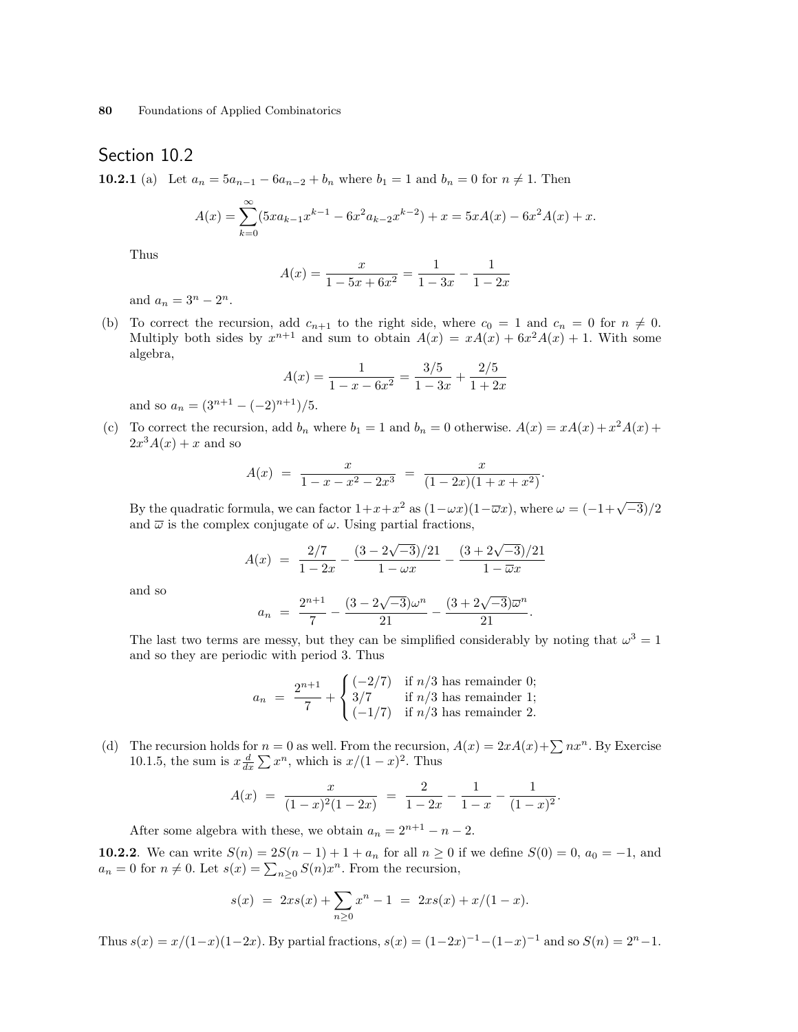## Section 10.2

**10.2.1** (a) Let $a_n = 5a_{n-1} - 6a_{n-2} + b_n$ where $b_1 = 1$ and $b_n = 0$ for $n \neq 1$. Then

$$A(x) = \sum_{k=0}^{\infty}(5xa_{k-1}x^{k-1} - 6x^2a_{k-2}x^{k-2}) + x = 5xA(x) - 6x^2A(x) + x.$$

Thus

$$A(x) = \frac{x}{1-5x+6x^2} = \frac{1}{1-3x} - \frac{1}{1-2x}$$

and $a_n = 3^n - 2^n$.

(b) To correct the recursion, add $c_{n+1}$ to the right side, where $c_0 = 1$ and $c_n = 0$ for $n \neq 0$. Multiply both sides by $x^{n+1}$ and sum to obtain $A(x) = xA(x) + 6x^2A(x) + 1$. With some algebra,

$$A(x) = \frac{1}{1-x-6x^2} = \frac{3/5}{1-3x} + \frac{2/5}{1+2x}$$

and so $a_n = (3^{n+1} - (-2)^{n+1})/5$.

(c) To correct the recursion, add $b_n$ where $b_1 = 1$ and $b_n = 0$ otherwise. $A(x) = xA(x) + x^2A(x) + 2x^3A(x) + x$ and so

$$A(x) \;=\; \frac{x}{1-x-x^2-2x^3} \;=\; \frac{x}{(1-2x)(1+x+x^2)}.$$

By the quadratic formula, we can factor $1+x+x^2$ as $(1-\omega x)(1-\overline{\omega}x)$, where $\omega = (-1+\sqrt{-3})/2$ and $\overline{\omega}$ is the complex conjugate of $\omega$. Using partial fractions,

$$A(x) \;=\; \frac{2/7}{1-2x} - \frac{(3-2\sqrt{-3})/21}{1-\omega x} - \frac{(3+2\sqrt{-3})/21}{1-\overline{\omega}x}$$

and so

$$a_n \;=\; \frac{2^{n+1}}{7} - \frac{(3-2\sqrt{-3})\omega^n}{21} - \frac{(3+2\sqrt{-3})\overline{\omega}^n}{21}.$$

The last two terms are messy, but they can be simplified considerably by noting that $\omega^3 = 1$ and so they are periodic with period 3. Thus

$$a_n \;=\; \frac{2^{n+1}}{7} + \begin{cases} (-2/7) & \text{if } n/3 \text{ has remainder 0;} \\ 3/7 & \text{if } n/3 \text{ has remainder 1;} \\ (-1/7) & \text{if } n/3 \text{ has remainder 2.} \end{cases}$$

(d) The recursion holds for $n = 0$ as well. From the recursion, $A(x) = 2xA(x) + \sum nx^n$. By Exercise 10.1.5, the sum is $x\frac{d}{dx}\sum x^n$, which is $x/(1-x)^2$. Thus

$$A(x) \;=\; \frac{x}{(1-x)^2(1-2x)} \;=\; \frac{2}{1-2x} - \frac{1}{1-x} - \frac{1}{(1-x)^2}.$$

After some algebra with these, we obtain $a_n = 2^{n+1} - n - 2$.

**10.2.2**. We can write $S(n) = 2S(n-1) + 1 + a_n$ for all $n \geq 0$ if we define $S(0) = 0$, $a_0 = -1$, and $a_n = 0$ for $n \neq 0$. Let $s(x) = \sum_{n \geq 0} S(n)x^n$. From the recursion,

$$s(x) \;=\; 2xs(x) + \sum_{n \geq 0} x^n - 1 \;=\; 2xs(x) + x/(1-x).$$

Thus $s(x) = x/(1-x)(1-2x)$. By partial fractions, $s(x) = (1-2x)^{-1} - (1-x)^{-1}$ and so $S(n) = 2^n - 1$.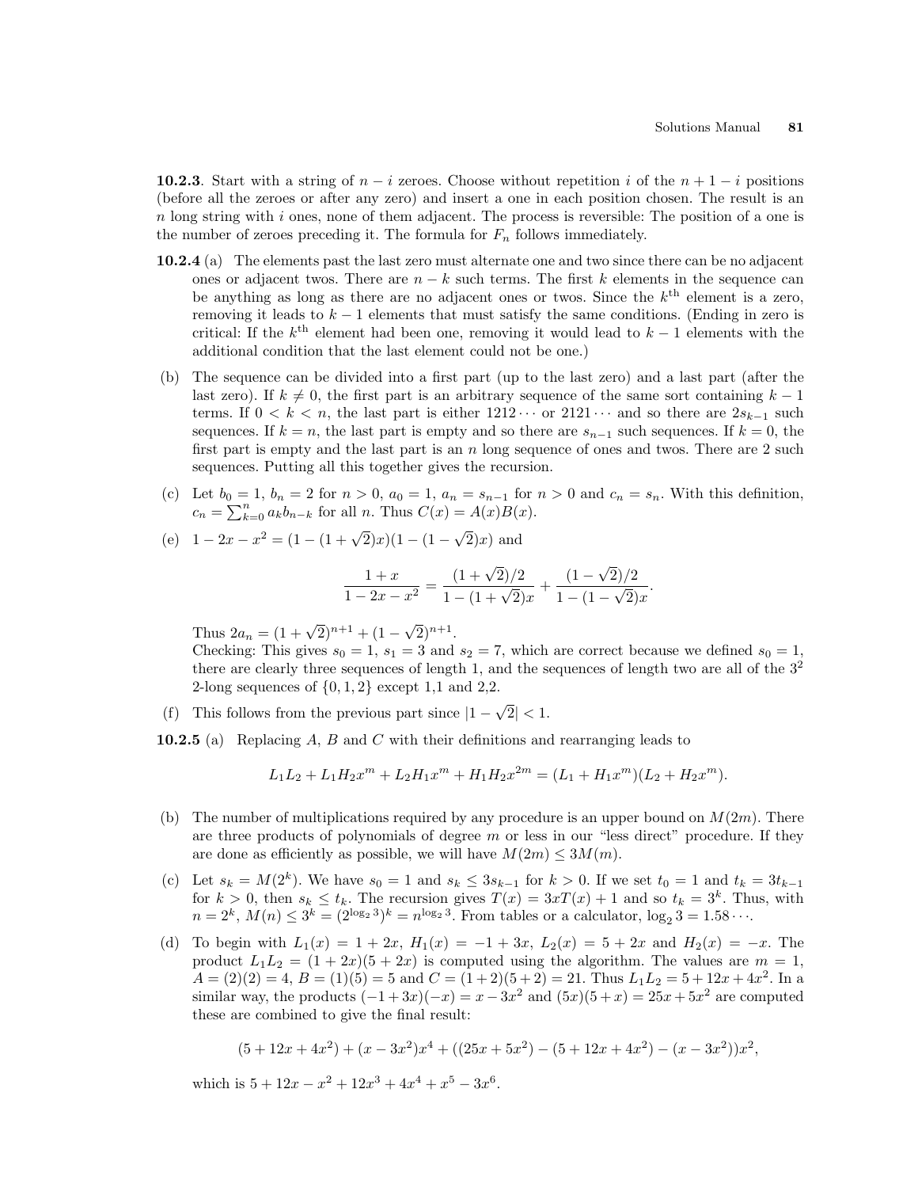**10.2.3**. Start with a string of $n-i$ zeroes. Choose without repetition $i$ of the $n+1-i$ positions (before all the zeroes or after any zero) and insert a one in each position chosen. The result is an $n$ long string with $i$ ones, none of them adjacent. The process is reversible: The position of a one is the number of zeroes preceding it. The formula for $F_n$ follows immediately.

**10.2.4** (a) The elements past the last zero must alternate one and two since there can be no adjacent ones or adjacent twos. There are $n-k$ such terms. The first $k$ elements in the sequence can be anything as long as there are no adjacent ones or twos. Since the $k^{\text{th}}$ element is a zero, removing it leads to $k-1$ elements that must satisfy the same conditions. (Ending in zero is critical: If the $k^{\text{th}}$ element had been one, removing it would lead to $k-1$ elements with the additional condition that the last element could not be one.)

(b) The sequence can be divided into a first part (up to the last zero) and a last part (after the last zero). If $k \neq 0$, the first part is an arbitrary sequence of the same sort containing $k-1$ terms. If $0 < k < n$, the last part is either $1212\cdots$ or $2121\cdots$ and so there are $2s_{k-1}$ such sequences. If $k = n$, the last part is empty and so there are $s_{n-1}$ such sequences. If $k = 0$, the first part is empty and the last part is an $n$ long sequence of ones and twos. There are 2 such sequences. Putting all this together gives the recursion.

(c) Let $b_0 = 1$, $b_n = 2$ for $n > 0$, $a_0 = 1$, $a_n = s_{n-1}$ for $n > 0$ and $c_n = s_n$. With this definition, $c_n = \sum_{k=0}^{n} a_k b_{n-k}$ for all $n$. Thus $C(x) = A(x)B(x)$.

(e) $1 - 2x - x^2 = (1-(1+\sqrt{2})x)(1-(1-\sqrt{2})x)$ and

$$\frac{1+x}{1-2x-x^2} = \frac{(1+\sqrt{2})/2}{1-(1+\sqrt{2})x} + \frac{(1-\sqrt{2})/2}{1-(1-\sqrt{2})x}.$$

Thus $2a_n = (1+\sqrt{2})^{n+1} + (1-\sqrt{2})^{n+1}$.
Checking: This gives $s_0 = 1$, $s_1 = 3$ and $s_2 = 7$, which are correct because we defined $s_0 = 1$, there are clearly three sequences of length 1, and the sequences of length two are all of the $3^2$ 2-long sequences of $\{0,1,2\}$ except 1,1 and 2,2.

(f) This follows from the previous part since $|1-\sqrt{2}| < 1$.

**10.2.5** (a) Replacing $A$, $B$ and $C$ with their definitions and rearranging leads to

$$L_1L_2 + L_1H_2x^m + L_2H_1x^m + H_1H_2x^{2m} = (L_1 + H_1x^m)(L_2 + H_2x^m).$$

(b) The number of multiplications required by any procedure is an upper bound on $M(2m)$. There are three products of polynomials of degree $m$ or less in our "less direct" procedure. If they are done as efficiently as possible, we will have $M(2m) \leq 3M(m)$.

(c) Let $s_k = M(2^k)$. We have $s_0 = 1$ and $s_k \leq 3s_{k-1}$ for $k > 0$. If we set $t_0 = 1$ and $t_k = 3t_{k-1}$ for $k > 0$, then $s_k \leq t_k$. The recursion gives $T(x) = 3xT(x) + 1$ and so $t_k = 3^k$. Thus, with $n = 2^k$, $M(n) \leq 3^k = (2^{\log_2 3})^k = n^{\log_2 3}$. From tables or a calculator, $\log_2 3 = 1.58\cdots$.

(d) To begin with $L_1(x) = 1 + 2x$, $H_1(x) = -1 + 3x$, $L_2(x) = 5 + 2x$ and $H_2(x) = -x$. The product $L_1L_2 = (1+2x)(5+2x)$ is computed using the algorithm. The values are $m = 1$, $A = (2)(2) = 4$, $B = (1)(5) = 5$ and $C = (1+2)(5+2) = 21$. Thus $L_1L_2 = 5 + 12x + 4x^2$. In a similar way, the products $(-1+3x)(-x) = x - 3x^2$ and $(5x)(5+x) = 25x + 5x^2$ are computed these are combined to give the final result:

$$(5+12x+4x^2) + (x-3x^2)x^4 + ((25x+5x^2) - (5+12x+4x^2) - (x-3x^2))x^2,$$

which is $5 + 12x - x^2 + 12x^3 + 4x^4 + x^5 - 3x^6$.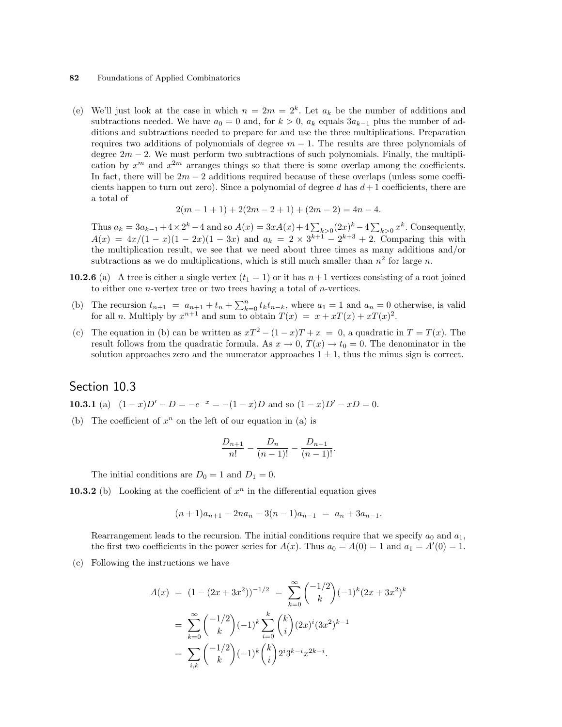(e) We'll just look at the case in which $n = 2m = 2^k$. Let $a_k$ be the number of additions and subtractions needed. We have $a_0 = 0$ and, for $k > 0$, $a_k$ equals $3a_{k-1}$ plus the number of additions and subtractions needed to prepare for and use the three multiplications. Preparation requires two additions of polynomials of degree $m - 1$. The results are three polynomials of degree $2m - 2$. We must perform two subtractions of such polynomials. Finally, the multiplication by $x^m$ and $x^{2m}$ arranges things so that there is some overlap among the coefficients. In fact, there will be $2m - 2$ additions required because of these overlaps (unless some coefficients happen to turn out zero). Since a polynomial of degree $d$ has $d+1$ coefficients, there are a total of

$$2(m - 1 + 1) + 2(2m - 2 + 1) + (2m - 2) = 4n - 4.$$

Thus $a_k = 3a_{k-1} + 4 \times 2^k - 4$ and so $A(x) = 3xA(x) + 4\sum_{k>0}(2x)^k - 4\sum_{k>0} x^k$. Consequently, $A(x) = 4x/(1-x)(1-2x)(1-3x)$ and $a_k = 2 \times 3^{k+1} - 2^{k+3} + 2$. Comparing this with the multiplication result, we see that we need about three times as many additions and/or subtractions as we do multiplications, which is still much smaller than $n^2$ for large $n$.

**10.2.6** (a) A tree is either a single vertex ($t_1 = 1$) or it has $n+1$ vertices consisting of a root joined to either one $n$-vertex tree or two trees having a total of $n$-vertices.

(b) The recursion $t_{n+1} \;=\; a_{n+1} + t_n + \sum_{k=0}^{n} t_k t_{n-k}$, where $a_1 = 1$ and $a_n = 0$ otherwise, is valid for all $n$. Multiply by $x^{n+1}$ and sum to obtain $T(x) \;=\; x + xT(x) + xT(x)^2$.

(c) The equation in (b) can be written as $xT^2 - (1-x)T + x \;=\; 0$, a quadratic in $T = T(x)$. The result follows from the quadratic formula. As $x \to 0$, $T(x) \to t_0 = 0$. The denominator in the solution approaches zero and the numerator approaches $1 \pm 1$, thus the minus sign is correct.

## Section 10.3

**10.3.1** (a) $(1-x)D' - D = -e^{-x} = -(1-x)D$ and so $(1-x)D' - xD = 0$.

(b) The coefficient of $x^n$ on the left of our equation in (a) is

$$\frac{D_{n+1}}{n!} - \frac{D_n}{(n-1)!} - \frac{D_{n-1}}{(n-1)!}.$$

The initial conditions are $D_0 = 1$ and $D_1 = 0$.

**10.3.2** (b) Looking at the coefficient of $x^n$ in the differential equation gives

$$(n+1)a_{n+1} - 2na_n - 3(n-1)a_{n-1} \;=\; a_n + 3a_{n-1}.$$

Rearrangement leads to the recursion. The initial conditions require that we specify $a_0$ and $a_1$, the first two coefficients in the power series for $A(x)$. Thus $a_0 = A(0) = 1$ and $a_1 = A'(0) = 1$.

(c) Following the instructions we have

$$\begin{aligned}
A(x) \;&=\; (1 - (2x + 3x^2))^{-1/2} \;=\; \sum_{k=0}^{\infty} \binom{-1/2}{k} (-1)^k (2x + 3x^2)^k \\
&=\; \sum_{k=0}^{\infty} \binom{-1/2}{k} (-1)^k \sum_{i=0}^{k} \binom{k}{i} (2x)^i (3x^2)^{k-1} \\
&=\; \sum_{i,k} \binom{-1/2}{k} (-1)^k \binom{k}{i} 2^i 3^{k-i} x^{2k-i}.
\end{aligned}$$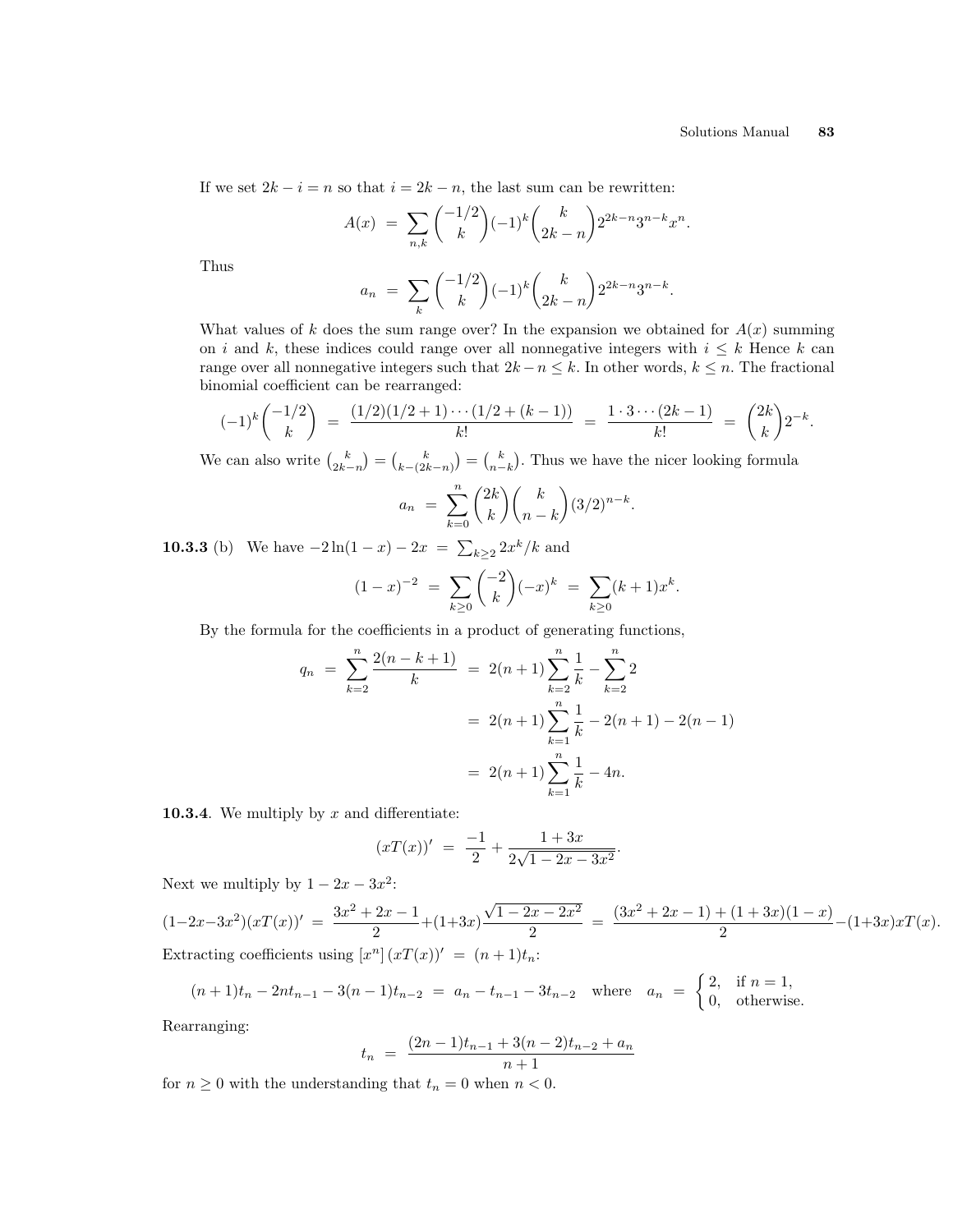If we set $2k - i = n$ so that $i = 2k - n$, the last sum can be rewritten:

$$A(x) \;=\; \sum_{n,k} \binom{-1/2}{k} (-1)^k \binom{k}{2k-n} 2^{2k-n} 3^{n-k} x^n.$$

Thus

$$a_n \;=\; \sum_{k} \binom{-1/2}{k} (-1)^k \binom{k}{2k-n} 2^{2k-n} 3^{n-k}.$$

What values of $k$ does the sum range over? In the expansion we obtained for $A(x)$ summing on $i$ and $k$, these indices could range over all nonnegative integers with $i \le k$ Hence $k$ can range over all nonnegative integers such that $2k - n \le k$. In other words, $k \le n$. The fractional binomial coefficient can be rearranged:

$$(-1)^k \binom{-1/2}{k} \;=\; \frac{(1/2)(1/2+1)\cdots(1/2+(k-1))}{k!} \;=\; \frac{1\cdot 3 \cdots (2k-1)}{k!} \;=\; \binom{2k}{k} 2^{-k}.$$

We can also write $\binom{k}{2k-n} = \binom{k}{k-(2k-n)} = \binom{k}{n-k}$. Thus we have the nicer looking formula

$$a_n \;=\; \sum_{k=0}^{n} \binom{2k}{k} \binom{k}{n-k} (3/2)^{n-k}.$$

**10.3.3** (b) We have $-2\ln(1-x) - 2x \;=\; \sum_{k\ge 2} 2x^k/k$ and

$$(1-x)^{-2} \;=\; \sum_{k\ge 0} \binom{-2}{k} (-x)^k \;=\; \sum_{k\ge 0} (k+1)x^k.$$

By the formula for the coefficients in a product of generating functions,

$$\begin{aligned}
q_n \;&=\; \sum_{k=2}^{n} \frac{2(n-k+1)}{k} \;=\; 2(n+1)\sum_{k=2}^{n} \frac{1}{k} - \sum_{k=2}^{n} 2 \\
&=\; 2(n+1)\sum_{k=1}^{n} \frac{1}{k} - 2(n+1) - 2(n-1) \\
&=\; 2(n+1)\sum_{k=1}^{n} \frac{1}{k} - 4n.
\end{aligned}$$

**10.3.4**. We multiply by $x$ and differentiate:

$$(xT(x))' \;=\; \frac{-1}{2} + \frac{1+3x}{2\sqrt{1-2x-3x^2}}.$$

Next we multiply by $1 - 2x - 3x^2$:

$$(1-2x-3x^2)(xT(x))' \;=\; \frac{3x^2+2x-1}{2} + (1+3x)\frac{\sqrt{1-2x-2x^2}}{2} \;=\; \frac{(3x^2+2x-1)+(1+3x)(1-x)}{2} - (1+3x)xT(x).$$

Extracting coefficients using $[x^n]\,(xT(x))' \;=\; (n+1)t_n$:

$$(n+1)t_n - 2nt_{n-1} - 3(n-1)t_{n-2} \;=\; a_n - t_{n-1} - 3t_{n-2} \quad \text{where} \quad a_n \;=\; \begin{cases} 2, & \text{if } n = 1, \\ 0, & \text{otherwise.} \end{cases}$$

Rearranging:

$$t_n \;=\; \frac{(2n-1)t_{n-1} + 3(n-2)t_{n-2} + a_n}{n+1}$$

for $n \ge 0$ with the understanding that $t_n = 0$ when $n < 0$.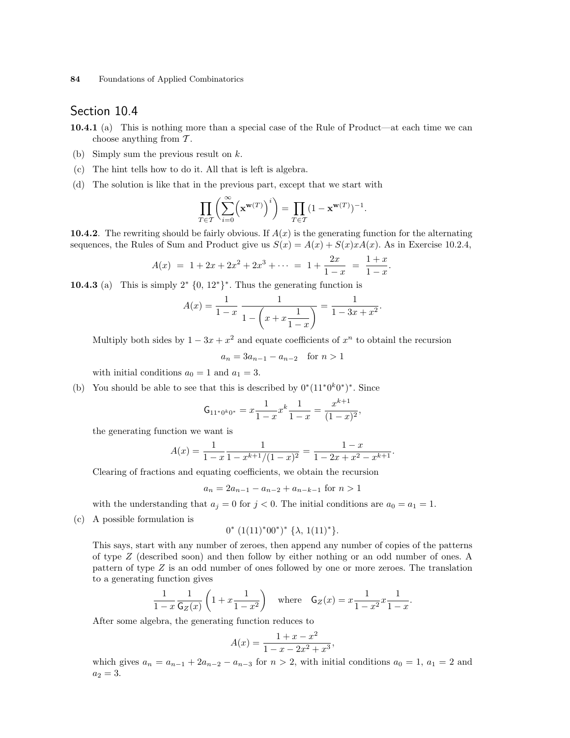## Section 10.4

**10.4.1** (a) This is nothing more than a special case of the Rule of Product—at each time we can choose anything from $\mathcal{T}$.

(b) Simply sum the previous result on $k$.

(c) The hint tells how to do it. All that is left is algebra.

(d) The solution is like that in the previous part, except that we start with

$$\prod_{T\in\mathcal{T}}\left(\sum_{i=0}^{\infty}\left(\mathbf{x}^{\mathbf{w}(T)}\right)^i\right) = \prod_{T\in\mathcal{T}}(1-\mathbf{x}^{\mathbf{w}(T)})^{-1}.$$

**10.4.2**. The rewriting should be fairly obvious. If $A(x)$ is the generating function for the alternating sequences, the Rules of Sum and Product give us $S(x) = A(x) + S(x)xA(x)$. As in Exercise 10.2.4,

$$A(x) \;=\; 1 + 2x + 2x^2 + 2x^3 + \cdots \;=\; 1 + \frac{2x}{1-x} \;=\; \frac{1+x}{1-x}.$$

**10.4.3** (a) This is simply $2^*\ \{0,\, 12^*\}^*$. Thus the generating function is

$$A(x) = \frac{1}{1-x}\,\frac{1}{1-\left(x + x\dfrac{1}{1-x}\right)} = \frac{1}{1-3x+x^2}.$$

Multiply both sides by $1-3x+x^2$ and equate coefficients of $x^n$ to obtainl the recursion

$$a_n = 3a_{n-1} - a_{n-2} \quad \text{for } n > 1$$

with initial conditions $a_0 = 1$ and $a_1 = 3$.

(b) You should be able to see that this is described by $0^*(11^*0^k0^*)^*$. Since

$$\mathsf{G}_{11^*0^k0^*} = x\frac{1}{1-x}x^k\frac{1}{1-x} = \frac{x^{k+1}}{(1-x)^2},$$

the generating function we want is

$$A(x) = \frac{1}{1-x}\frac{1}{1-x^{k+1}/(1-x)^2} = \frac{1-x}{1-2x+x^2-x^{k+1}}.$$

Clearing of fractions and equating coefficients, we obtain the recursion

$$a_n = 2a_{n-1} - a_{n-2} + a_{n-k-1} \text{ for } n > 1$$

with the understanding that $a_j = 0$ for $j < 0$. The initial conditions are $a_0 = a_1 = 1$.

(c) A possible formulation is

$$0^*\ (1(11)^*00^*)^*\ \{\lambda,\ 1(11)^*\}.$$

This says, start with any number of zeroes, then append any number of copies of the patterns of type $Z$ (described soon) and then follow by either nothing or an odd number of ones. A pattern of type $Z$ is an odd number of ones followed by one or more zeroes. The translation to a generating function gives

$$\frac{1}{1-x}\frac{1}{\mathsf{G}_Z(x)}\left(1 + x\frac{1}{1-x^2}\right) \quad \text{where} \quad \mathsf{G}_Z(x) = x\frac{1}{1-x^2}x\frac{1}{1-x}.$$

After some algebra, the generating function reduces to

$$A(x) = \frac{1+x-x^2}{1-x-2x^2+x^3},$$

which gives $a_n = a_{n-1} + 2a_{n-2} - a_{n-3}$ for $n > 2$, with initial conditions $a_0 = 1$, $a_1 = 2$ and $a_2 = 3$.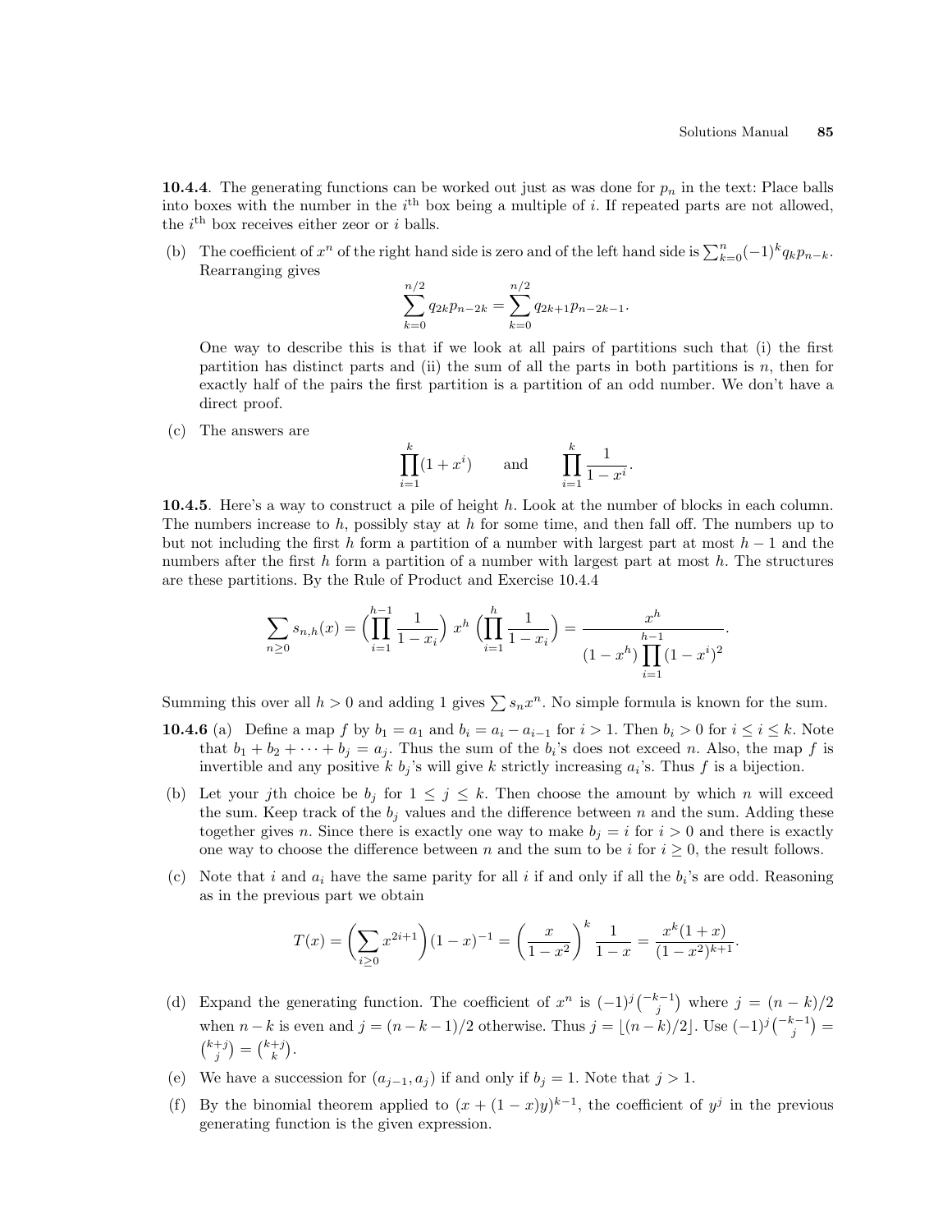**10.4.4**. The generating functions can be worked out just as was done for $p_n$ in the text: Place balls into boxes with the number in the $i^{\text{th}}$ box being a multiple of $i$. If repeated parts are not allowed, the $i^{\text{th}}$ box receives either zeor or $i$ balls.

(b) The coefficient of $x^n$ of the right hand side is zero and of the left hand side is $\sum_{k=0}^{n}(-1)^k q_k p_{n-k}$. Rearranging gives

$$\sum_{k=0}^{n/2} q_{2k}p_{n-2k} = \sum_{k=0}^{n/2} q_{2k+1}p_{n-2k-1}.$$

One way to describe this is that if we look at all pairs of partitions such that (i) the first partition has distinct parts and (ii) the sum of all the parts in both partitions is $n$, then for exactly half of the pairs the first partition is a partition of an odd number. We don't have a direct proof.

(c) The answers are

$$\prod_{i=1}^{k}(1+x^i) \qquad \text{and} \qquad \prod_{i=1}^{k}\frac{1}{1-x^i}.$$

**10.4.5**. Here's a way to construct a pile of height $h$. Look at the number of blocks in each column. The numbers increase to $h$, possibly stay at $h$ for some time, and then fall off. The numbers up to but not including the first $h$ form a partition of a number with largest part at most $h-1$ and the numbers after the first $h$ form a partition of a number with largest part at most $h$. The structures are these partitions. By the Rule of Product and Exercise 10.4.4

$$\sum_{n\geq 0} s_{n,h}(x) = \left(\prod_{i=1}^{h-1}\frac{1}{1-x_i}\right)x^h\left(\prod_{i=1}^{h}\frac{1}{1-x_i}\right) = \frac{x^h}{(1-x^h)\prod_{i=1}^{h-1}(1-x^i)^2}.$$

Summing this over all $h>0$ and adding 1 gives $\sum s_n x^n$. No simple formula is known for the sum.

**10.4.6** (a) Define a map $f$ by $b_1 = a_1$ and $b_i = a_i - a_{i-1}$ for $i>1$. Then $b_i > 0$ for $i \leq i \leq k$. Note that $b_1 + b_2 + \cdots + b_j = a_j$. Thus the sum of the $b_i$'s does not exceed $n$. Also, the map $f$ is invertible and any positive $k$ $b_j$'s will give $k$ strictly increasing $a_i$'s. Thus $f$ is a bijection.

(b) Let your $j$th choice be $b_j$ for $1 \leq j \leq k$. Then choose the amount by which $n$ will exceed the sum. Keep track of the $b_j$ values and the difference between $n$ and the sum. Adding these together gives $n$. Since there is exactly one way to make $b_j = i$ for $i > 0$ and there is exactly one way to choose the difference between $n$ and the sum to be $i$ for $i \geq 0$, the result follows.

(c) Note that $i$ and $a_i$ have the same parity for all $i$ if and only if all the $b_i$'s are odd. Reasoning as in the previous part we obtain

$$T(x) = \left(\sum_{i\geq 0} x^{2i+1}\right)(1-x)^{-1} = \left(\frac{x}{1-x^2}\right)^k \frac{1}{1-x} = \frac{x^k(1+x)}{(1-x^2)^{k+1}}.$$

(d) Expand the generating function. The coefficient of $x^n$ is $(-1)^j\binom{-k-1}{j}$ where $j = (n-k)/2$ when $n-k$ is even and $j = (n-k-1)/2$ otherwise. Thus $j = \lfloor (n-k)/2 \rfloor$. Use $(-1)^j\binom{-k-1}{j} = \binom{k+j}{j} = \binom{k+j}{k}$.

(e) We have a succession for $(a_{j-1}, a_j)$ if and only if $b_j = 1$. Note that $j > 1$.

(f) By the binomial theorem applied to $(x + (1-x)y)^{k-1}$, the coefficient of $y^j$ in the previous generating function is the given expression.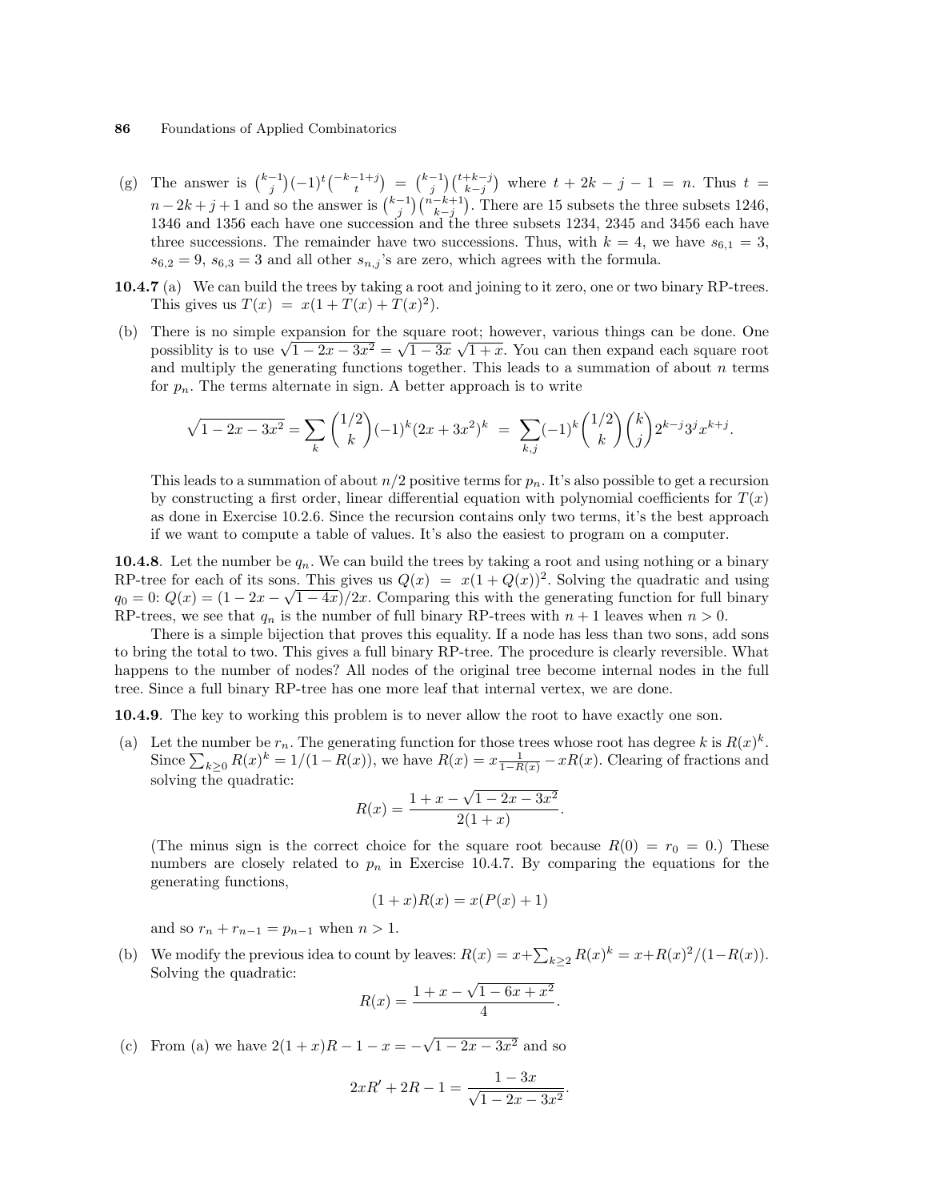(g) The answer is $\binom{k-1}{j}(-1)^t\binom{-k-1+j}{t} = \binom{k-1}{j}\binom{t+k-j}{k-j}$ where $t+2k-j-1 = n$. Thus $t = n-2k+j+1$ and so the answer is $\binom{k-1}{j}\binom{n-k+1}{k-j}$. There are 15 subsets the three subsets 1246, 1346 and 1356 each have one succession and the three subsets 1234, 2345 and 3456 each have three successions. The remainder have two successions. Thus, with $k = 4$, we have $s_{6,1} = 3$, $s_{6,2} = 9$, $s_{6,3} = 3$ and all other $s_{n,j}$'s are zero, which agrees with the formula.

**10.4.7** (a) We can build the trees by taking a root and joining to it zero, one or two binary RP-trees. This gives us $T(x) = x(1+T(x)+T(x)^2)$.

(b) There is no simple expansion for the square root; however, various things can be done. One possiblity is to use $\sqrt{1-2x-3x^2} = \sqrt{1-3x}\,\sqrt{1+x}$. You can then expand each square root and multiply the generating functions together. This leads to a summation of about $n$ terms for $p_n$. The terms alternate in sign. A better approach is to write

$$\sqrt{1-2x-3x^2} = \sum_k \binom{1/2}{k}(-1)^k(2x+3x^2)^k = \sum_{k,j}(-1)^k\binom{1/2}{k}\binom{k}{j}2^{k-j}3^jx^{k+j}.$$

This leads to a summation of about $n/2$ positive terms for $p_n$. It's also possible to get a recursion by constructing a first order, linear differential equation with polynomial coefficients for $T(x)$ as done in Exercise 10.2.6. Since the recursion contains only two terms, it's the best approach if we want to compute a table of values. It's also the easiest to program on a computer.

**10.4.8**. Let the number be $q_n$. We can build the trees by taking a root and using nothing or a binary RP-tree for each of its sons. This gives us $Q(x) = x(1+Q(x))^2$. Solving the quadratic and using $q_0 = 0$: $Q(x) = (1-2x-\sqrt{1-4x})/2x$. Comparing this with the generating function for full binary RP-trees, we see that $q_n$ is the number of full binary RP-trees with $n+1$ leaves when $n > 0$.

There is a simple bijection that proves this equality. If a node has less than two sons, add sons to bring the total to two. This gives a full binary RP-tree. The procedure is clearly reversible. What happens to the number of nodes? All nodes of the original tree become internal nodes in the full tree. Since a full binary RP-tree has one more leaf that internal vertex, we are done.

**10.4.9**. The key to working this problem is to never allow the root to have exactly one son.

(a) Let the number be $r_n$. The generating function for those trees whose root has degree $k$ is $R(x)^k$. Since $\sum_{k\ge 0} R(x)^k = 1/(1-R(x))$, we have $R(x) = x\frac{1}{1-R(x)} - xR(x)$. Clearing of fractions and solving the quadratic:

$$R(x) = \frac{1+x-\sqrt{1-2x-3x^2}}{2(1+x)}.$$

(The minus sign is the correct choice for the square root because $R(0) = r_0 = 0$.) These numbers are closely related to $p_n$ in Exercise 10.4.7. By comparing the equations for the generating functions,

$$(1+x)R(x) = x(P(x)+1)$$

and so $r_n + r_{n-1} = p_{n-1}$ when $n > 1$.

(b) We modify the previous idea to count by leaves: $R(x) = x + \sum_{k\ge 2} R(x)^k = x + R(x)^2/(1-R(x))$. Solving the quadratic:

$$R(x) = \frac{1+x-\sqrt{1-6x+x^2}}{4}.$$

(c) From (a) we have $2(1+x)R - 1 - x = -\sqrt{1-2x-3x^2}$ and so

$$2xR' + 2R - 1 = \frac{1-3x}{\sqrt{1-2x-3x^2}}.$$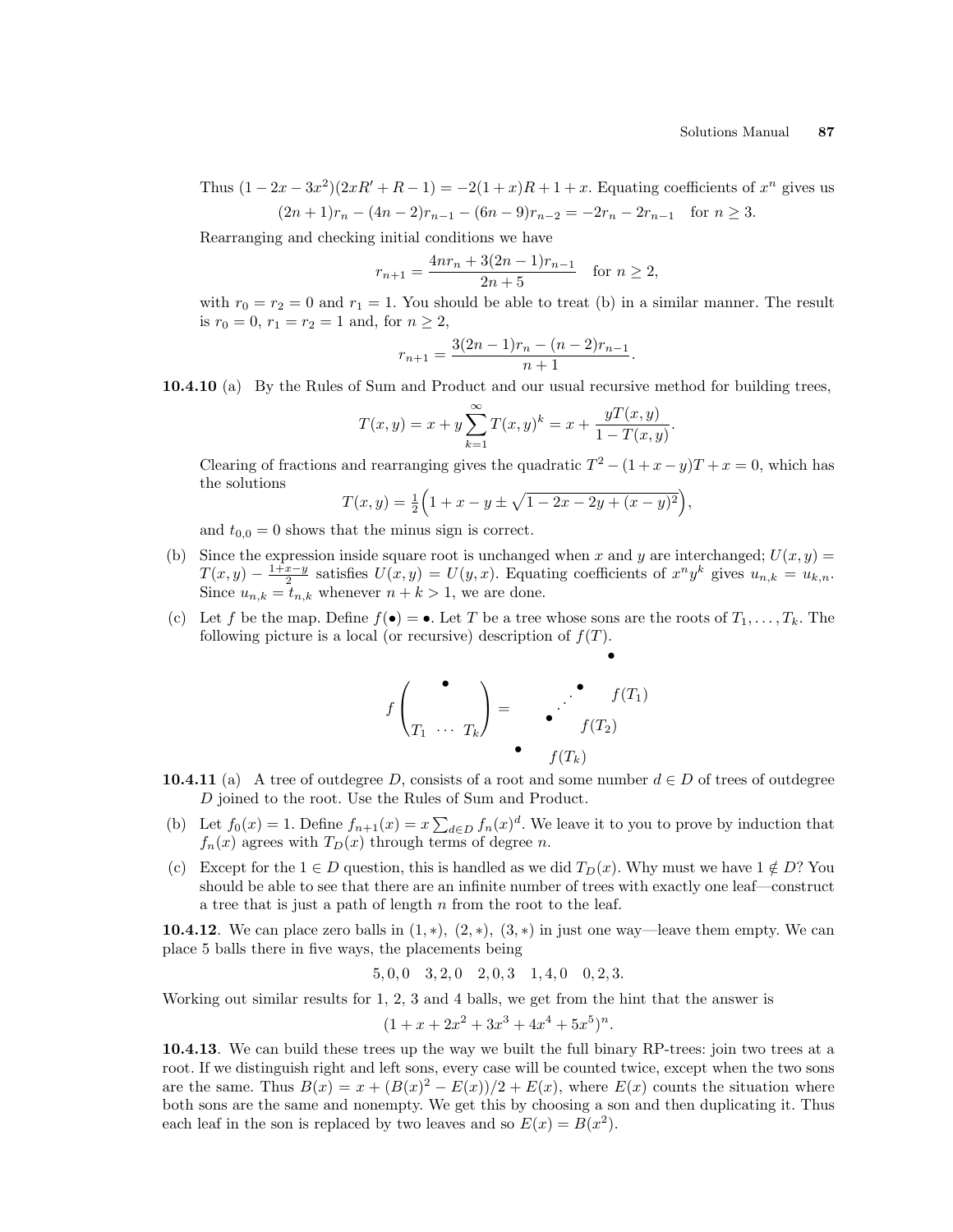Thus $(1-2x-3x^2)(2xR'+R-1) = -2(1+x)R+1+x$. Equating coefficients of $x^n$ gives us

$$(2n+1)r_n - (4n-2)r_{n-1} - (6n-9)r_{n-2} = -2r_n - 2r_{n-1} \quad \text{for } n \ge 3.$$

Rearranging and checking initial conditions we have

$$r_{n+1} = \frac{4nr_n + 3(2n-1)r_{n-1}}{2n+5} \quad \text{for } n \ge 2,$$

with $r_0 = r_2 = 0$ and $r_1 = 1$. You should be able to treat (b) in a similar manner. The result is $r_0 = 0$, $r_1 = r_2 = 1$ and, for $n \ge 2$,

$$r_{n+1} = \frac{3(2n-1)r_n - (n-2)r_{n-1}}{n+1}.$$

**10.4.10** (a) By the Rules of Sum and Product and our usual recursive method for building trees,

$$T(x,y) = x + y\sum_{k=1}^{\infty} T(x,y)^k = x + \frac{yT(x,y)}{1-T(x,y)}.$$

Clearing of fractions and rearranging gives the quadratic $T^2 - (1+x-y)T + x = 0$, which has the solutions

$$T(x,y) = \tfrac{1}{2}\Big(1+x-y \pm \sqrt{1-2x-2y+(x-y)^2}\Big),$$

and $t_{0,0} = 0$ shows that the minus sign is correct.

(b) Since the expression inside square root is unchanged when $x$ and $y$ are interchanged; $U(x,y) = T(x,y) - \frac{1+x-y}{2}$ satisfies $U(x,y) = U(y,x)$. Equating coefficients of $x^n y^k$ gives $u_{n,k} = u_{k,n}$. Since $u_{n,k} = t_{n,k}$ whenever $n+k > 1$, we are done.

(c) Let $f$ be the map. Define $f(\bullet) = \bullet$. Let $T$ be a tree whose sons are the roots of $T_1, \ldots, T_k$. The following picture is a local (or recursive) description of $f(T)$.

$$f\left(\begin{matrix} \bullet \\ T_1 \;\cdots\; T_k \end{matrix}\right) = \quad \begin{matrix} & & \bullet & \\ & \bullet & & f(T_1) \\ \bullet & & f(T_2) & \\ \bullet & f(T_k) & & \end{matrix}$$

**10.4.11** (a) A tree of outdegree $D$, consists of a root and some number $d \in D$ of trees of outdegree $D$ joined to the root. Use the Rules of Sum and Product.

(b) Let $f_0(x) = 1$. Define $f_{n+1}(x) = x\sum_{d\in D} f_n(x)^d$. We leave it to you to prove by induction that $f_n(x)$ agrees with $T_D(x)$ through terms of degree $n$.

(c) Except for the $1 \in D$ question, this is handled as we did $T_D(x)$. Why must we have $1 \notin D$? You should be able to see that there are an infinite number of trees with exactly one leaf—construct a tree that is just a path of length $n$ from the root to the leaf.

**10.4.12**. We can place zero balls in $(1,*)$, $(2,*)$, $(3,*)$ in just one way—leave them empty. We can place 5 balls there in five ways, the placements being

$$5,0,0 \quad 3,2,0 \quad 2,0,3 \quad 1,4,0 \quad 0,2,3.$$

Working out similar results for 1, 2, 3 and 4 balls, we get from the hint that the answer is

$$(1+x+2x^2+3x^3+4x^4+5x^5)^n.$$

**10.4.13**. We can build these trees up the way we built the full binary RP-trees: join two trees at a root. If we distinguish right and left sons, every case will be counted twice, except when the two sons are the same. Thus $B(x) = x + (B(x)^2 - E(x))/2 + E(x)$, where $E(x)$ counts the situation where both sons are the same and nonempty. We get this by choosing a son and then duplicating it. Thus each leaf in the son is replaced by two leaves and so $E(x) = B(x^2)$.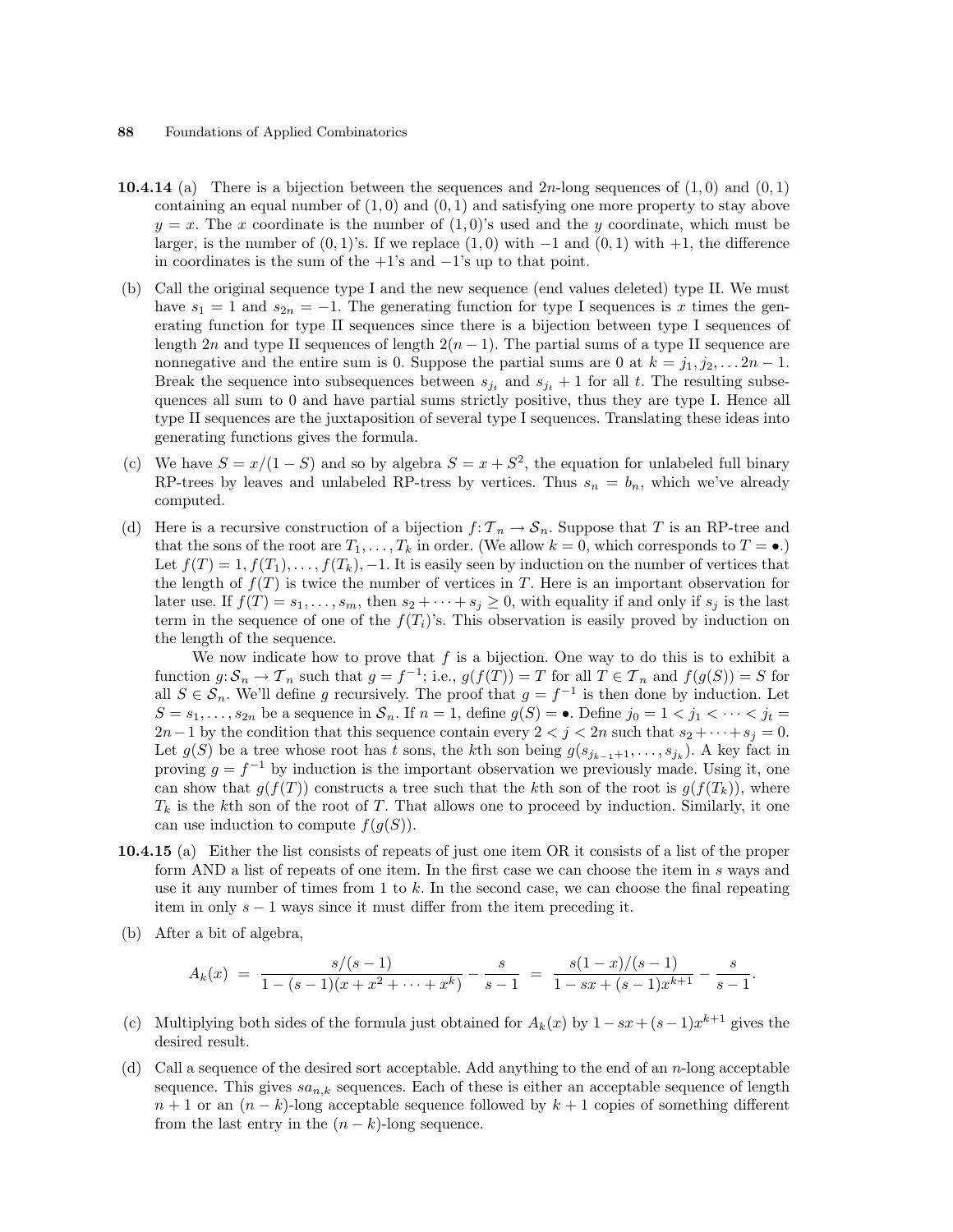**10.4.14** (a) There is a bijection between the sequences and $2n$-long sequences of $(1,0)$ and $(0,1)$ containing an equal number of $(1,0)$ and $(0,1)$ and satisfying one more property to stay above $y = x$. The $x$ coordinate is the number of $(1,0)$'s used and the $y$ coordinate, which must be larger, is the number of $(0,1)$'s. If we replace $(1,0)$ with $-1$ and $(0,1)$ with $+1$, the difference in coordinates is the sum of the $+1$'s and $-1$'s up to that point.

(b) Call the original sequence type I and the new sequence (end values deleted) type II. We must have $s_1 = 1$ and $s_{2n} = -1$. The generating function for type I sequences is $x$ times the generating function for type II sequences since there is a bijection between type I sequences of length $2n$ and type II sequences of length $2(n-1)$. The partial sums of a type II sequence are nonnegative and the entire sum is 0. Suppose the partial sums are 0 at $k = j_1, j_2, \ldots 2n-1$. Break the sequence into subsequences between $s_{j_t}$ and $s_{j_t} + 1$ for all $t$. The resulting subsequences all sum to 0 and have partial sums strictly positive, thus they are type I. Hence all type II sequences are the juxtaposition of several type I sequences. Translating these ideas into generating functions gives the formula.

(c) We have $S = x/(1-S)$ and so by algebra $S = x + S^2$, the equation for unlabeled full binary RP-trees by leaves and unlabeled RP-tress by vertices. Thus $s_n = b_n$, which we've already computed.

(d) Here is a recursive construction of a bijection $f\colon \mathcal{T}_n \to \mathcal{S}_n$. Suppose that $T$ is an RP-tree and that the sons of the root are $T_1, \ldots, T_k$ in order. (We allow $k = 0$, which corresponds to $T = \bullet$.) Let $f(T) = 1, f(T_1), \ldots, f(T_k), -1$. It is easily seen by induction on the number of vertices that the length of $f(T)$ is twice the number of vertices in $T$. Here is an important observation for later use. If $f(T) = s_1, \ldots, s_m$, then $s_2 + \cdots + s_j \geq 0$, with equality if and only if $s_j$ is the last term in the sequence of one of the $f(T_i)$'s. This observation is easily proved by induction on the length of the sequence.

We now indicate how to prove that $f$ is a bijection. One way to do this is to exhibit a function $g\colon \mathcal{S}_n \to \mathcal{T}_n$ such that $g = f^{-1}$; i.e., $g(f(T)) = T$ for all $T \in \mathcal{T}_n$ and $f(g(S)) = S$ for all $S \in \mathcal{S}_n$. We'll define $g$ recursively. The proof that $g = f^{-1}$ is then done by induction. Let $S = s_1, \ldots, s_{2n}$ be a sequence in $\mathcal{S}_n$. If $n = 1$, define $g(S) = \bullet$. Define $j_0 = 1 < j_1 < \cdots < j_t = 2n-1$ by the condition that this sequence contain every $2 < j < 2n$ such that $s_2 + \cdots + s_j = 0$. Let $g(S)$ be a tree whose root has $t$ sons, the $k$th son being $g(s_{j_{k-1}+1}, \ldots, s_{j_k})$. A key fact in proving $g = f^{-1}$ by induction is the important observation we previously made. Using it, one can show that $g(f(T))$ constructs a tree such that the $k$th son of the root is $g(f(T_k))$, where $T_k$ is the $k$th son of the root of $T$. That allows one to proceed by induction. Similarly, it one can use induction to compute $f(g(S))$.

**10.4.15** (a) Either the list consists of repeats of just one item OR it consists of a list of the proper form AND a list of repeats of one item. In the first case we can choose the item in $s$ ways and use it any number of times from 1 to $k$. In the second case, we can choose the final repeating item in only $s-1$ ways since it must differ from the item preceding it.

(b) After a bit of algebra,

$$A_k(x) \;=\; \frac{s/(s-1)}{1-(s-1)(x+x^2+\cdots+x^k)} - \frac{s}{s-1} \;=\; \frac{s(1-x)/(s-1)}{1-sx+(s-1)x^{k+1}} - \frac{s}{s-1}.$$

(c) Multiplying both sides of the formula just obtained for $A_k(x)$ by $1 - sx + (s-1)x^{k+1}$ gives the desired result.

(d) Call a sequence of the desired sort acceptable. Add anything to the end of an $n$-long acceptable sequence. This gives $sa_{n,k}$ sequences. Each of these is either an acceptable sequence of length $n+1$ or an $(n-k)$-long acceptable sequence followed by $k+1$ copies of something different from the last entry in the $(n-k)$-long sequence.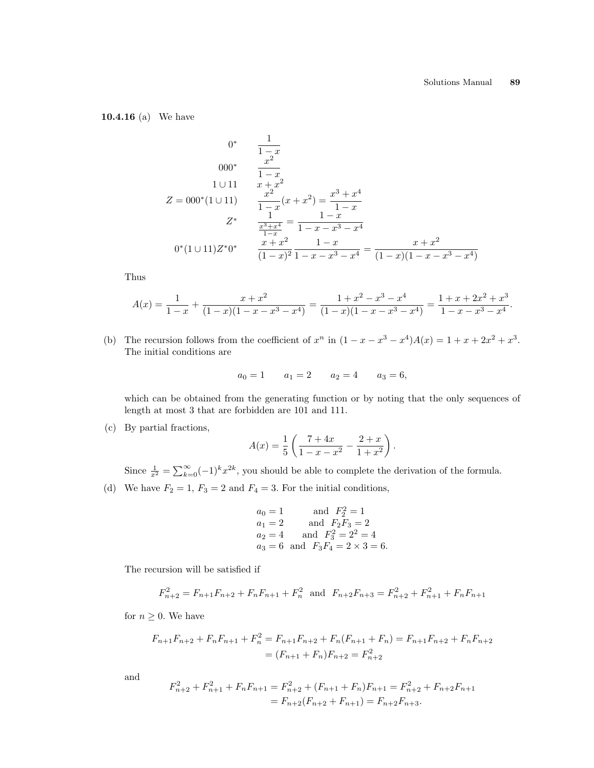**10.4.16** (a) We have

$$
\begin{array}{rl}
0^* & \dfrac{1}{1-x} \\
000^* & \dfrac{x^2}{1-x} \\
1 \cup 11 & x + x^2 \\
Z = 000^*(1 \cup 11) & \dfrac{x^2}{1-x}(x+x^2) = \dfrac{x^3+x^4}{1-x} \\
Z^* & \dfrac{1}{\frac{x^3+x^4}{1-x}} = \dfrac{1-x}{1-x-x^3-x^4} \\
0^*(1 \cup 11)Z^*0^* & \dfrac{x+x^2}{(1-x)^2}\dfrac{1-x}{1-x-x^3-x^4} = \dfrac{x+x^2}{(1-x)(1-x-x^3-x^4)}
\end{array}
$$

Thus

$$A(x) = \frac{1}{1-x} + \frac{x+x^2}{(1-x)(1-x-x^3-x^4)} = \frac{1+x^2-x^3-x^4}{(1-x)(1-x-x^3-x^4)} = \frac{1+x+2x^2+x^3}{1-x-x^3-x^4}.$$

(b) The recursion follows from the coefficient of $x^n$ in $(1-x-x^3-x^4)A(x) = 1+x+2x^2+x^3$. The initial conditions are

$$a_0 = 1 \qquad a_1 = 2 \qquad a_2 = 4 \qquad a_3 = 6,$$

which can be obtained from the generating function or by noting that the only sequences of length at most 3 that are forbidden are 101 and 111.

(c) By partial fractions,

$$A(x) = \frac{1}{5}\left(\frac{7+4x}{1-x-x^2} - \frac{2+x}{1+x^2}\right).$$

Since $\frac{1}{x^2} = \sum_{k=0}^{\infty}(-1)^k x^{2k}$, you should be able to complete the derivation of the formula.

(d) We have $F_2 = 1$, $F_3 = 2$ and $F_4 = 3$. For the initial conditions,

$$
\begin{array}{ll}
a_0 = 1 & \text{and } F_2^2 = 1 \\
a_1 = 2 & \text{and } F_2F_3 = 2 \\
a_2 = 4 & \text{and } F_3^2 = 2^2 = 4 \\
a_3 = 6 & \text{and } F_3F_4 = 2 \times 3 = 6.
\end{array}
$$

The recursion will be satisfied if

$$F_{n+2}^2 = F_{n+1}F_{n+2} + F_nF_{n+1} + F_n^2 \quad \text{and} \quad F_{n+2}F_{n+3} = F_{n+2}^2 + F_{n+1}^2 + F_nF_{n+1}$$

for $n \geq 0$. We have

$$
\begin{aligned}
F_{n+1}F_{n+2} + F_nF_{n+1} + F_n^2 &= F_{n+1}F_{n+2} + F_n(F_{n+1}+F_n) = F_{n+1}F_{n+2} + F_nF_{n+2} \\
&= (F_{n+1}+F_n)F_{n+2} = F_{n+2}^2
\end{aligned}
$$

and

$$
\begin{aligned}
F_{n+2}^2 + F_{n+1}^2 + F_nF_{n+1} &= F_{n+2}^2 + (F_{n+1}+F_n)F_{n+1} = F_{n+2}^2 + F_{n+2}F_{n+1} \\
&= F_{n+2}(F_{n+2}+F_{n+1}) = F_{n+2}F_{n+3}.
\end{aligned}
$$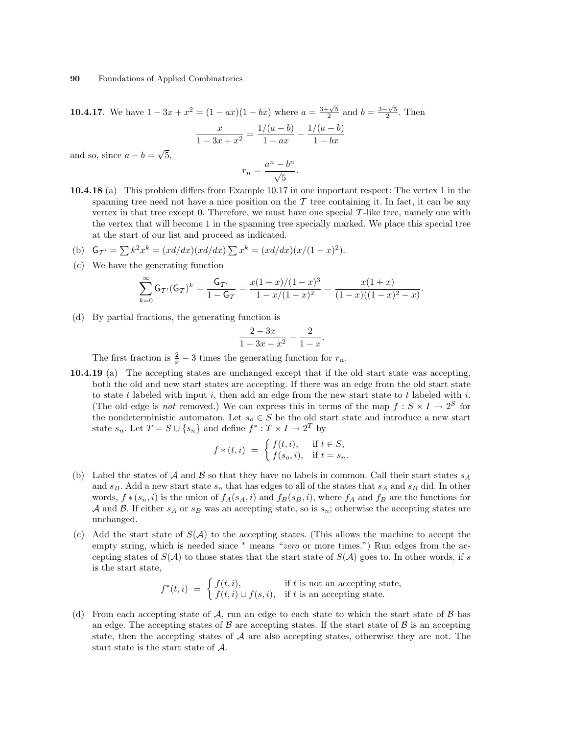**10.4.17**. We have $1 - 3x + x^2 = (1 - ax)(1 - bx)$ where $a = \frac{3+\sqrt{5}}{2}$ and $b = \frac{3-\sqrt{5}}{2}$. Then

$$\frac{x}{1 - 3x + x^2} = \frac{1/(a-b)}{1 - ax} - \frac{1/(a-b)}{1 - bx}$$

and so, since $a - b = \sqrt{5}$,

$$r_n = \frac{a^n - b^n}{\sqrt{5}}.$$

**10.4.18** (a) This problem differs from Example 10.17 in one important respect: The vertex 1 in the spanning tree need not have a nice position on the $\mathcal{T}$ tree containing it. In fact, it can be any vertex in that tree except 0. Therefore, we must have one special $\mathcal{T}$-like tree, namely one with the vertex that will become 1 in the spanning tree specially marked. We place this special tree at the start of our list and proceed as indicated.

(b) $\mathsf{G}_{\mathcal{T}'} = \sum k^2 x^k = (xd/dx)(xd/dx) \sum x^k = (xd/dx)(x/(1-x)^2)$.

(c) We have the generating function

$$\sum_{k=0}^{\infty} \mathsf{G}_{\mathcal{T}'}(\mathsf{G}_{\mathcal{T}})^k = \frac{\mathsf{G}_{\mathcal{T}'}}{1 - \mathsf{G}_{\mathcal{T}}} = \frac{x(1+x)/(1-x)^3}{1 - x/(1-x)^2} = \frac{x(1+x)}{(1-x)((1-x)^2 - x)}.$$

(d) By partial fractions, the generating function is

$$\frac{2 - 3x}{1 - 3x + x^2} - \frac{2}{1 - x}.$$

The first fraction is $\frac{2}{x} - 3$ times the generating function for $r_n$.

**10.4.19** (a) The accepting states are unchanged except that if the old start state was accepting, both the old and new start states are accepting. If there was an edge from the old start state to state $t$ labeled with input $i$, then add an edge from the new start state to $t$ labeled with $i$. (The old edge is *not* removed.) We can express this in terms of the map $f : S \times I \to 2^S$ for the nondeterministic automaton. Let $s_o \in S$ be the old start state and introduce a new start state $s_n$. Let $T = S \cup \{s_n\}$ and define $f^* : T \times I \to 2^T$ by

$$f*(t,i) \;=\; \begin{cases} f(t,i), & \text{if } t \in S, \\ f(s_o,i), & \text{if } t = s_n. \end{cases}$$

(b) Label the states of $\mathcal{A}$ and $\mathcal{B}$ so that they have no labels in common. Call their start states $s_A$ and $s_B$. Add a new start state $s_n$ that has edges to all of the states that $s_A$ and $s_B$ did. In other words, $f*(s_n, i)$ is the union of $f_A(s_A, i)$ and $f_B(s_B, i)$, where $f_A$ and $f_B$ are the functions for $\mathcal{A}$ and $\mathcal{B}$. If either $s_A$ or $s_B$ was an accepting state, so is $s_n$; otherwise the accepting states are unchanged.

(c) Add the start state of $S(\mathcal{A})$ to the accepting states. (This allows the machine to accept the empty string, which is needed since $^*$ means "*zero* or more times.") Run edges from the accepting states of $S(\mathcal{A})$ to those states that the start state of $S(\mathcal{A})$ goes to. In other words, if $s$ is the start state,

$$f^*(t,i) \;=\; \begin{cases} f(t,i), & \text{if } t \text{ is not an accepting state,} \\ f(t,i) \cup f(s,i), & \text{if } t \text{ is an accepting state.} \end{cases}$$

(d) From each accepting state of $\mathcal{A}$, run an edge to each state to which the start state of $\mathcal{B}$ has an edge. The accepting states of $\mathcal{B}$ are accepting states. If the start state of $\mathcal{B}$ is an accepting state, then the accepting states of $\mathcal{A}$ are also accepting states, otherwise they are not. The start state is the start state of $\mathcal{A}$.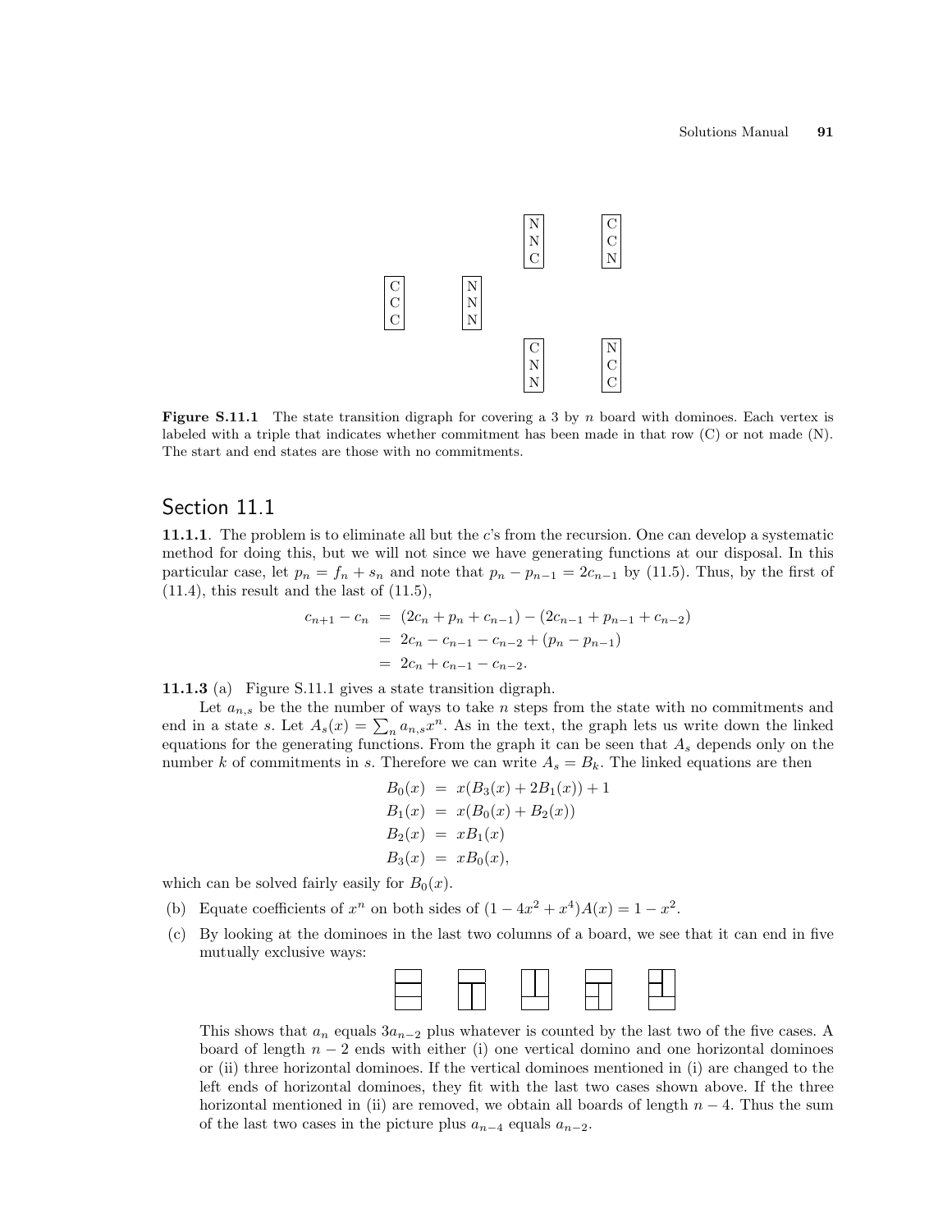Figure S.11.1 The state transition digraph for covering a 3 by $n$ board with dominoes. Each vertex is labeled with a triple that indicates whether commitment has been made in that row (C) or not made (N). The start and end states are those with no commitments.

## Section 11.1

**11.1.1**. The problem is to eliminate all but the $c$'s from the recursion. One can develop a systematic method for doing this, but we will not since we have generating functions at our disposal. In this particular case, let $p_n = f_n + s_n$ and note that $p_n - p_{n-1} = 2c_{n-1}$ by (11.5). Thus, by the first of (11.4), this result and the last of (11.5),

$$
\begin{aligned}
c_{n+1} - c_n &= (2c_n + p_n + c_{n-1}) - (2c_{n-1} + p_{n-1} + c_{n-2}) \\
&= 2c_n - c_{n-1} - c_{n-2} + (p_n - p_{n-1}) \\
&= 2c_n + c_{n-1} - c_{n-2}.
\end{aligned}
$$

**11.1.3** (a) Figure S.11.1 gives a state transition digraph.

Let $a_{n,s}$ be the the number of ways to take $n$ steps from the state with no commitments and end in a state $s$. Let $A_s(x) = \sum_n a_{n,s}x^n$. As in the text, the graph lets us write down the linked equations for the generating functions. From the graph it can be seen that $A_s$ depends only on the number $k$ of commitments in $s$. Therefore we can write $A_s = B_k$. The linked equations are then

$$
\begin{aligned}
B_0(x) &= x(B_3(x) + 2B_1(x)) + 1 \\
B_1(x) &= x(B_0(x) + B_2(x)) \\
B_2(x) &= xB_1(x) \\
B_3(x) &= xB_0(x),
\end{aligned}
$$

which can be solved fairly easily for $B_0(x)$.

(b) Equate coefficients of $x^n$ on both sides of $(1 - 4x^2 + x^4)A(x) = 1 - x^2$.

(c) By looking at the dominoes in the last two columns of a board, we see that it can end in five mutually exclusive ways:

This shows that $a_n$ equals $3a_{n-2}$ plus whatever is counted by the last two of the five cases. A board of length $n-2$ ends with either (i) one vertical domino and one horizontal dominoes or (ii) three horizontal dominoes. If the vertical dominoes mentioned in (i) are changed to the left ends of horizontal dominoes, they fit with the last two cases shown above. If the three horizontal mentioned in (ii) are removed, we obtain all boards of length $n-4$. Thus the sum of the last two cases in the picture plus $a_{n-4}$ equals $a_{n-2}$.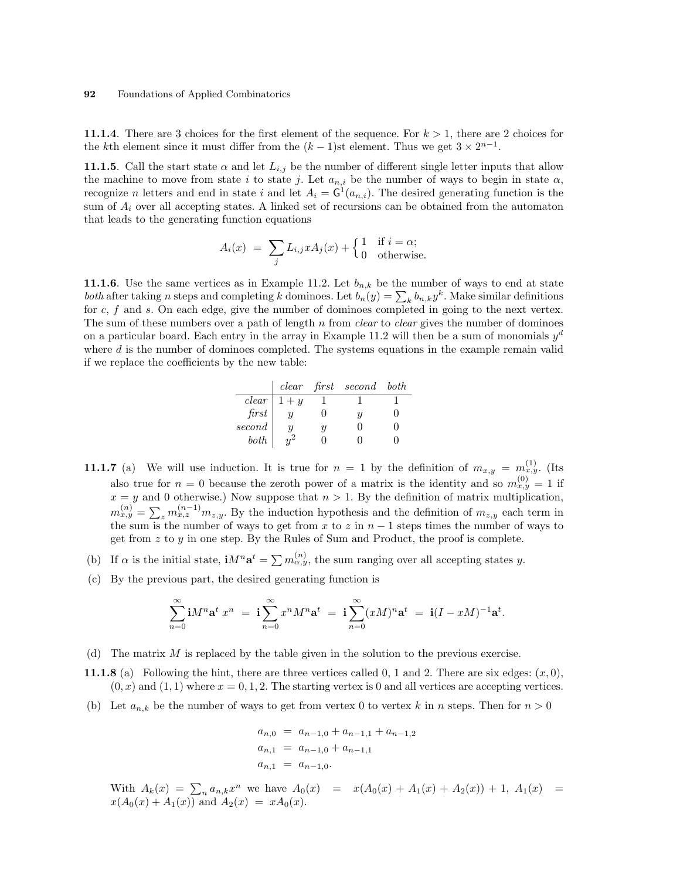**11.1.4**. There are 3 choices for the first element of the sequence. For $k > 1$, there are 2 choices for the $k$th element since it must differ from the $(k-1)$st element. Thus we get $3 \times 2^{n-1}$.

**11.1.5**. Call the start state $\alpha$ and let $L_{i,j}$ be the number of different single letter inputs that allow the machine to move from state $i$ to state $j$. Let $a_{n,i}$ be the number of ways to begin in state $\alpha$, recognize $n$ letters and end in state $i$ and let $A_i = \mathsf{G}^1(a_{n,i})$. The desired generating function is the sum of $A_i$ over all accepting states. A linked set of recursions can be obtained from the automaton that leads to the generating function equations

$$A_i(x) \;=\; \sum_j L_{i,j} x A_j(x) + \begin{cases} 1 & \text{if } i = \alpha; \\ 0 & \text{otherwise.} \end{cases}$$

**11.1.6**. Use the same vertices as in Example 11.2. Let $b_{n,k}$ be the number of ways to end at state *both* after taking $n$ steps and completing $k$ dominoes. Let $b_n(y) = \sum_k b_{n,k} y^k$. Make similar definitions for $c$, $f$ and $s$. On each edge, give the number of dominoes completed in going to the next vertex. The sum of these numbers over a path of length $n$ from *clear* to *clear* gives the number of dominoes on a particular board. Each entry in the array in Example 11.2 will then be a sum of monomials $y^d$ where $d$ is the number of dominoes completed. The systems equations in the example remain valid if we replace the coefficients by the new table:

| | *clear* | *first* | *second* | *both* |
|---|---|---|---|---|
| *clear* | $1+y$ | 1 | 1 | 1 |
| *first* | $y$ | 0 | $y$ | 0 |
| *second* | $y$ | $y$ | 0 | 0 |
| *both* | $y^2$ | 0 | 0 | 0 |

**11.1.7** (a) We will use induction. It is true for $n = 1$ by the definition of $m_{x,y} = m^{(1)}_{x,y}$. (Its also true for $n = 0$ because the zeroth power of a matrix is the identity and so $m^{(0)}_{x,y} = 1$ if $x = y$ and 0 otherwise.) Now suppose that $n > 1$. By the definition of matrix multiplication, $m^{(n)}_{x,y} = \sum_z m^{(n-1)}_{x,z} m_{z,y}$. By the induction hypothesis and the definition of $m_{z,y}$ each term in the sum is the number of ways to get from $x$ to $z$ in $n-1$ steps times the number of ways to get from $z$ to $y$ in one step. By the Rules of Sum and Product, the proof is complete.

(b) If $\alpha$ is the initial state, $\mathbf{i}M^n\mathbf{a}^t = \sum m^{(n)}_{\alpha,y}$, the sum ranging over all accepting states $y$.

(c) By the previous part, the desired generating function is

$$\sum_{n=0}^{\infty} \mathbf{i}M^n\mathbf{a}^t\, x^n \;=\; \mathbf{i}\sum_{n=0}^{\infty} x^n M^n \mathbf{a}^t \;=\; \mathbf{i}\sum_{n=0}^{\infty} (xM)^n \mathbf{a}^t \;=\; \mathbf{i}(I - xM)^{-1}\mathbf{a}^t.$$

(d) The matrix $M$ is replaced by the table given in the solution to the previous exercise.

**11.1.8** (a) Following the hint, there are three vertices called 0, 1 and 2. There are six edges: $(x, 0)$, $(0, x)$ and $(1, 1)$ where $x = 0, 1, 2$. The starting vertex is 0 and all vertices are accepting vertices.

(b) Let $a_{n,k}$ be the number of ways to get from vertex 0 to vertex $k$ in $n$ steps. Then for $n > 0$

$$\begin{aligned}
a_{n,0} &= a_{n-1,0} + a_{n-1,1} + a_{n-1,2} \\
a_{n,1} &= a_{n-1,0} + a_{n-1,1} \\
a_{n,1} &= a_{n-1,0}.
\end{aligned}$$

With $A_k(x) = \sum_n a_{n,k} x^n$ we have $A_0(x) \;=\; x(A_0(x) + A_1(x) + A_2(x)) + 1$, $A_1(x) \;=\; x(A_0(x) + A_1(x))$ and $A_2(x) \;=\; xA_0(x)$.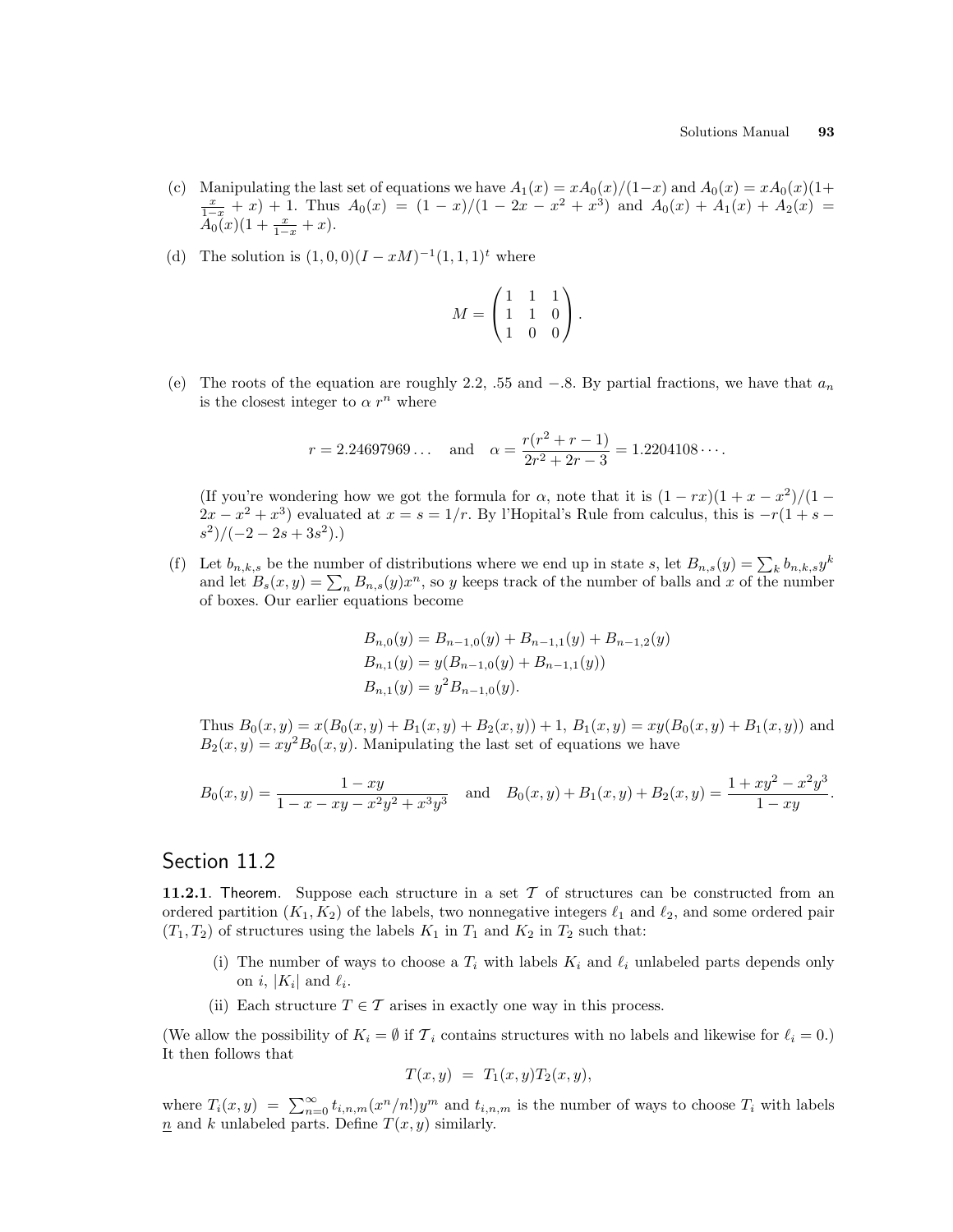(c) Manipulating the last set of equations we have $A_1(x) = xA_0(x)/(1-x)$ and $A_0(x) = xA_0(x)(1+\frac{x}{1-x}+x)+1$. Thus $A_0(x) = (1-x)/(1-2x-x^2+x^3)$ and $A_0(x)+A_1(x)+A_2(x) = A_0(x)(1+\frac{x}{1-x}+x)$.

(d) The solution is $(1,0,0)(I-xM)^{-1}(1,1,1)^t$ where

$$M = \begin{pmatrix} 1 & 1 & 1 \\ 1 & 1 & 0 \\ 1 & 0 & 0 \end{pmatrix}.$$

(e) The roots of the equation are roughly 2.2, .55 and $-.8$. By partial fractions, we have that $a_n$ is the closest integer to $\alpha\, r^n$ where

$$r = 2.24697969\ldots \quad \text{and} \quad \alpha = \frac{r(r^2+r-1)}{2r^2+2r-3} = 1.2204108\cdots.$$

(If you're wondering how we got the formula for $\alpha$, note that it is $(1-rx)(1+x-x^2)/(1-2x-x^2+x^3)$ evaluated at $x = s = 1/r$. By l'Hopital's Rule from calculus, this is $-r(1+s-s^2)/(-2-2s+3s^2)$.)

(f) Let $b_{n,k,s}$ be the number of distributions where we end up in state $s$, let $B_{n,s}(y) = \sum_k b_{n,k,s}y^k$ and let $B_s(x,y) = \sum_n B_{n,s}(y)x^n$, so $y$ keeps track of the number of balls and $x$ of the number of boxes. Our earlier equations become

$$\begin{aligned} B_{n,0}(y) &= B_{n-1,0}(y) + B_{n-1,1}(y) + B_{n-1,2}(y) \\ B_{n,1}(y) &= y(B_{n-1,0}(y) + B_{n-1,1}(y)) \\ B_{n,1}(y) &= y^2 B_{n-1,0}(y). \end{aligned}$$

Thus $B_0(x,y) = x(B_0(x,y)+B_1(x,y)+B_2(x,y))+1$, $B_1(x,y) = xy(B_0(x,y)+B_1(x,y))$ and $B_2(x,y) = xy^2B_0(x,y)$. Manipulating the last set of equations we have

$$B_0(x,y) = \frac{1-xy}{1-x-xy-x^2y^2+x^3y^3} \quad \text{and} \quad B_0(x,y)+B_1(x,y)+B_2(x,y) = \frac{1+xy^2-x^2y^3}{1-xy}.$$

## Section 11.2

**11.2.1**. Theorem. Suppose each structure in a set $\mathcal{T}$ of structures can be constructed from an ordered partition $(K_1, K_2)$ of the labels, two nonnegative integers $\ell_1$ and $\ell_2$, and some ordered pair $(T_1, T_2)$ of structures using the labels $K_1$ in $T_1$ and $K_2$ in $T_2$ such that:

- (i) The number of ways to choose a $T_i$ with labels $K_i$ and $\ell_i$ unlabeled parts depends only on $i$, $|K_i|$ and $\ell_i$.
- (ii) Each structure $T \in \mathcal{T}$ arises in exactly one way in this process.

(We allow the possibility of $K_i = \emptyset$ if $\mathcal{T}_i$ contains structures with no labels and likewise for $\ell_i = 0$.) It then follows that

$$T(x,y) \;=\; T_1(x,y)T_2(x,y),$$

where $T_i(x,y) \;=\; \sum_{n=0}^{\infty} t_{i,n,m}(x^n/n!)y^m$ and $t_{i,n,m}$ is the number of ways to choose $T_i$ with labels $\underline{n}$ and $k$ unlabeled parts. Define $T(x,y)$ similarly.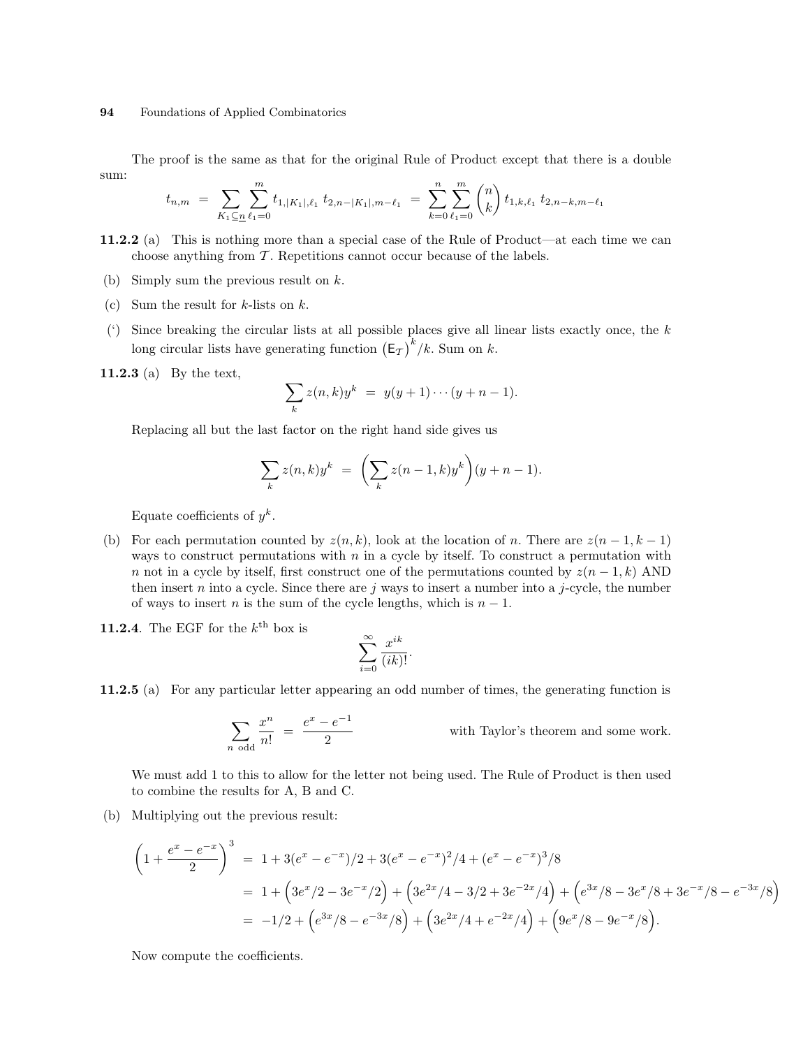The proof is the same as that for the original Rule of Product except that there is a double sum:

$$t_{n,m} \;=\; \sum_{K_1\subseteq \underline{n}} \sum_{\ell_1=0}^{m} t_{1,|K_1|,\ell_1}\; t_{2,n-|K_1|,m-\ell_1} \;=\; \sum_{k=0}^{n} \sum_{\ell_1=0}^{m} \binom{n}{k} t_{1,k,\ell_1}\; t_{2,n-k,m-\ell_1}$$

**11.2.2** (a) This is nothing more than a special case of the Rule of Product—at each time we can choose anything from $\mathcal{T}$. Repetitions cannot occur because of the labels.

(b) Simply sum the previous result on $k$.

(c) Sum the result for $k$-lists on $k$.

(‘) Since breaking the circular lists at all possible places give all linear lists exactly once, the $k$ long circular lists have generating function $\big(\mathsf{E}_{\mathcal{T}}\big)^k/k$. Sum on $k$.

**11.2.3** (a) By the text,

$$\sum_k z(n,k)y^k \;=\; y(y+1)\cdots(y+n-1).$$

Replacing all but the last factor on the right hand side gives us

$$\sum_k z(n,k)y^k \;=\; \left(\sum_k z(n-1,k)y^k\right)(y+n-1).$$

Equate coefficients of $y^k$.

(b) For each permutation counted by $z(n,k)$, look at the location of $n$. There are $z(n-1,k-1)$ ways to construct permutations with $n$ in a cycle by itself. To construct a permutation with $n$ not in a cycle by itself, first construct one of the permutations counted by $z(n-1,k)$ AND then insert $n$ into a cycle. Since there are $j$ ways to insert a number into a $j$-cycle, the number of ways to insert $n$ is the sum of the cycle lengths, which is $n-1$.

**11.2.4**. The EGF for the $k^{\text{th}}$ box is

$$\sum_{i=0}^{\infty} \frac{x^{ik}}{(ik)!}.$$

**11.2.5** (a) For any particular letter appearing an odd number of times, the generating function is

$$\sum_{n \text{ odd}} \frac{x^n}{n!} \;=\; \frac{e^x - e^{-1}}{2} \qquad\qquad \text{with Taylor's theorem and some work.}$$

We must add 1 to this to allow for the letter not being used. The Rule of Product is then used to combine the results for A, B and C.

(b) Multiplying out the previous result:

$$\begin{aligned}
\left(1+\frac{e^x-e^{-x}}{2}\right)^3 &= 1 + 3(e^x-e^{-x})/2 + 3(e^x-e^{-x})^2/4 + (e^x-e^{-x})^3/8 \\
&= 1 + \Big(3e^x/2 - 3e^{-x}/2\Big) + \Big(3e^{2x}/4 - 3/2 + 3e^{-2x}/4\Big) + \Big(e^{3x}/8 - 3e^x/8 + 3e^{-x}/8 - e^{-3x}/8\Big) \\
&= -1/2 + \Big(e^{3x}/8 - e^{-3x}/8\Big) + \Big(3e^{2x}/4 + e^{-2x}/4\Big) + \Big(9e^x/8 - 9e^{-x}/8\Big).
\end{aligned}$$

Now compute the coefficients.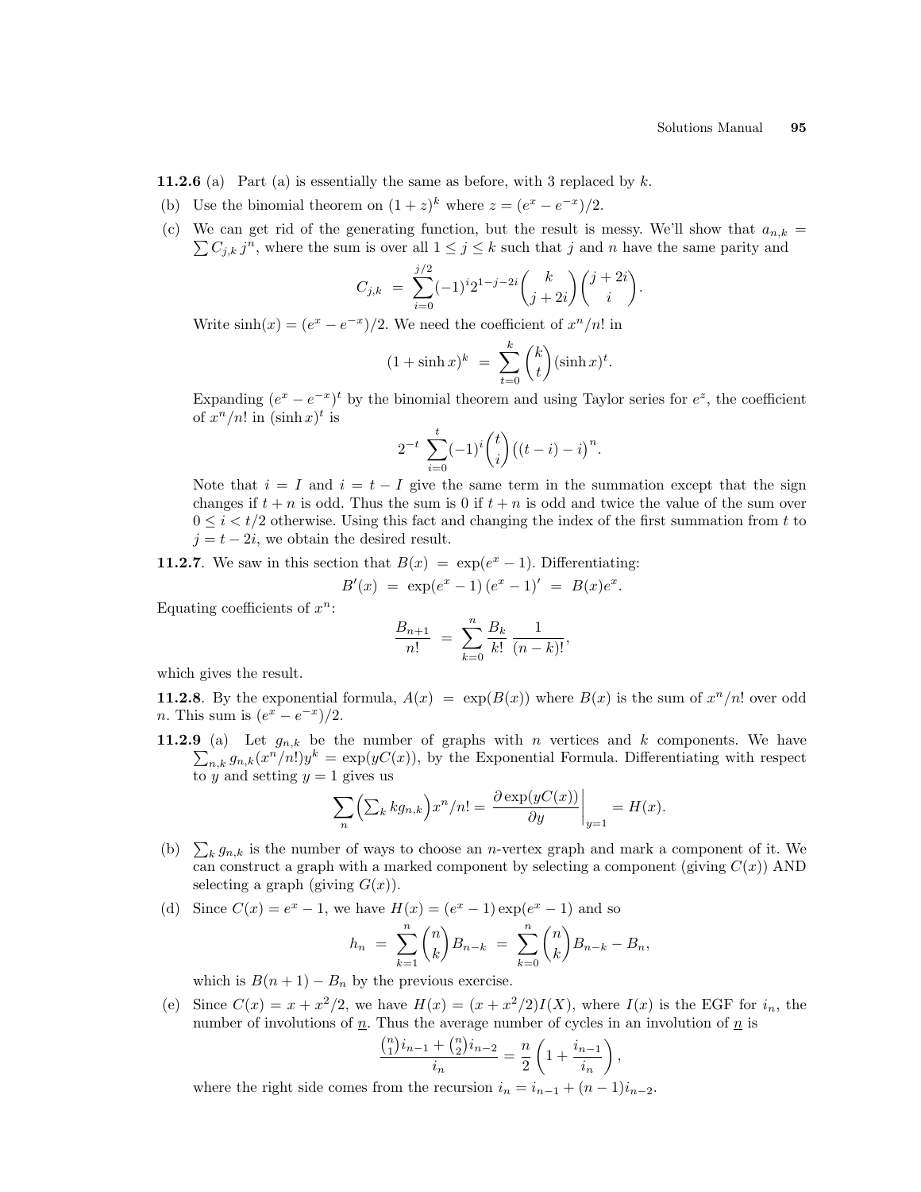**11.2.6** (a) Part (a) is essentially the same as before, with 3 replaced by $k$.

(b) Use the binomial theorem on $(1+z)^k$ where $z = (e^x - e^{-x})/2$.

(c) We can get rid of the generating function, but the result is messy. We'll show that $a_{n,k} = \sum C_{j,k}\, j^n$, where the sum is over all $1 \le j \le k$ such that $j$ and $n$ have the same parity and

$$C_{j,k} \;=\; \sum_{i=0}^{j/2} (-1)^i 2^{1-j-2i} \binom{k}{j+2i}\binom{j+2i}{i}.$$

Write $\sinh(x) = (e^x - e^{-x})/2$. We need the coefficient of $x^n/n!$ in

$$(1+\sinh x)^k \;=\; \sum_{t=0}^{k} \binom{k}{t} (\sinh x)^t.$$

Expanding $(e^x - e^{-x})^t$ by the binomial theorem and using Taylor series for $e^z$, the coefficient of $x^n/n!$ in $(\sinh x)^t$ is

$$2^{-t} \sum_{i=0}^{t} (-1)^i \binom{t}{i} \big((t-i) - i\big)^n.$$

Note that $i = I$ and $i = t - I$ give the same term in the summation except that the sign changes if $t+n$ is odd. Thus the sum is 0 if $t+n$ is odd and twice the value of the sum over $0 \le i < t/2$ otherwise. Using this fact and changing the index of the first summation from $t$ to $j = t - 2i$, we obtain the desired result.

**11.2.7**. We saw in this section that $B(x) \;=\; \exp(e^x - 1)$. Differentiating:

$$B'(x) \;=\; \exp(e^x - 1)\,(e^x - 1)' \;=\; B(x)e^x.$$

Equating coefficients of $x^n$:

$$\frac{B_{n+1}}{n!} \;=\; \sum_{k=0}^{n} \frac{B_k}{k!}\,\frac{1}{(n-k)!},$$

which gives the result.

**11.2.8**. By the exponential formula, $A(x) \;=\; \exp(B(x))$ where $B(x)$ is the sum of $x^n/n!$ over odd $n$. This sum is $(e^x - e^{-x})/2$.

**11.2.9** (a) Let $g_{n,k}$ be the number of graphs with $n$ vertices and $k$ components. We have $\sum_{n,k} g_{n,k}(x^n/n!)y^k = \exp(yC(x))$, by the Exponential Formula. Differentiating with respect to $y$ and setting $y = 1$ gives us

$$\sum_n \Big(\sum_k k g_{n,k}\Big) x^n/n! = \left.\frac{\partial \exp(yC(x))}{\partial y}\right|_{y=1} = H(x).$$

(b) $\sum_k g_{n,k}$ is the number of ways to choose an $n$-vertex graph and mark a component of it. We can construct a graph with a marked component by selecting a component (giving $C(x)$) AND selecting a graph (giving $G(x)$).

(d) Since $C(x) = e^x - 1$, we have $H(x) = (e^x - 1)\exp(e^x - 1)$ and so

$$h_n \;=\; \sum_{k=1}^{n} \binom{n}{k} B_{n-k} \;=\; \sum_{k=0}^{n} \binom{n}{k} B_{n-k} - B_n,$$

which is $B(n+1) - B_n$ by the previous exercise.

(e) Since $C(x) = x + x^2/2$, we have $H(x) = (x + x^2/2)I(X)$, where $I(x)$ is the EGF for $i_n$, the number of involutions of $\underline{n}$. Thus the average number of cycles in an involution of $\underline{n}$ is

$$\frac{\binom{n}{1} i_{n-1} + \binom{n}{2} i_{n-2}}{i_n} = \frac{n}{2}\left(1 + \frac{i_{n-1}}{i_n}\right),$$

where the right side comes from the recursion $i_n = i_{n-1} + (n-1)i_{n-2}$.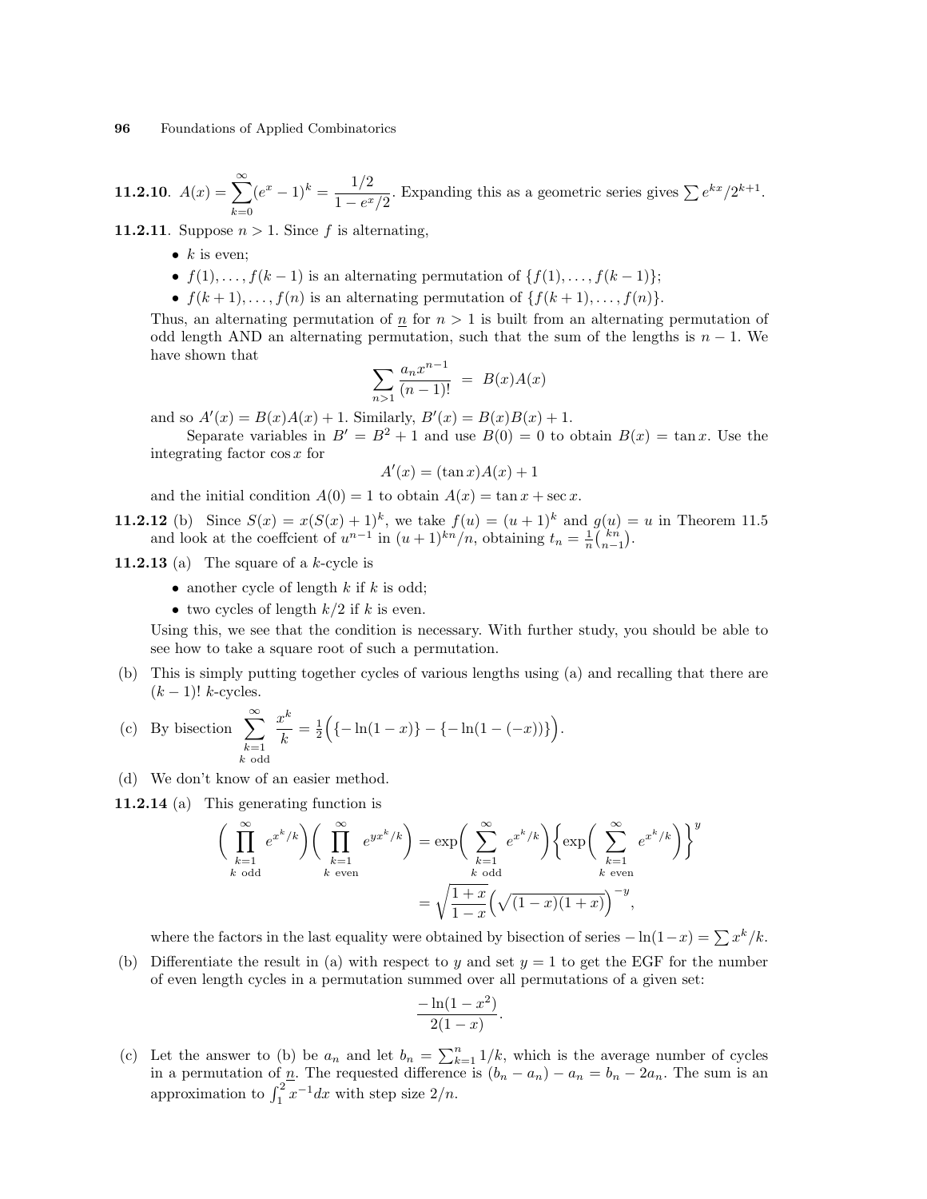**11.2.10**. $A(x) = \sum_{k=0}^{\infty}(e^x - 1)^k = \dfrac{1/2}{1 - e^x/2}$. Expanding this as a geometric series gives $\sum e^{kx}/2^{k+1}$.

**11.2.11**. Suppose $n > 1$. Since $f$ is alternating,

- $k$ is even;
- $f(1), \ldots, f(k-1)$ is an alternating permutation of $\{f(1), \ldots, f(k-1)\}$;
- $f(k+1), \ldots, f(n)$ is an alternating permutation of $\{f(k+1), \ldots, f(n)\}$.

Thus, an alternating permutation of $\underline{n}$ for $n > 1$ is built from an alternating permutation of odd length AND an alternating permutation, such that the sum of the lengths is $n - 1$. We have shown that

$$\sum_{n>1} \frac{a_n x^{n-1}}{(n-1)!} \;=\; B(x)A(x)$$

and so $A'(x) = B(x)A(x) + 1$. Similarly, $B'(x) = B(x)B(x) + 1$.

Separate variables in $B' = B^2 + 1$ and use $B(0) = 0$ to obtain $B(x) = \tan x$. Use the integrating factor $\cos x$ for

$$A'(x) = (\tan x)A(x) + 1$$

and the initial condition $A(0) = 1$ to obtain $A(x) = \tan x + \sec x$.

**11.2.12** (b) Since $S(x) = x(S(x) + 1)^k$, we take $f(u) = (u + 1)^k$ and $g(u) = u$ in Theorem 11.5 and look at the coeffcient of $u^{n-1}$ in $(u + 1)^{kn}/n$, obtaining $t_n = \frac{1}{n}\binom{kn}{n-1}$.

**11.2.13** (a) The square of a $k$-cycle is

- another cycle of length $k$ if $k$ is odd;
- two cycles of length $k/2$ if $k$ is even.

Using this, we see that the condition is necessary. With further study, you should be able to see how to take a square root of such a permutation.

(b) This is simply putting together cycles of various lengths using (a) and recalling that there are $(k-1)!$ $k$-cycles.

(c) By bisection $\displaystyle\sum_{\substack{k=1\\k \text{ odd}}}^{\infty} \frac{x^k}{k} = \tfrac{1}{2}\Big(\{-\ln(1-x)\} - \{-\ln(1-(-x))\}\Big)$.

(d) We don't know of an easier method.

**11.2.14** (a) This generating function is

$$\Bigg(\prod_{\substack{k=1\\k \text{ odd}}}^{\infty} e^{x^k/k}\Bigg)\Bigg(\prod_{\substack{k=1\\k \text{ even}}}^{\infty} e^{yx^k/k}\Bigg) = \exp\Bigg(\sum_{\substack{k=1\\k \text{ odd}}}^{\infty} e^{x^k/k}\Bigg)\Bigg\{\exp\Bigg(\sum_{\substack{k=1\\k \text{ even}}}^{\infty} e^{x^k/k}\Bigg)\Bigg\}^y$$

$$= \sqrt{\frac{1+x}{1-x}}\Big(\sqrt{(1-x)(1+x)}\Big)^{-y},$$

where the factors in the last equality were obtained by bisection of series $-\ln(1-x) = \sum x^k/k$.

(b) Differentiate the result in (a) with respect to $y$ and set $y = 1$ to get the EGF for the number of even length cycles in a permutation summed over all permutations of a given set:

$$\frac{-\ln(1-x^2)}{2(1-x)}.$$

(c) Let the answer to (b) be $a_n$ and let $b_n = \sum_{k=1}^{n} 1/k$, which is the average number of cycles in a permutation of $\underline{n}$. The requested difference is $(b_n - a_n) - a_n = b_n - 2a_n$. The sum is an approximation to $\int_1^2 x^{-1}dx$ with step size $2/n$.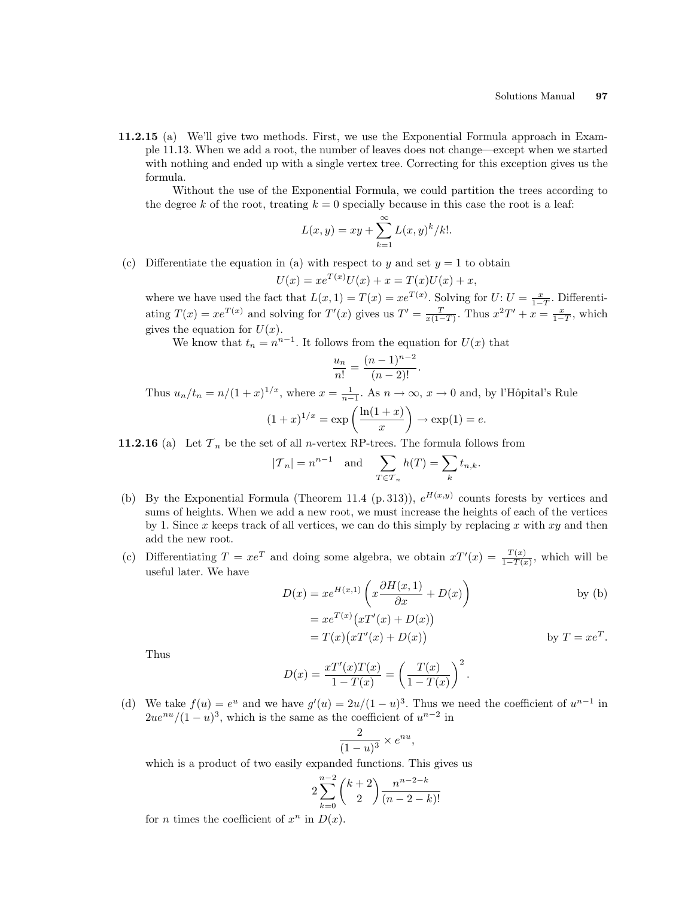**11.2.15** (a) We'll give two methods. First, we use the Exponential Formula approach in Example 11.13. When we add a root, the number of leaves does not change—except when we started with nothing and ended up with a single vertex tree. Correcting for this exception gives us the formula.

Without the use of the Exponential Formula, we could partition the trees according to the degree $k$ of the root, treating $k = 0$ specially because in this case the root is a leaf:

$$L(x, y) = xy + \sum_{k=1}^{\infty} L(x, y)^k/k!.$$

(c) Differentiate the equation in (a) with respect to $y$ and set $y = 1$ to obtain

$$U(x) = xe^{T(x)}U(x) + x = T(x)U(x) + x,$$

where we have used the fact that $L(x, 1) = T(x) = xe^{T(x)}$. Solving for $U$: $U = \frac{x}{1-T}$. Differentiating $T(x) = xe^{T(x)}$ and solving for $T'(x)$ gives us $T' = \frac{T}{x(1-T)}$. Thus $x^2T' + x = \frac{x}{1-T}$, which gives the equation for $U(x)$.

We know that $t_n = n^{n-1}$. It follows from the equation for $U(x)$ that

$$\frac{u_n}{n!} = \frac{(n-1)^{n-2}}{(n-2)!}.$$

Thus $u_n/t_n = n/(1+x)^{1/x}$, where $x = \frac{1}{n-1}$. As $n \to \infty$, $x \to 0$ and, by l'Hôpital's Rule

$$(1+x)^{1/x} = \exp\left(\frac{\ln(1+x)}{x}\right) \to \exp(1) = e.$$

**11.2.16** (a) Let $\mathcal{T}_n$ be the set of all $n$-vertex RP-trees. The formula follows from

$$|\mathcal{T}_n| = n^{n-1} \quad \text{and} \quad \sum_{T \in \mathcal{T}_n} h(T) = \sum_k t_{n,k}.$$

(b) By the Exponential Formula (Theorem 11.4 (p. 313)), $e^{H(x,y)}$ counts forests by vertices and sums of heights. When we add a new root, we must increase the heights of each of the vertices by 1. Since $x$ keeps track of all vertices, we can do this simply by replacing $x$ with $xy$ and then add the new root.

(c) Differentiating $T = xe^T$ and doing some algebra, we obtain $xT'(x) = \frac{T(x)}{1-T(x)}$, which will be useful later. We have

$$\begin{aligned} D(x) &= xe^{H(x,1)}\left(x\frac{\partial H(x,1)}{\partial x} + D(x)\right) && \text{by (b)} \\ &= xe^{T(x)}\big(xT'(x) + D(x)\big) \\ &= T(x)\big(xT'(x) + D(x)\big) && \text{by } T = xe^T. \end{aligned}$$

Thus

$$D(x) = \frac{xT'(x)T(x)}{1-T(x)} = \left(\frac{T(x)}{1-T(x)}\right)^2.$$

(d) We take $f(u) = e^u$ and we have $g'(u) = 2u/(1-u)^3$. Thus we need the coefficient of $u^{n-1}$ in $2ue^{nu}/(1-u)^3$, which is the same as the coefficient of $u^{n-2}$ in

$$\frac{2}{(1-u)^3} \times e^{nu},$$

which is a product of two easily expanded functions. This gives us

$$2\sum_{k=0}^{n-2}\binom{k+2}{2}\frac{n^{n-2-k}}{(n-2-k)!}$$

for $n$ times the coefficient of $x^n$ in $D(x)$.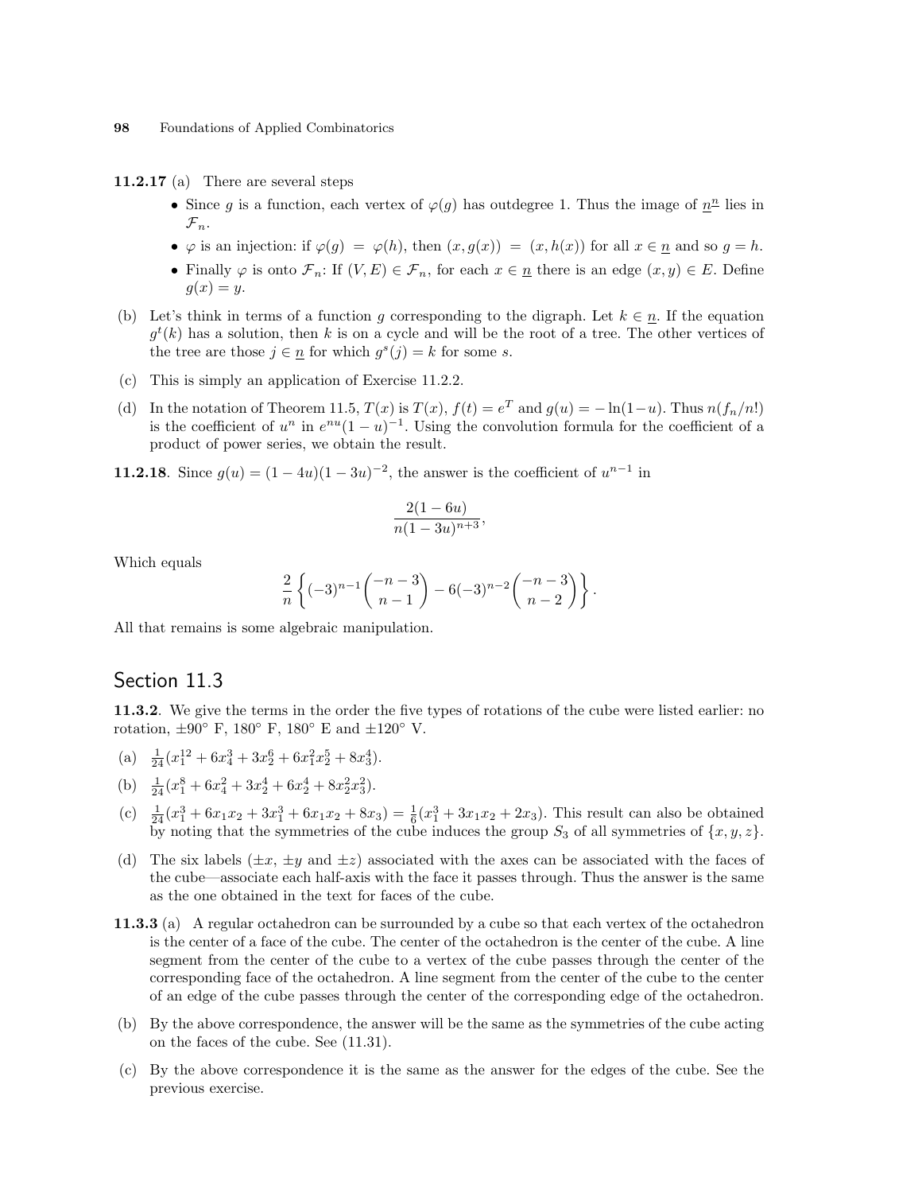**11.2.17** (a) There are several steps

- Since $g$ is a function, each vertex of $\varphi(g)$ has outdegree 1. Thus the image of $\underline{n}^{\underline{n}}$ lies in $\mathcal{F}_n$.
- $\varphi$ is an injection: if $\varphi(g) = \varphi(h)$, then $(x, g(x)) = (x, h(x))$ for all $x \in \underline{n}$ and so $g = h$.
- Finally $\varphi$ is onto $\mathcal{F}_n$: If $(V, E) \in \mathcal{F}_n$, for each $x \in \underline{n}$ there is an edge $(x, y) \in E$. Define $g(x) = y$.

(b) Let's think in terms of a function $g$ corresponding to the digraph. Let $k \in \underline{n}$. If the equation $g^t(k)$ has a solution, then $k$ is on a cycle and will be the root of a tree. The other vertices of the tree are those $j \in \underline{n}$ for which $g^s(j) = k$ for some $s$.

(c) This is simply an application of Exercise 11.2.2.

(d) In the notation of Theorem 11.5, $T(x)$ is $T(x)$, $f(t) = e^T$ and $g(u) = -\ln(1-u)$. Thus $n(f_n/n!)$ is the coefficient of $u^n$ in $e^{nu}(1-u)^{-1}$. Using the convolution formula for the coefficient of a product of power series, we obtain the result.

**11.2.18**. Since $g(u) = (1-4u)(1-3u)^{-2}$, the answer is the coefficient of $u^{n-1}$ in

$$\frac{2(1-6u)}{n(1-3u)^{n+3}},$$

Which equals

$$\frac{2}{n}\left\{(-3)^{n-1}\binom{-n-3}{n-1} - 6(-3)^{n-2}\binom{-n-3}{n-2}\right\}.$$

All that remains is some algebraic manipulation.

## Section 11.3

**11.3.2**. We give the terms in the order the five types of rotations of the cube were listed earlier: no rotation, $\pm 90°$ F, $180°$ F, $180°$ E and $\pm 120°$ V.

(a) $\frac{1}{24}(x_1^{12} + 6x_4^3 + 3x_2^6 + 6x_1^2x_2^5 + 8x_3^4)$.

(b) $\frac{1}{24}(x_1^8 + 6x_4^2 + 3x_2^4 + 6x_2^4 + 8x_2^2x_3^2)$.

(c) $\frac{1}{24}(x_1^3 + 6x_1x_2 + 3x_1^3 + 6x_1x_2 + 8x_3) = \frac{1}{6}(x_1^3 + 3x_1x_2 + 2x_3)$. This result can also be obtained by noting that the symmetries of the cube induces the group $S_3$ of all symmetries of $\{x, y, z\}$.

(d) The six labels ($\pm x$, $\pm y$ and $\pm z$) associated with the axes can be associated with the faces of the cube—associate each half-axis with the face it passes through. Thus the answer is the same as the one obtained in the text for faces of the cube.

**11.3.3** (a) A regular octahedron can be surrounded by a cube so that each vertex of the octahedron is the center of a face of the cube. The center of the octahedron is the center of the cube. A line segment from the center of the cube to a vertex of the cube passes through the center of the corresponding face of the octahedron. A line segment from the center of the cube to the center of an edge of the cube passes through the center of the corresponding edge of the octahedron.

(b) By the above correspondence, the answer will be the same as the symmetries of the cube acting on the faces of the cube. See (11.31).

(c) By the above correspondence it is the same as the answer for the edges of the cube. See the previous exercise.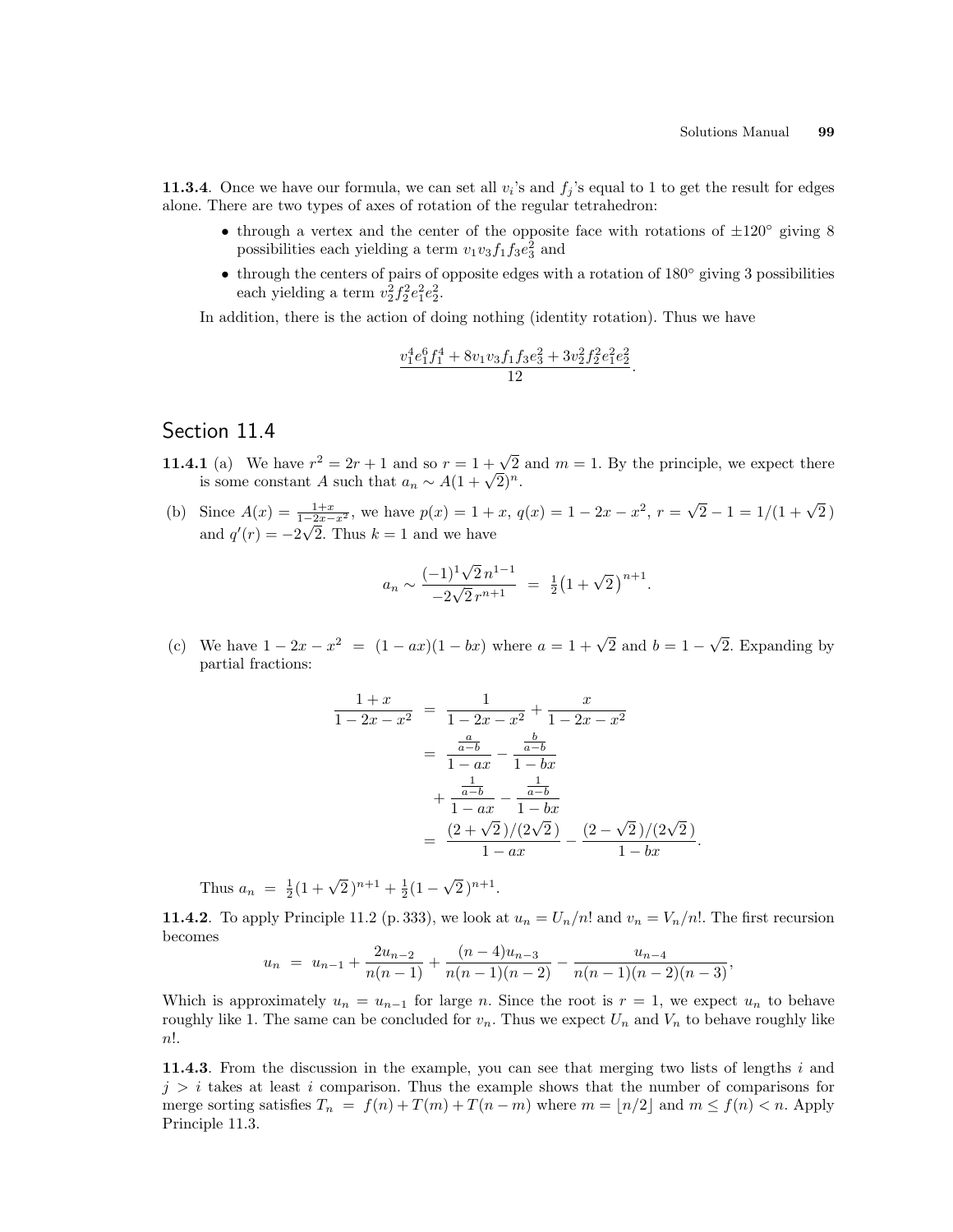**11.3.4**. Once we have our formula, we can set all $v_i$'s and $f_j$'s equal to 1 to get the result for edges alone. There are two types of axes of rotation of the regular tetrahedron:

- through a vertex and the center of the opposite face with rotations of $\pm 120°$ giving 8 possibilities each yielding a term $v_1 v_3 f_1 f_3 e_3^2$ and
- through the centers of pairs of opposite edges with a rotation of $180°$ giving 3 possibilities each yielding a term $v_2^2 f_2^2 e_1^2 e_2^2$.

In addition, there is the action of doing nothing (identity rotation). Thus we have

$$\frac{v_1^4 e_1^6 f_1^4 + 8 v_1 v_3 f_1 f_3 e_3^2 + 3 v_2^2 f_2^2 e_1^2 e_2^2}{12}.$$

## Section 11.4

**11.4.1** (a) We have $r^2 = 2r + 1$ and so $r = 1 + \sqrt{2}$ and $m = 1$. By the principle, we expect there is some constant $A$ such that $a_n \sim A(1+\sqrt{2})^n$.

(b) Since $A(x) = \frac{1+x}{1-2x-x^2}$, we have $p(x) = 1 + x$, $q(x) = 1 - 2x - x^2$, $r = \sqrt{2} - 1 = 1/(1+\sqrt{2}\,)$ and $q'(r) = -2\sqrt{2}$. Thus $k = 1$ and we have

$$a_n \sim \frac{(-1)^1 \sqrt{2}\, n^{1-1}}{-2\sqrt{2}\, r^{n+1}} \;=\; \tfrac{1}{2}\big(1+\sqrt{2}\,\big)^{n+1}.$$

(c) We have $1 - 2x - x^2 \;=\; (1-ax)(1-bx)$ where $a = 1 + \sqrt{2}$ and $b = 1 - \sqrt{2}$. Expanding by partial fractions:

$$\begin{aligned}
\frac{1+x}{1-2x-x^2} &= \frac{1}{1-2x-x^2} + \frac{x}{1-2x-x^2} \\
&= \frac{\frac{a}{a-b}}{1-ax} - \frac{\frac{b}{a-b}}{1-bx} \\
&\quad + \frac{\frac{1}{a-b}}{1-ax} - \frac{\frac{1}{a-b}}{1-bx} \\
&= \frac{(2+\sqrt{2}\,)/(2\sqrt{2}\,)}{1-ax} - \frac{(2-\sqrt{2}\,)/(2\sqrt{2}\,)}{1-bx}.
\end{aligned}$$

Thus $a_n \;=\; \frac{1}{2}(1+\sqrt{2}\,)^{n+1} + \frac{1}{2}(1-\sqrt{2}\,)^{n+1}$.

**11.4.2**. To apply Principle 11.2 (p. 333), we look at $u_n = U_n/n!$ and $v_n = V_n/n!$. The first recursion becomes

$$u_n \;=\; u_{n-1} + \frac{2u_{n-2}}{n(n-1)} + \frac{(n-4)u_{n-3}}{n(n-1)(n-2)} - \frac{u_{n-4}}{n(n-1)(n-2)(n-3)},$$

Which is approximately $u_n = u_{n-1}$ for large $n$. Since the root is $r = 1$, we expect $u_n$ to behave roughly like 1. The same can be concluded for $v_n$. Thus we expect $U_n$ and $V_n$ to behave roughly like $n!$.

**11.4.3**. From the discussion in the example, you can see that merging two lists of lengths $i$ and $j > i$ takes at least $i$ comparison. Thus the example shows that the number of comparisons for merge sorting satisfies $T_n \;=\; f(n) + T(m) + T(n-m)$ where $m = \lfloor n/2 \rfloor$ and $m \le f(n) < n$. Apply Principle 11.3.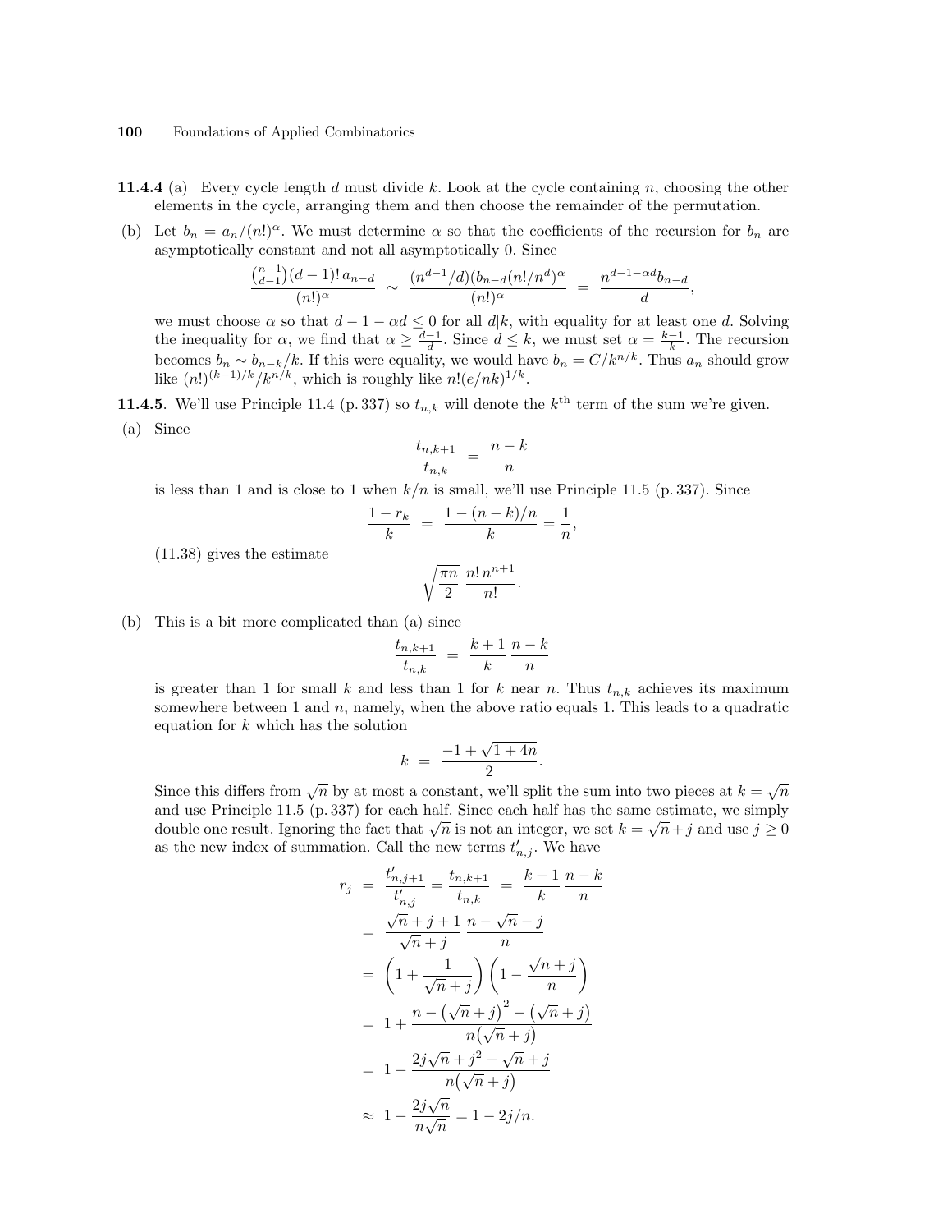**11.4.4** (a) Every cycle length $d$ must divide $k$. Look at the cycle containing $n$, choosing the other elements in the cycle, arranging them and then choose the remainder of the permutation.

(b) Let $b_n = a_n/(n!)^\alpha$. We must determine $\alpha$ so that the coefficients of the recursion for $b_n$ are asymptotically constant and not all asymptotically 0. Since

$$\frac{\binom{n-1}{d-1}(d-1)!\,a_{n-d}}{(n!)^\alpha} \;\sim\; \frac{(n^{d-1}/d)(b_{n-d}(n!/n^d)^\alpha}{(n!)^\alpha} \;=\; \frac{n^{d-1-\alpha d}b_{n-d}}{d},$$

we must choose $\alpha$ so that $d-1-\alpha d \le 0$ for all $d|k$, with equality for at least one $d$. Solving the inequality for $\alpha$, we find that $\alpha \ge \frac{d-1}{d}$. Since $d \le k$, we must set $\alpha = \frac{k-1}{k}$. The recursion becomes $b_n \sim b_{n-k}/k$. If this were equality, we would have $b_n = C/k^{n/k}$. Thus $a_n$ should grow like $(n!)^{(k-1)/k}/k^{n/k}$, which is roughly like $n!(e/nk)^{1/k}$.

**11.4.5**. We'll use Principle 11.4 (p. 337) so $t_{n,k}$ will denote the $k^{\text{th}}$ term of the sum we're given.

(a) Since

$$\frac{t_{n,k+1}}{t_{n,k}} \;=\; \frac{n-k}{n}$$

is less than 1 and is close to 1 when $k/n$ is small, we'll use Principle 11.5 (p. 337). Since

$$\frac{1-r_k}{k} \;=\; \frac{1-(n-k)/n}{k} = \frac{1}{n},$$

(11.38) gives the estimate

$$\sqrt{\frac{\pi n}{2}}\;\frac{n!\,n^{n+1}}{n!}.$$

(b) This is a bit more complicated than (a) since

$$\frac{t_{n,k+1}}{t_{n,k}} \;=\; \frac{k+1}{k}\,\frac{n-k}{n}$$

is greater than 1 for small $k$ and less than 1 for $k$ near $n$. Thus $t_{n,k}$ achieves its maximum somewhere between 1 and $n$, namely, when the above ratio equals 1. This leads to a quadratic equation for $k$ which has the solution

$$k \;=\; \frac{-1+\sqrt{1+4n}}{2}.$$

Since this differs from $\sqrt{n}$ by at most a constant, we'll split the sum into two pieces at $k=\sqrt{n}$ and use Principle 11.5 (p. 337) for each half. Since each half has the same estimate, we simply double one result. Ignoring the fact that $\sqrt{n}$ is not an integer, we set $k=\sqrt{n}+j$ and use $j \ge 0$ as the new index of summation. Call the new terms $t'_{n,j}$. We have

$$\begin{aligned}
r_j \;&=\; \frac{t'_{n,j+1}}{t'_{n,j}} = \frac{t_{n,k+1}}{t_{n,k}} \;=\; \frac{k+1}{k}\,\frac{n-k}{n}\\
&=\; \frac{\sqrt{n}+j+1}{\sqrt{n}+j}\,\frac{n-\sqrt{n}-j}{n}\\
&=\; \left(1+\frac{1}{\sqrt{n}+j}\right)\left(1-\frac{\sqrt{n}+j}{n}\right)\\
&=\; 1+\frac{n-\big(\sqrt{n}+j\big)^2-\big(\sqrt{n}+j\big)}{n\big(\sqrt{n}+j\big)}\\
&=\; 1-\frac{2j\sqrt{n}+j^2+\sqrt{n}+j}{n\big(\sqrt{n}+j\big)}\\
&\approx\; 1-\frac{2j\sqrt{n}}{n\sqrt{n}} = 1-2j/n.
\end{aligned}$$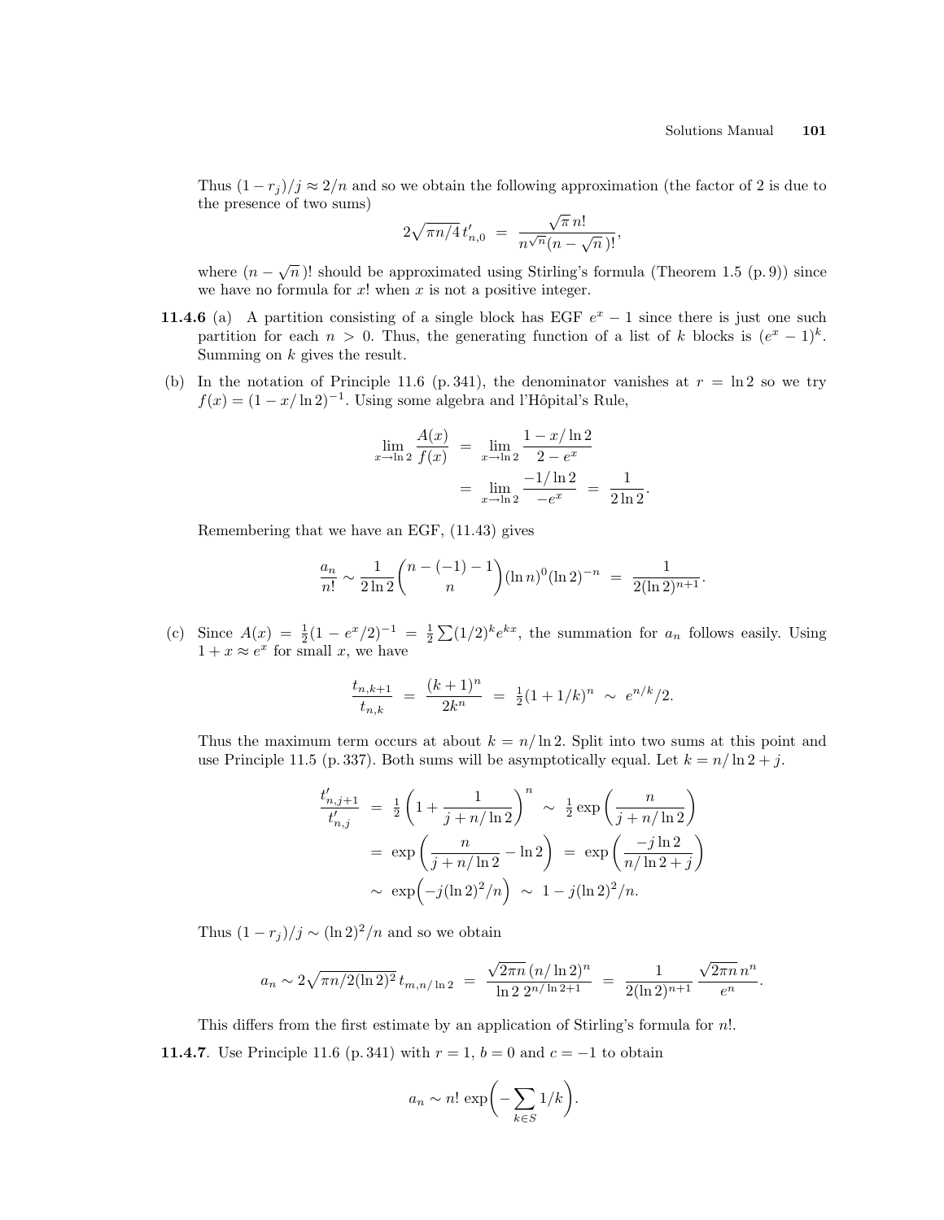Thus $(1-r_j)/j \approx 2/n$ and so we obtain the following approximation (the factor of 2 is due to the presence of two sums)

$$2\sqrt{\pi n/4}\, t'_{n,0} \;=\; \frac{\sqrt{\pi}\, n!}{n^{\sqrt{n}}(n-\sqrt{n}\,)!},$$

where $(n-\sqrt{n}\,)!$ should be approximated using Stirling's formula (Theorem 1.5 (p. 9)) since we have no formula for $x!$ when $x$ is not a positive integer.

**11.4.6** (a) A partition consisting of a single block has EGF $e^x - 1$ since there is just one such partition for each $n > 0$. Thus, the generating function of a list of $k$ blocks is $(e^x-1)^k$. Summing on $k$ gives the result.

(b) In the notation of Principle 11.6 (p. 341), the denominator vanishes at $r = \ln 2$ so we try $f(x) = (1 - x/\ln 2)^{-1}$. Using some algebra and l'Hôpital's Rule,

$$\lim_{x\to\ln 2}\frac{A(x)}{f(x)} \;=\; \lim_{x\to\ln 2}\frac{1-x/\ln 2}{2-e^x}$$
$$=\; \lim_{x\to\ln 2}\frac{-1/\ln 2}{-e^x} \;=\; \frac{1}{2\ln 2}.$$

Remembering that we have an EGF, (11.43) gives

$$\frac{a_n}{n!} \sim \frac{1}{2\ln 2}\binom{n-(-1)-1}{n}(\ln n)^0(\ln 2)^{-n} \;=\; \frac{1}{2(\ln 2)^{n+1}}.$$

(c) Since $A(x) = \frac{1}{2}(1-e^x/2)^{-1} = \frac{1}{2}\sum(1/2)^k e^{kx}$, the summation for $a_n$ follows easily. Using $1 + x \approx e^x$ for small $x$, we have

$$\frac{t_{n,k+1}}{t_{n,k}} \;=\; \frac{(k+1)^n}{2k^n} \;=\; \tfrac{1}{2}(1+1/k)^n \;\sim\; e^{n/k}/2.$$

Thus the maximum term occurs at about $k = n/\ln 2$. Split into two sums at this point and use Principle 11.5 (p. 337). Both sums will be asymptotically equal. Let $k = n/\ln 2 + j$.

$$\frac{t'_{n,j+1}}{t'_{n,j}} \;=\; \tfrac{1}{2}\left(1+\frac{1}{j+n/\ln 2}\right)^n \;\sim\; \tfrac{1}{2}\exp\left(\frac{n}{j+n/\ln 2}\right)$$
$$=\; \exp\left(\frac{n}{j+n/\ln 2}-\ln 2\right) \;=\; \exp\left(\frac{-j\ln 2}{n/\ln 2+j}\right)$$
$$\sim\; \exp\Big(-j(\ln 2)^2/n\Big) \;\sim\; 1 - j(\ln 2)^2/n.$$

Thus $(1-r_j)/j \sim (\ln 2)^2/n$ and so we obtain

$$a_n \sim 2\sqrt{\pi n/2(\ln 2)^2}\; t_{m,n/\ln 2} \;=\; \frac{\sqrt{2\pi n}\,(n/\ln 2)^n}{\ln 2\; 2^{n/\ln 2+1}} \;=\; \frac{1}{2(\ln 2)^{n+1}}\,\frac{\sqrt{2\pi n}\,n^n}{e^n}.$$

This differs from the first estimate by an application of Stirling's formula for $n!$.

**11.4.7**. Use Principle 11.6 (p. 341) with $r = 1$, $b = 0$ and $c = -1$ to obtain

$$a_n \sim n!\,\exp\Big(-\sum_{k\in S}1/k\Big).$$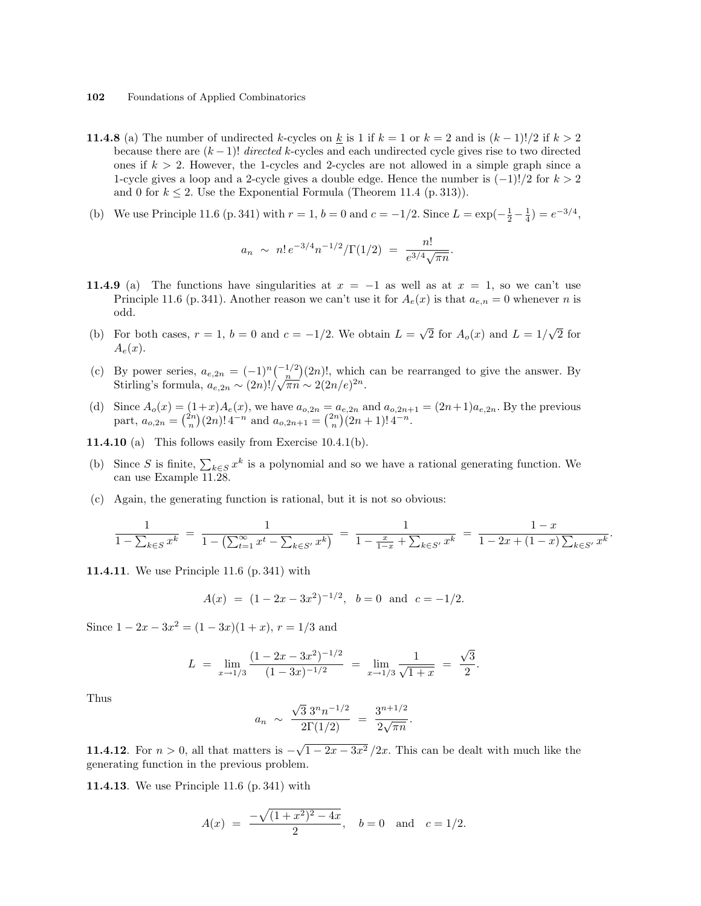**11.4.8** (a) The number of undirected $k$-cycles on $\underline{k}$ is 1 if $k = 1$ or $k = 2$ and is $(k-1)!/2$ if $k > 2$ because there are $(k-1)!$ *directed* $k$-cycles and each undirected cycle gives rise to two directed ones if $k > 2$. However, the 1-cycles and 2-cycles are not allowed in a simple graph since a 1-cycle gives a loop and a 2-cycle gives a double edge. Hence the number is $(-1)!/2$ for $k > 2$ and 0 for $k \le 2$. Use the Exponential Formula (Theorem 11.4 (p. 313)).

(b) We use Principle 11.6 (p. 341) with $r = 1$, $b = 0$ and $c = -1/2$. Since $L = \exp(-\frac{1}{2} - \frac{1}{4}) = e^{-3/4}$,

$$a_n \;\sim\; n!\, e^{-3/4} n^{-1/2}/\Gamma(1/2) \;=\; \frac{n!}{e^{3/4}\sqrt{\pi n}}.$$

**11.4.9** (a) The functions have singularities at $x = -1$ as well as at $x = 1$, so we can't use Principle 11.6 (p. 341). Another reason we can't use it for $A_e(x)$ is that $a_{e,n} = 0$ whenever $n$ is odd.

(b) For both cases, $r = 1$, $b = 0$ and $c = -1/2$. We obtain $L = \sqrt{2}$ for $A_o(x)$ and $L = 1/\sqrt{2}$ for $A_e(x)$.

(c) By power series, $a_{e,2n} = (-1)^n \binom{-1/2}{n}(2n)!$, which can be rearranged to give the answer. By Stirling's formula, $a_{e,2n} \sim (2n)!/\sqrt{\pi n} \sim 2(2n/e)^{2n}$.

(d) Since $A_o(x) = (1+x)A_e(x)$, we have $a_{o,2n} = a_{e,2n}$ and $a_{o,2n+1} = (2n+1)a_{e,2n}$. By the previous part, $a_{o,2n} = \binom{2n}{n}(2n)!\,4^{-n}$ and $a_{o,2n+1} = \binom{2n}{n}(2n+1)!\,4^{-n}$.

**11.4.10** (a) This follows easily from Exercise 10.4.1(b).

(b) Since $S$ is finite, $\sum_{k\in S} x^k$ is a polynomial and so we have a rational generating function. We can use Example 11.28.

(c) Again, the generating function is rational, but it is not so obvious:

$$\frac{1}{1-\sum_{k\in S} x^k} \;=\; \frac{1}{1-\left(\sum_{t=1}^{\infty} x^t - \sum_{k\in S'} x^k\right)} \;=\; \frac{1}{1-\frac{x}{1-x}+\sum_{k\in S'} x^k} \;=\; \frac{1-x}{1-2x+(1-x)\sum_{k\in S'} x^k}.$$

**11.4.11**. We use Principle 11.6 (p. 341) with

$$A(x) \;=\; (1-2x-3x^2)^{-1/2}, \quad b = 0 \quad \text{and} \quad c = -1/2.$$

Since $1 - 2x - 3x^2 = (1-3x)(1+x)$, $r = 1/3$ and

$$L \;=\; \lim_{x\to 1/3} \frac{(1-2x-3x^2)^{-1/2}}{(1-3x)^{-1/2}} \;=\; \lim_{x\to 1/3} \frac{1}{\sqrt{1+x}} \;=\; \frac{\sqrt{3}}{2}.$$

Thus

$$a_n \;\sim\; \frac{\sqrt{3}\,3^n n^{-1/2}}{2\Gamma(1/2)} \;=\; \frac{3^{n+1/2}}{2\sqrt{\pi n}}.$$

**11.4.12**. For $n > 0$, all that matters is $-\sqrt{1-2x-3x^2}\,/2x$. This can be dealt with much like the generating function in the previous problem.

**11.4.13**. We use Principle 11.6 (p. 341) with

$$A(x) \;=\; \frac{-\sqrt{(1+x^2)^2-4x}}{2}, \quad b = 0 \quad \text{and} \quad c = 1/2.$$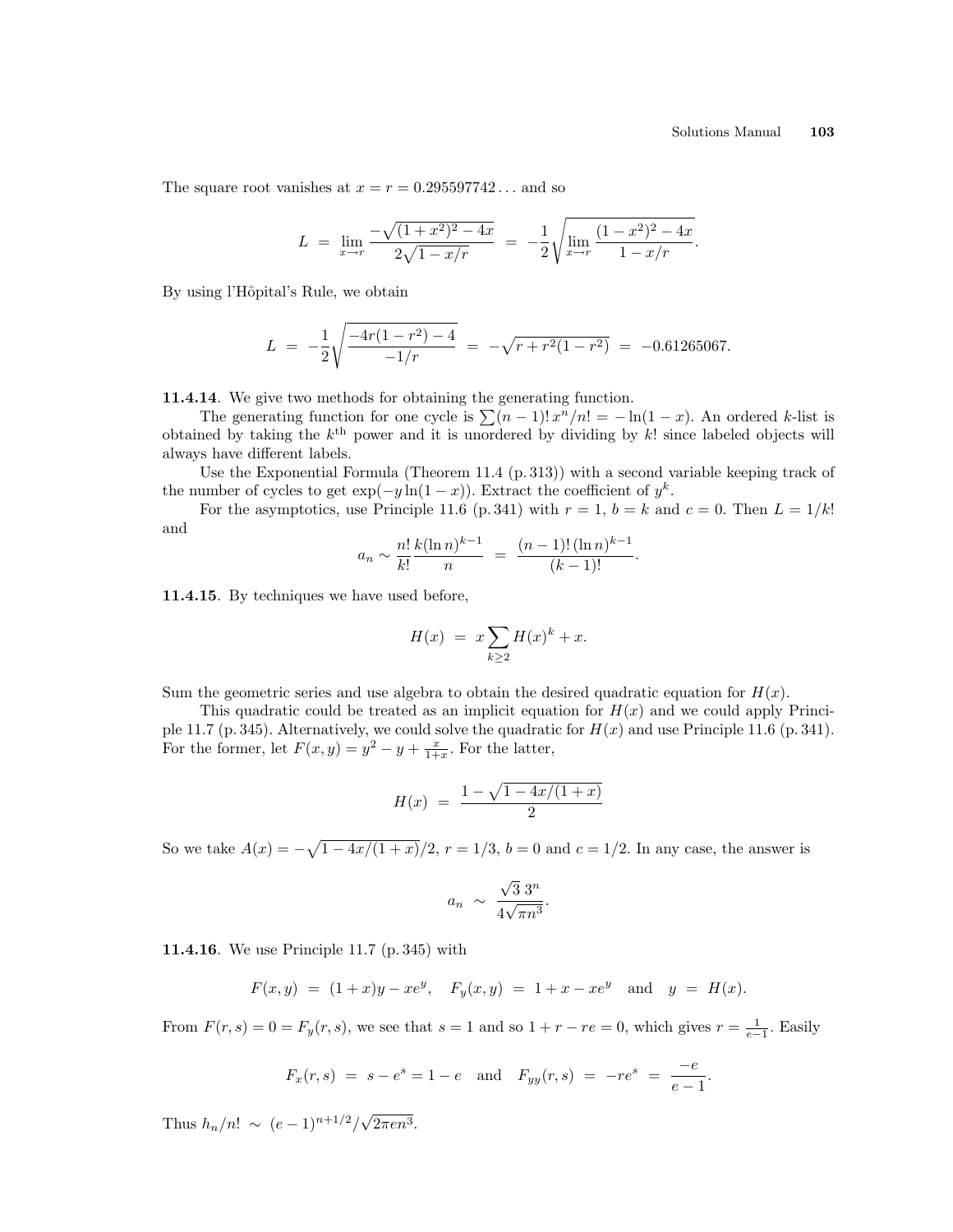The square root vanishes at $x = r = 0.295597742\ldots$ and so

$$L \;=\; \lim_{x\to r} \frac{-\sqrt{(1+x^2)^2-4x}}{2\sqrt{1-x/r}} \;=\; -\frac{1}{2}\sqrt{\lim_{x\to r}\frac{(1-x^2)^2-4x}{1-x/r}}.$$

By using l'Hôpital's Rule, we obtain

$$L \;=\; -\frac{1}{2}\sqrt{\frac{-4r(1-r^2)-4}{-1/r}} \;=\; -\sqrt{r+r^2(1-r^2)} \;=\; -0.61265067.$$

**11.4.14**. We give two methods for obtaining the generating function.

The generating function for one cycle is $\sum(n-1)!\,x^n/n! = -\ln(1-x)$. An ordered $k$-list is obtained by taking the $k^{\text{th}}$ power and it is unordered by dividing by $k!$ since labeled objects will always have different labels.

Use the Exponential Formula (Theorem 11.4 (p. 313)) with a second variable keeping track of the number of cycles to get $\exp(-y\ln(1-x))$. Extract the coefficient of $y^k$.

For the asymptotics, use Principle 11.6 (p. 341) with $r=1$, $b=k$ and $c=0$. Then $L=1/k!$ and

$$a_n \sim \frac{n!}{k!}\frac{k(\ln n)^{k-1}}{n} \;=\; \frac{(n-1)!\,(\ln n)^{k-1}}{(k-1)!}.$$

**11.4.15**. By techniques we have used before,

$$H(x) \;=\; x\sum_{k\ge 2} H(x)^k + x.$$

Sum the geometric series and use algebra to obtain the desired quadratic equation for $H(x)$.

This quadratic could be treated as an implicit equation for $H(x)$ and we could apply Principle 11.7 (p. 345). Alternatively, we could solve the quadratic for $H(x)$ and use Principle 11.6 (p. 341). For the former, let $F(x,y) = y^2 - y + \frac{x}{1+x}$. For the latter,

$$H(x) \;=\; \frac{1-\sqrt{1-4x/(1+x)}}{2}$$

So we take $A(x) = -\sqrt{1-4x/(1+x)}/2$, $r=1/3$, $b=0$ and $c=1/2$. In any case, the answer is

$$a_n \;\sim\; \frac{\sqrt{3}\,3^n}{4\sqrt{\pi n^3}}.$$

**11.4.16**. We use Principle 11.7 (p. 345) with

$$F(x,y) \;=\; (1+x)y - xe^y, \quad F_y(x,y) \;=\; 1+x-xe^y \quad \text{and} \quad y \;=\; H(x).$$

From $F(r,s)=0=F_y(r,s)$, we see that $s=1$ and so $1+r-re=0$, which gives $r=\frac{1}{e-1}$. Easily

$$F_x(r,s) \;=\; s-e^s = 1-e \quad \text{and} \quad F_{yy}(r,s) \;=\; -re^s \;=\; \frac{-e}{e-1}.$$

Thus $h_n/n! \;\sim\; (e-1)^{n+1/2}/\sqrt{2\pi e n^3}$.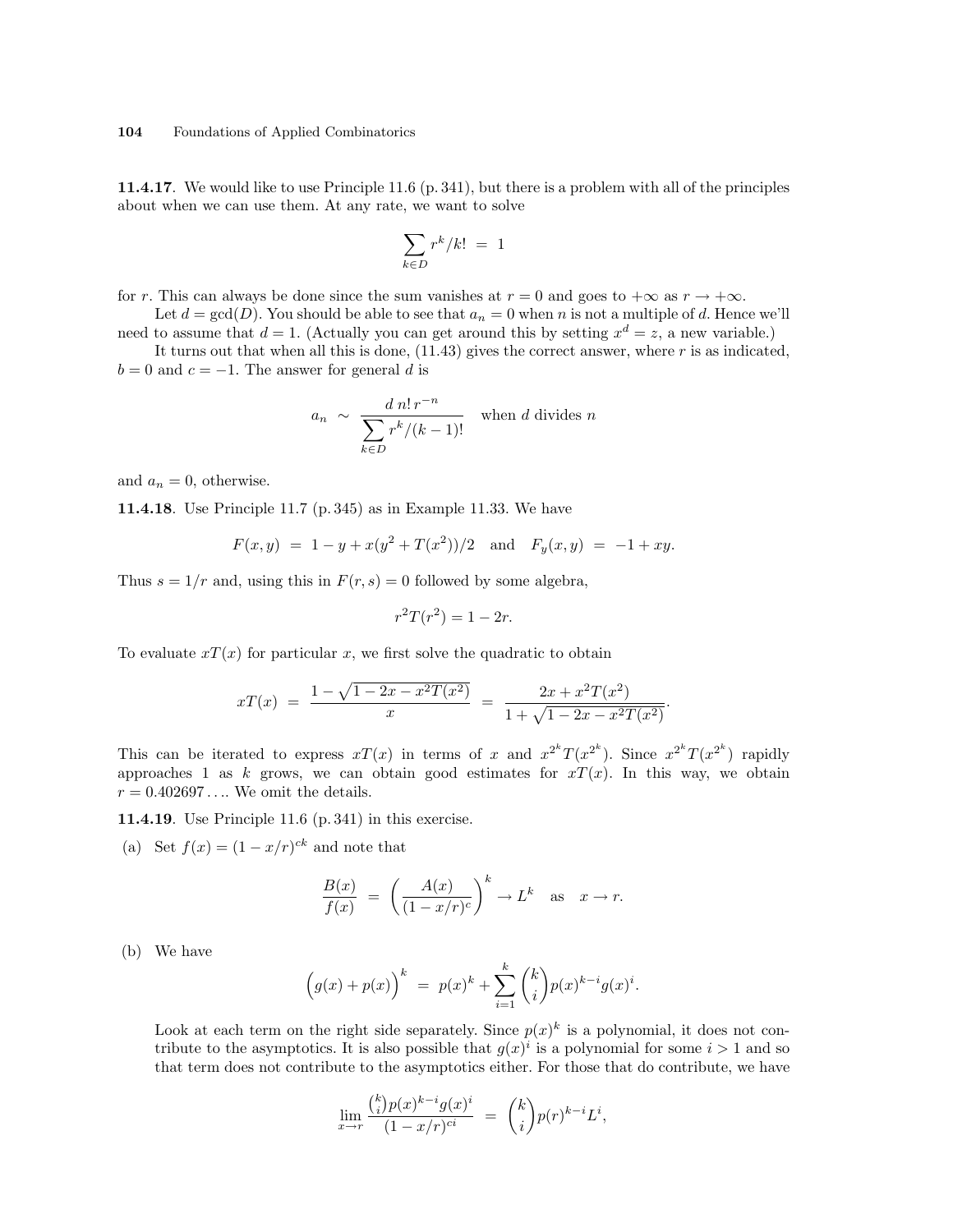**11.4.17**. We would like to use Principle 11.6 (p. 341), but there is a problem with all of the principles about when we can use them. At any rate, we want to solve

$$\sum_{k\in D} r^k/k! \;=\; 1$$

for $r$. This can always be done since the sum vanishes at $r = 0$ and goes to $+\infty$ as $r \to +\infty$.

Let $d = \gcd(D)$. You should be able to see that $a_n = 0$ when $n$ is not a multiple of $d$. Hence we'll need to assume that $d = 1$. (Actually you can get around this by setting $x^d = z$, a new variable.)

It turns out that when all this is done, (11.43) gives the correct answer, where $r$ is as indicated, $b = 0$ and $c = -1$. The answer for general $d$ is

$$a_n \;\sim\; \frac{d\; n!\, r^{-n}}{\displaystyle\sum_{k\in D} r^k/(k-1)!} \quad \text{when } d \text{ divides } n$$

and $a_n = 0$, otherwise.

**11.4.18**. Use Principle 11.7 (p. 345) as in Example 11.33. We have

$$F(x,y) \;=\; 1 - y + x(y^2 + T(x^2))/2 \quad\text{and}\quad F_y(x,y) \;=\; -1 + xy.$$

Thus $s = 1/r$ and, using this in $F(r,s) = 0$ followed by some algebra,

$$r^2 T(r^2) = 1 - 2r.$$

To evaluate $xT(x)$ for particular $x$, we first solve the quadratic to obtain

$$xT(x) \;=\; \frac{1 - \sqrt{1 - 2x - x^2T(x^2)}}{x} \;=\; \frac{2x + x^2T(x^2)}{1 + \sqrt{1 - 2x - x^2T(x^2)}}.$$

This can be iterated to express $xT(x)$ in terms of $x$ and $x^{2^k}T(x^{2^k})$. Since $x^{2^k}T(x^{2^k})$ rapidly approaches 1 as $k$ grows, we can obtain good estimates for $xT(x)$. In this way, we obtain $r = 0.402697\ldots$. We omit the details.

**11.4.19**. Use Principle 11.6 (p. 341) in this exercise.

(a) Set $f(x) = (1 - x/r)^{ck}$ and note that

$$\frac{B(x)}{f(x)} \;=\; \left(\frac{A(x)}{(1-x/r)^c}\right)^k \to L^k \quad\text{as}\quad x \to r.$$

(b) We have

$$\Big(g(x) + p(x)\Big)^k \;=\; p(x)^k + \sum_{i=1}^{k} \binom{k}{i} p(x)^{k-i} g(x)^i.$$

Look at each term on the right side separately. Since $p(x)^k$ is a polynomial, it does not contribute to the asymptotics. It is also possible that $g(x)^i$ is a polynomial for some $i > 1$ and so that term does not contribute to the asymptotics either. For those that do contribute, we have

$$\lim_{x\to r} \frac{\binom{k}{i} p(x)^{k-i} g(x)^i}{(1-x/r)^{ci}} \;=\; \binom{k}{i} p(r)^{k-i} L^i,$$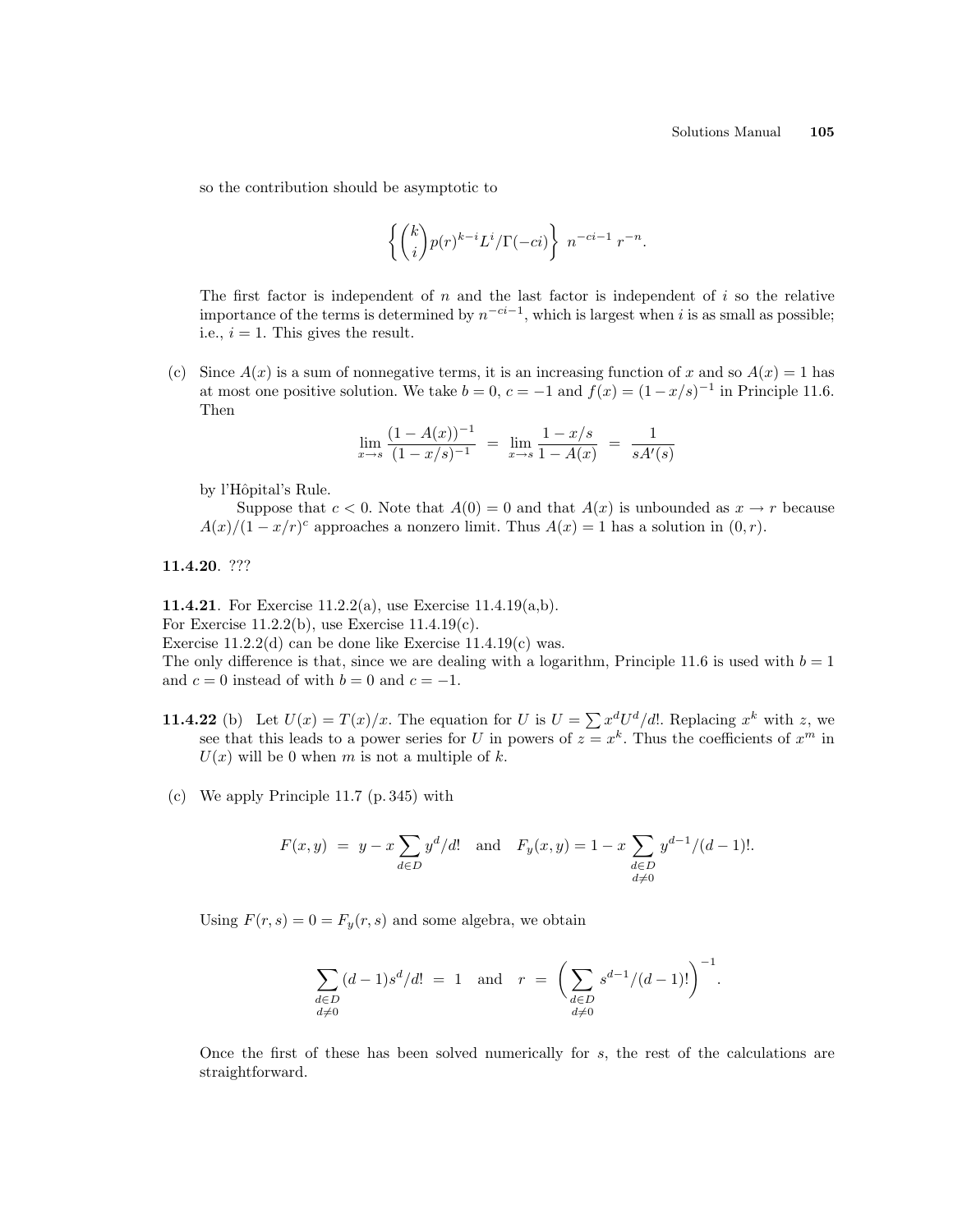so the contribution should be asymptotic to

$$\left\{ \binom{k}{i} p(r)^{k-i} L^i / \Gamma(-ci) \right\} \; n^{-ci-1} \, r^{-n}.$$

The first factor is independent of $n$ and the last factor is independent of $i$ so the relative importance of the terms is determined by $n^{-ci-1}$, which is largest when $i$ is as small as possible; i.e., $i = 1$. This gives the result.

(c) Since $A(x)$ is a sum of nonnegative terms, it is an increasing function of $x$ and so $A(x) = 1$ has at most one positive solution. We take $b = 0$, $c = -1$ and $f(x) = (1 - x/s)^{-1}$ in Principle 11.6. Then

$$\lim_{x \to s} \frac{(1 - A(x))^{-1}}{(1 - x/s)^{-1}} \;=\; \lim_{x \to s} \frac{1 - x/s}{1 - A(x)} \;=\; \frac{1}{sA'(s)}$$

by l'Hôpital's Rule.

Suppose that $c < 0$. Note that $A(0) = 0$ and that $A(x)$ is unbounded as $x \to r$ because $A(x)/(1 - x/r)^c$ approaches a nonzero limit. Thus $A(x) = 1$ has a solution in $(0, r)$.

**11.4.20**. ???

**11.4.21**. For Exercise 11.2.2(a), use Exercise 11.4.19(a,b).
For Exercise 11.2.2(b), use Exercise 11.4.19(c).
Exercise 11.2.2(d) can be done like Exercise 11.4.19(c) was.
The only difference is that, since we are dealing with a logarithm, Principle 11.6 is used with $b = 1$ and $c = 0$ instead of with $b = 0$ and $c = -1$.

**11.4.22** (b) Let $U(x) = T(x)/x$. The equation for $U$ is $U = \sum x^d U^d / d!$. Replacing $x^k$ with $z$, we see that this leads to a power series for $U$ in powers of $z = x^k$. Thus the coefficients of $x^m$ in $U(x)$ will be 0 when $m$ is not a multiple of $k$.

(c) We apply Principle 11.7 (p. 345) with

$$F(x, y) \;=\; y - x \sum_{d \in D} y^d / d! \quad \text{and} \quad F_y(x, y) = 1 - x \sum_{\substack{d \in D \\ d \neq 0}} y^{d-1} / (d-1)!.$$

Using $F(r, s) = 0 = F_y(r, s)$ and some algebra, we obtain

$$\sum_{\substack{d \in D \\ d \neq 0}} (d-1) s^d / d! \;=\; 1 \quad \text{and} \quad r \;=\; \left( \sum_{\substack{d \in D \\ d \neq 0}} s^{d-1} / (d-1)! \right)^{-1}.$$

Once the first of these has been solved numerically for $s$, the rest of the calculations are straightforward.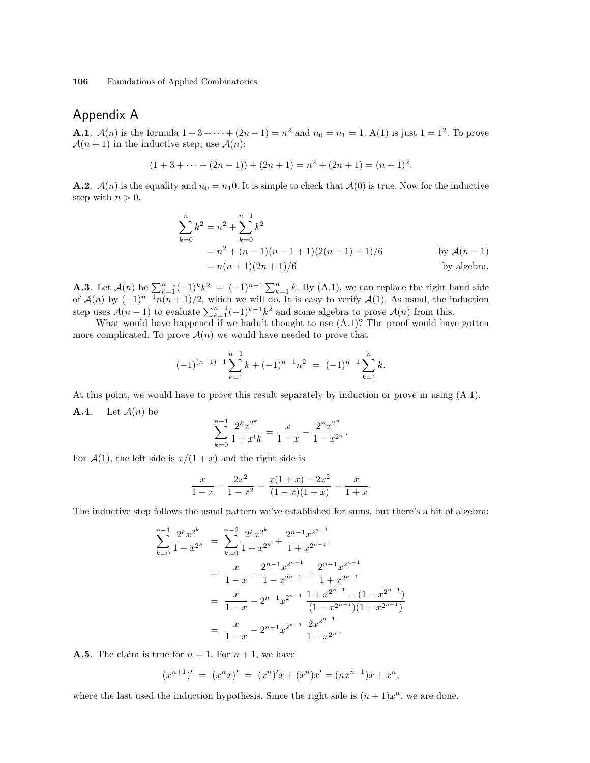# Appendix A

**A.1**. $\mathcal{A}(n)$ is the formula $1+3+\cdots+(2n-1)=n^2$ and $n_0=n_1=1$. A(1) is just $1=1^2$. To prove $\mathcal{A}(n+1)$ in the inductive step, use $\mathcal{A}(n)$:

$$(1+3+\cdots+(2n-1))+(2n+1)=n^2+(2n+1)=(n+1)^2.$$

**A.2**. $\mathcal{A}(n)$ is the equality and $n_0=n_10$. It is simple to check that $\mathcal{A}(0)$ is true. Now for the inductive step with $n>0$.

$$\begin{aligned}\sum_{k=0}^{n}k^2 &= n^2+\sum_{k=0}^{n-1}k^2\\ &= n^2+(n-1)(n-1+1)(2(n-1)+1)/6 && \text{by } \mathcal{A}(n-1)\\ &= n(n+1)(2n+1)/6 && \text{by algebra.}\end{aligned}$$

**A.3**. Let $\mathcal{A}(n)$ be $\sum_{k=1}^{n-1}(-1)^k k^2 \;=\; (-1)^{n-1}\sum_{k=1}^{n}k$. By (A.1), we can replace the right hand side of $\mathcal{A}(n)$ by $(-1)^{n-1}n(n+1)/2$, which we will do. It is easy to verify $\mathcal{A}(1)$. As usual, the induction step uses $\mathcal{A}(n-1)$ to evaluate $\sum_{k=1}^{n-1}(-1)^{k-1}k^2$ and some algebra to prove $\mathcal{A}(n)$ from this.

What would have happened if we hadn't thought to use (A.1)? The proof would have gotten more complicated. To prove $\mathcal{A}(n)$ we would have needed to prove that

$$(-1)^{(n-1)-1}\sum_{k=1}^{n-1}k+(-1)^{n-1}n^2 \;=\; (-1)^{n-1}\sum_{k=1}^{n}k.$$

At this point, we would have to prove this result separately by induction or prove in using (A.1).

**A.4**. Let $\mathcal{A}(n)$ be

$$\sum_{k=0}^{n-1}\frac{2^k x^{2^k}}{1+x^tk}=\frac{x}{1-x}-\frac{2^n x^{2^n}}{1-x^{2^n}}.$$

For $\mathcal{A}(1)$, the left side is $x/(1+x)$ and the right side is

$$\frac{x}{1-x}-\frac{2x^2}{1-x^2}=\frac{x(1+x)-2x^2}{(1-x)(1+x)}=\frac{x}{1+x}.$$

The inductive step follows the usual pattern we've established for sums, but there's a bit of algebra:

$$\begin{aligned}\sum_{k=0}^{n-1}\frac{2^k x^{2^k}}{1+x^{2^k}} &= \sum_{k=0}^{n-2}\frac{2^k x^{2^k}}{1+x^{2^k}}+\frac{2^{n-1}x^{2^{n-1}}}{1+x^{2^{n-1}}}\\ &= \frac{x}{1-x}-\frac{2^{n-1}x^{2^{n-1}}}{1-x^{2^{n-1}}}+\frac{2^{n-1}x^{2^{n-1}}}{1+x^{2^{n-1}}}\\ &= \frac{x}{1-x}-2^{n-1}x^{2^{n-1}}\,\frac{1+x^{2^{n-1}}-(1-x^{2^{n-1}})}{(1-x^{2^{n-1}})(1+x^{2^{n-1}})}\\ &= \frac{x}{1-x}-2^{n-1}x^{2^{n-1}}\,\frac{2x^{2^{n-1}}}{1-x^{2^n}}.\end{aligned}$$

**A.5**. The claim is true for $n=1$. For $n+1$, we have

$$(x^{n+1})' \;=\; (x^n x)' \;=\; (x^n)'x+(x^n)x'=(nx^{n-1})x+x^n,$$

where the last used the induction hypothesis. Since the right side is $(n+1)x^n$, we are done.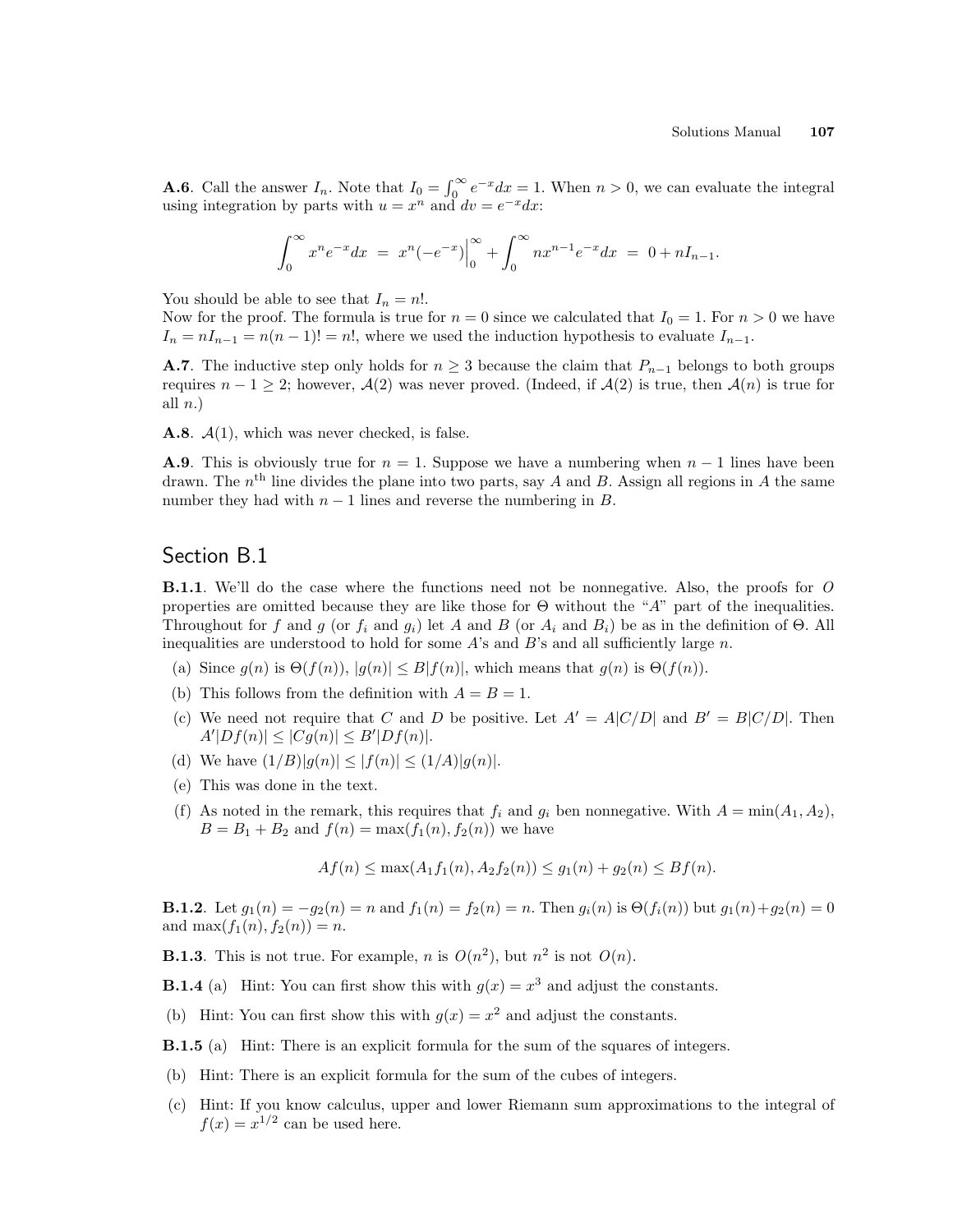**A.6**. Call the answer $I_n$. Note that $I_0 = \int_0^\infty e^{-x}dx = 1$. When $n > 0$, we can evaluate the integral using integration by parts with $u = x^n$ and $dv = e^{-x}dx$:

$$\int_0^\infty x^n e^{-x}dx \;=\; x^n(-e^{-x})\Big|_0^\infty + \int_0^\infty nx^{n-1}e^{-x}dx \;=\; 0 + nI_{n-1}.$$

You should be able to see that $I_n = n!$.
Now for the proof. The formula is true for $n = 0$ since we calculated that $I_0 = 1$. For $n > 0$ we have $I_n = nI_{n-1} = n(n-1)! = n!$, where we used the induction hypothesis to evaluate $I_{n-1}$.

**A.7**. The inductive step only holds for $n \geq 3$ because the claim that $P_{n-1}$ belongs to both groups requires $n - 1 \geq 2$; however, $\mathcal{A}(2)$ was never proved. (Indeed, if $\mathcal{A}(2)$ is true, then $\mathcal{A}(n)$ is true for all $n$.)

**A.8**. $\mathcal{A}(1)$, which was never checked, is false.

**A.9**. This is obviously true for $n = 1$. Suppose we have a numbering when $n - 1$ lines have been drawn. The $n^{\text{th}}$ line divides the plane into two parts, say $A$ and $B$. Assign all regions in $A$ the same number they had with $n - 1$ lines and reverse the numbering in $B$.

## Section B.1

**B.1.1**. We'll do the case where the functions need not be nonnegative. Also, the proofs for $O$ properties are omitted because they are like those for $\Theta$ without the "$A$" part of the inequalities. Throughout for $f$ and $g$ (or $f_i$ and $g_i$) let $A$ and $B$ (or $A_i$ and $B_i$) be as in the definition of $\Theta$. All inequalities are understood to hold for some $A$'s and $B$'s and all sufficiently large $n$.

(a) Since $g(n)$ is $\Theta(f(n))$, $|g(n)| \leq B|f(n)|$, which means that $g(n)$ is $\Theta(f(n))$.

(b) This follows from the definition with $A = B = 1$.

(c) We need not require that $C$ and $D$ be positive. Let $A' = A|C/D|$ and $B' = B|C/D|$. Then $A'|Df(n)| \leq |Cg(n)| \leq B'|Df(n)|$.

(d) We have $(1/B)|g(n)| \leq |f(n)| \leq (1/A)|g(n)|$.

(e) This was done in the text.

(f) As noted in the remark, this requires that $f_i$ and $g_i$ ben nonnegative. With $A = \min(A_1, A_2)$, $B = B_1 + B_2$ and $f(n) = \max(f_1(n), f_2(n))$ we have

$$Af(n) \leq \max(A_1 f_1(n), A_2 f_2(n)) \leq g_1(n) + g_2(n) \leq Bf(n).$$

**B.1.2**. Let $g_1(n) = -g_2(n) = n$ and $f_1(n) = f_2(n) = n$. Then $g_i(n)$ is $\Theta(f_i(n))$ but $g_1(n)+g_2(n) = 0$ and $\max(f_1(n), f_2(n)) = n$.

**B.1.3**. This is not true. For example, $n$ is $O(n^2)$, but $n^2$ is not $O(n)$.

**B.1.4** (a) Hint: You can first show this with $g(x) = x^3$ and adjust the constants.

(b) Hint: You can first show this with $g(x) = x^2$ and adjust the constants.

**B.1.5** (a) Hint: There is an explicit formula for the sum of the squares of integers.

(b) Hint: There is an explicit formula for the sum of the cubes of integers.

(c) Hint: If you know calculus, upper and lower Riemann sum approximations to the integral of $f(x) = x^{1/2}$ can be used here.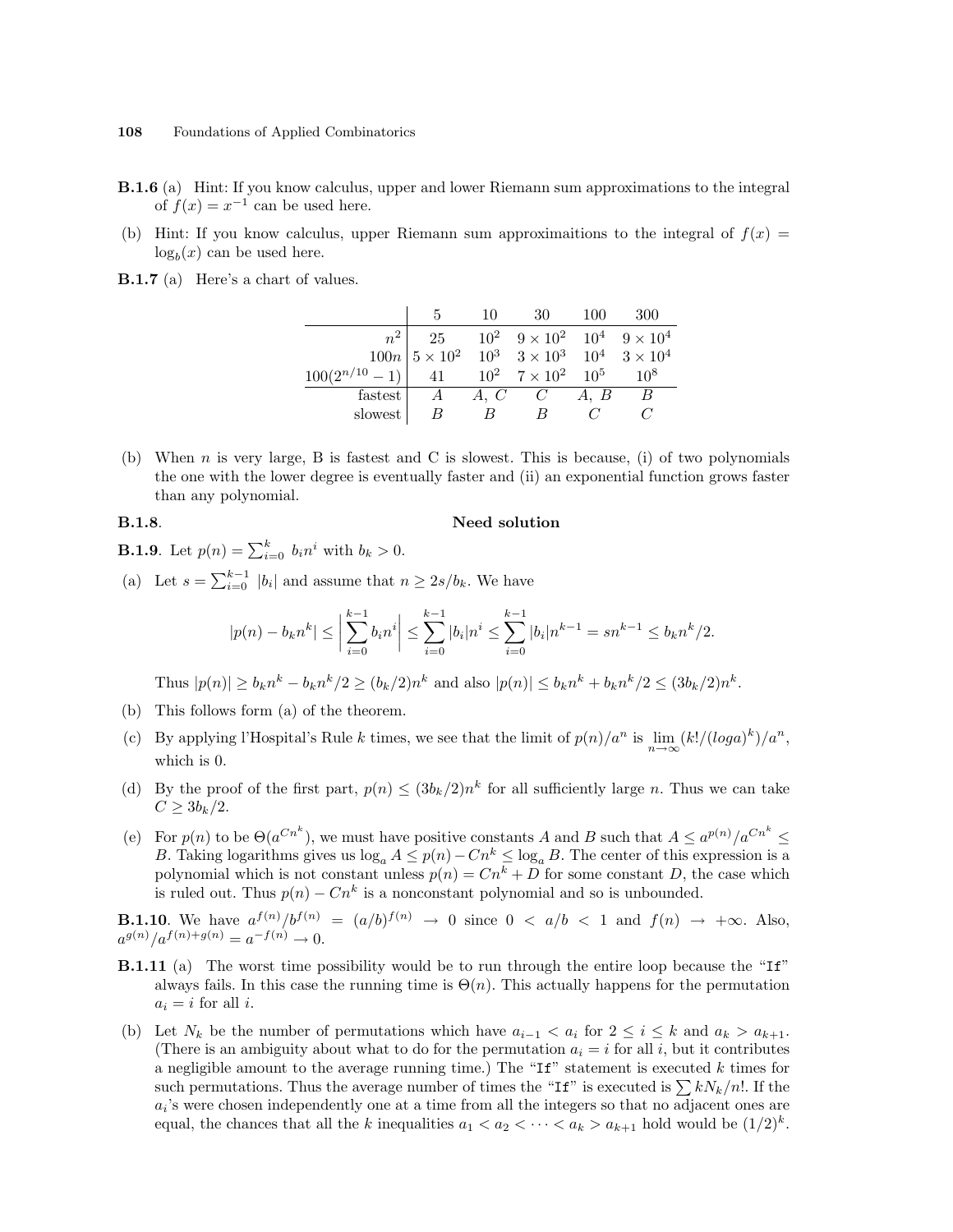**B.1.6** (a) Hint: If you know calculus, upper and lower Riemann sum approximations to the integral of $f(x) = x^{-1}$ can be used here.

(b) Hint: If you know calculus, upper Riemann sum approximaitions to the integral of $f(x) = \log_b(x)$ can be used here.

**B.1.7** (a) Here's a chart of values.

| | 5 | 10 | 30 | 100 | 300 |
|---|---|---|---|---|---|
| $n^2$ | 25 | $10^2$ | $9 \times 10^2$ | $10^4$ | $9 \times 10^4$ |
| $100n$ | $5 \times 10^2$ | $10^3$ | $3 \times 10^3$ | $10^4$ | $3 \times 10^4$ |
| $100(2^{n/10} - 1)$ | 41 | $10^2$ | $7 \times 10^2$ | $10^5$ | $10^8$ |
| fastest | $A$ | $A,\ C$ | $C$ | $A,\ B$ | $B$ |
| slowest | $B$ | $B$ | $B$ | $C$ | $C$ |

(b) When $n$ is very large, B is fastest and C is slowest. This is because, (i) of two polynomials the one with the lower degree is eventually faster and (ii) an exponential function grows faster than any polynomial.

**B.1.8**. **Need solution**

**B.1.9**. Let $p(n) = \sum_{i=0}^{k} b_i n^i$ with $b_k > 0$.

(a) Let $s = \sum_{i=0}^{k-1} |b_i|$ and assume that $n \geq 2s/b_k$. We have

$$|p(n) - b_k n^k| \leq \left| \sum_{i=0}^{k-1} b_i n^i \right| \leq \sum_{i=0}^{k-1} |b_i| n^i \leq \sum_{i=0}^{k-1} |b_i| n^{k-1} = s n^{k-1} \leq b_k n^k/2.$$

Thus $|p(n)| \geq b_k n^k - b_k n^k/2 \geq (b_k/2)n^k$ and also $|p(n)| \leq b_k n^k + b_k n^k/2 \leq (3b_k/2)n^k$.

(b) This follows form (a) of the theorem.

(c) By applying l'Hospital's Rule $k$ times, we see that the limit of $p(n)/a^n$ is $\lim_{n\to\infty} (k!/(loga)^k)/a^n$, which is 0.

(d) By the proof of the first part, $p(n) \leq (3b_k/2)n^k$ for all sufficiently large $n$. Thus we can take $C \geq 3b_k/2$.

(e) For $p(n)$ to be $\Theta(a^{Cn^k})$, we must have positive constants $A$ and $B$ such that $A \leq a^{p(n)}/a^{Cn^k} \leq B$. Taking logarithms gives us $\log_a A \leq p(n) - Cn^k \leq \log_a B$. The center of this expression is a polynomial which is not constant unless $p(n) = Cn^k + D$ for some constant $D$, the case which is ruled out. Thus $p(n) - Cn^k$ is a nonconstant polynomial and so is unbounded.

**B.1.10**. We have $a^{f(n)}/b^{f(n)} = (a/b)^{f(n)} \to 0$ since $0 < a/b < 1$ and $f(n) \to +\infty$. Also, $a^{g(n)}/a^{f(n)+g(n)} = a^{-f(n)} \to 0$.

**B.1.11** (a) The worst time possibility would be to run through the entire loop because the "`If`" always fails. In this case the running time is $\Theta(n)$. This actually happens for the permutation $a_i = i$ for all $i$.

(b) Let $N_k$ be the number of permutations which have $a_{i-1} < a_i$ for $2 \leq i \leq k$ and $a_k > a_{k+1}$. (There is an ambiguity about what to do for the permutation $a_i = i$ for all $i$, but it contributes a negligible amount to the average running time.) The "`If`" statement is executed $k$ times for such permutations. Thus the average number of times the "`If`" is executed is $\sum kN_k/n!$. If the $a_i$'s were chosen independently one at a time from all the integers so that no adjacent ones are equal, the chances that all the $k$ inequalities $a_1 < a_2 < \cdots < a_k > a_{k+1}$ hold would be $(1/2)^k$.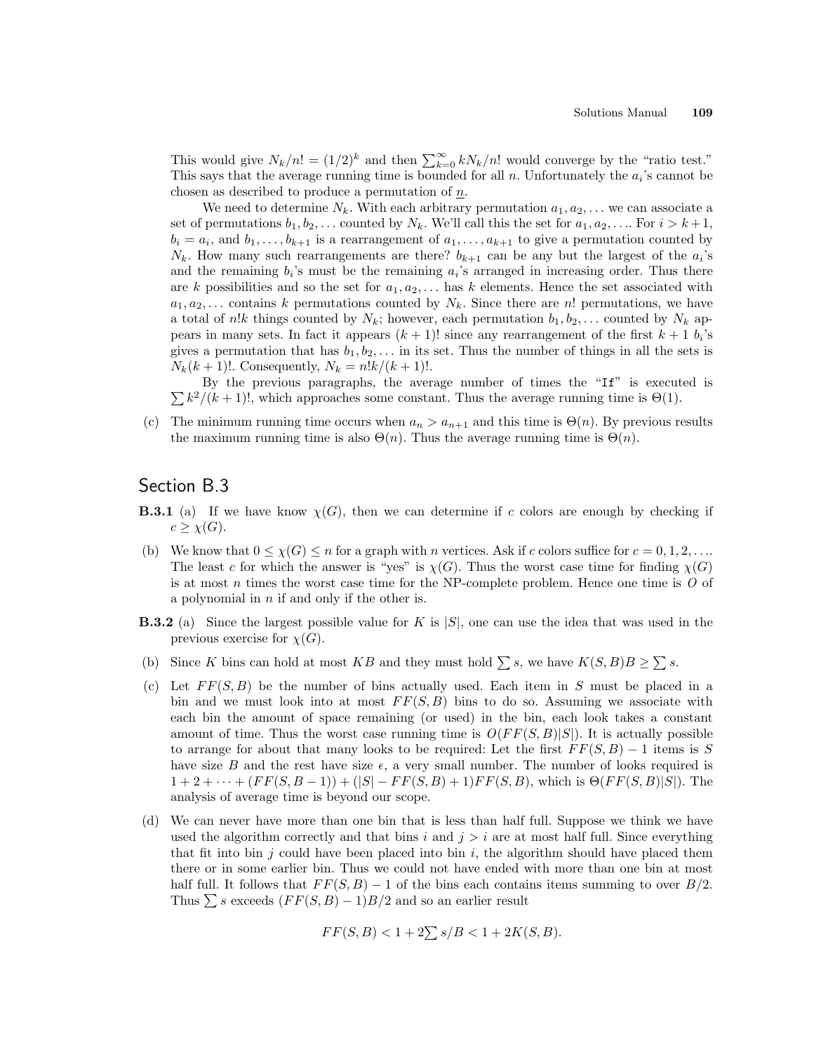This would give $N_k/n! = (1/2)^k$ and then $\sum_{k=0}^{\infty} kN_k/n!$ would converge by the "ratio test." This says that the average running time is bounded for all $n$. Unfortunately the $a_i$'s cannot be chosen as described to produce a permutation of $\underline{n}$.

We need to determine $N_k$. With each arbitrary permutation $a_1, a_2, \ldots$ we can associate a set of permutations $b_1, b_2, \ldots$ counted by $N_k$. We'll call this the set for $a_1, a_2, \ldots$. For $i > k+1$, $b_i = a_i$, and $b_1, \ldots, b_{k+1}$ is a rearrangement of $a_1, \ldots, a_{k+1}$ to give a permutation counted by $N_k$. How many such rearrangements are there? $b_{k+1}$ can be any but the largest of the $a_i$'s and the remaining $b_i$'s must be the remaining $a_i$'s arranged in increasing order. Thus there are $k$ possibilities and so the set for $a_1, a_2, \ldots$ has $k$ elements. Hence the set associated with $a_1, a_2, \ldots$ contains $k$ permutations counted by $N_k$. Since there are $n!$ permutations, we have a total of $n!k$ things counted by $N_k$; however, each permutation $b_1, b_2, \ldots$ counted by $N_k$ appears in many sets. In fact it appears $(k+1)!$ since any rearrangement of the first $k+1$ $b_i$'s gives a permutation that has $b_1, b_2, \ldots$ in its set. Thus the number of things in all the sets is $N_k(k+1)!$. Consequently, $N_k = n!k/(k+1)!$.

By the previous paragraphs, the average number of times the "If" is executed is $\sum k^2/(k+1)!$, which approaches some constant. Thus the average running time is $\Theta(1)$.

(c) The minimum running time occurs when $a_n > a_{n+1}$ and this time is $\Theta(n)$. By previous results the maximum running time is also $\Theta(n)$. Thus the average running time is $\Theta(n)$.

## Section B.3

**B.3.1** (a) If we have know $\chi(G)$, then we can determine if $c$ colors are enough by checking if $c \geq \chi(G)$.

(b) We know that $0 \leq \chi(G) \leq n$ for a graph with $n$ vertices. Ask if $c$ colors suffice for $c = 0, 1, 2, \ldots$. The least $c$ for which the answer is "yes" is $\chi(G)$. Thus the worst case time for finding $\chi(G)$ is at most $n$ times the worst case time for the NP-complete problem. Hence one time is $O$ of a polynomial in $n$ if and only if the other is.

**B.3.2** (a) Since the largest possible value for $K$ is $|S|$, one can use the idea that was used in the previous exercise for $\chi(G)$.

(b) Since $K$ bins can hold at most $KB$ and they must hold $\sum s$, we have $K(S,B)B \geq \sum s$.

(c) Let $FF(S,B)$ be the number of bins actually used. Each item in $S$ must be placed in a bin and we must look into at most $FF(S,B)$ bins to do so. Assuming we associate with each bin the amount of space remaining (or used) in the bin, each look takes a constant amount of time. Thus the worst case running time is $O(FF(S,B)|S|)$. It is actually possible to arrange for about that many looks to be required: Let the first $FF(S,B) - 1$ items is $S$ have size $B$ and the rest have size $\epsilon$, a very small number. The number of looks required is $1 + 2 + \cdots + (FF(S, B-1)) + (|S| - FF(S,B) + 1)FF(S,B)$, which is $\Theta(FF(S,B)|S|)$. The analysis of average time is beyond our scope.

(d) We can never have more than one bin that is less than half full. Suppose we think we have used the algorithm correctly and that bins $i$ and $j > i$ are at most half full. Since everything that fit into bin $j$ could have been placed into bin $i$, the algorithm should have placed them there or in some earlier bin. Thus we could not have ended with more than one bin at most half full. It follows that $FF(S,B) - 1$ of the bins each contains items summing to over $B/2$. Thus $\sum s$ exceeds $(FF(S,B) - 1)B/2$ and so an earlier result

$$FF(S,B) < 1 + 2\sum s/B < 1 + 2K(S,B).$$